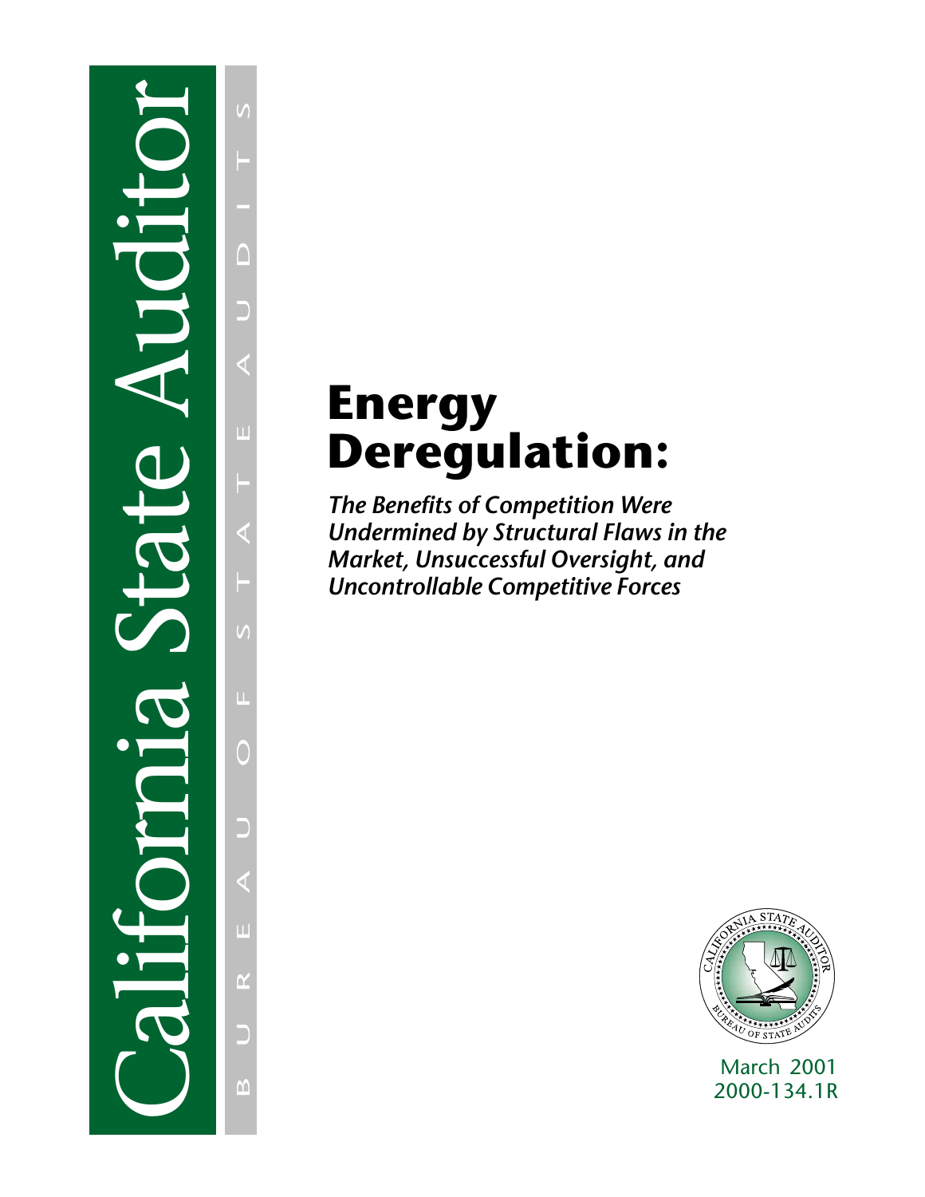California State Auditor

BUREAU OF STATE AUDITS

# Energy Deregulation:

***The Benefits of Competition Were Undermined by Structural Flaws in the Market, Unsuccessful Oversight, and Uncontrollable Competitive Forces***

CALIFORNIA STATE AUDITOR
BUREAU OF STATE AUDITS

March 2001
2000-134.1R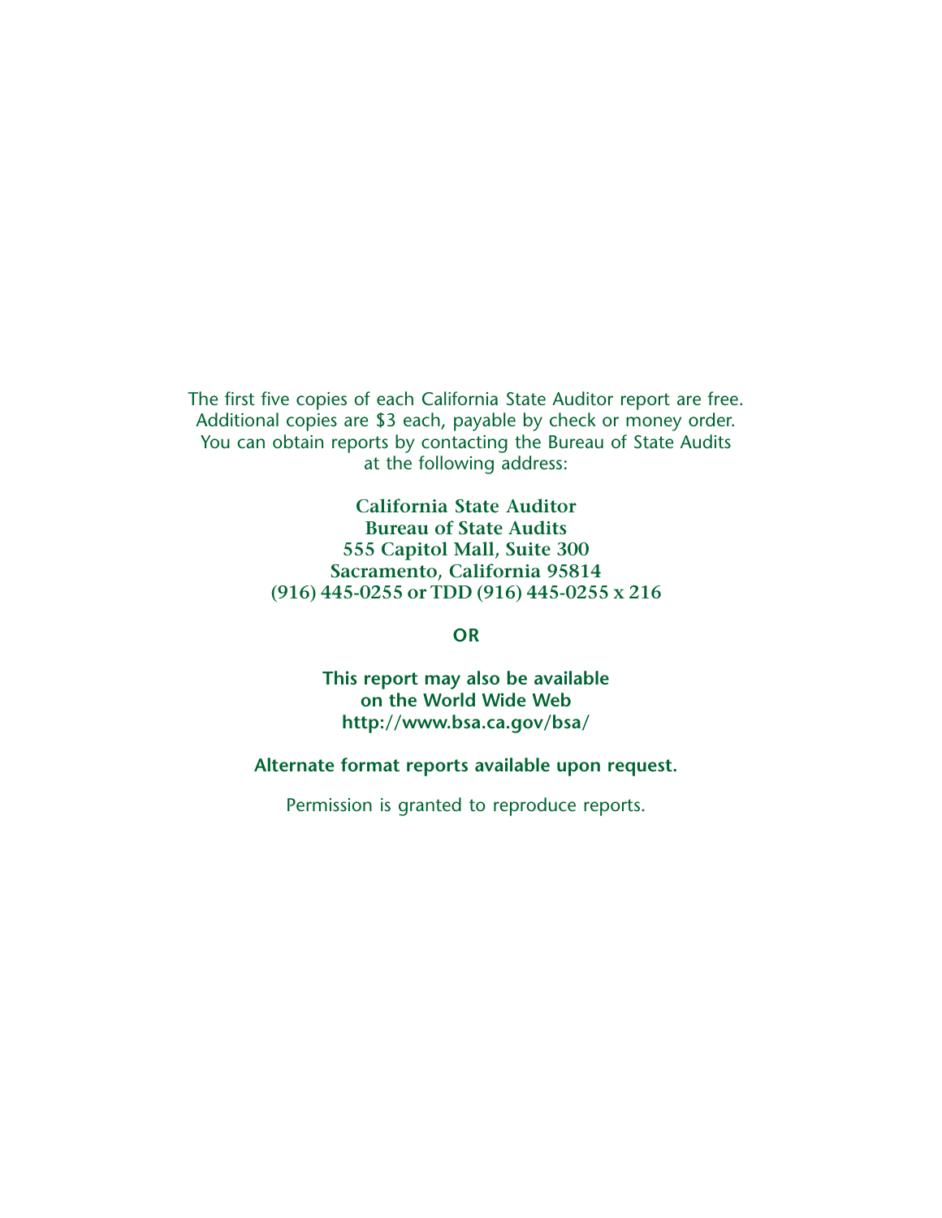The first five copies of each California State Auditor report are free. Additional copies are $3 each, payable by check or money order. You can obtain reports by contacting the Bureau of State Audits at the following address:

**California State Auditor**
**Bureau of State Audits**
**555 Capitol Mall, Suite 300**
**Sacramento, California 95814**
**(916) 445-0255 or TDD (916) 445-0255 x 216**

**OR**

**This report may also be available**
**on the World Wide Web**
**http://www.bsa.ca.gov/bsa/**

**Alternate format reports available upon request.**

Permission is granted to reproduce reports.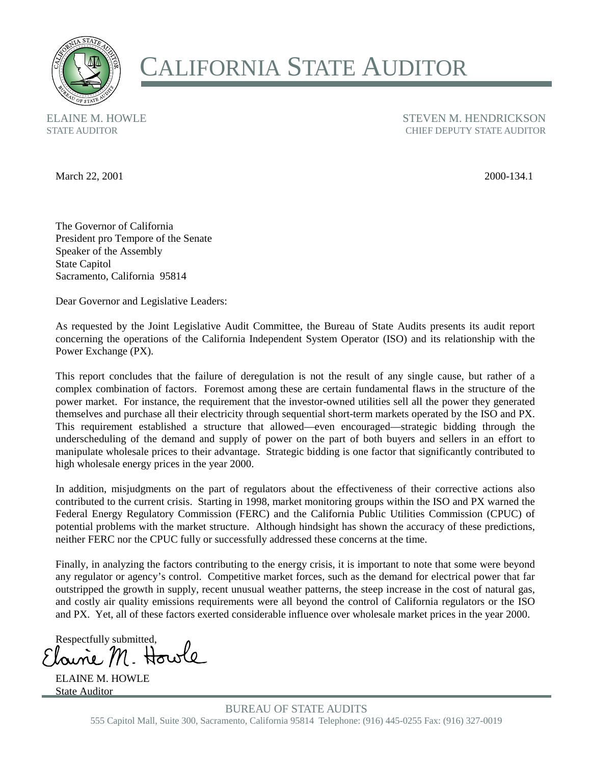# CALIFORNIA STATE AUDITOR

ELAINE M. HOWLE
STATE AUDITOR

STEVEN M. HENDRICKSON
CHIEF DEPUTY STATE AUDITOR

March 22, 2001

2000-134.1

The Governor of California
President pro Tempore of the Senate
Speaker of the Assembly
State Capitol
Sacramento, California 95814

Dear Governor and Legislative Leaders:

As requested by the Joint Legislative Audit Committee, the Bureau of State Audits presents its audit report concerning the operations of the California Independent System Operator (ISO) and its relationship with the Power Exchange (PX).

This report concludes that the failure of deregulation is not the result of any single cause, but rather of a complex combination of factors. Foremost among these are certain fundamental flaws in the structure of the power market. For instance, the requirement that the investor-owned utilities sell all the power they generated themselves and purchase all their electricity through sequential short-term markets operated by the ISO and PX. This requirement established a structure that allowed—even encouraged—strategic bidding through the underscheduling of the demand and supply of power on the part of both buyers and sellers in an effort to manipulate wholesale prices to their advantage. Strategic bidding is one factor that significantly contributed to high wholesale energy prices in the year 2000.

In addition, misjudgments on the part of regulators about the effectiveness of their corrective actions also contributed to the current crisis. Starting in 1998, market monitoring groups within the ISO and PX warned the Federal Energy Regulatory Commission (FERC) and the California Public Utilities Commission (CPUC) of potential problems with the market structure. Although hindsight has shown the accuracy of these predictions, neither FERC nor the CPUC fully or successfully addressed these concerns at the time.

Finally, in analyzing the factors contributing to the energy crisis, it is important to note that some were beyond any regulator or agency's control. Competitive market forces, such as the demand for electrical power that far outstripped the growth in supply, recent unusual weather patterns, the steep increase in the cost of natural gas, and costly air quality emissions requirements were all beyond the control of California regulators or the ISO and PX. Yet, all of these factors exerted considerable influence over wholesale market prices in the year 2000.

Respectfully submitted,

Elaine M. Howle

ELAINE M. HOWLE
State Auditor

BUREAU OF STATE AUDITS
555 Capitol Mall, Suite 300, Sacramento, California 95814 Telephone: (916) 445-0255 Fax: (916) 327-0019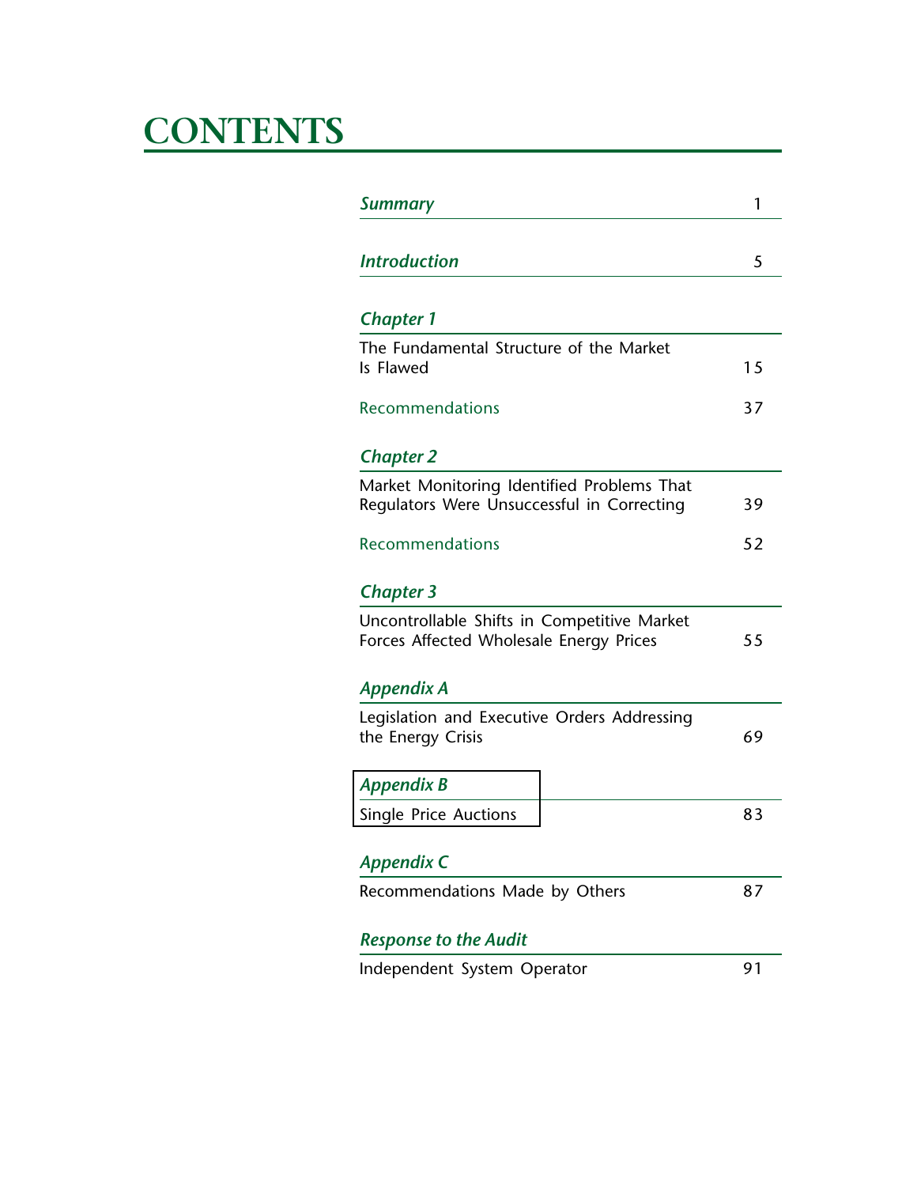# CONTENTS

| | |
|---|---|
| ***Summary*** | 1 |
| ***Introduction*** | 5 |
| ***Chapter 1*** | |
| The Fundamental Structure of the Market Is Flawed | 15 |
| Recommendations | 37 |
| ***Chapter 2*** | |
| Market Monitoring Identified Problems That Regulators Were Unsuccessful in Correcting | 39 |
| Recommendations | 52 |
| ***Chapter 3*** | |
| Uncontrollable Shifts in Competitive Market Forces Affected Wholesale Energy Prices | 55 |
| ***Appendix A*** | |
| Legislation and Executive Orders Addressing the Energy Crisis | 69 |
| ***Appendix B*** | |
| Single Price Auctions | 83 |
| ***Appendix C*** | |
| Recommendations Made by Others | 87 |
| ***Response to the Audit*** | |
| Independent System Operator | 91 |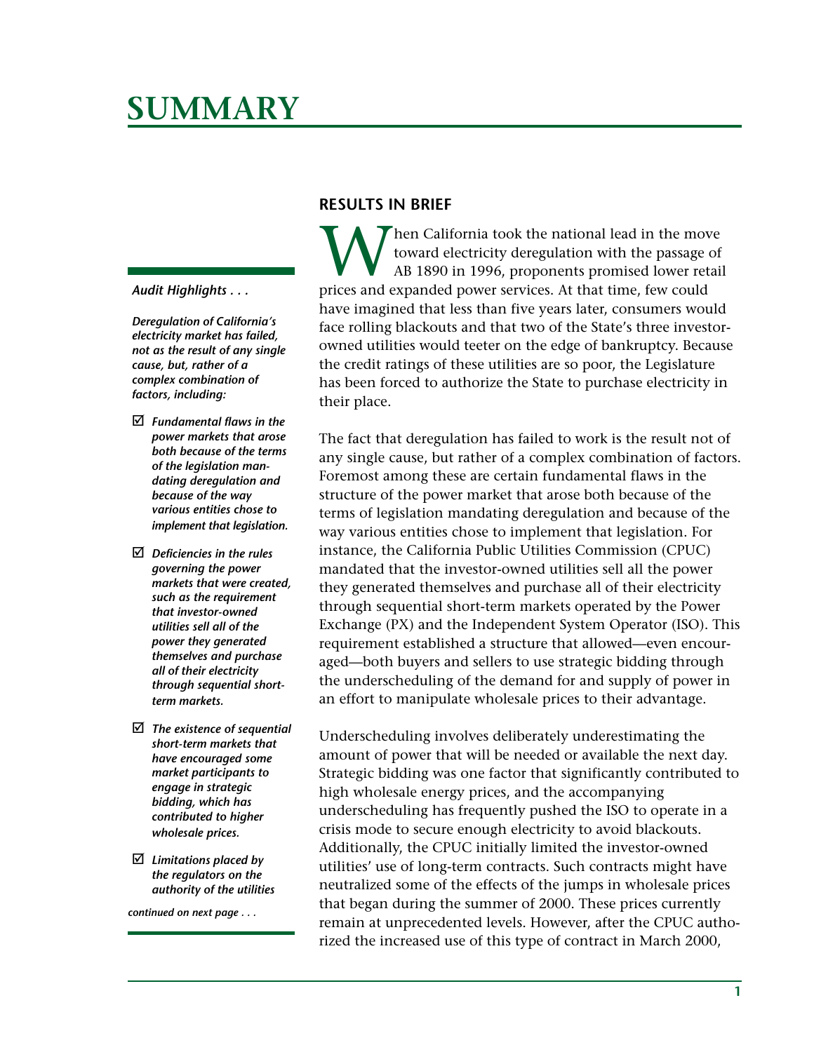# SUMMARY

*Audit Highlights . . .*

***Deregulation of California's electricity market has failed, not as the result of any single cause, but, rather of a complex combination of factors, including:***

- ☑ ***Fundamental flaws in the power markets that arose both because of the terms of the legislation mandating deregulation and because of the way various entities chose to implement that legislation.***
- ☑ ***Deficiencies in the rules governing the power markets that were created, such as the requirement that investor-owned utilities sell all of the power they generated themselves and purchase all of their electricity through sequential short-term markets.***
- ☑ ***The existence of sequential short-term markets that have encouraged some market participants to engage in strategic bidding, which has contributed to higher wholesale prices.***
- ☑ ***Limitations placed by the regulators on the authority of the utilities***

*continued on next page . . .*

## RESULTS IN BRIEF

When California took the national lead in the move toward electricity deregulation with the passage of AB 1890 in 1996, proponents promised lower retail prices and expanded power services. At that time, few could have imagined that less than five years later, consumers would face rolling blackouts and that two of the State's three investor-owned utilities would teeter on the edge of bankruptcy. Because the credit ratings of these utilities are so poor, the Legislature has been forced to authorize the State to purchase electricity in their place.

The fact that deregulation has failed to work is the result not of any single cause, but rather of a complex combination of factors. Foremost among these are certain fundamental flaws in the structure of the power market that arose both because of the terms of legislation mandating deregulation and because of the way various entities chose to implement that legislation. For instance, the California Public Utilities Commission (CPUC) mandated that the investor-owned utilities sell all the power they generated themselves and purchase all of their electricity through sequential short-term markets operated by the Power Exchange (PX) and the Independent System Operator (ISO). This requirement established a structure that allowed—even encouraged—both buyers and sellers to use strategic bidding through the underscheduling of the demand for and supply of power in an effort to manipulate wholesale prices to their advantage.

Underscheduling involves deliberately underestimating the amount of power that will be needed or available the next day. Strategic bidding was one factor that significantly contributed to high wholesale energy prices, and the accompanying underscheduling has frequently pushed the ISO to operate in a crisis mode to secure enough electricity to avoid blackouts. Additionally, the CPUC initially limited the investor-owned utilities' use of long-term contracts. Such contracts might have neutralized some of the effects of the jumps in wholesale prices that began during the summer of 2000. These prices currently remain at unprecedented levels. However, after the CPUC authorized the increased use of this type of contract in March 2000,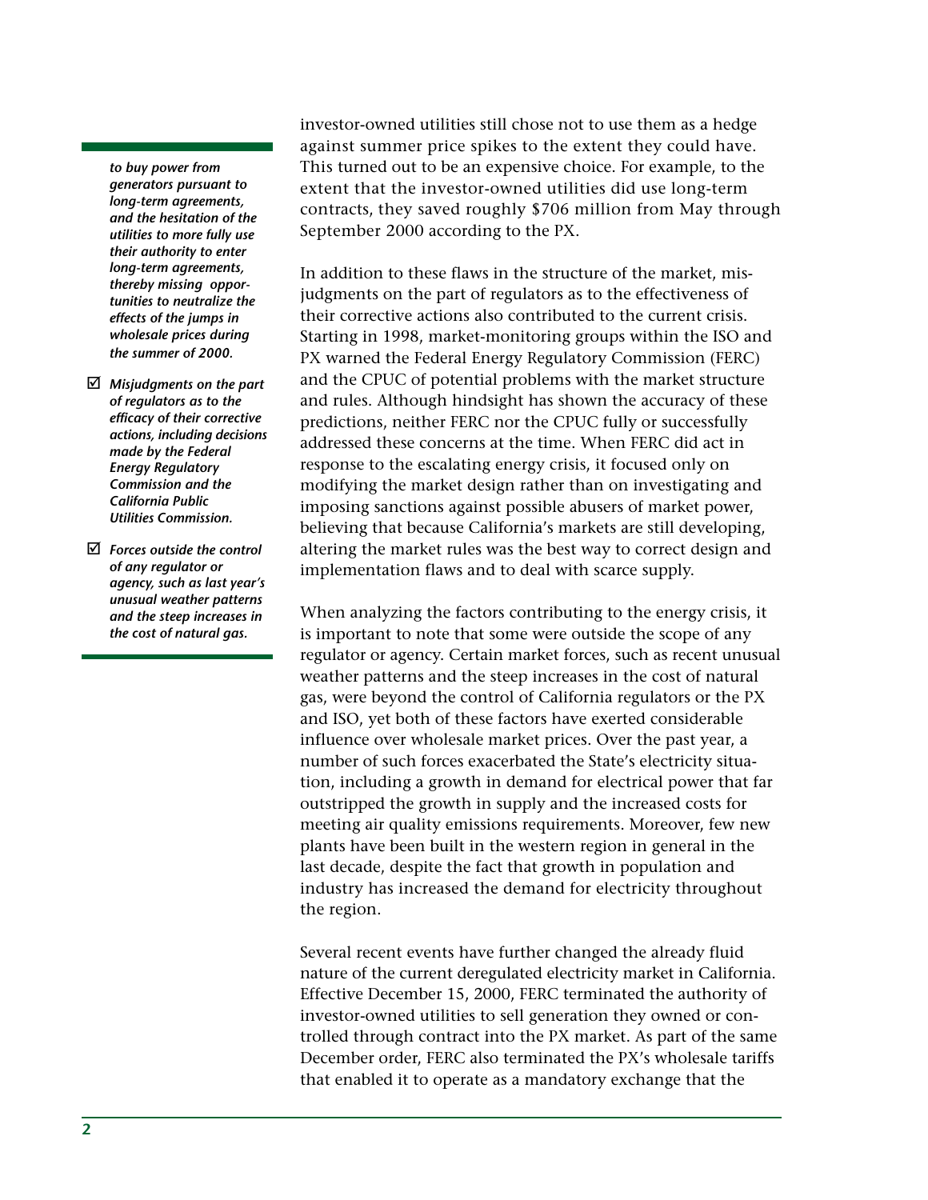*to buy power from generators pursuant to long-term agreements, and the hesitation of the utilities to more fully use their authority to enter long-term agreements, thereby missing opportunities to neutralize the effects of the jumps in wholesale prices during the summer of 2000.*

- ☑ ***Misjudgments on the part of regulators as to the efficacy of their corrective actions, including decisions made by the Federal Energy Regulatory Commission and the California Public Utilities Commission.***
- ☑ ***Forces outside the control of any regulator or agency, such as last year's unusual weather patterns and the steep increases in the cost of natural gas.***

investor-owned utilities still chose not to use them as a hedge against summer price spikes to the extent they could have. This turned out to be an expensive choice. For example, to the extent that the investor-owned utilities did use long-term contracts, they saved roughly $706 million from May through September 2000 according to the PX.

In addition to these flaws in the structure of the market, misjudgments on the part of regulators as to the effectiveness of their corrective actions also contributed to the current crisis. Starting in 1998, market-monitoring groups within the ISO and PX warned the Federal Energy Regulatory Commission (FERC) and the CPUC of potential problems with the market structure and rules. Although hindsight has shown the accuracy of these predictions, neither FERC nor the CPUC fully or successfully addressed these concerns at the time. When FERC did act in response to the escalating energy crisis, it focused only on modifying the market design rather than on investigating and imposing sanctions against possible abusers of market power, believing that because California's markets are still developing, altering the market rules was the best way to correct design and implementation flaws and to deal with scarce supply.

When analyzing the factors contributing to the energy crisis, it is important to note that some were outside the scope of any regulator or agency. Certain market forces, such as recent unusual weather patterns and the steep increases in the cost of natural gas, were beyond the control of California regulators or the PX and ISO, yet both of these factors have exerted considerable influence over wholesale market prices. Over the past year, a number of such forces exacerbated the State's electricity situation, including a growth in demand for electrical power that far outstripped the growth in supply and the increased costs for meeting air quality emissions requirements. Moreover, few new plants have been built in the western region in general in the last decade, despite the fact that growth in population and industry has increased the demand for electricity throughout the region.

Several recent events have further changed the already fluid nature of the current deregulated electricity market in California. Effective December 15, 2000, FERC terminated the authority of investor-owned utilities to sell generation they owned or controlled through contract into the PX market. As part of the same December order, FERC also terminated the PX's wholesale tariffs that enabled it to operate as a mandatory exchange that the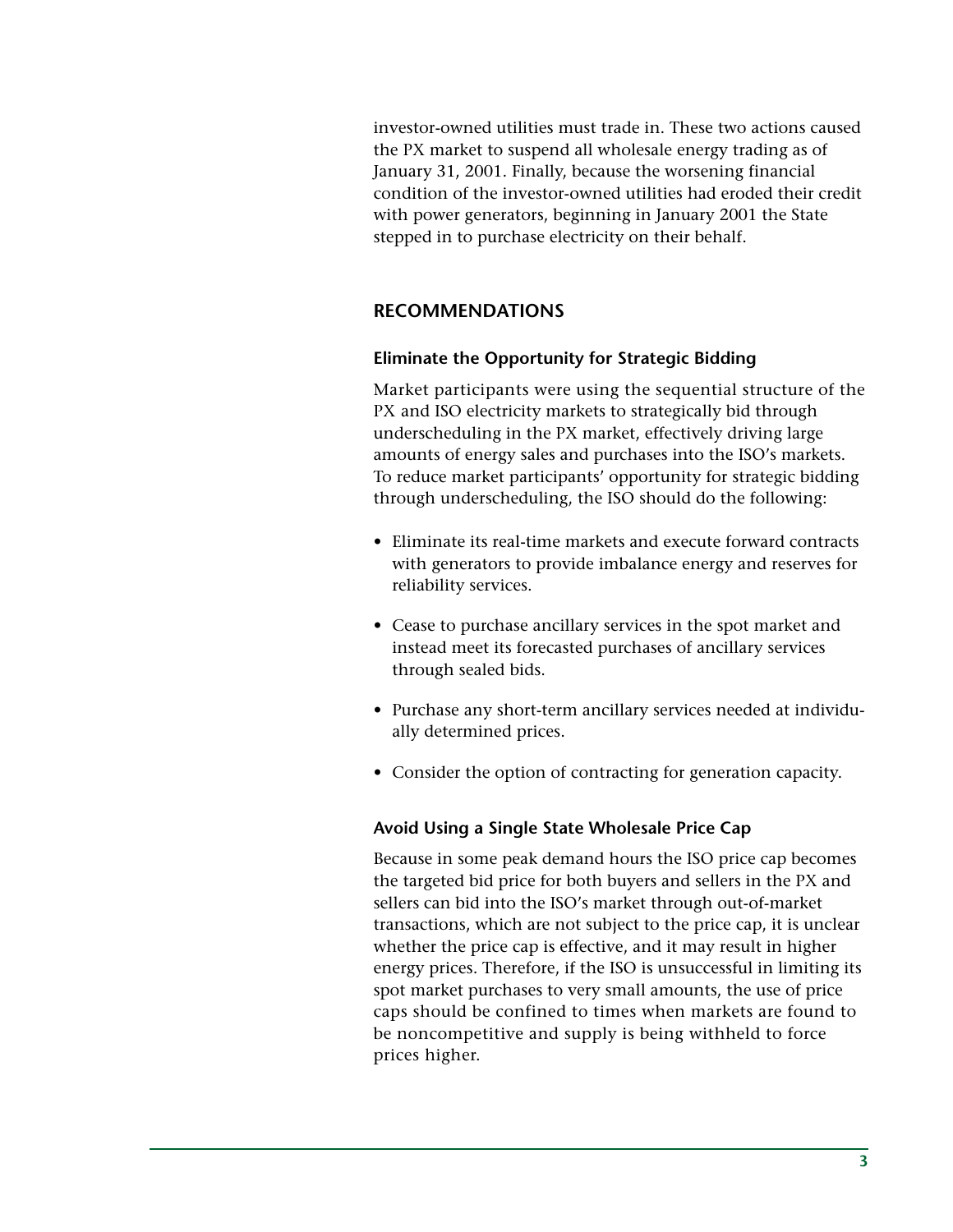investor-owned utilities must trade in. These two actions caused the PX market to suspend all wholesale energy trading as of January 31, 2001. Finally, because the worsening financial condition of the investor-owned utilities had eroded their credit with power generators, beginning in January 2001 the State stepped in to purchase electricity on their behalf.

## RECOMMENDATIONS

### Eliminate the Opportunity for Strategic Bidding

Market participants were using the sequential structure of the PX and ISO electricity markets to strategically bid through underscheduling in the PX market, effectively driving large amounts of energy sales and purchases into the ISO's markets. To reduce market participants' opportunity for strategic bidding through underscheduling, the ISO should do the following:

- Eliminate its real-time markets and execute forward contracts with generators to provide imbalance energy and reserves for reliability services.
- Cease to purchase ancillary services in the spot market and instead meet its forecasted purchases of ancillary services through sealed bids.
- Purchase any short-term ancillary services needed at individually determined prices.
- Consider the option of contracting for generation capacity.

### Avoid Using a Single State Wholesale Price Cap

Because in some peak demand hours the ISO price cap becomes the targeted bid price for both buyers and sellers in the PX and sellers can bid into the ISO's market through out-of-market transactions, which are not subject to the price cap, it is unclear whether the price cap is effective, and it may result in higher energy prices. Therefore, if the ISO is unsuccessful in limiting its spot market purchases to very small amounts, the use of price caps should be confined to times when markets are found to be noncompetitive and supply is being withheld to force prices higher.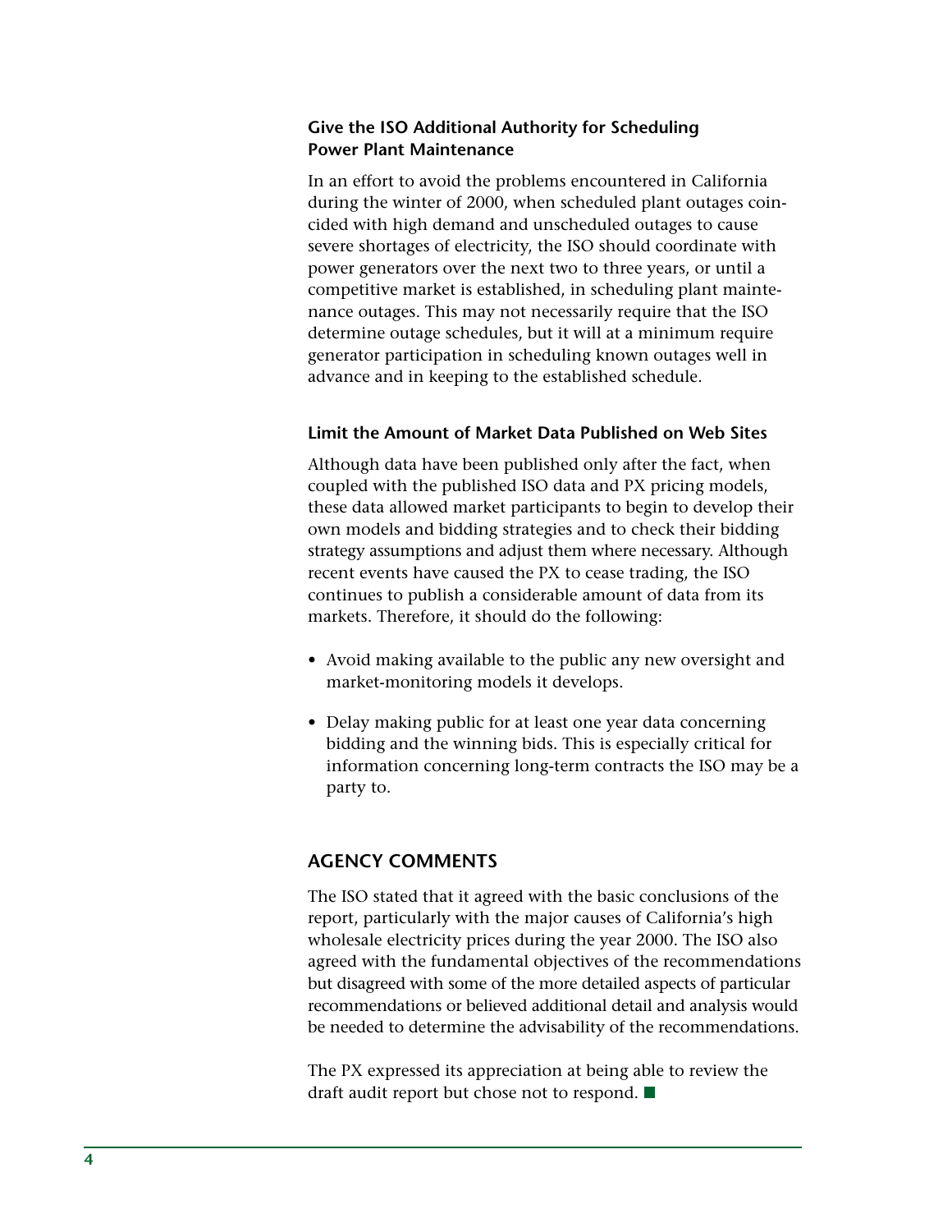### Give the ISO Additional Authority for Scheduling Power Plant Maintenance

In an effort to avoid the problems encountered in California during the winter of 2000, when scheduled plant outages coincided with high demand and unscheduled outages to cause severe shortages of electricity, the ISO should coordinate with power generators over the next two to three years, or until a competitive market is established, in scheduling plant maintenance outages. This may not necessarily require that the ISO determine outage schedules, but it will at a minimum require generator participation in scheduling known outages well in advance and in keeping to the established schedule.

### Limit the Amount of Market Data Published on Web Sites

Although data have been published only after the fact, when coupled with the published ISO data and PX pricing models, these data allowed market participants to begin to develop their own models and bidding strategies and to check their bidding strategy assumptions and adjust them where necessary. Although recent events have caused the PX to cease trading, the ISO continues to publish a considerable amount of data from its markets. Therefore, it should do the following:

- Avoid making available to the public any new oversight and market-monitoring models it develops.
- Delay making public for at least one year data concerning bidding and the winning bids. This is especially critical for information concerning long-term contracts the ISO may be a party to.

## AGENCY COMMENTS

The ISO stated that it agreed with the basic conclusions of the report, particularly with the major causes of California's high wholesale electricity prices during the year 2000. The ISO also agreed with the fundamental objectives of the recommendations but disagreed with some of the more detailed aspects of particular recommendations or believed additional detail and analysis would be needed to determine the advisability of the recommendations.

The PX expressed its appreciation at being able to review the draft audit report but chose not to respond. ■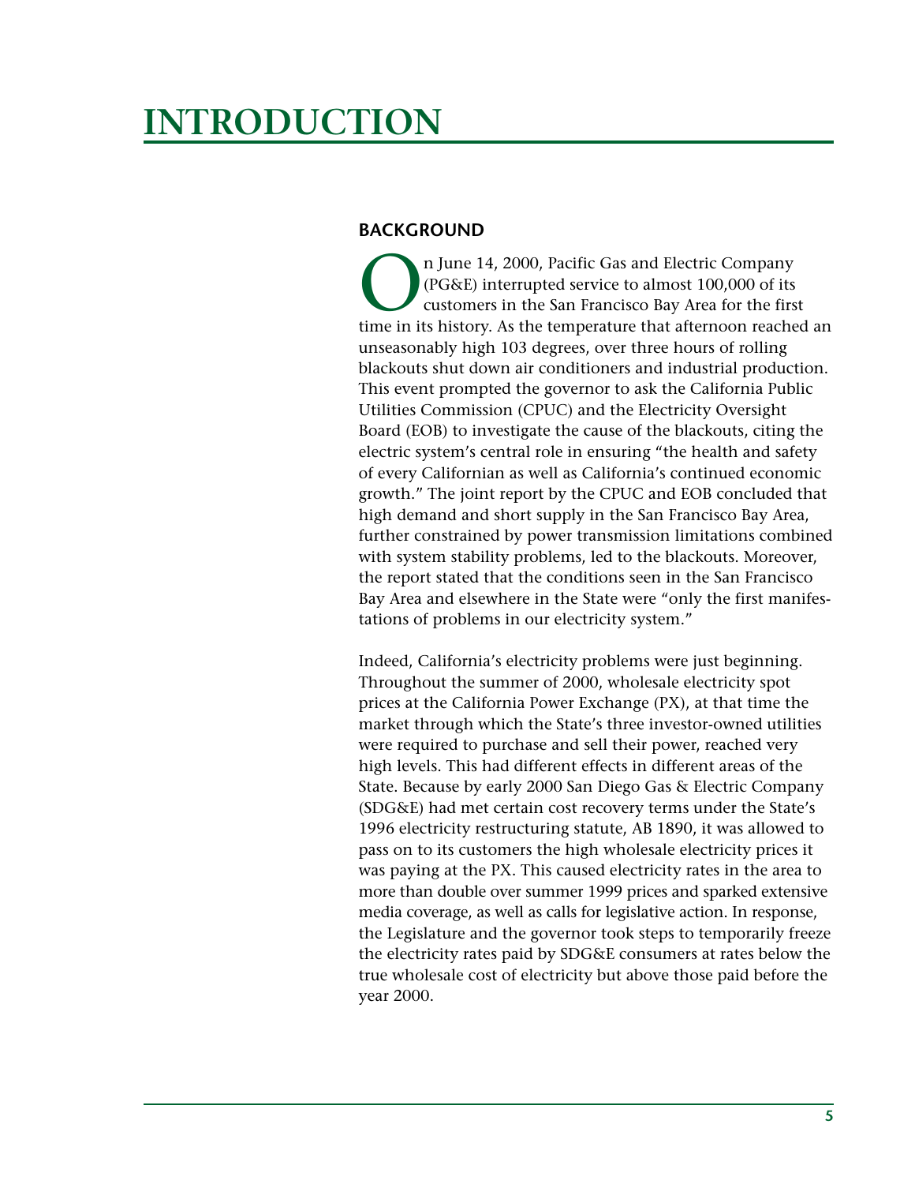# INTRODUCTION

## BACKGROUND

On June 14, 2000, Pacific Gas and Electric Company (PG&E) interrupted service to almost 100,000 of its customers in the San Francisco Bay Area for the first time in its history. As the temperature that afternoon reached an unseasonably high 103 degrees, over three hours of rolling blackouts shut down air conditioners and industrial production. This event prompted the governor to ask the California Public Utilities Commission (CPUC) and the Electricity Oversight Board (EOB) to investigate the cause of the blackouts, citing the electric system's central role in ensuring "the health and safety of every Californian as well as California's continued economic growth." The joint report by the CPUC and EOB concluded that high demand and short supply in the San Francisco Bay Area, further constrained by power transmission limitations combined with system stability problems, led to the blackouts. Moreover, the report stated that the conditions seen in the San Francisco Bay Area and elsewhere in the State were "only the first manifestations of problems in our electricity system."

Indeed, California's electricity problems were just beginning. Throughout the summer of 2000, wholesale electricity spot prices at the California Power Exchange (PX), at that time the market through which the State's three investor-owned utilities were required to purchase and sell their power, reached very high levels. This had different effects in different areas of the State. Because by early 2000 San Diego Gas & Electric Company (SDG&E) had met certain cost recovery terms under the State's 1996 electricity restructuring statute, AB 1890, it was allowed to pass on to its customers the high wholesale electricity prices it was paying at the PX. This caused electricity rates in the area to more than double over summer 1999 prices and sparked extensive media coverage, as well as calls for legislative action. In response, the Legislature and the governor took steps to temporarily freeze the electricity rates paid by SDG&E consumers at rates below the true wholesale cost of electricity but above those paid before the year 2000.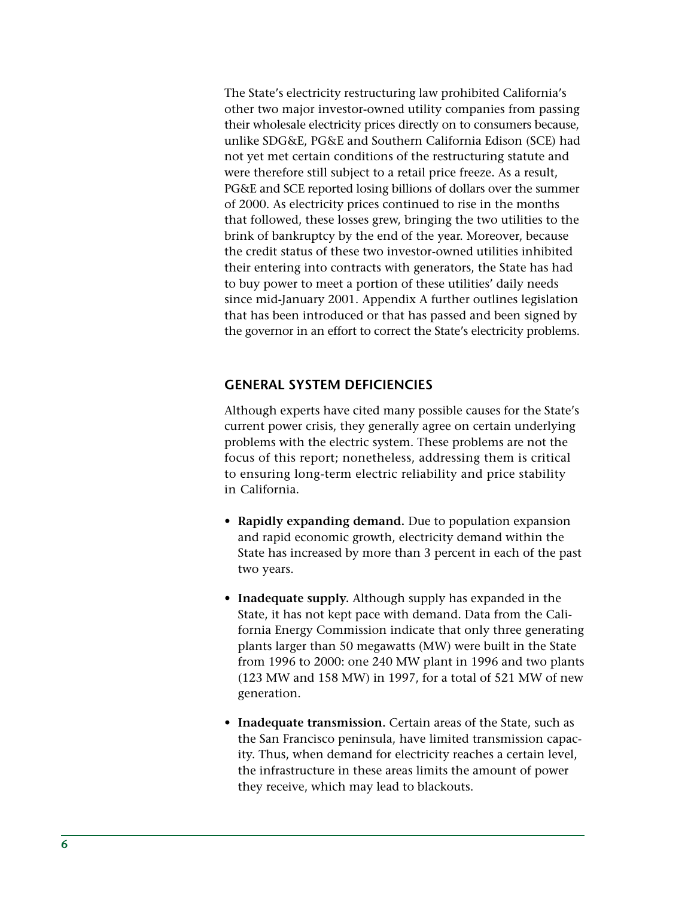The State's electricity restructuring law prohibited California's other two major investor-owned utility companies from passing their wholesale electricity prices directly on to consumers because, unlike SDG&E, PG&E and Southern California Edison (SCE) had not yet met certain conditions of the restructuring statute and were therefore still subject to a retail price freeze. As a result, PG&E and SCE reported losing billions of dollars over the summer of 2000. As electricity prices continued to rise in the months that followed, these losses grew, bringing the two utilities to the brink of bankruptcy by the end of the year. Moreover, because the credit status of these two investor-owned utilities inhibited their entering into contracts with generators, the State has had to buy power to meet a portion of these utilities' daily needs since mid-January 2001. Appendix A further outlines legislation that has been introduced or that has passed and been signed by the governor in an effort to correct the State's electricity problems.

## GENERAL SYSTEM DEFICIENCIES

Although experts have cited many possible causes for the State's current power crisis, they generally agree on certain underlying problems with the electric system. These problems are not the focus of this report; nonetheless, addressing them is critical to ensuring long-term electric reliability and price stability in California.

- **Rapidly expanding demand.** Due to population expansion and rapid economic growth, electricity demand within the State has increased by more than 3 percent in each of the past two years.
- **Inadequate supply.** Although supply has expanded in the State, it has not kept pace with demand. Data from the California Energy Commission indicate that only three generating plants larger than 50 megawatts (MW) were built in the State from 1996 to 2000: one 240 MW plant in 1996 and two plants (123 MW and 158 MW) in 1997, for a total of 521 MW of new generation.
- **Inadequate transmission.** Certain areas of the State, such as the San Francisco peninsula, have limited transmission capacity. Thus, when demand for electricity reaches a certain level, the infrastructure in these areas limits the amount of power they receive, which may lead to blackouts.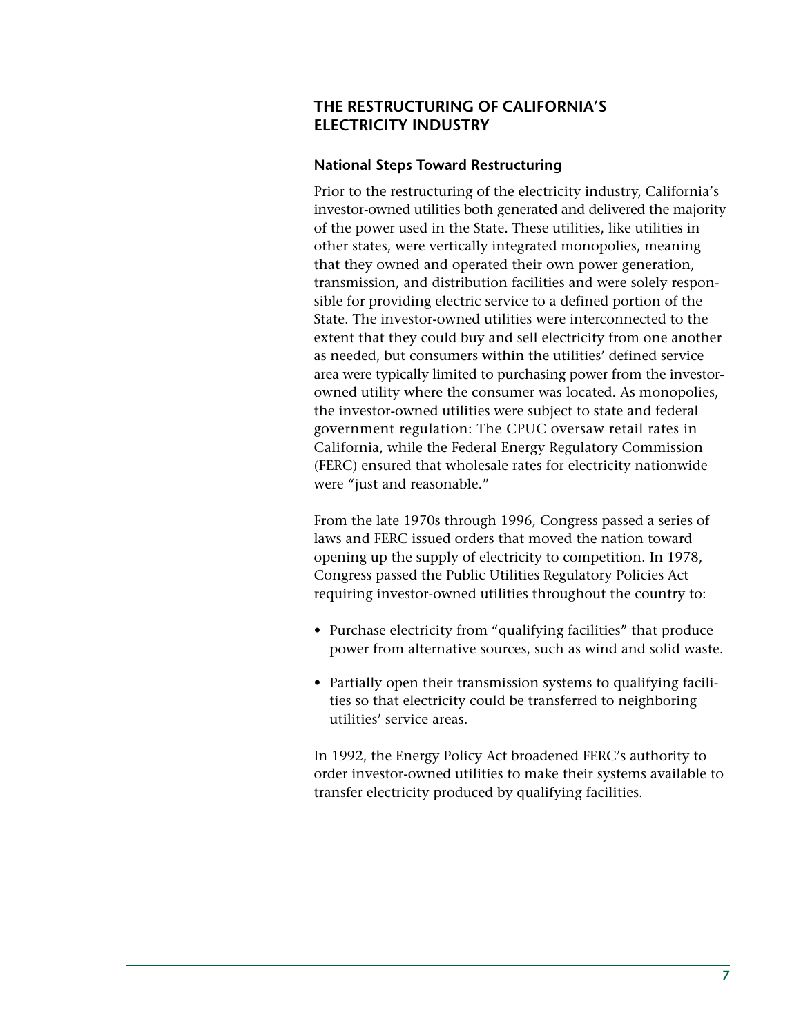## THE RESTRUCTURING OF CALIFORNIA'S ELECTRICITY INDUSTRY

### National Steps Toward Restructuring

Prior to the restructuring of the electricity industry, California's investor-owned utilities both generated and delivered the majority of the power used in the State. These utilities, like utilities in other states, were vertically integrated monopolies, meaning that they owned and operated their own power generation, transmission, and distribution facilities and were solely responsible for providing electric service to a defined portion of the State. The investor-owned utilities were interconnected to the extent that they could buy and sell electricity from one another as needed, but consumers within the utilities' defined service area were typically limited to purchasing power from the investor-owned utility where the consumer was located. As monopolies, the investor-owned utilities were subject to state and federal government regulation: The CPUC oversaw retail rates in California, while the Federal Energy Regulatory Commission (FERC) ensured that wholesale rates for electricity nationwide were "just and reasonable."

From the late 1970s through 1996, Congress passed a series of laws and FERC issued orders that moved the nation toward opening up the supply of electricity to competition. In 1978, Congress passed the Public Utilities Regulatory Policies Act requiring investor-owned utilities throughout the country to:

- Purchase electricity from "qualifying facilities" that produce power from alternative sources, such as wind and solid waste.
- Partially open their transmission systems to qualifying facilities so that electricity could be transferred to neighboring utilities' service areas.

In 1992, the Energy Policy Act broadened FERC's authority to order investor-owned utilities to make their systems available to transfer electricity produced by qualifying facilities.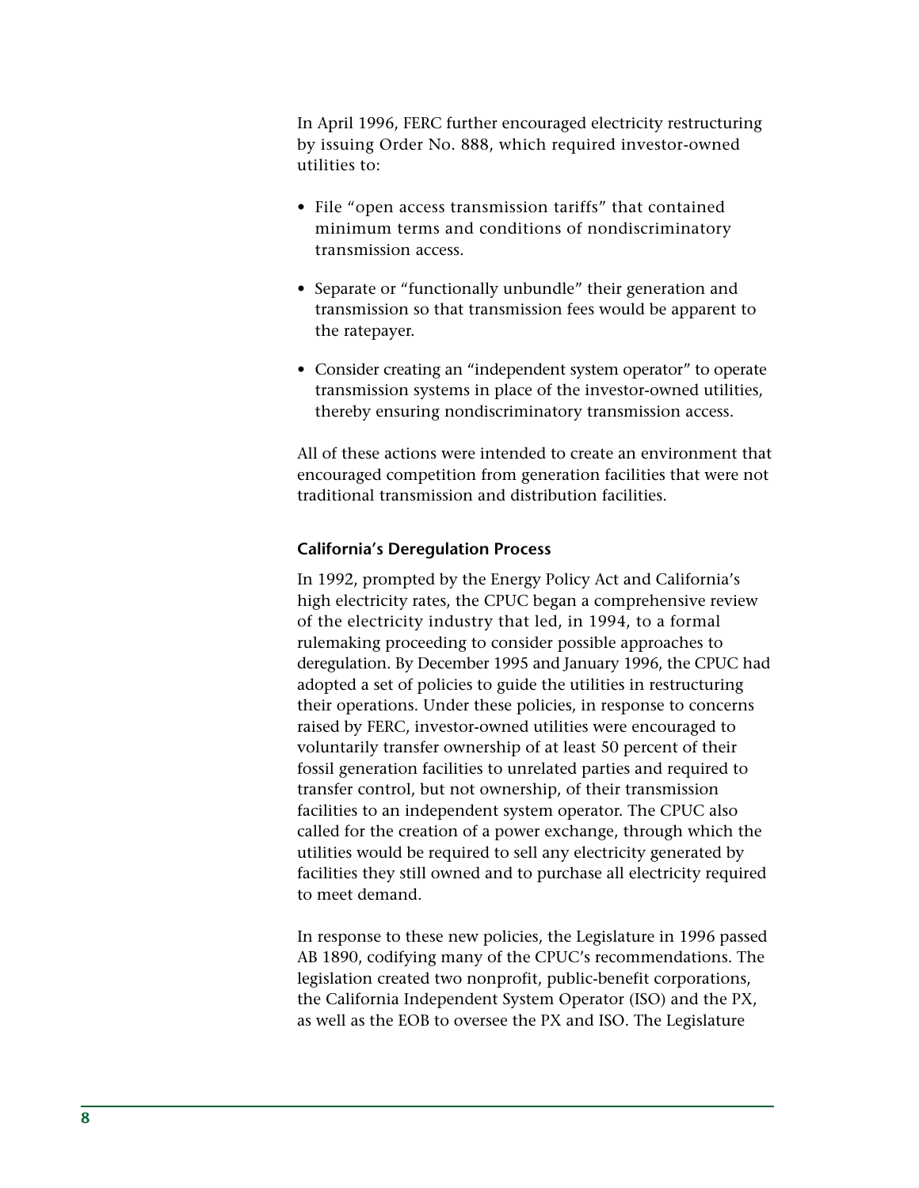In April 1996, FERC further encouraged electricity restructuring by issuing Order No. 888, which required investor-owned utilities to:

- File "open access transmission tariffs" that contained minimum terms and conditions of nondiscriminatory transmission access.
- Separate or "functionally unbundle" their generation and transmission so that transmission fees would be apparent to the ratepayer.
- Consider creating an "independent system operator" to operate transmission systems in place of the investor-owned utilities, thereby ensuring nondiscriminatory transmission access.

All of these actions were intended to create an environment that encouraged competition from generation facilities that were not traditional transmission and distribution facilities.

### California's Deregulation Process

In 1992, prompted by the Energy Policy Act and California's high electricity rates, the CPUC began a comprehensive review of the electricity industry that led, in 1994, to a formal rulemaking proceeding to consider possible approaches to deregulation. By December 1995 and January 1996, the CPUC had adopted a set of policies to guide the utilities in restructuring their operations. Under these policies, in response to concerns raised by FERC, investor-owned utilities were encouraged to voluntarily transfer ownership of at least 50 percent of their fossil generation facilities to unrelated parties and required to transfer control, but not ownership, of their transmission facilities to an independent system operator. The CPUC also called for the creation of a power exchange, through which the utilities would be required to sell any electricity generated by facilities they still owned and to purchase all electricity required to meet demand.

In response to these new policies, the Legislature in 1996 passed AB 1890, codifying many of the CPUC's recommendations. The legislation created two nonprofit, public-benefit corporations, the California Independent System Operator (ISO) and the PX, as well as the EOB to oversee the PX and ISO. The Legislature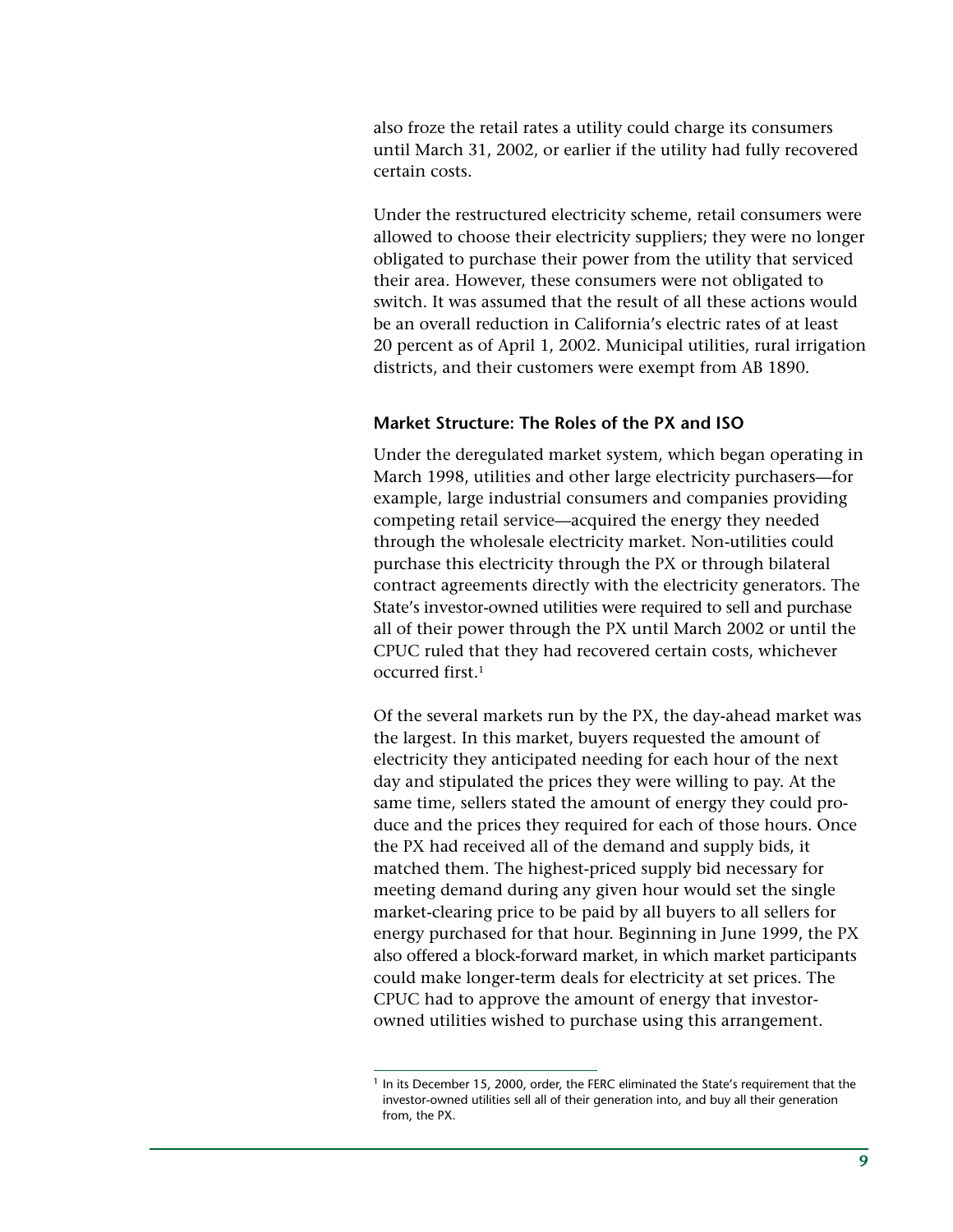also froze the retail rates a utility could charge its consumers until March 31, 2002, or earlier if the utility had fully recovered certain costs.

Under the restructured electricity scheme, retail consumers were allowed to choose their electricity suppliers; they were no longer obligated to purchase their power from the utility that serviced their area. However, these consumers were not obligated to switch. It was assumed that the result of all these actions would be an overall reduction in California's electric rates of at least 20 percent as of April 1, 2002. Municipal utilities, rural irrigation districts, and their customers were exempt from AB 1890.

### Market Structure: The Roles of the PX and ISO

Under the deregulated market system, which began operating in March 1998, utilities and other large electricity purchasers—for example, large industrial consumers and companies providing competing retail service—acquired the energy they needed through the wholesale electricity market. Non-utilities could purchase this electricity through the PX or through bilateral contract agreements directly with the electricity generators. The State's investor-owned utilities were required to sell and purchase all of their power through the PX until March 2002 or until the CPUC ruled that they had recovered certain costs, whichever occurred first.[1]

Of the several markets run by the PX, the day-ahead market was the largest. In this market, buyers requested the amount of electricity they anticipated needing for each hour of the next day and stipulated the prices they were willing to pay. At the same time, sellers stated the amount of energy they could produce and the prices they required for each of those hours. Once the PX had received all of the demand and supply bids, it matched them. The highest-priced supply bid necessary for meeting demand during any given hour would set the single market-clearing price to be paid by all buyers to all sellers for energy purchased for that hour. Beginning in June 1999, the PX also offered a block-forward market, in which market participants could make longer-term deals for electricity at set prices. The CPUC had to approve the amount of energy that investor-owned utilities wished to purchase using this arrangement.

---

[1] In its December 15, 2000, order, the FERC eliminated the State's requirement that the investor-owned utilities sell all of their generation into, and buy all their generation from, the PX.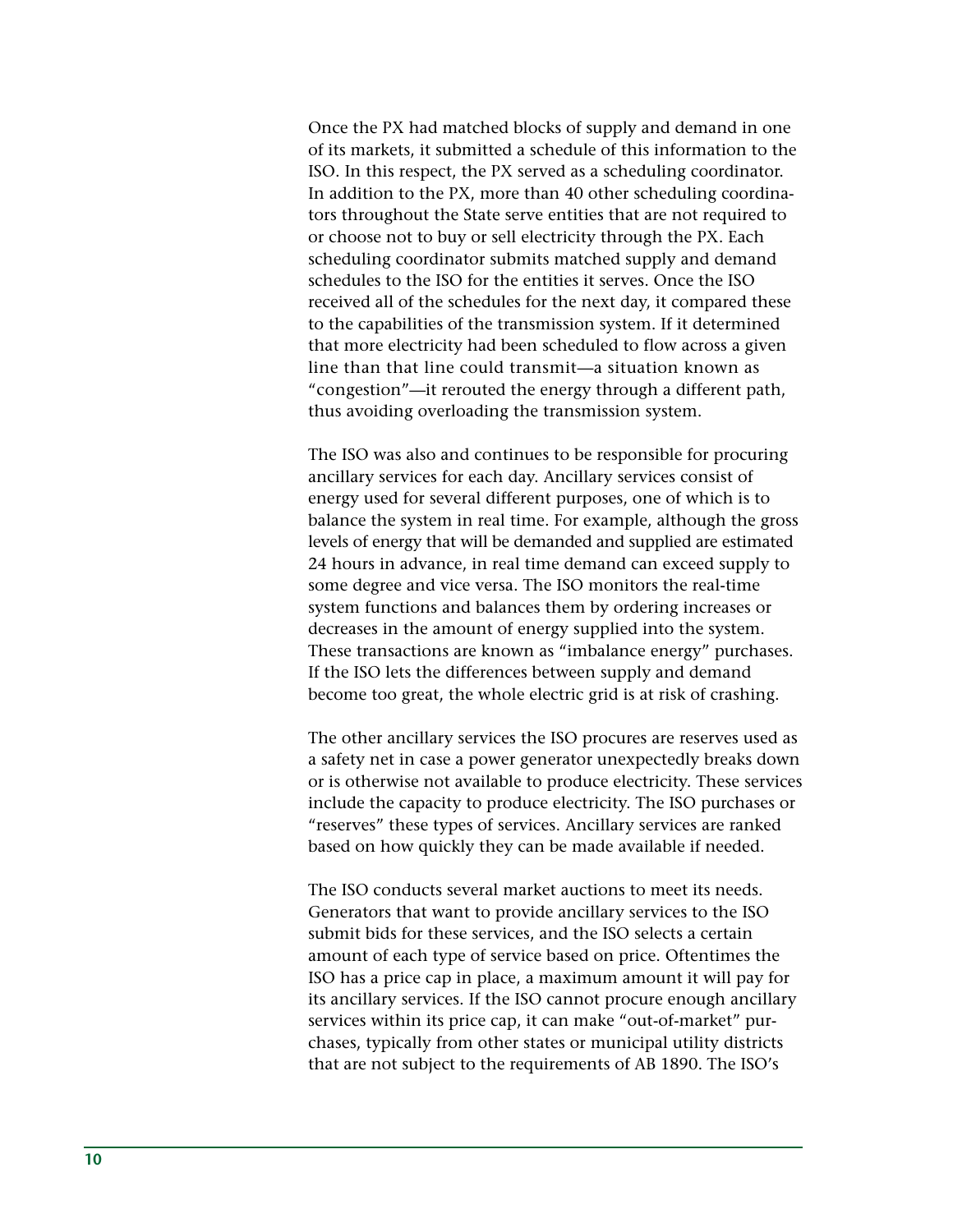Once the PX had matched blocks of supply and demand in one of its markets, it submitted a schedule of this information to the ISO. In this respect, the PX served as a scheduling coordinator. In addition to the PX, more than 40 other scheduling coordinators throughout the State serve entities that are not required to or choose not to buy or sell electricity through the PX. Each scheduling coordinator submits matched supply and demand schedules to the ISO for the entities it serves. Once the ISO received all of the schedules for the next day, it compared these to the capabilities of the transmission system. If it determined that more electricity had been scheduled to flow across a given line than that line could transmit—a situation known as "congestion"—it rerouted the energy through a different path, thus avoiding overloading the transmission system.

The ISO was also and continues to be responsible for procuring ancillary services for each day. Ancillary services consist of energy used for several different purposes, one of which is to balance the system in real time. For example, although the gross levels of energy that will be demanded and supplied are estimated 24 hours in advance, in real time demand can exceed supply to some degree and vice versa. The ISO monitors the real-time system functions and balances them by ordering increases or decreases in the amount of energy supplied into the system. These transactions are known as "imbalance energy" purchases. If the ISO lets the differences between supply and demand become too great, the whole electric grid is at risk of crashing.

The other ancillary services the ISO procures are reserves used as a safety net in case a power generator unexpectedly breaks down or is otherwise not available to produce electricity. These services include the capacity to produce electricity. The ISO purchases or "reserves" these types of services. Ancillary services are ranked based on how quickly they can be made available if needed.

The ISO conducts several market auctions to meet its needs. Generators that want to provide ancillary services to the ISO submit bids for these services, and the ISO selects a certain amount of each type of service based on price. Oftentimes the ISO has a price cap in place, a maximum amount it will pay for its ancillary services. If the ISO cannot procure enough ancillary services within its price cap, it can make "out-of-market" purchases, typically from other states or municipal utility districts that are not subject to the requirements of AB 1890. The ISO's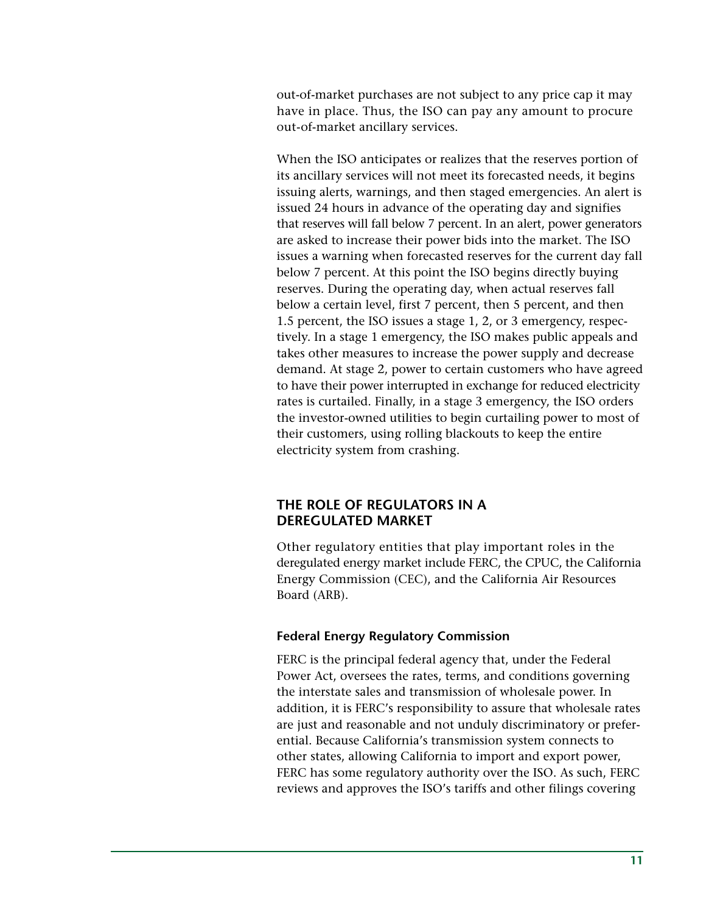out-of-market purchases are not subject to any price cap it may have in place. Thus, the ISO can pay any amount to procure out-of-market ancillary services.

When the ISO anticipates or realizes that the reserves portion of its ancillary services will not meet its forecasted needs, it begins issuing alerts, warnings, and then staged emergencies. An alert is issued 24 hours in advance of the operating day and signifies that reserves will fall below 7 percent. In an alert, power generators are asked to increase their power bids into the market. The ISO issues a warning when forecasted reserves for the current day fall below 7 percent. At this point the ISO begins directly buying reserves. During the operating day, when actual reserves fall below a certain level, first 7 percent, then 5 percent, and then 1.5 percent, the ISO issues a stage 1, 2, or 3 emergency, respectively. In a stage 1 emergency, the ISO makes public appeals and takes other measures to increase the power supply and decrease demand. At stage 2, power to certain customers who have agreed to have their power interrupted in exchange for reduced electricity rates is curtailed. Finally, in a stage 3 emergency, the ISO orders the investor-owned utilities to begin curtailing power to most of their customers, using rolling blackouts to keep the entire electricity system from crashing.

## THE ROLE OF REGULATORS IN A DEREGULATED MARKET

Other regulatory entities that play important roles in the deregulated energy market include FERC, the CPUC, the California Energy Commission (CEC), and the California Air Resources Board (ARB).

### Federal Energy Regulatory Commission

FERC is the principal federal agency that, under the Federal Power Act, oversees the rates, terms, and conditions governing the interstate sales and transmission of wholesale power. In addition, it is FERC's responsibility to assure that wholesale rates are just and reasonable and not unduly discriminatory or preferential. Because California's transmission system connects to other states, allowing California to import and export power, FERC has some regulatory authority over the ISO. As such, FERC reviews and approves the ISO's tariffs and other filings covering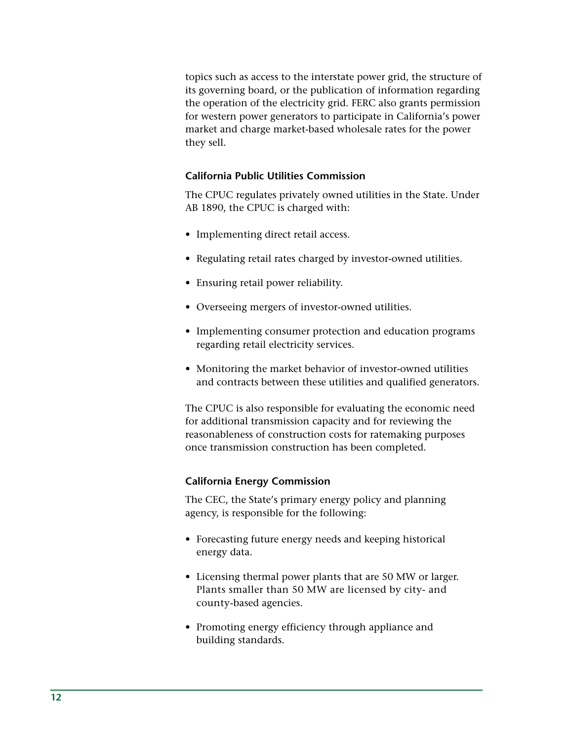topics such as access to the interstate power grid, the structure of its governing board, or the publication of information regarding the operation of the electricity grid. FERC also grants permission for western power generators to participate in California's power market and charge market-based wholesale rates for the power they sell.

### California Public Utilities Commission

The CPUC regulates privately owned utilities in the State. Under AB 1890, the CPUC is charged with:

- Implementing direct retail access.
- Regulating retail rates charged by investor-owned utilities.
- Ensuring retail power reliability.
- Overseeing mergers of investor-owned utilities.
- Implementing consumer protection and education programs regarding retail electricity services.
- Monitoring the market behavior of investor-owned utilities and contracts between these utilities and qualified generators.

The CPUC is also responsible for evaluating the economic need for additional transmission capacity and for reviewing the reasonableness of construction costs for ratemaking purposes once transmission construction has been completed.

### California Energy Commission

The CEC, the State's primary energy policy and planning agency, is responsible for the following:

- Forecasting future energy needs and keeping historical energy data.
- Licensing thermal power plants that are 50 MW or larger. Plants smaller than 50 MW are licensed by city- and county-based agencies.
- Promoting energy efficiency through appliance and building standards.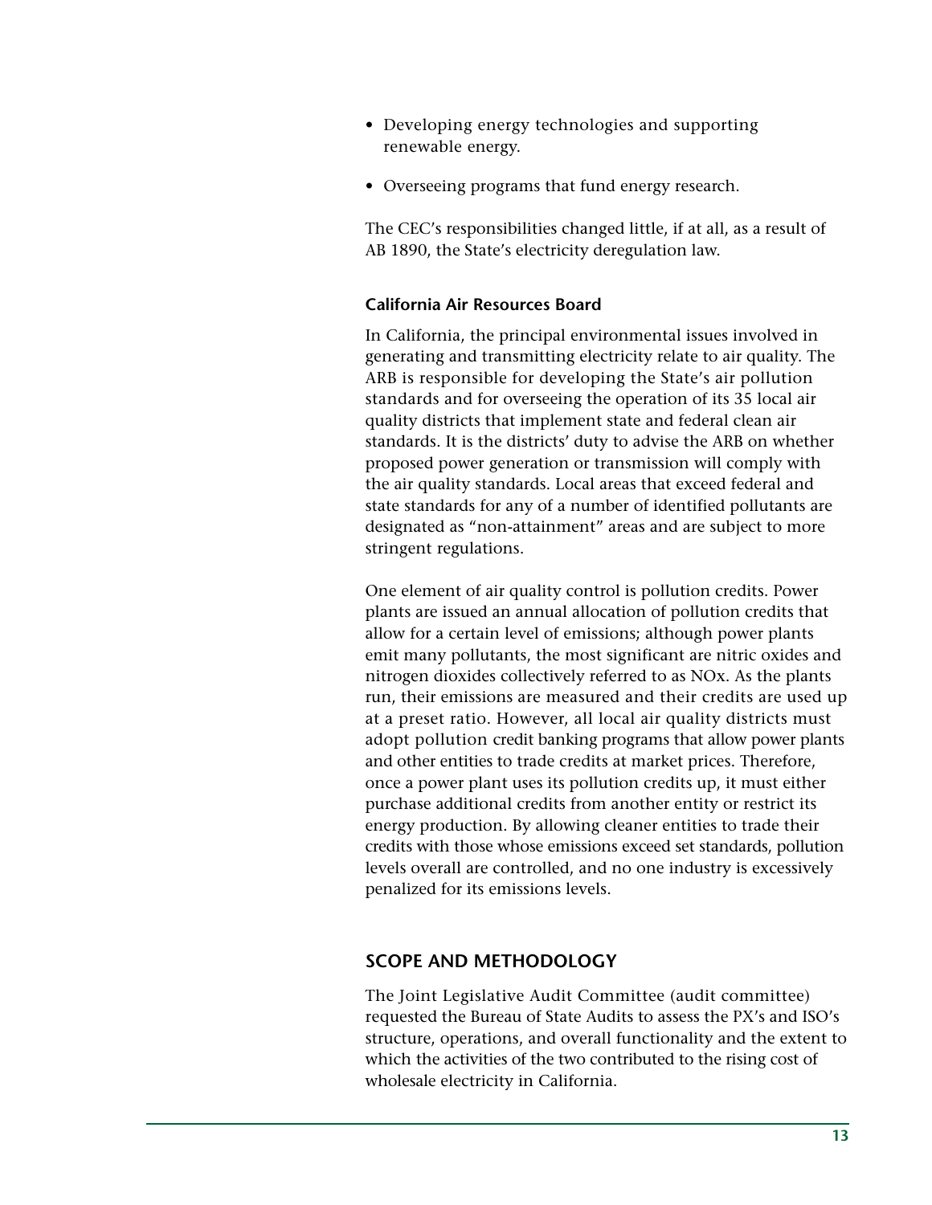- Developing energy technologies and supporting renewable energy.
- Overseeing programs that fund energy research.

The CEC's responsibilities changed little, if at all, as a result of AB 1890, the State's electricity deregulation law.

### California Air Resources Board

In California, the principal environmental issues involved in generating and transmitting electricity relate to air quality. The ARB is responsible for developing the State's air pollution standards and for overseeing the operation of its 35 local air quality districts that implement state and federal clean air standards. It is the districts' duty to advise the ARB on whether proposed power generation or transmission will comply with the air quality standards. Local areas that exceed federal and state standards for any of a number of identified pollutants are designated as "non-attainment" areas and are subject to more stringent regulations.

One element of air quality control is pollution credits. Power plants are issued an annual allocation of pollution credits that allow for a certain level of emissions; although power plants emit many pollutants, the most significant are nitric oxides and nitrogen dioxides collectively referred to as NOx. As the plants run, their emissions are measured and their credits are used up at a preset ratio. However, all local air quality districts must adopt pollution credit banking programs that allow power plants and other entities to trade credits at market prices. Therefore, once a power plant uses its pollution credits up, it must either purchase additional credits from another entity or restrict its energy production. By allowing cleaner entities to trade their credits with those whose emissions exceed set standards, pollution levels overall are controlled, and no one industry is excessively penalized for its emissions levels.

## SCOPE AND METHODOLOGY

The Joint Legislative Audit Committee (audit committee) requested the Bureau of State Audits to assess the PX's and ISO's structure, operations, and overall functionality and the extent to which the activities of the two contributed to the rising cost of wholesale electricity in California.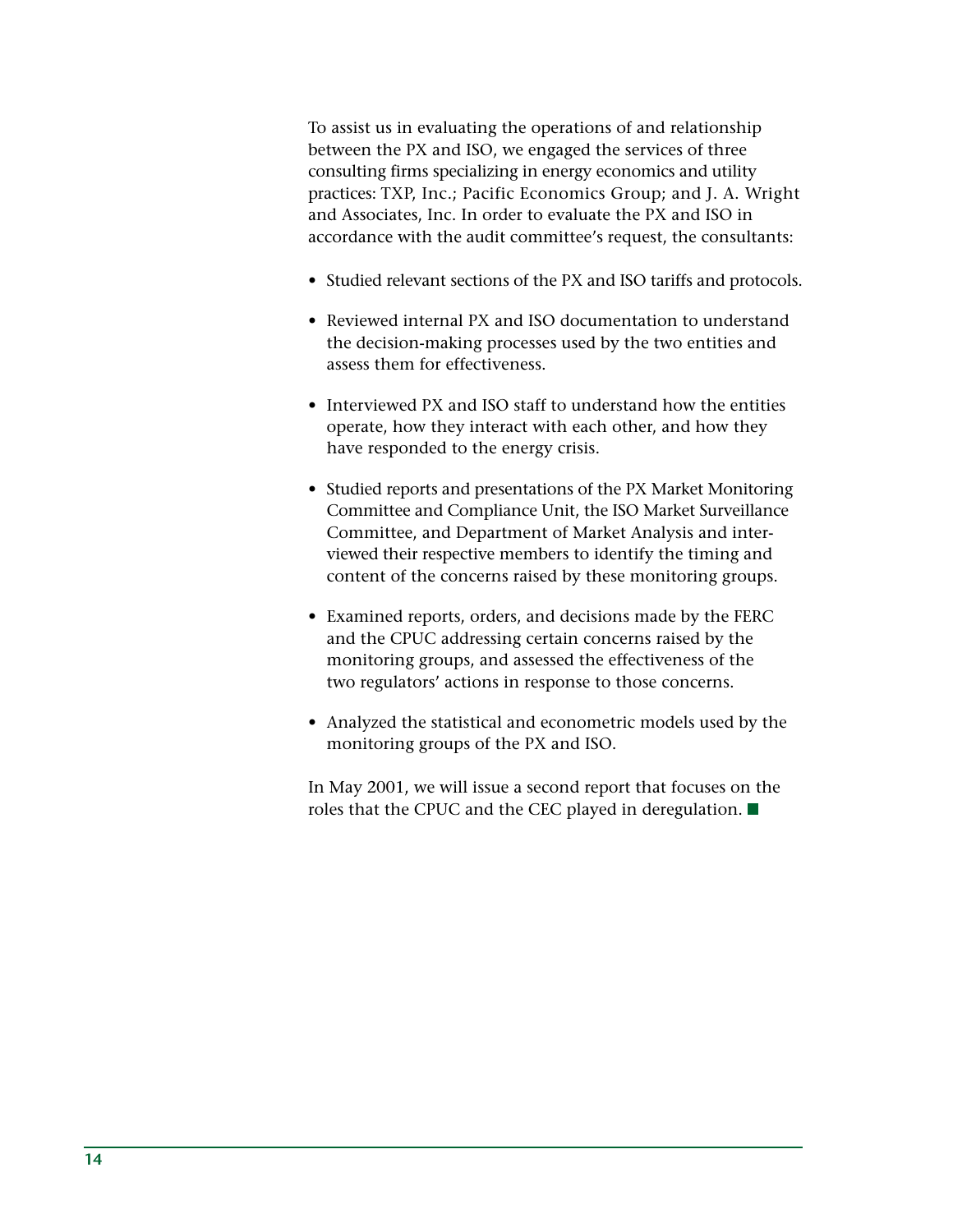To assist us in evaluating the operations of and relationship between the PX and ISO, we engaged the services of three consulting firms specializing in energy economics and utility practices: TXP, Inc.; Pacific Economics Group; and J. A. Wright and Associates, Inc. In order to evaluate the PX and ISO in accordance with the audit committee's request, the consultants:

- Studied relevant sections of the PX and ISO tariffs and protocols.
- Reviewed internal PX and ISO documentation to understand the decision-making processes used by the two entities and assess them for effectiveness.
- Interviewed PX and ISO staff to understand how the entities operate, how they interact with each other, and how they have responded to the energy crisis.
- Studied reports and presentations of the PX Market Monitoring Committee and Compliance Unit, the ISO Market Surveillance Committee, and Department of Market Analysis and interviewed their respective members to identify the timing and content of the concerns raised by these monitoring groups.
- Examined reports, orders, and decisions made by the FERC and the CPUC addressing certain concerns raised by the monitoring groups, and assessed the effectiveness of the two regulators' actions in response to those concerns.
- Analyzed the statistical and econometric models used by the monitoring groups of the PX and ISO.

In May 2001, we will issue a second report that focuses on the roles that the CPUC and the CEC played in deregulation. ■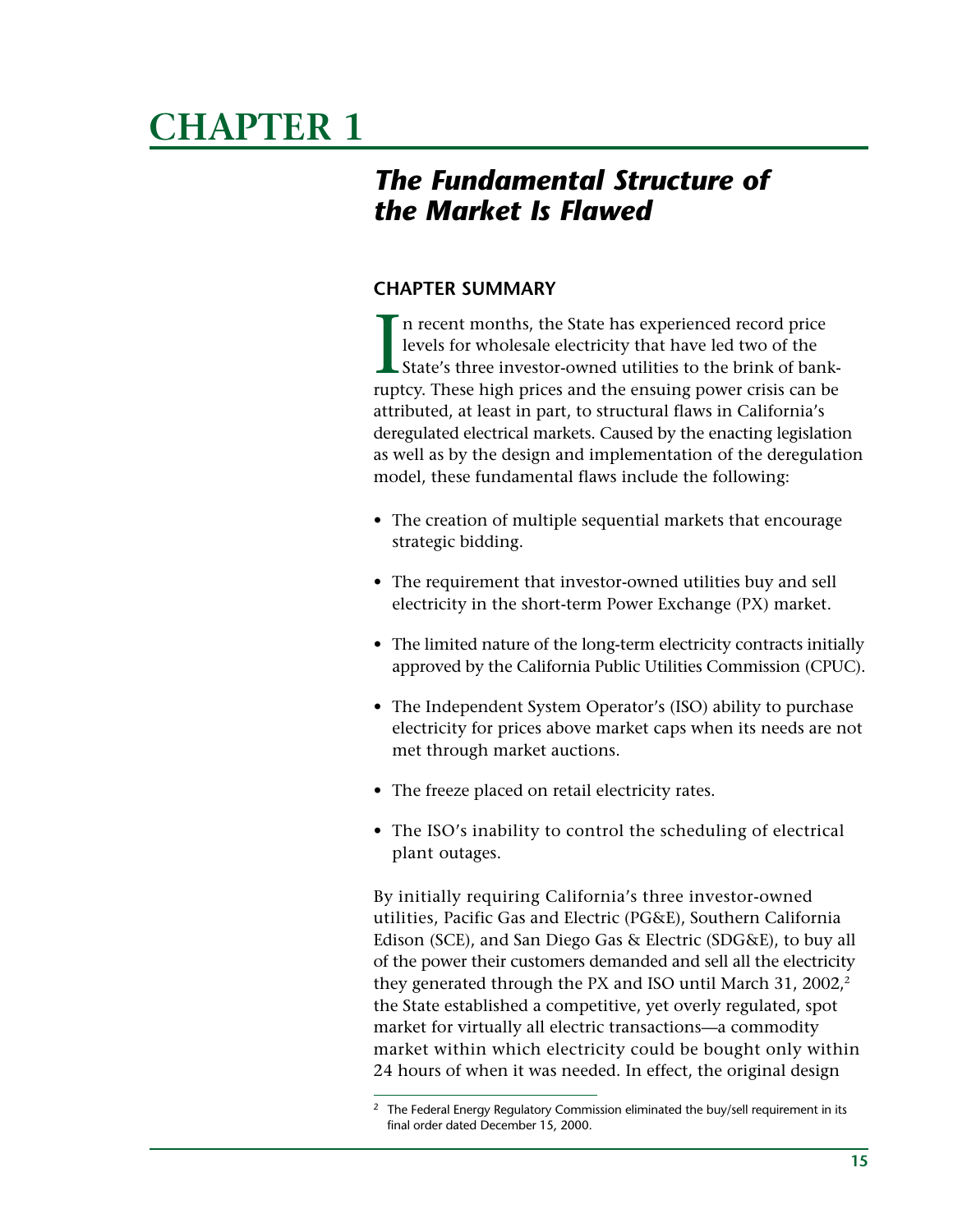# CHAPTER 1

## *The Fundamental Structure of the Market Is Flawed*

### CHAPTER SUMMARY

In recent months, the State has experienced record price levels for wholesale electricity that have led two of the State's three investor-owned utilities to the brink of bankruptcy. These high prices and the ensuing power crisis can be attributed, at least in part, to structural flaws in California's deregulated electrical markets. Caused by the enacting legislation as well as by the design and implementation of the deregulation model, these fundamental flaws include the following:

- The creation of multiple sequential markets that encourage strategic bidding.
- The requirement that investor-owned utilities buy and sell electricity in the short-term Power Exchange (PX) market.
- The limited nature of the long-term electricity contracts initially approved by the California Public Utilities Commission (CPUC).
- The Independent System Operator's (ISO) ability to purchase electricity for prices above market caps when its needs are not met through market auctions.
- The freeze placed on retail electricity rates.
- The ISO's inability to control the scheduling of electrical plant outages.

By initially requiring California's three investor-owned utilities, Pacific Gas and Electric (PG&E), Southern California Edison (SCE), and San Diego Gas & Electric (SDG&E), to buy all of the power their customers demanded and sell all the electricity they generated through the PX and ISO until March 31, 2002,[2] the State established a competitive, yet overly regulated, spot market for virtually all electric transactions—a commodity market within which electricity could be bought only within 24 hours of when it was needed. In effect, the original design

---

[2] The Federal Energy Regulatory Commission eliminated the buy/sell requirement in its final order dated December 15, 2000.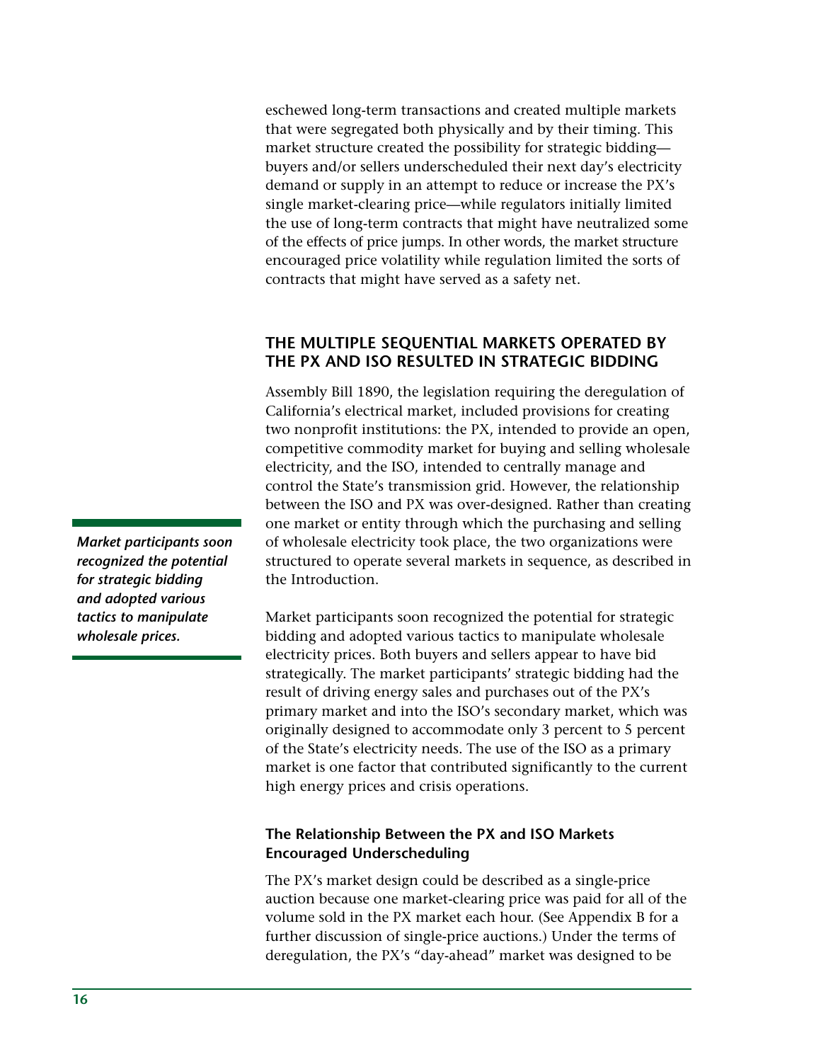eschewed long-term transactions and created multiple markets that were segregated both physically and by their timing. This market structure created the possibility for strategic bidding—buyers and/or sellers underscheduled their next day's electricity demand or supply in an attempt to reduce or increase the PX's single market-clearing price—while regulators initially limited the use of long-term contracts that might have neutralized some of the effects of price jumps. In other words, the market structure encouraged price volatility while regulation limited the sorts of contracts that might have served as a safety net.

## THE MULTIPLE SEQUENTIAL MARKETS OPERATED BY THE PX AND ISO RESULTED IN STRATEGIC BIDDING

Assembly Bill 1890, the legislation requiring the deregulation of California's electrical market, included provisions for creating two nonprofit institutions: the PX, intended to provide an open, competitive commodity market for buying and selling wholesale electricity, and the ISO, intended to centrally manage and control the State's transmission grid. However, the relationship between the ISO and PX was over-designed. Rather than creating one market or entity through which the purchasing and selling of wholesale electricity took place, the two organizations were structured to operate several markets in sequence, as described in the Introduction.

***Market participants soon recognized the potential for strategic bidding and adopted various tactics to manipulate wholesale prices.***

Market participants soon recognized the potential for strategic bidding and adopted various tactics to manipulate wholesale electricity prices. Both buyers and sellers appear to have bid strategically. The market participants' strategic bidding had the result of driving energy sales and purchases out of the PX's primary market and into the ISO's secondary market, which was originally designed to accommodate only 3 percent to 5 percent of the State's electricity needs. The use of the ISO as a primary market is one factor that contributed significantly to the current high energy prices and crisis operations.

### The Relationship Between the PX and ISO Markets Encouraged Underscheduling

The PX's market design could be described as a single-price auction because one market-clearing price was paid for all of the volume sold in the PX market each hour. (See Appendix B for a further discussion of single-price auctions.) Under the terms of deregulation, the PX's "day-ahead" market was designed to be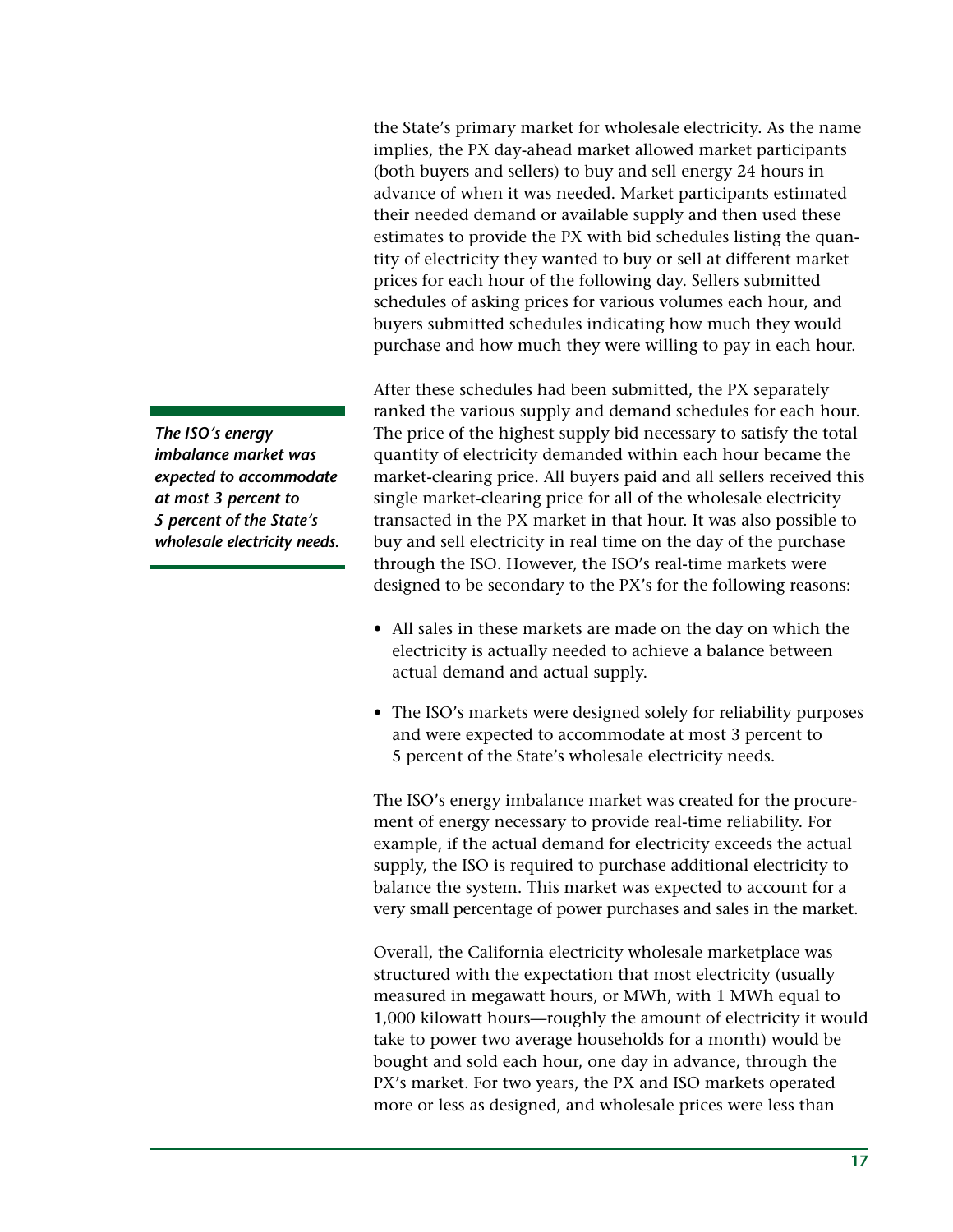the State's primary market for wholesale electricity. As the name implies, the PX day-ahead market allowed market participants (both buyers and sellers) to buy and sell energy 24 hours in advance of when it was needed. Market participants estimated their needed demand or available supply and then used these estimates to provide the PX with bid schedules listing the quantity of electricity they wanted to buy or sell at different market prices for each hour of the following day. Sellers submitted schedules of asking prices for various volumes each hour, and buyers submitted schedules indicating how much they would purchase and how much they were willing to pay in each hour.

***The ISO's energy imbalance market was expected to accommodate at most 3 percent to 5 percent of the State's wholesale electricity needs.***

After these schedules had been submitted, the PX separately ranked the various supply and demand schedules for each hour. The price of the highest supply bid necessary to satisfy the total quantity of electricity demanded within each hour became the market-clearing price. All buyers paid and all sellers received this single market-clearing price for all of the wholesale electricity transacted in the PX market in that hour. It was also possible to buy and sell electricity in real time on the day of the purchase through the ISO. However, the ISO's real-time markets were designed to be secondary to the PX's for the following reasons:

- All sales in these markets are made on the day on which the electricity is actually needed to achieve a balance between actual demand and actual supply.
- The ISO's markets were designed solely for reliability purposes and were expected to accommodate at most 3 percent to 5 percent of the State's wholesale electricity needs.

The ISO's energy imbalance market was created for the procurement of energy necessary to provide real-time reliability. For example, if the actual demand for electricity exceeds the actual supply, the ISO is required to purchase additional electricity to balance the system. This market was expected to account for a very small percentage of power purchases and sales in the market.

Overall, the California electricity wholesale marketplace was structured with the expectation that most electricity (usually measured in megawatt hours, or MWh, with 1 MWh equal to 1,000 kilowatt hours—roughly the amount of electricity it would take to power two average households for a month) would be bought and sold each hour, one day in advance, through the PX's market. For two years, the PX and ISO markets operated more or less as designed, and wholesale prices were less than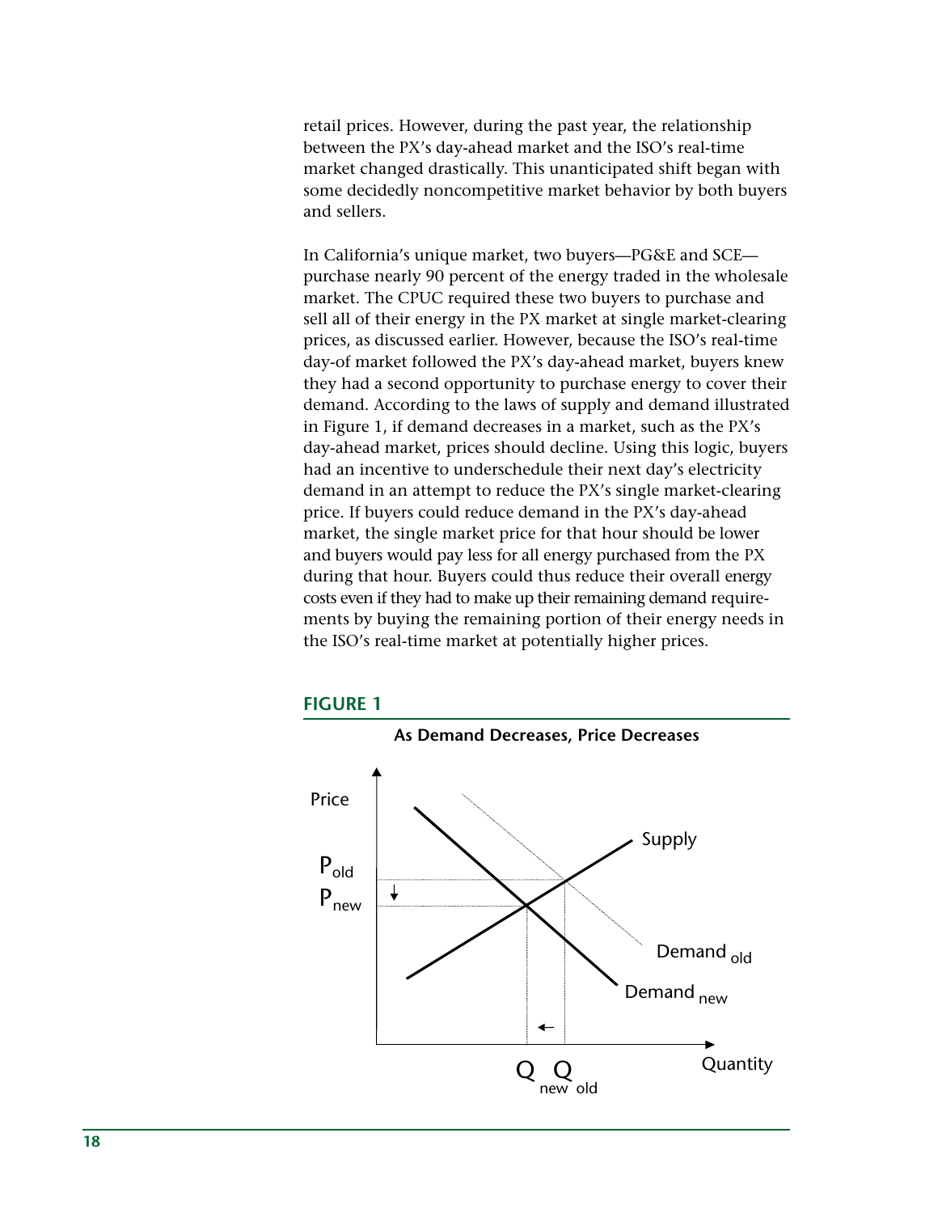retail prices. However, during the past year, the relationship between the PX's day-ahead market and the ISO's real-time market changed drastically. This unanticipated shift began with some decidedly noncompetitive market behavior by both buyers and sellers.

In California's unique market, two buyers—PG&E and SCE—purchase nearly 90 percent of the energy traded in the wholesale market. The CPUC required these two buyers to purchase and sell all of their energy in the PX market at single market-clearing prices, as discussed earlier. However, because the ISO's real-time day-of market followed the PX's day-ahead market, buyers knew they had a second opportunity to purchase energy to cover their demand. According to the laws of supply and demand illustrated in Figure 1, if demand decreases in a market, such as the PX's day-ahead market, prices should decline. Using this logic, buyers had an incentive to underschedule their next day's electricity demand in an attempt to reduce the PX's single market-clearing price. If buyers could reduce demand in the PX's day-ahead market, the single market price for that hour should be lower and buyers would pay less for all energy purchased from the PX during that hour. Buyers could thus reduce their overall energy costs even if they had to make up their remaining demand requirements by buying the remaining portion of their energy needs in the ISO's real-time market at potentially higher prices.

**FIGURE 1**

**As Demand Decreases, Price Decreases**

Price, $P_{old}$, $P_{new}$, Supply, Demand $_{old}$, Demand $_{new}$, $Q_{new}$, $Q_{old}$, Quantity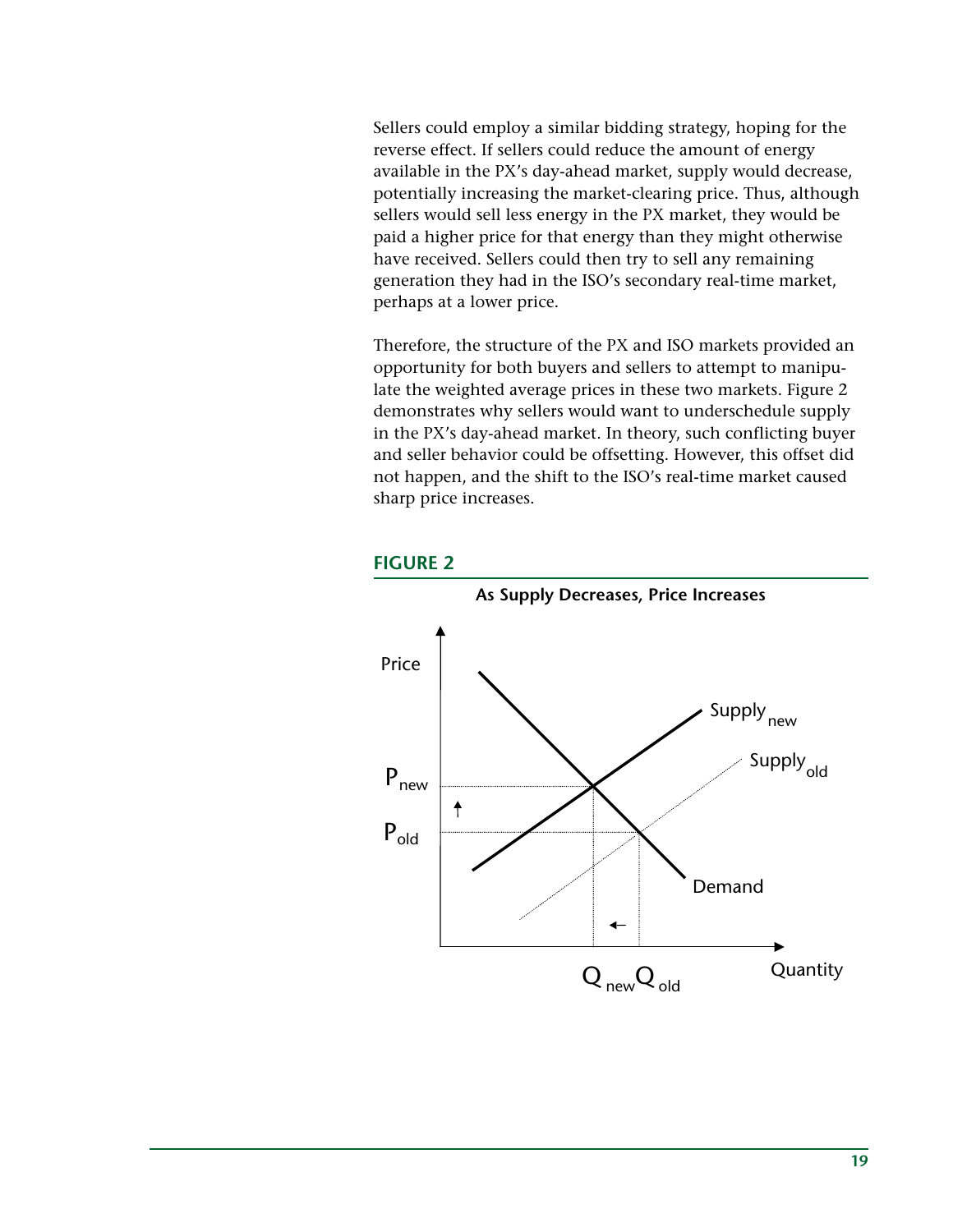Sellers could employ a similar bidding strategy, hoping for the reverse effect. If sellers could reduce the amount of energy available in the PX's day-ahead market, supply would decrease, potentially increasing the market-clearing price. Thus, although sellers would sell less energy in the PX market, they would be paid a higher price for that energy than they might otherwise have received. Sellers could then try to sell any remaining generation they had in the ISO's secondary real-time market, perhaps at a lower price.

Therefore, the structure of the PX and ISO markets provided an opportunity for both buyers and sellers to attempt to manipulate the weighted average prices in these two markets. Figure 2 demonstrates why sellers would want to underschedule supply in the PX's day-ahead market. In theory, such conflicting buyer and seller behavior could be offsetting. However, this offset did not happen, and the shift to the ISO's real-time market caused sharp price increases.

**FIGURE 2**

**As Supply Decreases, Price Increases**

Price

$P_{new}$

$P_{old}$

$Supply_{new}$

$Supply_{old}$

Demand

$Q_{new}$ $Q_{old}$

Quantity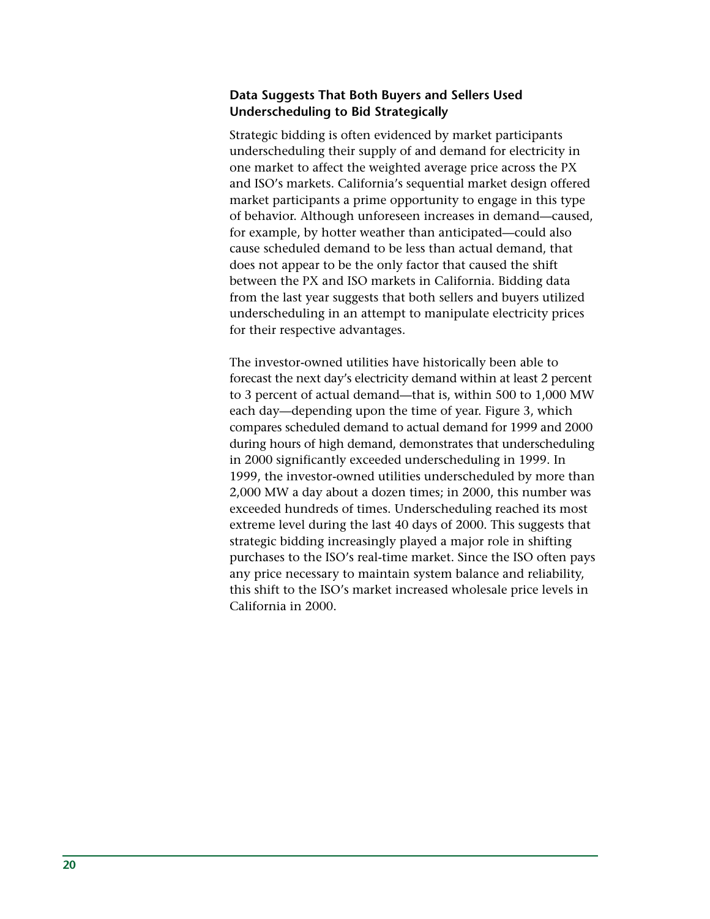### Data Suggests That Both Buyers and Sellers Used Underscheduling to Bid Strategically

Strategic bidding is often evidenced by market participants underscheduling their supply of and demand for electricity in one market to affect the weighted average price across the PX and ISO's markets. California's sequential market design offered market participants a prime opportunity to engage in this type of behavior. Although unforeseen increases in demand—caused, for example, by hotter weather than anticipated—could also cause scheduled demand to be less than actual demand, that does not appear to be the only factor that caused the shift between the PX and ISO markets in California. Bidding data from the last year suggests that both sellers and buyers utilized underscheduling in an attempt to manipulate electricity prices for their respective advantages.

The investor-owned utilities have historically been able to forecast the next day's electricity demand within at least 2 percent to 3 percent of actual demand—that is, within 500 to 1,000 MW each day—depending upon the time of year. Figure 3, which compares scheduled demand to actual demand for 1999 and 2000 during hours of high demand, demonstrates that underscheduling in 2000 significantly exceeded underscheduling in 1999. In 1999, the investor-owned utilities underscheduled by more than 2,000 MW a day about a dozen times; in 2000, this number was exceeded hundreds of times. Underscheduling reached its most extreme level during the last 40 days of 2000. This suggests that strategic bidding increasingly played a major role in shifting purchases to the ISO's real-time market. Since the ISO often pays any price necessary to maintain system balance and reliability, this shift to the ISO's market increased wholesale price levels in California in 2000.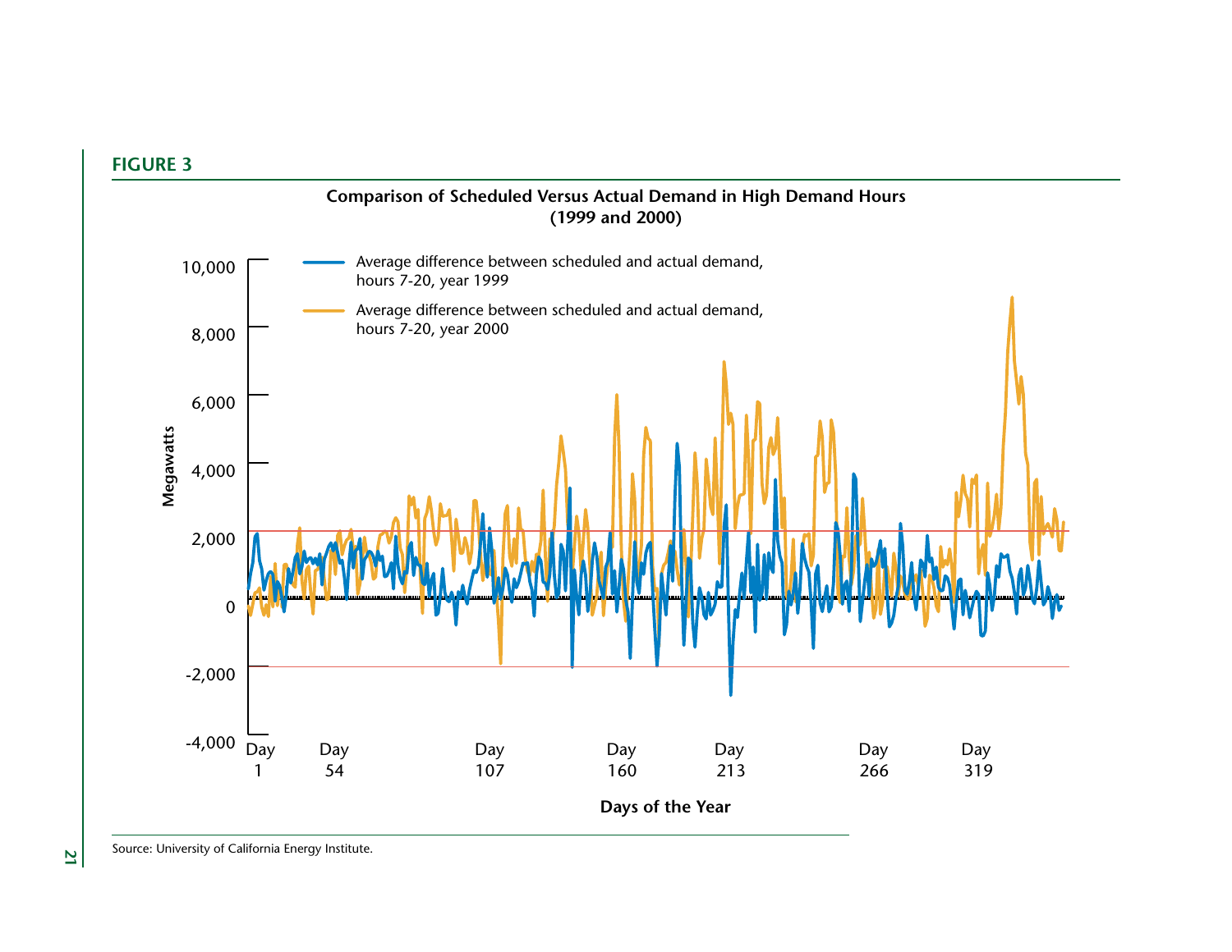**FIGURE 3**

**Comparison of Scheduled Versus Actual Demand in High Demand Hours (1999 and 2000)**

Source: University of California Energy Institute.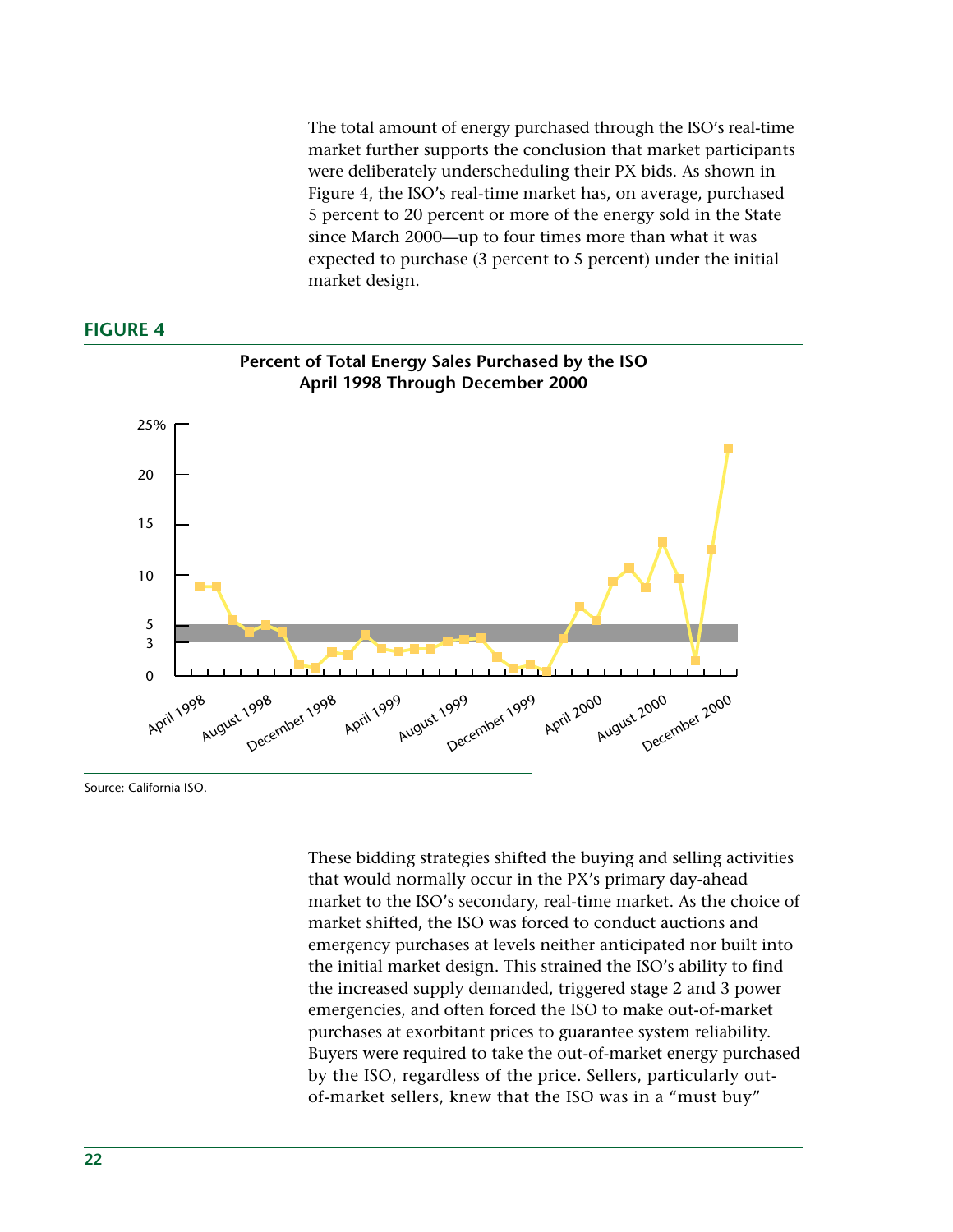The total amount of energy purchased through the ISO's real-time market further supports the conclusion that market participants were deliberately underscheduling their PX bids. As shown in Figure 4, the ISO's real-time market has, on average, purchased 5 percent to 20 percent or more of the energy sold in the State since March 2000—up to four times more than what it was expected to purchase (3 percent to 5 percent) under the initial market design.

**FIGURE 4**

**Percent of Total Energy Sales Purchased by the ISO**
**April 1998 Through December 2000**

Source: California ISO.

These bidding strategies shifted the buying and selling activities that would normally occur in the PX's primary day-ahead market to the ISO's secondary, real-time market. As the choice of market shifted, the ISO was forced to conduct auctions and emergency purchases at levels neither anticipated nor built into the initial market design. This strained the ISO's ability to find the increased supply demanded, triggered stage 2 and 3 power emergencies, and often forced the ISO to make out-of-market purchases at exorbitant prices to guarantee system reliability. Buyers were required to take the out-of-market energy purchased by the ISO, regardless of the price. Sellers, particularly out-of-market sellers, knew that the ISO was in a "must buy"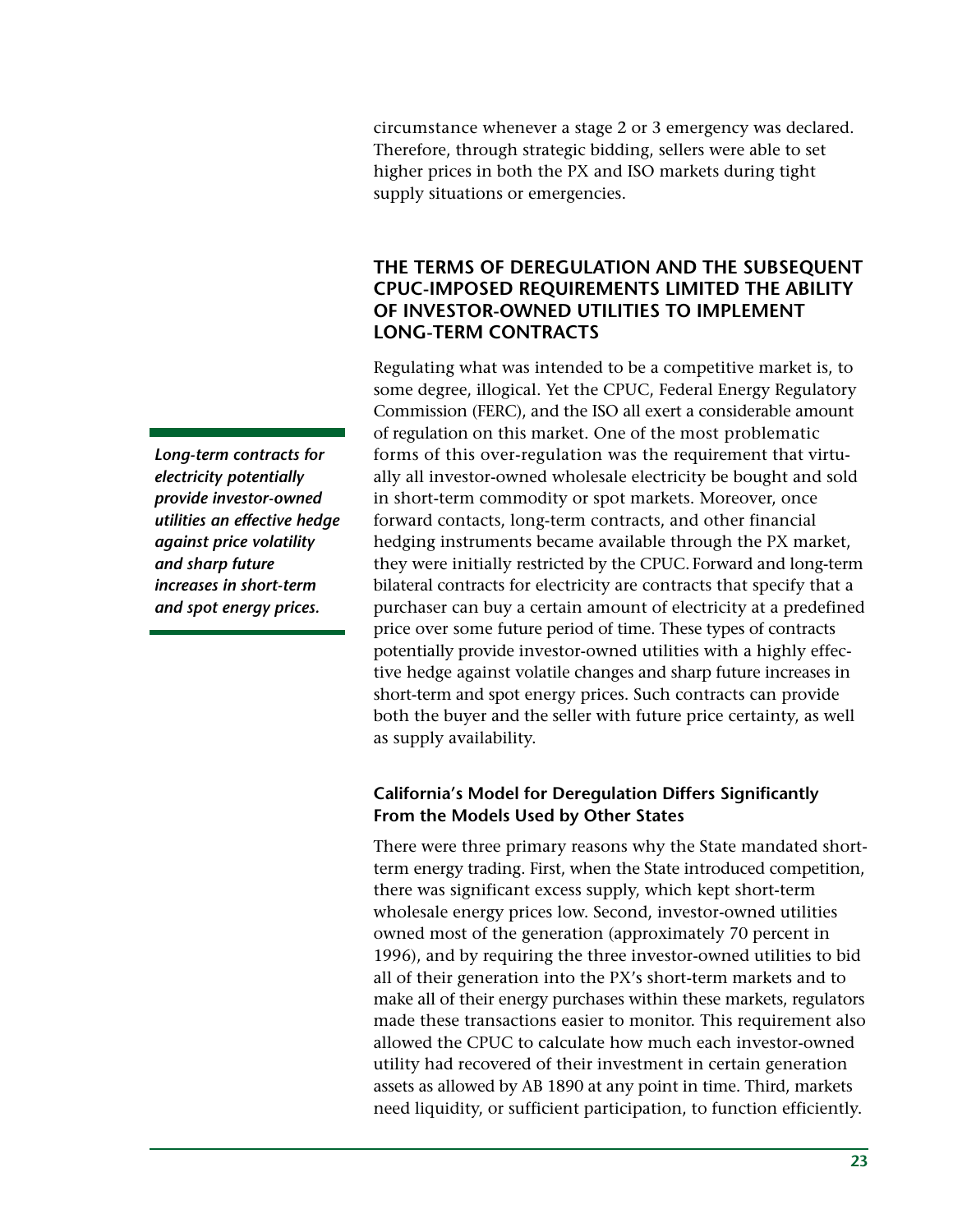circumstance whenever a stage 2 or 3 emergency was declared. Therefore, through strategic bidding, sellers were able to set higher prices in both the PX and ISO markets during tight supply situations or emergencies.

## THE TERMS OF DEREGULATION AND THE SUBSEQUENT CPUC-IMPOSED REQUIREMENTS LIMITED THE ABILITY OF INVESTOR-OWNED UTILITIES TO IMPLEMENT LONG-TERM CONTRACTS

Regulating what was intended to be a competitive market is, to some degree, illogical. Yet the CPUC, Federal Energy Regulatory Commission (FERC), and the ISO all exert a considerable amount of regulation on this market. One of the most problematic forms of this over-regulation was the requirement that virtually all investor-owned wholesale electricity be bought and sold in short-term commodity or spot markets. Moreover, once forward contacts, long-term contracts, and other financial hedging instruments became available through the PX market, they were initially restricted by the CPUC. Forward and long-term bilateral contracts for electricity are contracts that specify that a purchaser can buy a certain amount of electricity at a predefined price over some future period of time. These types of contracts potentially provide investor-owned utilities with a highly effective hedge against volatile changes and sharp future increases in short-term and spot energy prices. Such contracts can provide both the buyer and the seller with future price certainty, as well as supply availability.

***Long-term contracts for electricity potentially provide investor-owned utilities an effective hedge against price volatility and sharp future increases in short-term and spot energy prices.***

### California's Model for Deregulation Differs Significantly From the Models Used by Other States

There were three primary reasons why the State mandated short-term energy trading. First, when the State introduced competition, there was significant excess supply, which kept short-term wholesale energy prices low. Second, investor-owned utilities owned most of the generation (approximately 70 percent in 1996), and by requiring the three investor-owned utilities to bid all of their generation into the PX's short-term markets and to make all of their energy purchases within these markets, regulators made these transactions easier to monitor. This requirement also allowed the CPUC to calculate how much each investor-owned utility had recovered of their investment in certain generation assets as allowed by AB 1890 at any point in time. Third, markets need liquidity, or sufficient participation, to function efficiently.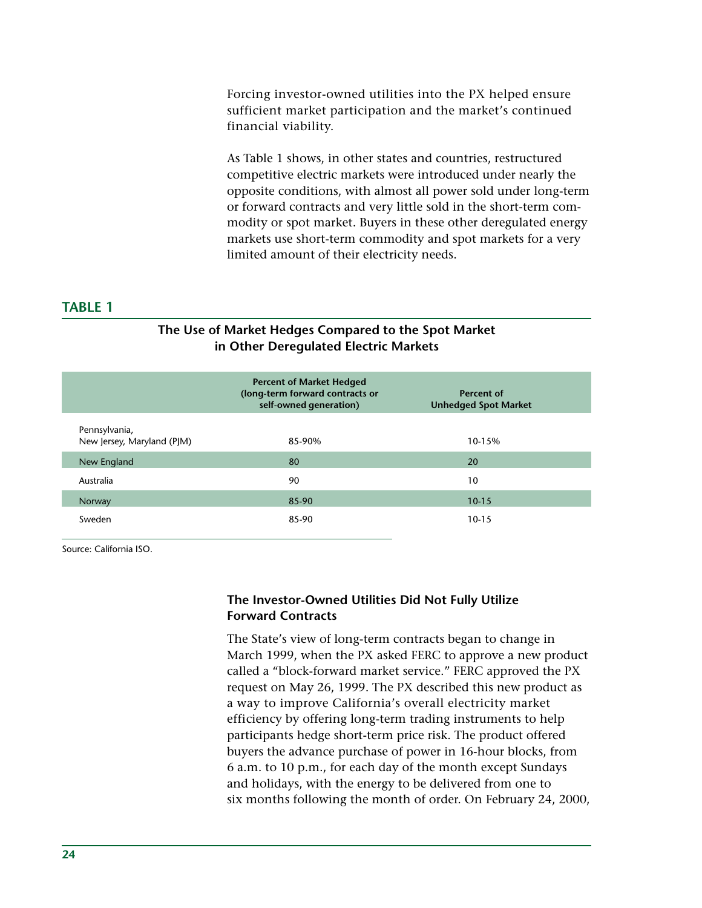Forcing investor-owned utilities into the PX helped ensure sufficient market participation and the market's continued financial viability.

As Table 1 shows, in other states and countries, restructured competitive electric markets were introduced under nearly the opposite conditions, with almost all power sold under long-term or forward contracts and very little sold in the short-term commodity or spot market. Buyers in these other deregulated energy markets use short-term commodity and spot markets for a very limited amount of their electricity needs.

**TABLE 1**

**The Use of Market Hedges Compared to the Spot Market in Other Deregulated Electric Markets**

| | Percent of Market Hedged (long-term forward contracts or self-owned generation) | Percent of Unhedged Spot Market |
|---|---|---|
| Pennsylvania, New Jersey, Maryland (PJM) | 85-90% | 10-15% |
| New England | 80 | 20 |
| Australia | 90 | 10 |
| Norway | 85-90 | 10-15 |
| Sweden | 85-90 | 10-15 |

Source: California ISO.

### The Investor-Owned Utilities Did Not Fully Utilize Forward Contracts

The State's view of long-term contracts began to change in March 1999, when the PX asked FERC to approve a new product called a "block-forward market service." FERC approved the PX request on May 26, 1999. The PX described this new product as a way to improve California's overall electricity market efficiency by offering long-term trading instruments to help participants hedge short-term price risk. The product offered buyers the advance purchase of power in 16-hour blocks, from 6 a.m. to 10 p.m., for each day of the month except Sundays and holidays, with the energy to be delivered from one to six months following the month of order. On February 24, 2000,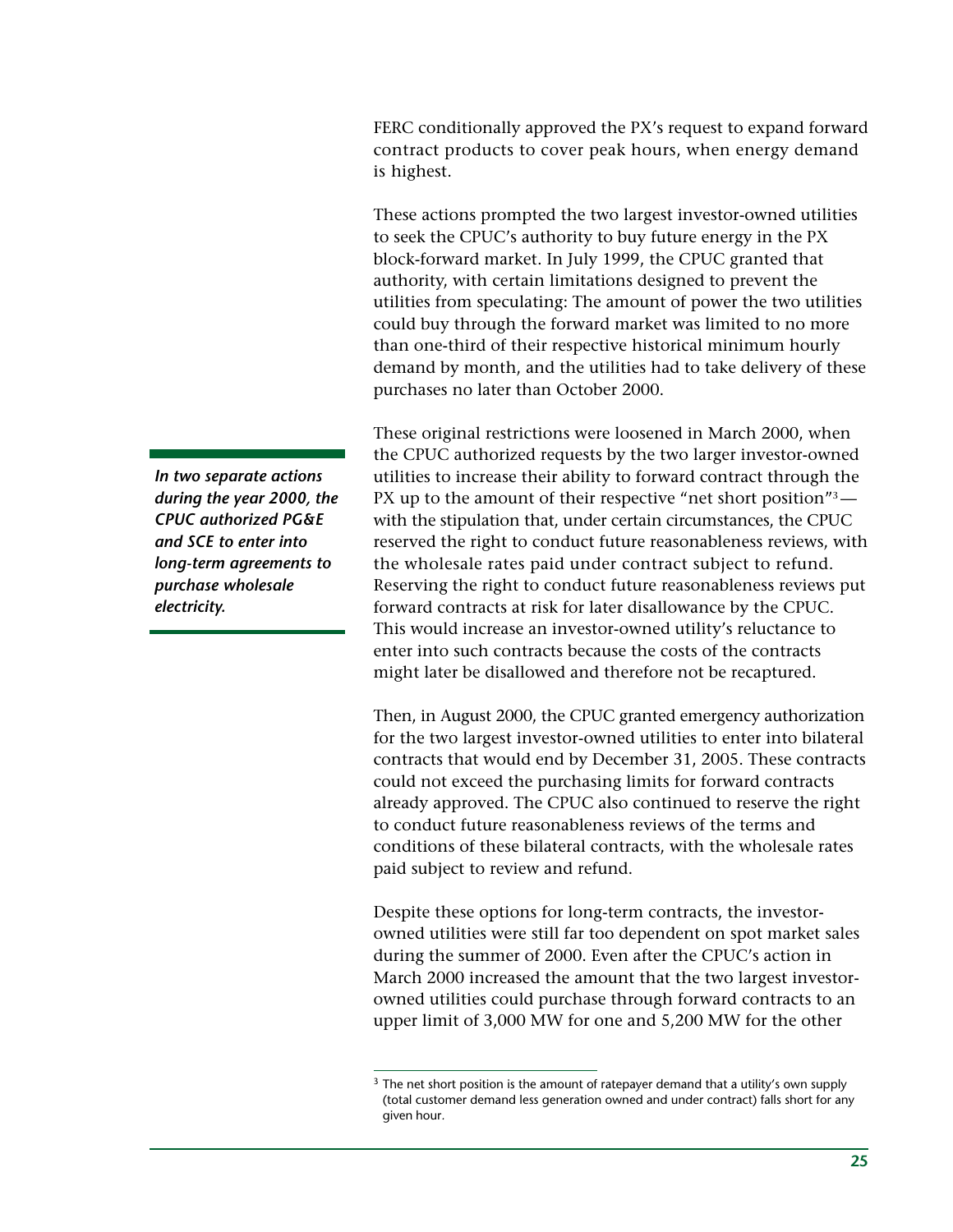FERC conditionally approved the PX's request to expand forward contract products to cover peak hours, when energy demand is highest.

These actions prompted the two largest investor-owned utilities to seek the CPUC's authority to buy future energy in the PX block-forward market. In July 1999, the CPUC granted that authority, with certain limitations designed to prevent the utilities from speculating: The amount of power the two utilities could buy through the forward market was limited to no more than one-third of their respective historical minimum hourly demand by month, and the utilities had to take delivery of these purchases no later than October 2000.

***In two separate actions during the year 2000, the CPUC authorized PG&E and SCE to enter into long-term agreements to purchase wholesale electricity.***

These original restrictions were loosened in March 2000, when the CPUC authorized requests by the two larger investor-owned utilities to increase their ability to forward contract through the PX up to the amount of their respective "net short position"[3]—with the stipulation that, under certain circumstances, the CPUC reserved the right to conduct future reasonableness reviews, with the wholesale rates paid under contract subject to refund. Reserving the right to conduct future reasonableness reviews put forward contracts at risk for later disallowance by the CPUC. This would increase an investor-owned utility's reluctance to enter into such contracts because the costs of the contracts might later be disallowed and therefore not be recaptured.

Then, in August 2000, the CPUC granted emergency authorization for the two largest investor-owned utilities to enter into bilateral contracts that would end by December 31, 2005. These contracts could not exceed the purchasing limits for forward contracts already approved. The CPUC also continued to reserve the right to conduct future reasonableness reviews of the terms and conditions of these bilateral contracts, with the wholesale rates paid subject to review and refund.

Despite these options for long-term contracts, the investor-owned utilities were still far too dependent on spot market sales during the summer of 2000. Even after the CPUC's action in March 2000 increased the amount that the two largest investor-owned utilities could purchase through forward contracts to an upper limit of 3,000 MW for one and 5,200 MW for the other

[3] The net short position is the amount of ratepayer demand that a utility's own supply (total customer demand less generation owned and under contract) falls short for any given hour.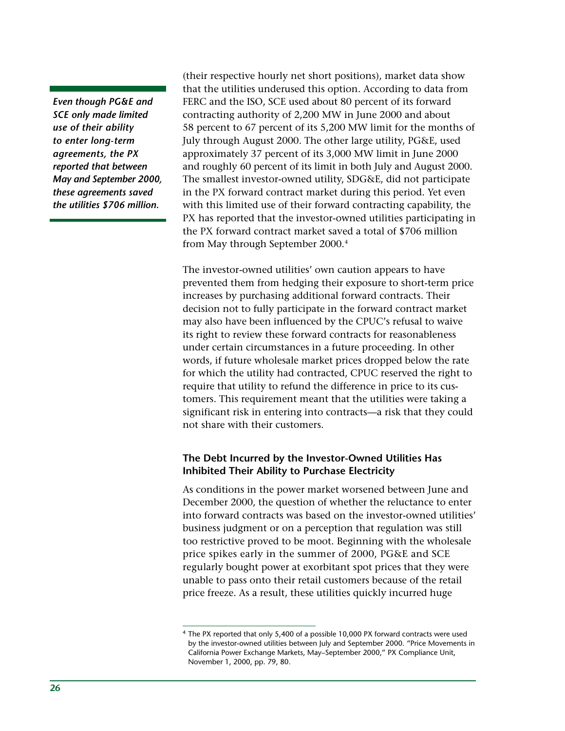*Even though PG&E and SCE only made limited use of their ability to enter long-term agreements, the PX reported that between May and September 2000, these agreements saved the utilities $706 million.*

(their respective hourly net short positions), market data show that the utilities underused this option. According to data from FERC and the ISO, SCE used about 80 percent of its forward contracting authority of 2,200 MW in June 2000 and about 58 percent to 67 percent of its 5,200 MW limit for the months of July through August 2000. The other large utility, PG&E, used approximately 37 percent of its 3,000 MW limit in June 2000 and roughly 60 percent of its limit in both July and August 2000. The smallest investor-owned utility, SDG&E, did not participate in the PX forward contract market during this period. Yet even with this limited use of their forward contracting capability, the PX has reported that the investor-owned utilities participating in the PX forward contract market saved a total of $706 million from May through September 2000.[4]

The investor-owned utilities' own caution appears to have prevented them from hedging their exposure to short-term price increases by purchasing additional forward contracts. Their decision not to fully participate in the forward contract market may also have been influenced by the CPUC's refusal to waive its right to review these forward contracts for reasonableness under certain circumstances in a future proceeding. In other words, if future wholesale market prices dropped below the rate for which the utility had contracted, CPUC reserved the right to require that utility to refund the difference in price to its customers. This requirement meant that the utilities were taking a significant risk in entering into contracts—a risk that they could not share with their customers.

### The Debt Incurred by the Investor-Owned Utilities Has Inhibited Their Ability to Purchase Electricity

As conditions in the power market worsened between June and December 2000, the question of whether the reluctance to enter into forward contracts was based on the investor-owned utilities' business judgment or on a perception that regulation was still too restrictive proved to be moot. Beginning with the wholesale price spikes early in the summer of 2000, PG&E and SCE regularly bought power at exorbitant spot prices that they were unable to pass onto their retail customers because of the retail price freeze. As a result, these utilities quickly incurred huge

[4] The PX reported that only 5,400 of a possible 10,000 PX forward contracts were used by the investor-owned utilities between July and September 2000. "Price Movements in California Power Exchange Markets, May–September 2000," PX Compliance Unit, November 1, 2000, pp. 79, 80.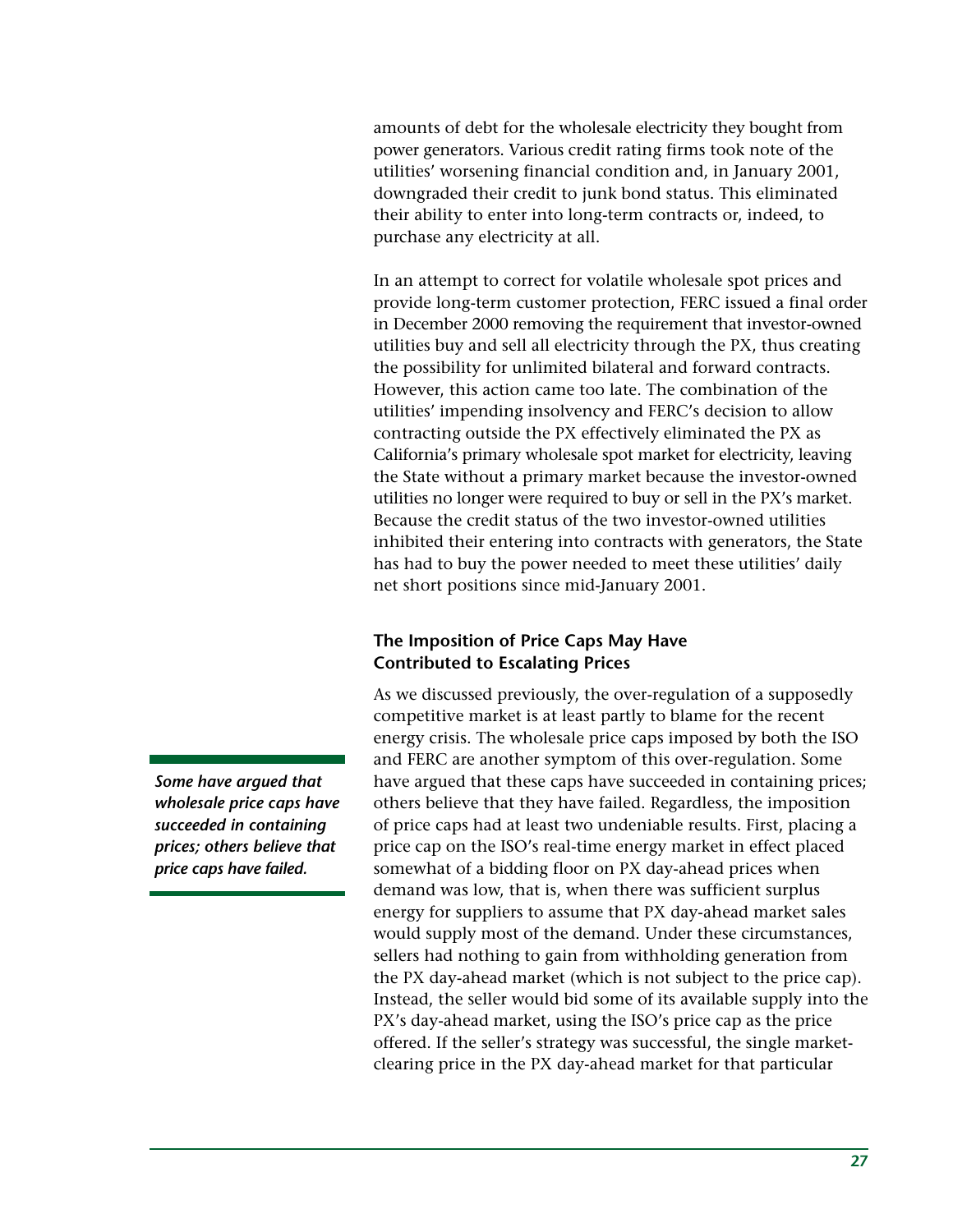amounts of debt for the wholesale electricity they bought from power generators. Various credit rating firms took note of the utilities' worsening financial condition and, in January 2001, downgraded their credit to junk bond status. This eliminated their ability to enter into long-term contracts or, indeed, to purchase any electricity at all.

In an attempt to correct for volatile wholesale spot prices and provide long-term customer protection, FERC issued a final order in December 2000 removing the requirement that investor-owned utilities buy and sell all electricity through the PX, thus creating the possibility for unlimited bilateral and forward contracts. However, this action came too late. The combination of the utilities' impending insolvency and FERC's decision to allow contracting outside the PX effectively eliminated the PX as California's primary wholesale spot market for electricity, leaving the State without a primary market because the investor-owned utilities no longer were required to buy or sell in the PX's market. Because the credit status of the two investor-owned utilities inhibited their entering into contracts with generators, the State has had to buy the power needed to meet these utilities' daily net short positions since mid-January 2001.

### The Imposition of Price Caps May Have Contributed to Escalating Prices

*Some have argued that wholesale price caps have succeeded in containing prices; others believe that price caps have failed.*

As we discussed previously, the over-regulation of a supposedly competitive market is at least partly to blame for the recent energy crisis. The wholesale price caps imposed by both the ISO and FERC are another symptom of this over-regulation. Some have argued that these caps have succeeded in containing prices; others believe that they have failed. Regardless, the imposition of price caps had at least two undeniable results. First, placing a price cap on the ISO's real-time energy market in effect placed somewhat of a bidding floor on PX day-ahead prices when demand was low, that is, when there was sufficient surplus energy for suppliers to assume that PX day-ahead market sales would supply most of the demand. Under these circumstances, sellers had nothing to gain from withholding generation from the PX day-ahead market (which is not subject to the price cap). Instead, the seller would bid some of its available supply into the PX's day-ahead market, using the ISO's price cap as the price offered. If the seller's strategy was successful, the single market-clearing price in the PX day-ahead market for that particular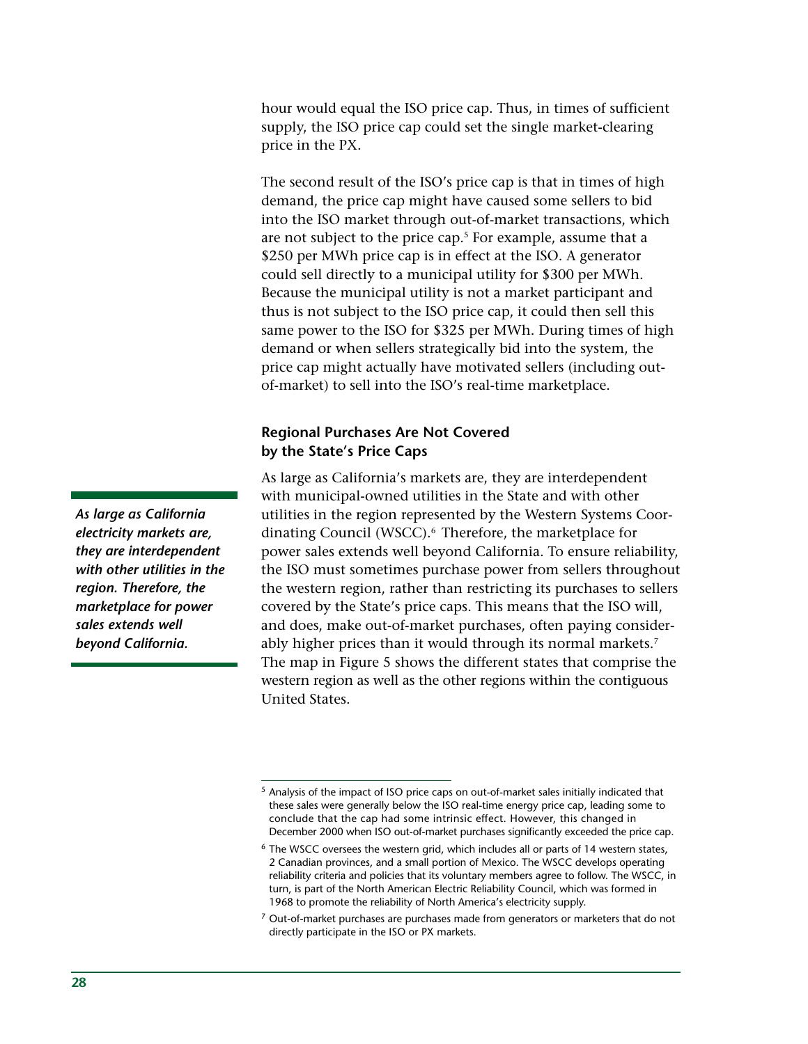hour would equal the ISO price cap. Thus, in times of sufficient supply, the ISO price cap could set the single market-clearing price in the PX.

The second result of the ISO's price cap is that in times of high demand, the price cap might have caused some sellers to bid into the ISO market through out-of-market transactions, which are not subject to the price cap.[5] For example, assume that a $250 per MWh price cap is in effect at the ISO. A generator could sell directly to a municipal utility for $300 per MWh. Because the municipal utility is not a market participant and thus is not subject to the ISO price cap, it could then sell this same power to the ISO for $325 per MWh. During times of high demand or when sellers strategically bid into the system, the price cap might actually have motivated sellers (including out-of-market) to sell into the ISO's real-time marketplace.

### Regional Purchases Are Not Covered by the State's Price Caps

*As large as California electricity markets are, they are interdependent with other utilities in the region. Therefore, the marketplace for power sales extends well beyond California.*

As large as California's markets are, they are interdependent with municipal-owned utilities in the State and with other utilities in the region represented by the Western Systems Coordinating Council (WSCC).[6] Therefore, the marketplace for power sales extends well beyond California. To ensure reliability, the ISO must sometimes purchase power from sellers throughout the western region, rather than restricting its purchases to sellers covered by the State's price caps. This means that the ISO will, and does, make out-of-market purchases, often paying considerably higher prices than it would through its normal markets.[7] The map in Figure 5 shows the different states that comprise the western region as well as the other regions within the contiguous United States.

---

[5] Analysis of the impact of ISO price caps on out-of-market sales initially indicated that these sales were generally below the ISO real-time energy price cap, leading some to conclude that the cap had some intrinsic effect. However, this changed in December 2000 when ISO out-of-market purchases significantly exceeded the price cap.

[6] The WSCC oversees the western grid, which includes all or parts of 14 western states, 2 Canadian provinces, and a small portion of Mexico. The WSCC develops operating reliability criteria and policies that its voluntary members agree to follow. The WSCC, in turn, is part of the North American Electric Reliability Council, which was formed in 1968 to promote the reliability of North America's electricity supply.

[7] Out-of-market purchases are purchases made from generators or marketers that do not directly participate in the ISO or PX markets.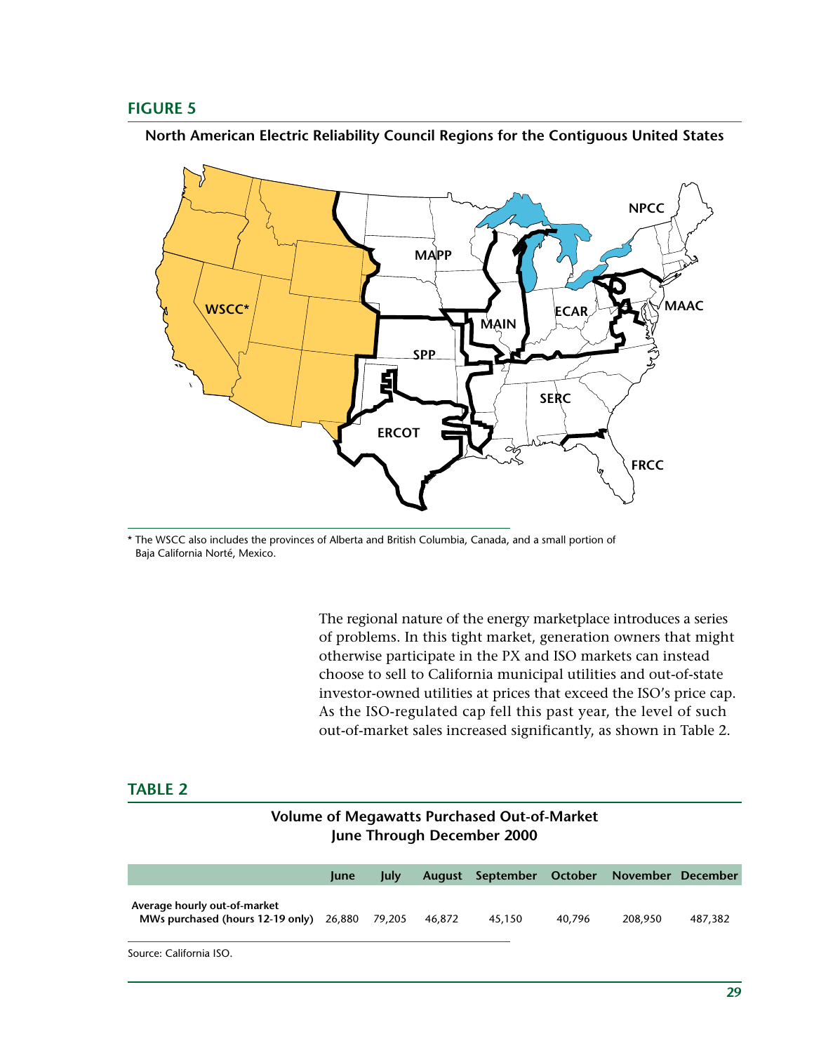## FIGURE 5

**North American Electric Reliability Council Regions for the Contiguous United States**

\* The WSCC also includes the provinces of Alberta and British Columbia, Canada, and a small portion of Baja California Norté, Mexico.

The regional nature of the energy marketplace introduces a series of problems. In this tight market, generation owners that might otherwise participate in the PX and ISO markets can instead choose to sell to California municipal utilities and out-of-state investor-owned utilities at prices that exceed the ISO's price cap. As the ISO-regulated cap fell this past year, the level of such out-of-market sales increased significantly, as shown in Table 2.

## TABLE 2

**Volume of Megawatts Purchased Out-of-Market June Through December 2000**

| | June | July | August | September | October | November | December |
|---|---|---|---|---|---|---|---|
| Average hourly out-of-market MWs purchased (hours 12-19 only) | 26,880 | 79,205 | 46,872 | 45,150 | 40,796 | 208,950 | 487,382 |

Source: California ISO.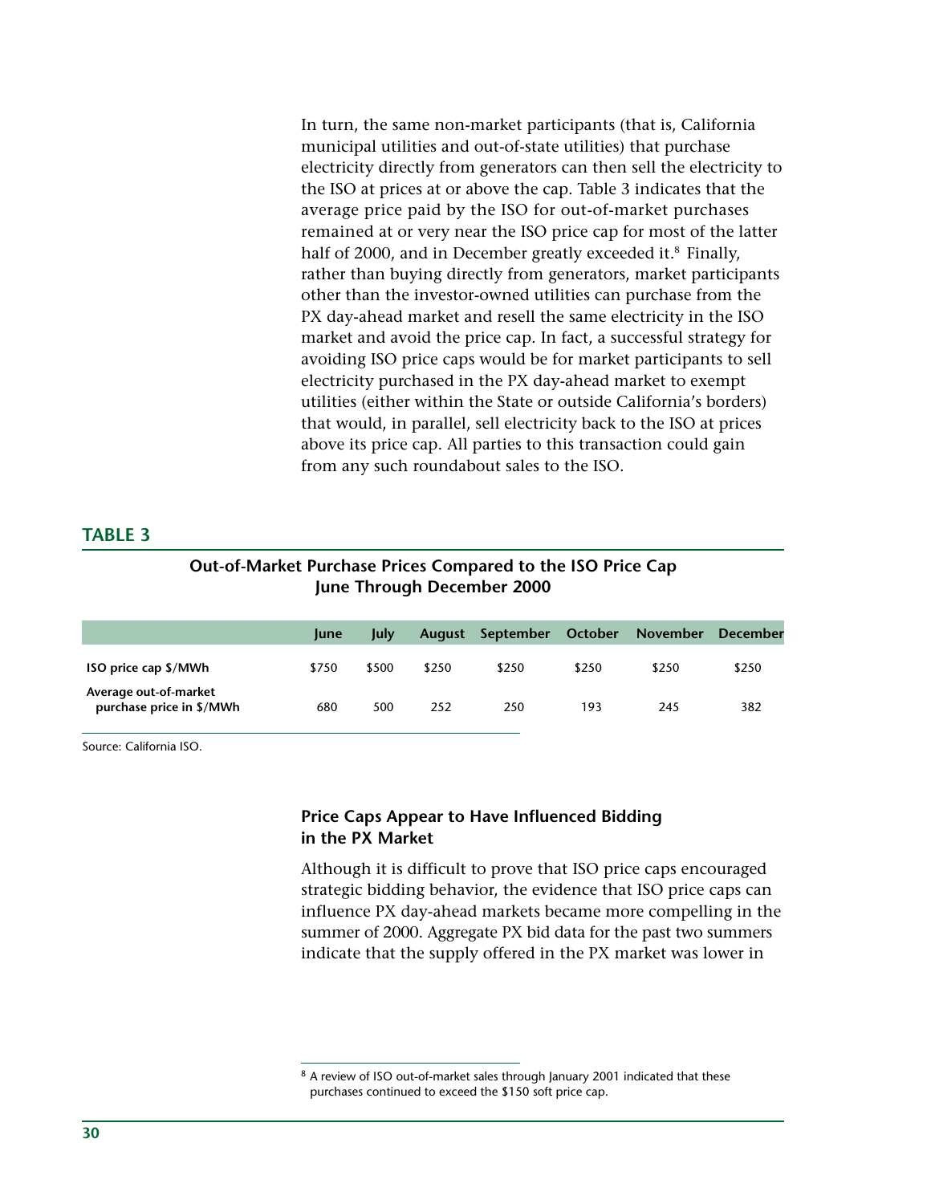In turn, the same non-market participants (that is, California municipal utilities and out-of-state utilities) that purchase electricity directly from generators can then sell the electricity to the ISO at prices at or above the cap. Table 3 indicates that the average price paid by the ISO for out-of-market purchases remained at or very near the ISO price cap for most of the latter half of 2000, and in December greatly exceeded it.[8] Finally, rather than buying directly from generators, market participants other than the investor-owned utilities can purchase from the PX day-ahead market and resell the same electricity in the ISO market and avoid the price cap. In fact, a successful strategy for avoiding ISO price caps would be for market participants to sell electricity purchased in the PX day-ahead market to exempt utilities (either within the State or outside California's borders) that would, in parallel, sell electricity back to the ISO at prices above its price cap. All parties to this transaction could gain from any such roundabout sales to the ISO.

**TABLE 3**

**Out-of-Market Purchase Prices Compared to the ISO Price Cap June Through December 2000**

| | June | July | August | September | October | November | December |
|---|---|---|---|---|---|---|---|
| **ISO price cap $/MWh** | $750 | $500 | $250 | $250 | $250 | $250 | $250 |
| **Average out-of-market purchase price in $/MWh** | 680 | 500 | 252 | 250 | 193 | 245 | 382 |

Source: California ISO.

### Price Caps Appear to Have Influenced Bidding in the PX Market

Although it is difficult to prove that ISO price caps encouraged strategic bidding behavior, the evidence that ISO price caps can influence PX day-ahead markets became more compelling in the summer of 2000. Aggregate PX bid data for the past two summers indicate that the supply offered in the PX market was lower in

[8] A review of ISO out-of-market sales through January 2001 indicated that these purchases continued to exceed the $150 soft price cap.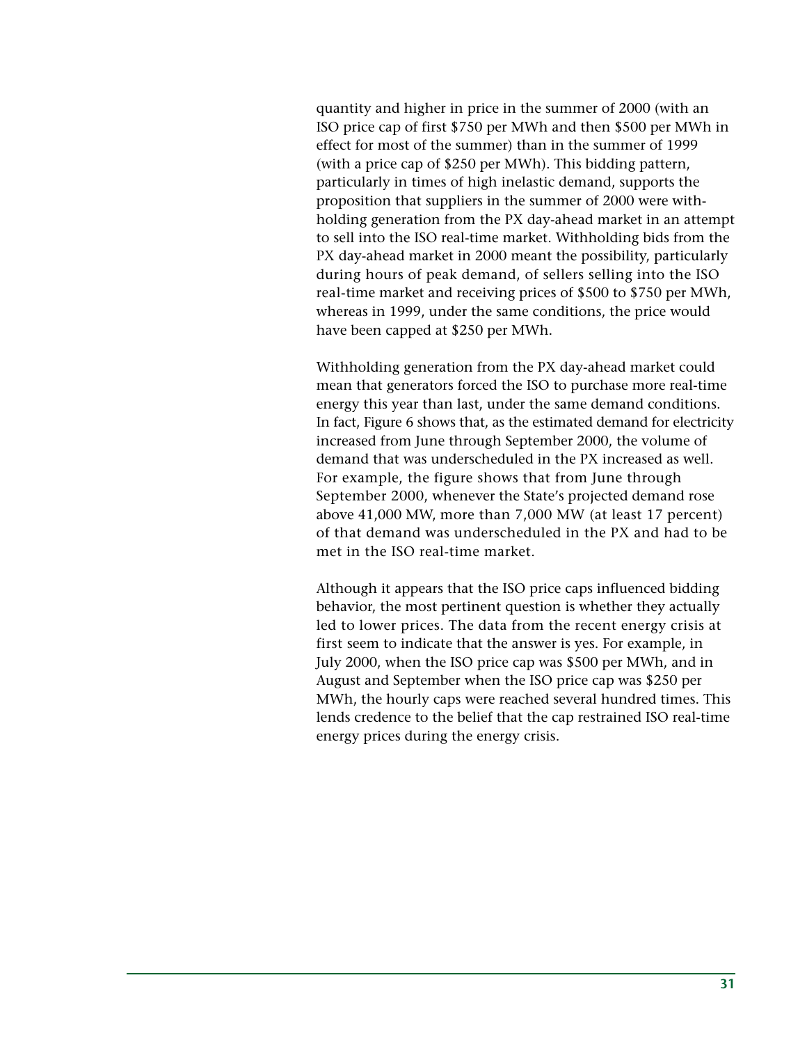quantity and higher in price in the summer of 2000 (with an ISO price cap of first $750 per MWh and then $500 per MWh in effect for most of the summer) than in the summer of 1999 (with a price cap of $250 per MWh). This bidding pattern, particularly in times of high inelastic demand, supports the proposition that suppliers in the summer of 2000 were withholding generation from the PX day-ahead market in an attempt to sell into the ISO real-time market. Withholding bids from the PX day-ahead market in 2000 meant the possibility, particularly during hours of peak demand, of sellers selling into the ISO real-time market and receiving prices of $500 to $750 per MWh, whereas in 1999, under the same conditions, the price would have been capped at $250 per MWh.

Withholding generation from the PX day-ahead market could mean that generators forced the ISO to purchase more real-time energy this year than last, under the same demand conditions. In fact, Figure 6 shows that, as the estimated demand for electricity increased from June through September 2000, the volume of demand that was underscheduled in the PX increased as well. For example, the figure shows that from June through September 2000, whenever the State's projected demand rose above 41,000 MW, more than 7,000 MW (at least 17 percent) of that demand was underscheduled in the PX and had to be met in the ISO real-time market.

Although it appears that the ISO price caps influenced bidding behavior, the most pertinent question is whether they actually led to lower prices. The data from the recent energy crisis at first seem to indicate that the answer is yes. For example, in July 2000, when the ISO price cap was $500 per MWh, and in August and September when the ISO price cap was $250 per MWh, the hourly caps were reached several hundred times. This lends credence to the belief that the cap restrained ISO real-time energy prices during the energy crisis.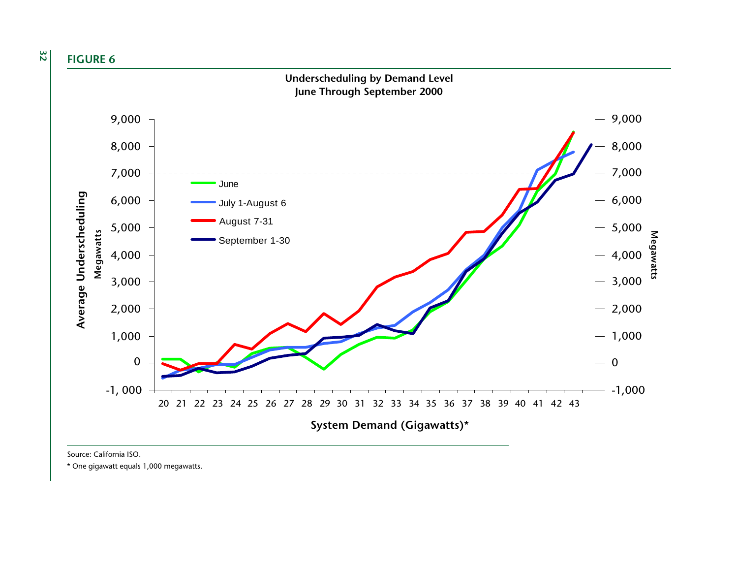## FIGURE 6

**Underscheduling by Demand Level**
**June Through September 2000**

Source: California ISO.

\* One gigawatt equals 1,000 megawatts.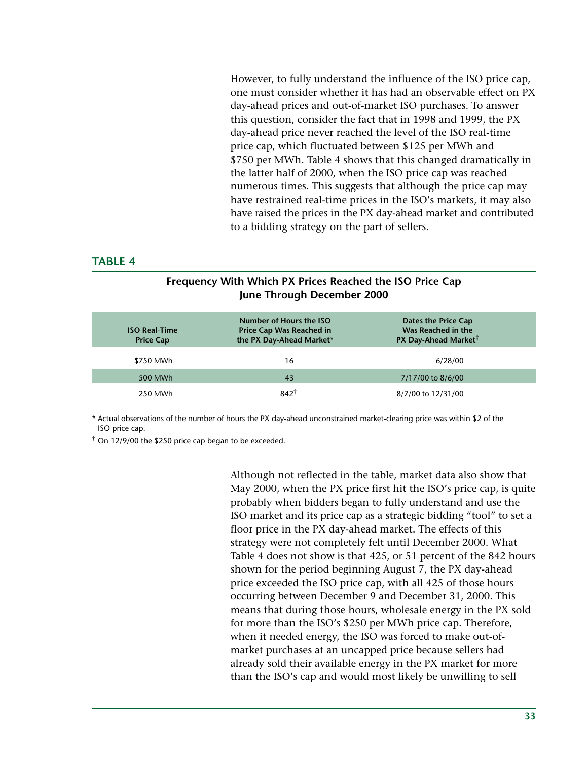However, to fully understand the influence of the ISO price cap, one must consider whether it has had an observable effect on PX day-ahead prices and out-of-market ISO purchases. To answer this question, consider the fact that in 1998 and 1999, the PX day-ahead price never reached the level of the ISO real-time price cap, which fluctuated between $125 per MWh and $750 per MWh. Table 4 shows that this changed dramatically in the latter half of 2000, when the ISO price cap was reached numerous times. This suggests that although the price cap may have restrained real-time prices in the ISO's markets, it may also have raised the prices in the PX day-ahead market and contributed to a bidding strategy on the part of sellers.

## TABLE 4

**Frequency With Which PX Prices Reached the ISO Price Cap June Through December 2000**

| ISO Real-Time Price Cap | Number of Hours the ISO Price Cap Was Reached in the PX Day-Ahead Market* | Dates the Price Cap Was Reached in the PX Day-Ahead Market† |
|---|---|---|
| $750 MWh | 16 | 6/28/00 |
| 500 MWh | 43 | 7/17/00 to 8/6/00 |
| 250 MWh | 842† | 8/7/00 to 12/31/00 |

\* Actual observations of the number of hours the PX day-ahead unconstrained market-clearing price was within $2 of the ISO price cap.

† On 12/9/00 the $250 price cap began to be exceeded.

Although not reflected in the table, market data also show that May 2000, when the PX price first hit the ISO's price cap, is quite probably when bidders began to fully understand and use the ISO market and its price cap as a strategic bidding "tool" to set a floor price in the PX day-ahead market. The effects of this strategy were not completely felt until December 2000. What Table 4 does not show is that 425, or 51 percent of the 842 hours shown for the period beginning August 7, the PX day-ahead price exceeded the ISO price cap, with all 425 of those hours occurring between December 9 and December 31, 2000. This means that during those hours, wholesale energy in the PX sold for more than the ISO's $250 per MWh price cap. Therefore, when it needed energy, the ISO was forced to make out-of-market purchases at an uncapped price because sellers had already sold their available energy in the PX market for more than the ISO's cap and would most likely be unwilling to sell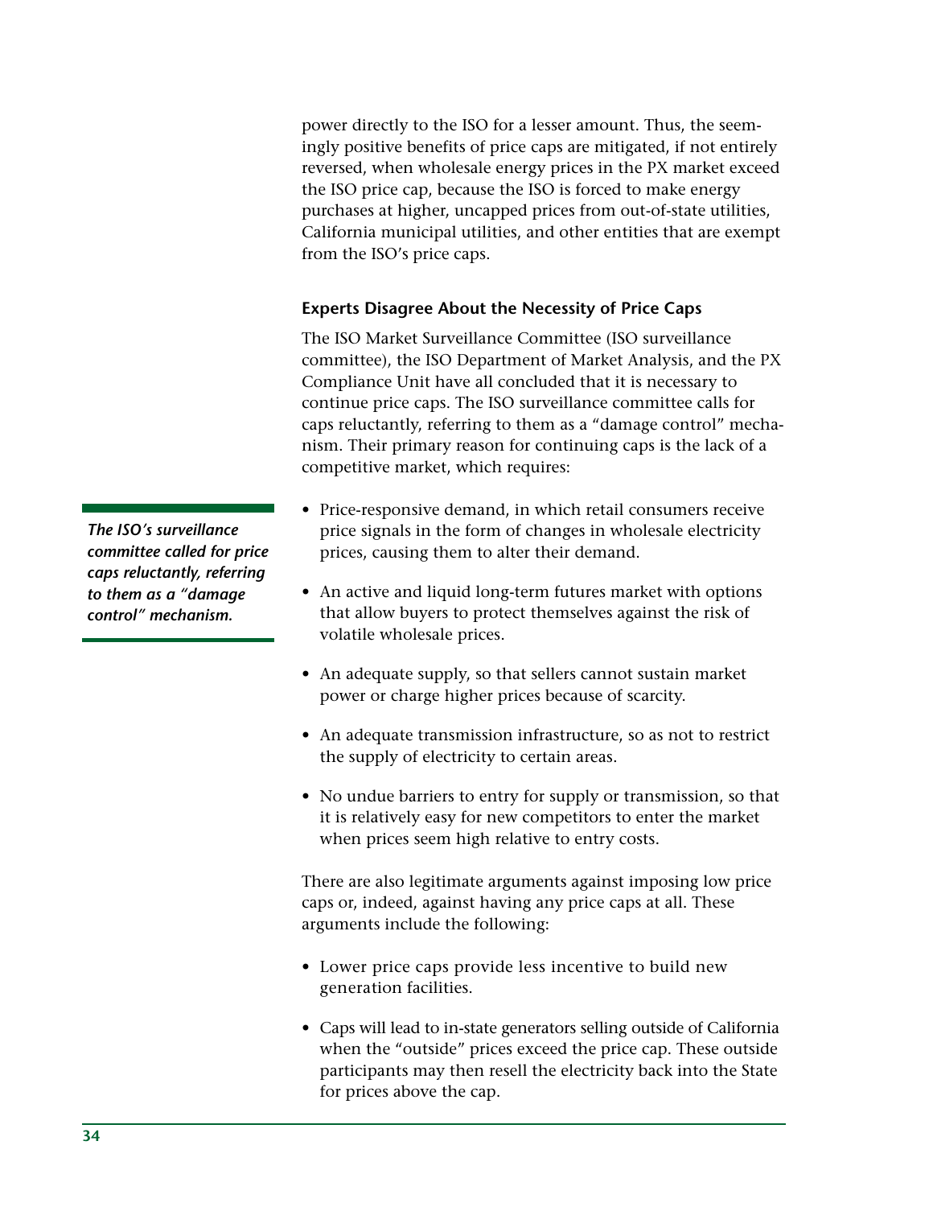power directly to the ISO for a lesser amount. Thus, the seemingly positive benefits of price caps are mitigated, if not entirely reversed, when wholesale energy prices in the PX market exceed the ISO price cap, because the ISO is forced to make energy purchases at higher, uncapped prices from out-of-state utilities, California municipal utilities, and other entities that are exempt from the ISO's price caps.

### Experts Disagree About the Necessity of Price Caps

The ISO Market Surveillance Committee (ISO surveillance committee), the ISO Department of Market Analysis, and the PX Compliance Unit have all concluded that it is necessary to continue price caps. The ISO surveillance committee calls for caps reluctantly, referring to them as a "damage control" mechanism. Their primary reason for continuing caps is the lack of a competitive market, which requires:

***The ISO's surveillance committee called for price caps reluctantly, referring to them as a "damage control" mechanism.***

- Price-responsive demand, in which retail consumers receive price signals in the form of changes in wholesale electricity prices, causing them to alter their demand.
- An active and liquid long-term futures market with options that allow buyers to protect themselves against the risk of volatile wholesale prices.
- An adequate supply, so that sellers cannot sustain market power or charge higher prices because of scarcity.
- An adequate transmission infrastructure, so as not to restrict the supply of electricity to certain areas.
- No undue barriers to entry for supply or transmission, so that it is relatively easy for new competitors to enter the market when prices seem high relative to entry costs.

There are also legitimate arguments against imposing low price caps or, indeed, against having any price caps at all. These arguments include the following:

- Lower price caps provide less incentive to build new generation facilities.
- Caps will lead to in-state generators selling outside of California when the "outside" prices exceed the price cap. These outside participants may then resell the electricity back into the State for prices above the cap.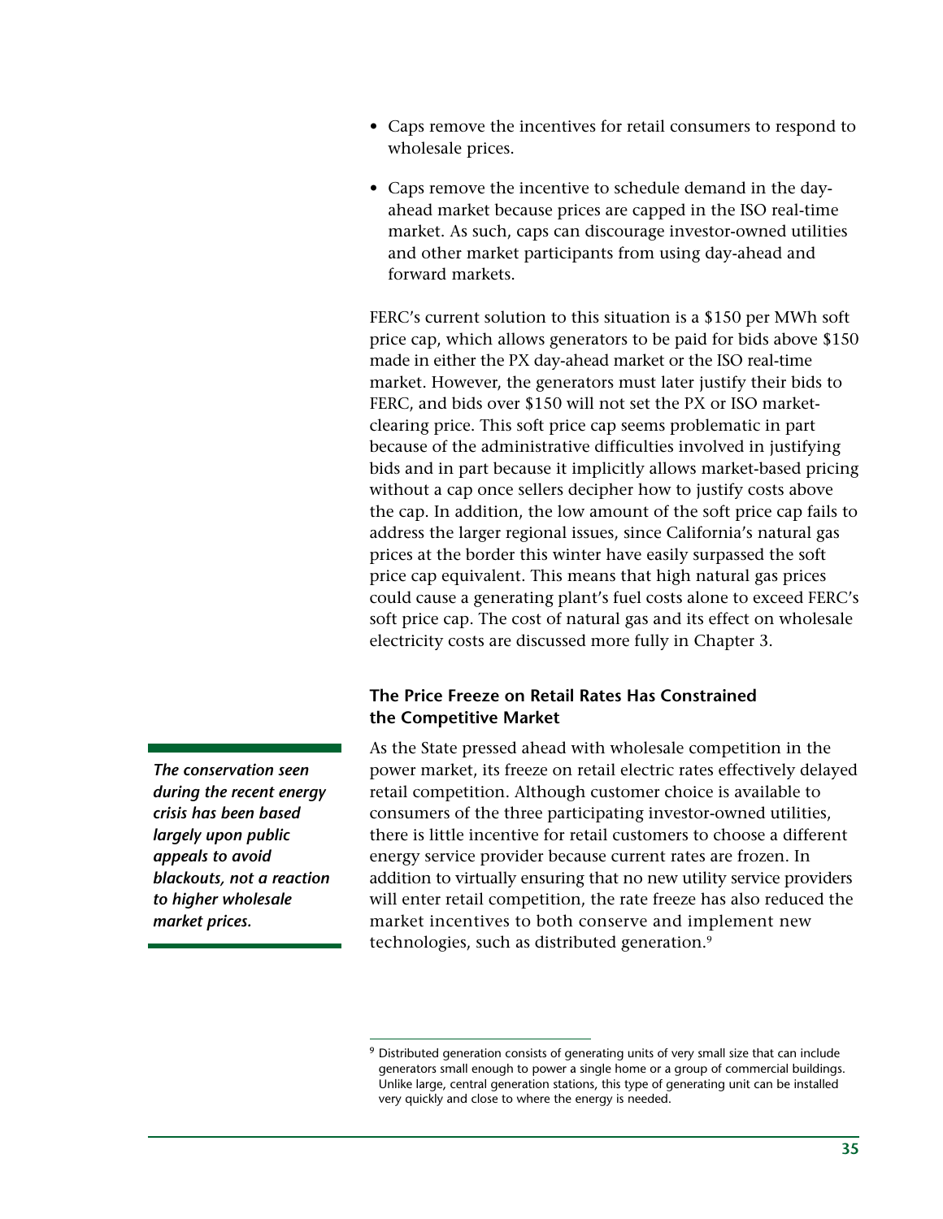- Caps remove the incentives for retail consumers to respond to wholesale prices.
- Caps remove the incentive to schedule demand in the day-ahead market because prices are capped in the ISO real-time market. As such, caps can discourage investor-owned utilities and other market participants from using day-ahead and forward markets.

FERC's current solution to this situation is a $150 per MWh soft price cap, which allows generators to be paid for bids above $150 made in either the PX day-ahead market or the ISO real-time market. However, the generators must later justify their bids to FERC, and bids over $150 will not set the PX or ISO market-clearing price. This soft price cap seems problematic in part because of the administrative difficulties involved in justifying bids and in part because it implicitly allows market-based pricing without a cap once sellers decipher how to justify costs above the cap. In addition, the low amount of the soft price cap fails to address the larger regional issues, since California's natural gas prices at the border this winter have easily surpassed the soft price cap equivalent. This means that high natural gas prices could cause a generating plant's fuel costs alone to exceed FERC's soft price cap. The cost of natural gas and its effect on wholesale electricity costs are discussed more fully in Chapter 3.

### The Price Freeze on Retail Rates Has Constrained the Competitive Market

***The conservation seen during the recent energy crisis has been based largely upon public appeals to avoid blackouts, not a reaction to higher wholesale market prices.***

As the State pressed ahead with wholesale competition in the power market, its freeze on retail electric rates effectively delayed retail competition. Although customer choice is available to consumers of the three participating investor-owned utilities, there is little incentive for retail customers to choose a different energy service provider because current rates are frozen. In addition to virtually ensuring that no new utility service providers will enter retail competition, the rate freeze has also reduced the market incentives to both conserve and implement new technologies, such as distributed generation.[9]

[9] Distributed generation consists of generating units of very small size that can include generators small enough to power a single home or a group of commercial buildings. Unlike large, central generation stations, this type of generating unit can be installed very quickly and close to where the energy is needed.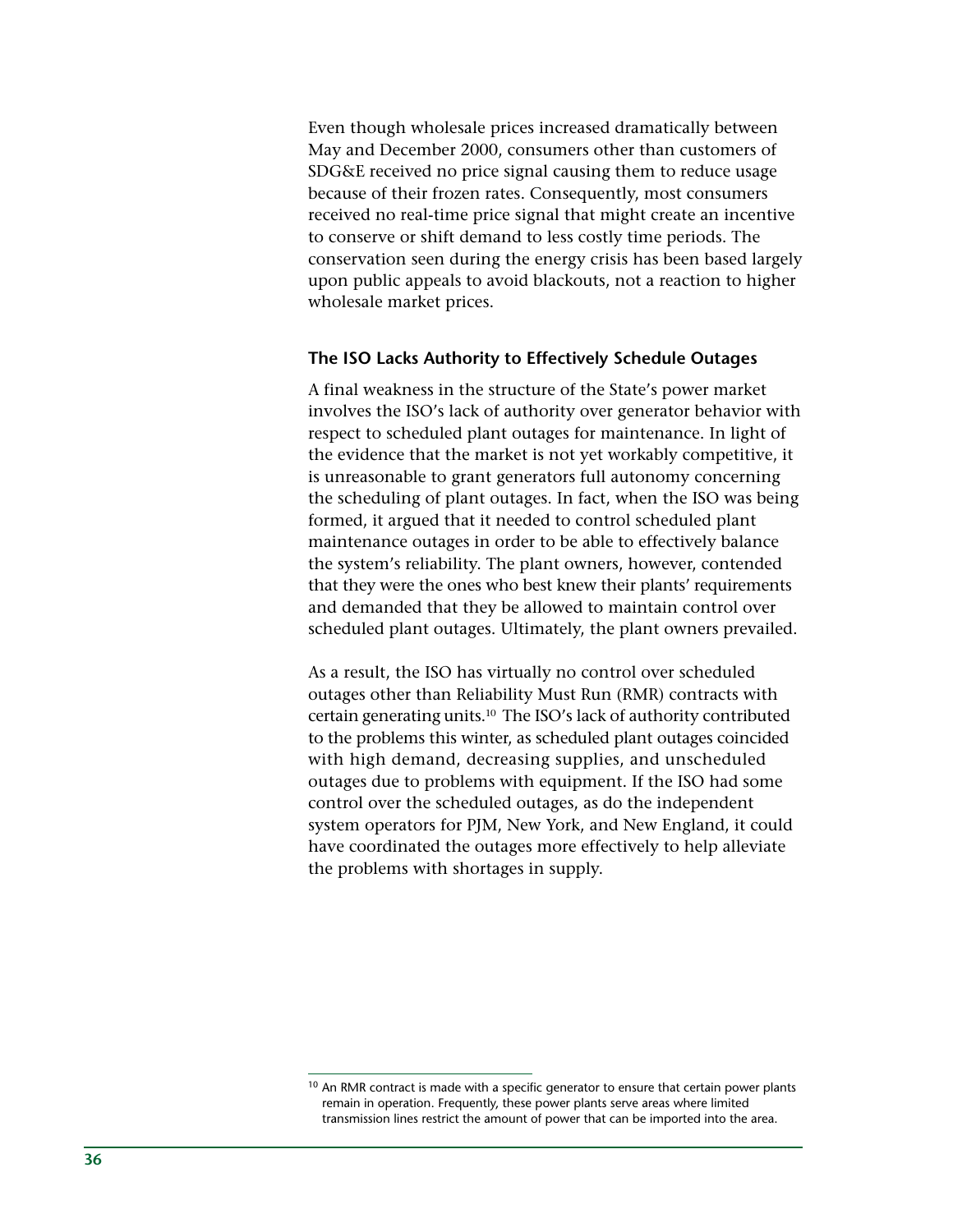Even though wholesale prices increased dramatically between May and December 2000, consumers other than customers of SDG&E received no price signal causing them to reduce usage because of their frozen rates. Consequently, most consumers received no real-time price signal that might create an incentive to conserve or shift demand to less costly time periods. The conservation seen during the energy crisis has been based largely upon public appeals to avoid blackouts, not a reaction to higher wholesale market prices.

### The ISO Lacks Authority to Effectively Schedule Outages

A final weakness in the structure of the State's power market involves the ISO's lack of authority over generator behavior with respect to scheduled plant outages for maintenance. In light of the evidence that the market is not yet workably competitive, it is unreasonable to grant generators full autonomy concerning the scheduling of plant outages. In fact, when the ISO was being formed, it argued that it needed to control scheduled plant maintenance outages in order to be able to effectively balance the system's reliability. The plant owners, however, contended that they were the ones who best knew their plants' requirements and demanded that they be allowed to maintain control over scheduled plant outages. Ultimately, the plant owners prevailed.

As a result, the ISO has virtually no control over scheduled outages other than Reliability Must Run (RMR) contracts with certain generating units.[10] The ISO's lack of authority contributed to the problems this winter, as scheduled plant outages coincided with high demand, decreasing supplies, and unscheduled outages due to problems with equipment. If the ISO had some control over the scheduled outages, as do the independent system operators for PJM, New York, and New England, it could have coordinated the outages more effectively to help alleviate the problems with shortages in supply.

[10] An RMR contract is made with a specific generator to ensure that certain power plants remain in operation. Frequently, these power plants serve areas where limited transmission lines restrict the amount of power that can be imported into the area.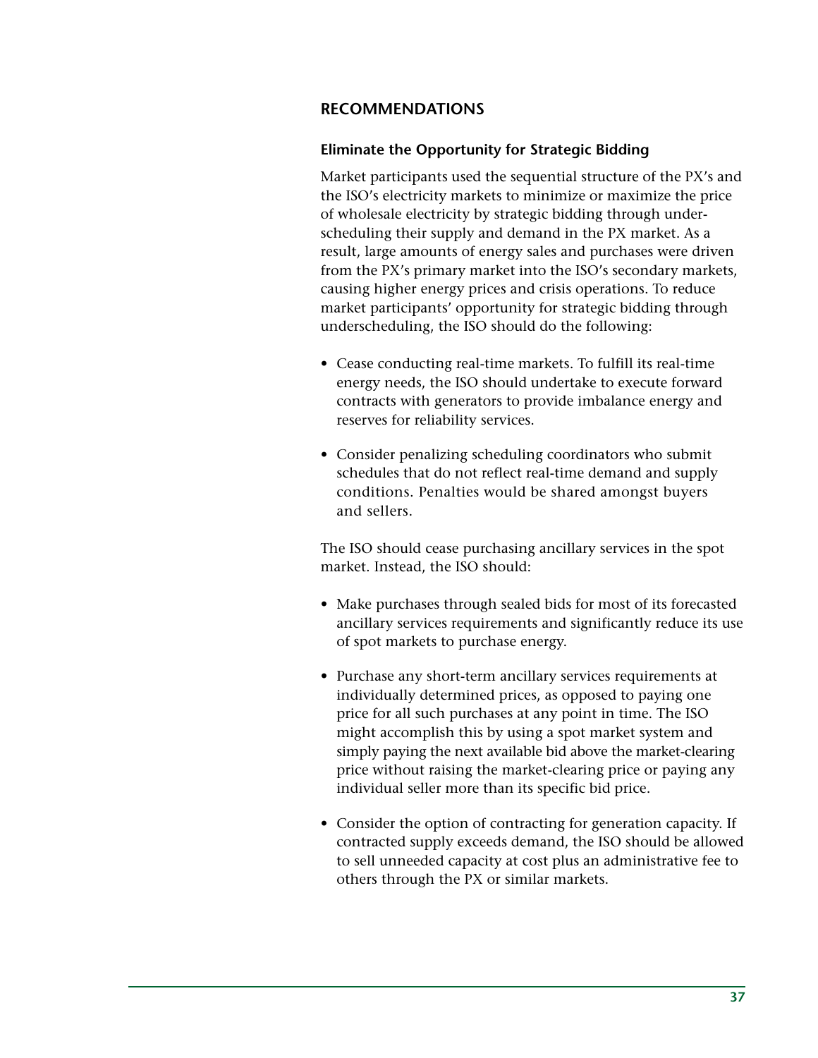## RECOMMENDATIONS

### Eliminate the Opportunity for Strategic Bidding

Market participants used the sequential structure of the PX's and the ISO's electricity markets to minimize or maximize the price of wholesale electricity by strategic bidding through underscheduling their supply and demand in the PX market. As a result, large amounts of energy sales and purchases were driven from the PX's primary market into the ISO's secondary markets, causing higher energy prices and crisis operations. To reduce market participants' opportunity for strategic bidding through underscheduling, the ISO should do the following:

- Cease conducting real-time markets. To fulfill its real-time energy needs, the ISO should undertake to execute forward contracts with generators to provide imbalance energy and reserves for reliability services.
- Consider penalizing scheduling coordinators who submit schedules that do not reflect real-time demand and supply conditions. Penalties would be shared amongst buyers and sellers.

The ISO should cease purchasing ancillary services in the spot market. Instead, the ISO should:

- Make purchases through sealed bids for most of its forecasted ancillary services requirements and significantly reduce its use of spot markets to purchase energy.
- Purchase any short-term ancillary services requirements at individually determined prices, as opposed to paying one price for all such purchases at any point in time. The ISO might accomplish this by using a spot market system and simply paying the next available bid above the market-clearing price without raising the market-clearing price or paying any individual seller more than its specific bid price.
- Consider the option of contracting for generation capacity. If contracted supply exceeds demand, the ISO should be allowed to sell unneeded capacity at cost plus an administrative fee to others through the PX or similar markets.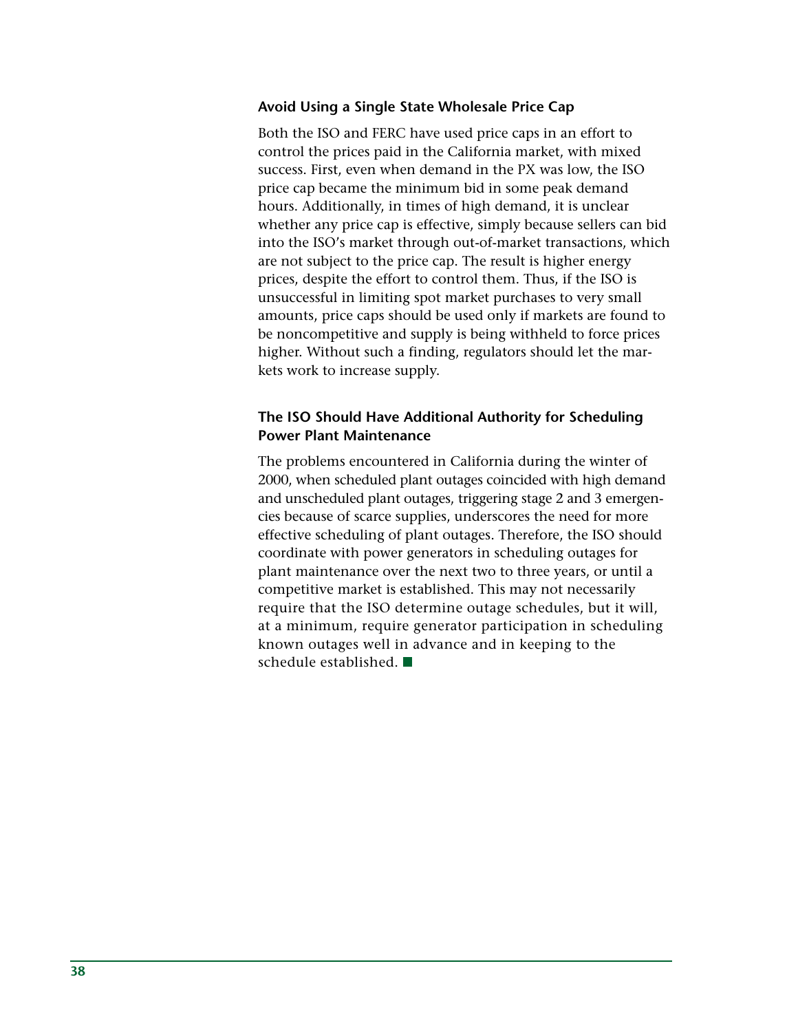### Avoid Using a Single State Wholesale Price Cap

Both the ISO and FERC have used price caps in an effort to control the prices paid in the California market, with mixed success. First, even when demand in the PX was low, the ISO price cap became the minimum bid in some peak demand hours. Additionally, in times of high demand, it is unclear whether any price cap is effective, simply because sellers can bid into the ISO's market through out-of-market transactions, which are not subject to the price cap. The result is higher energy prices, despite the effort to control them. Thus, if the ISO is unsuccessful in limiting spot market purchases to very small amounts, price caps should be used only if markets are found to be noncompetitive and supply is being withheld to force prices higher. Without such a finding, regulators should let the markets work to increase supply.

### The ISO Should Have Additional Authority for Scheduling Power Plant Maintenance

The problems encountered in California during the winter of 2000, when scheduled plant outages coincided with high demand and unscheduled plant outages, triggering stage 2 and 3 emergencies because of scarce supplies, underscores the need for more effective scheduling of plant outages. Therefore, the ISO should coordinate with power generators in scheduling outages for plant maintenance over the next two to three years, or until a competitive market is established. This may not necessarily require that the ISO determine outage schedules, but it will, at a minimum, require generator participation in scheduling known outages well in advance and in keeping to the schedule established. ■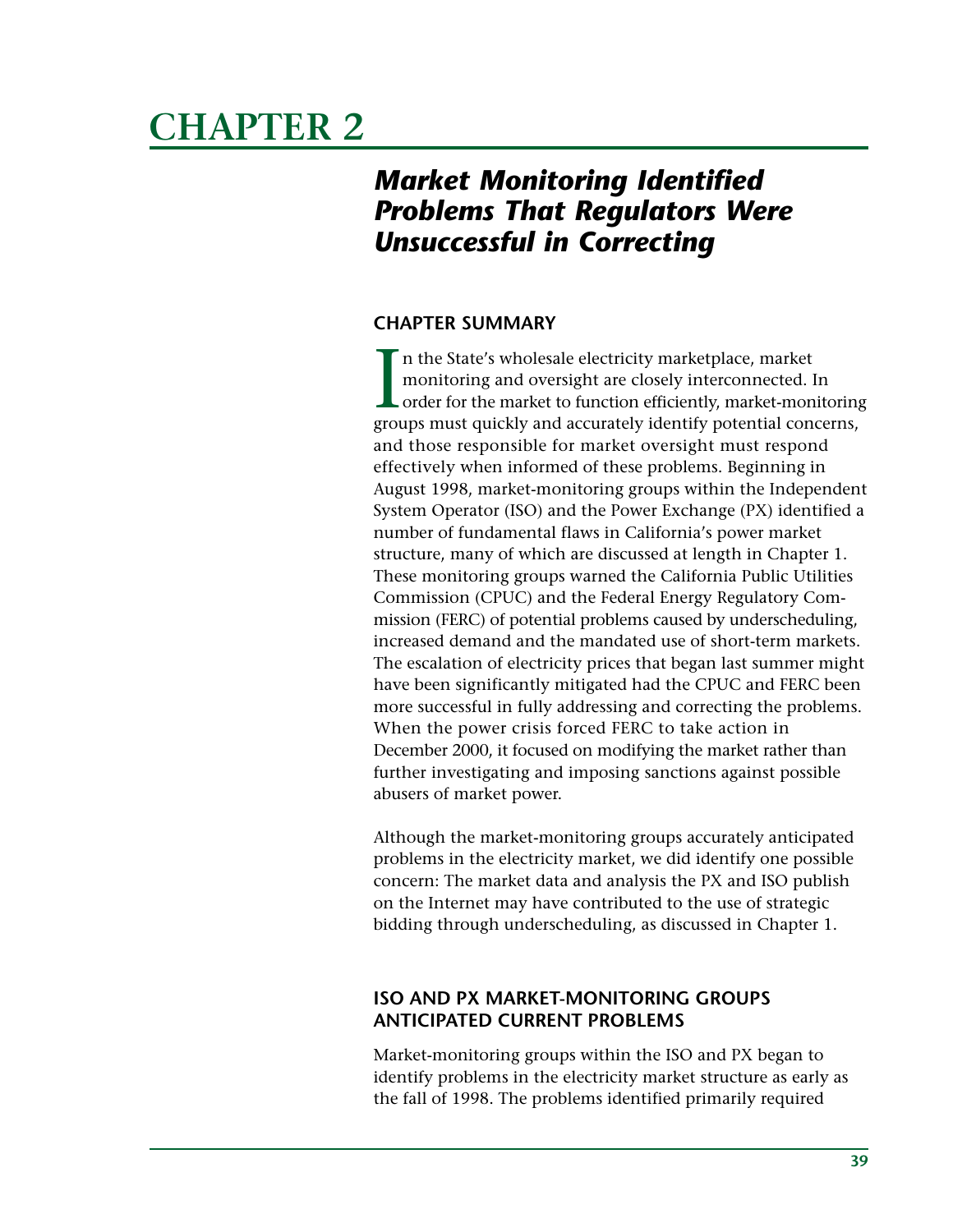# CHAPTER 2

## *Market Monitoring Identified Problems That Regulators Were Unsuccessful in Correcting*

### CHAPTER SUMMARY

In the State's wholesale electricity marketplace, market monitoring and oversight are closely interconnected. In order for the market to function efficiently, market-monitoring groups must quickly and accurately identify potential concerns, and those responsible for market oversight must respond effectively when informed of these problems. Beginning in August 1998, market-monitoring groups within the Independent System Operator (ISO) and the Power Exchange (PX) identified a number of fundamental flaws in California's power market structure, many of which are discussed at length in Chapter 1. These monitoring groups warned the California Public Utilities Commission (CPUC) and the Federal Energy Regulatory Commission (FERC) of potential problems caused by underscheduling, increased demand and the mandated use of short-term markets. The escalation of electricity prices that began last summer might have been significantly mitigated had the CPUC and FERC been more successful in fully addressing and correcting the problems. When the power crisis forced FERC to take action in December 2000, it focused on modifying the market rather than further investigating and imposing sanctions against possible abusers of market power.

Although the market-monitoring groups accurately anticipated problems in the electricity market, we did identify one possible concern: The market data and analysis the PX and ISO publish on the Internet may have contributed to the use of strategic bidding through underscheduling, as discussed in Chapter 1.

### ISO AND PX MARKET-MONITORING GROUPS ANTICIPATED CURRENT PROBLEMS

Market-monitoring groups within the ISO and PX began to identify problems in the electricity market structure as early as the fall of 1998. The problems identified primarily required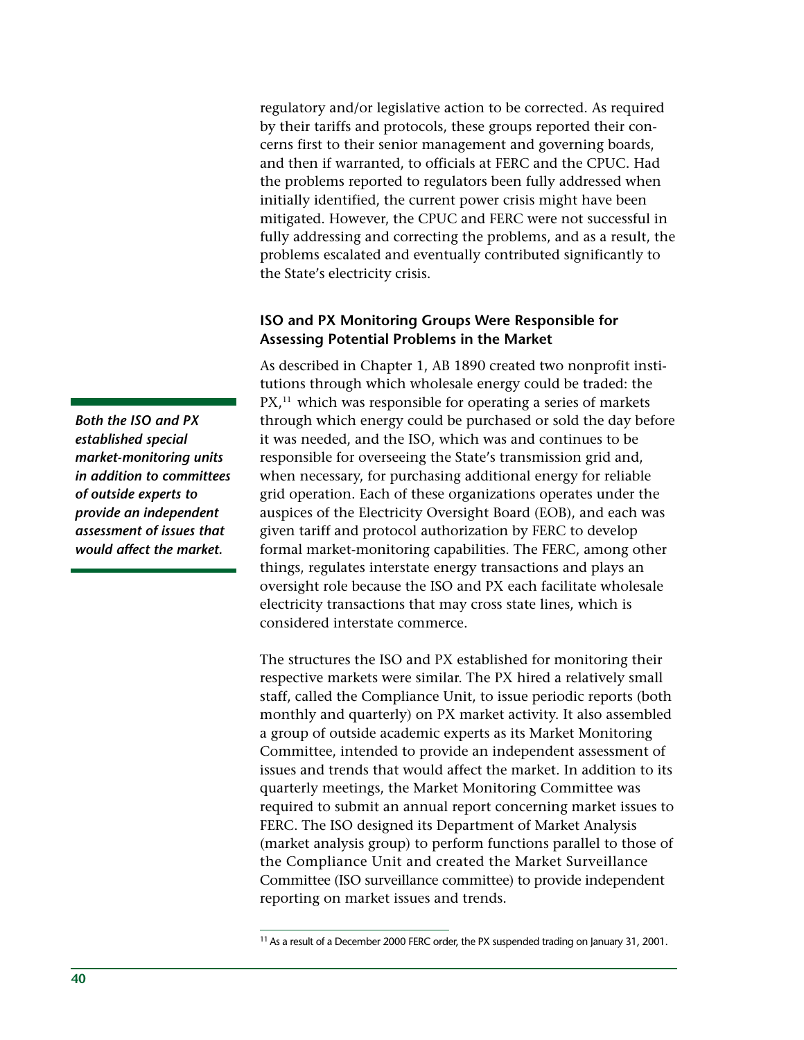regulatory and/or legislative action to be corrected. As required by their tariffs and protocols, these groups reported their concerns first to their senior management and governing boards, and then if warranted, to officials at FERC and the CPUC. Had the problems reported to regulators been fully addressed when initially identified, the current power crisis might have been mitigated. However, the CPUC and FERC were not successful in fully addressing and correcting the problems, and as a result, the problems escalated and eventually contributed significantly to the State's electricity crisis.

### ISO and PX Monitoring Groups Were Responsible for Assessing Potential Problems in the Market

***Both the ISO and PX established special market-monitoring units in addition to committees of outside experts to provide an independent assessment of issues that would affect the market.***

As described in Chapter 1, AB 1890 created two nonprofit institutions through which wholesale energy could be traded: the PX,[11] which was responsible for operating a series of markets through which energy could be purchased or sold the day before it was needed, and the ISO, which was and continues to be responsible for overseeing the State's transmission grid and, when necessary, for purchasing additional energy for reliable grid operation. Each of these organizations operates under the auspices of the Electricity Oversight Board (EOB), and each was given tariff and protocol authorization by FERC to develop formal market-monitoring capabilities. The FERC, among other things, regulates interstate energy transactions and plays an oversight role because the ISO and PX each facilitate wholesale electricity transactions that may cross state lines, which is considered interstate commerce.

The structures the ISO and PX established for monitoring their respective markets were similar. The PX hired a relatively small staff, called the Compliance Unit, to issue periodic reports (both monthly and quarterly) on PX market activity. It also assembled a group of outside academic experts as its Market Monitoring Committee, intended to provide an independent assessment of issues and trends that would affect the market. In addition to its quarterly meetings, the Market Monitoring Committee was required to submit an annual report concerning market issues to FERC. The ISO designed its Department of Market Analysis (market analysis group) to perform functions parallel to those of the Compliance Unit and created the Market Surveillance Committee (ISO surveillance committee) to provide independent reporting on market issues and trends.

[11] As a result of a December 2000 FERC order, the PX suspended trading on January 31, 2001.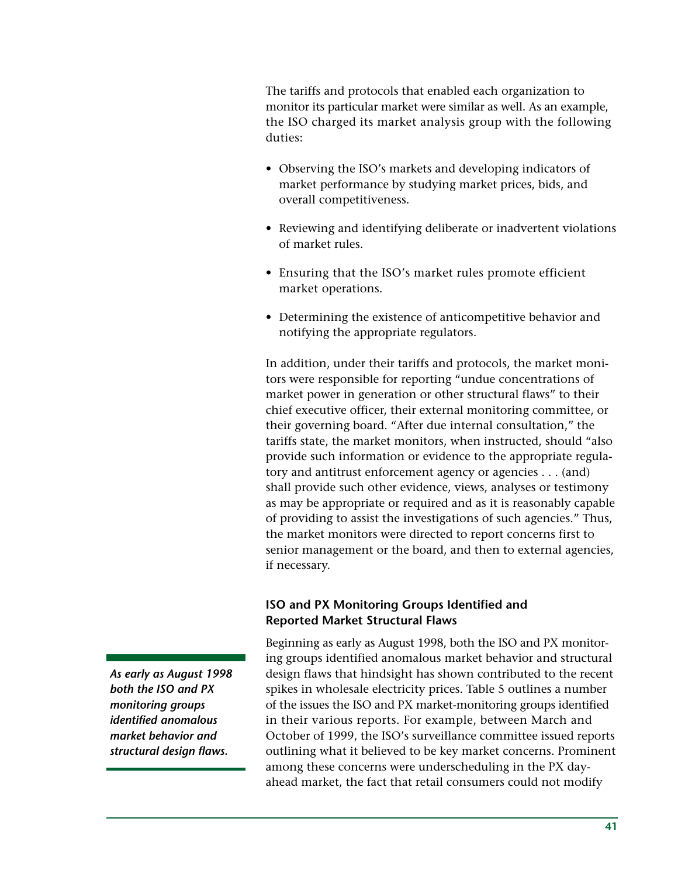The tariffs and protocols that enabled each organization to monitor its particular market were similar as well. As an example, the ISO charged its market analysis group with the following duties:

- Observing the ISO's markets and developing indicators of market performance by studying market prices, bids, and overall competitiveness.
- Reviewing and identifying deliberate or inadvertent violations of market rules.
- Ensuring that the ISO's market rules promote efficient market operations.
- Determining the existence of anticompetitive behavior and notifying the appropriate regulators.

In addition, under their tariffs and protocols, the market monitors were responsible for reporting "undue concentrations of market power in generation or other structural flaws" to their chief executive officer, their external monitoring committee, or their governing board. "After due internal consultation," the tariffs state, the market monitors, when instructed, should "also provide such information or evidence to the appropriate regulatory and antitrust enforcement agency or agencies . . . (and) shall provide such other evidence, views, analyses or testimony as may be appropriate or required and as it is reasonably capable of providing to assist the investigations of such agencies." Thus, the market monitors were directed to report concerns first to senior management or the board, and then to external agencies, if necessary.

### ISO and PX Monitoring Groups Identified and Reported Market Structural Flaws

***As early as August 1998 both the ISO and PX monitoring groups identified anomalous market behavior and structural design flaws.***

Beginning as early as August 1998, both the ISO and PX monitoring groups identified anomalous market behavior and structural design flaws that hindsight has shown contributed to the recent spikes in wholesale electricity prices. Table 5 outlines a number of the issues the ISO and PX market-monitoring groups identified in their various reports. For example, between March and October of 1999, the ISO's surveillance committee issued reports outlining what it believed to be key market concerns. Prominent among these concerns were underscheduling in the PX day-ahead market, the fact that retail consumers could not modify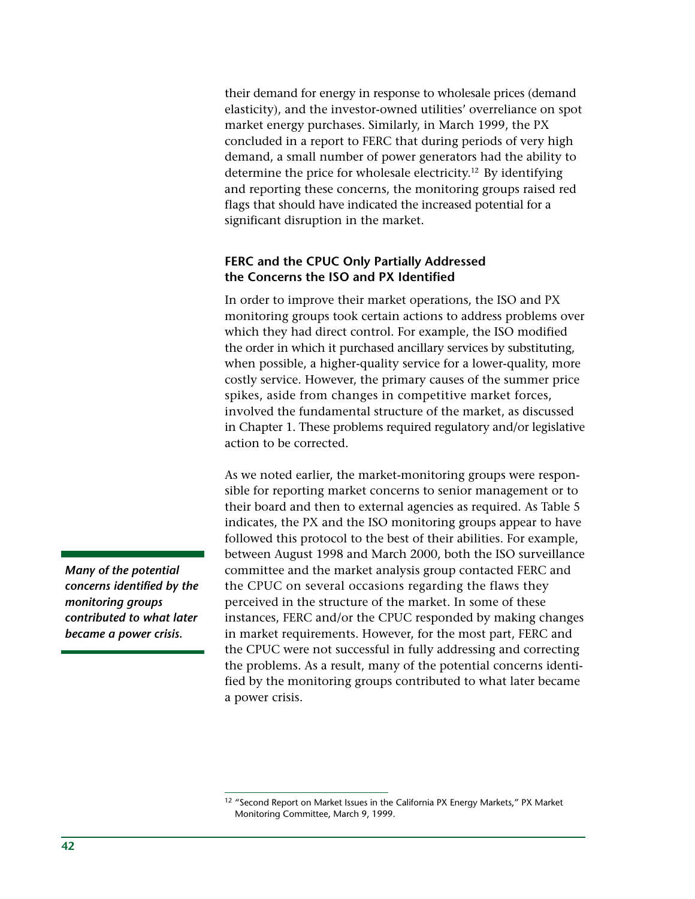their demand for energy in response to wholesale prices (demand elasticity), and the investor-owned utilities' overreliance on spot market energy purchases. Similarly, in March 1999, the PX concluded in a report to FERC that during periods of very high demand, a small number of power generators had the ability to determine the price for wholesale electricity.[12] By identifying and reporting these concerns, the monitoring groups raised red flags that should have indicated the increased potential for a significant disruption in the market.

### FERC and the CPUC Only Partially Addressed the Concerns the ISO and PX Identified

In order to improve their market operations, the ISO and PX monitoring groups took certain actions to address problems over which they had direct control. For example, the ISO modified the order in which it purchased ancillary services by substituting, when possible, a higher-quality service for a lower-quality, more costly service. However, the primary causes of the summer price spikes, aside from changes in competitive market forces, involved the fundamental structure of the market, as discussed in Chapter 1. These problems required regulatory and/or legislative action to be corrected.

***Many of the potential concerns identified by the monitoring groups contributed to what later became a power crisis.***

As we noted earlier, the market-monitoring groups were responsible for reporting market concerns to senior management or to their board and then to external agencies as required. As Table 5 indicates, the PX and the ISO monitoring groups appear to have followed this protocol to the best of their abilities. For example, between August 1998 and March 2000, both the ISO surveillance committee and the market analysis group contacted FERC and the CPUC on several occasions regarding the flaws they perceived in the structure of the market. In some of these instances, FERC and/or the CPUC responded by making changes in market requirements. However, for the most part, FERC and the CPUC were not successful in fully addressing and correcting the problems. As a result, many of the potential concerns identified by the monitoring groups contributed to what later became a power crisis.

[12] "Second Report on Market Issues in the California PX Energy Markets," PX Market Monitoring Committee, March 9, 1999.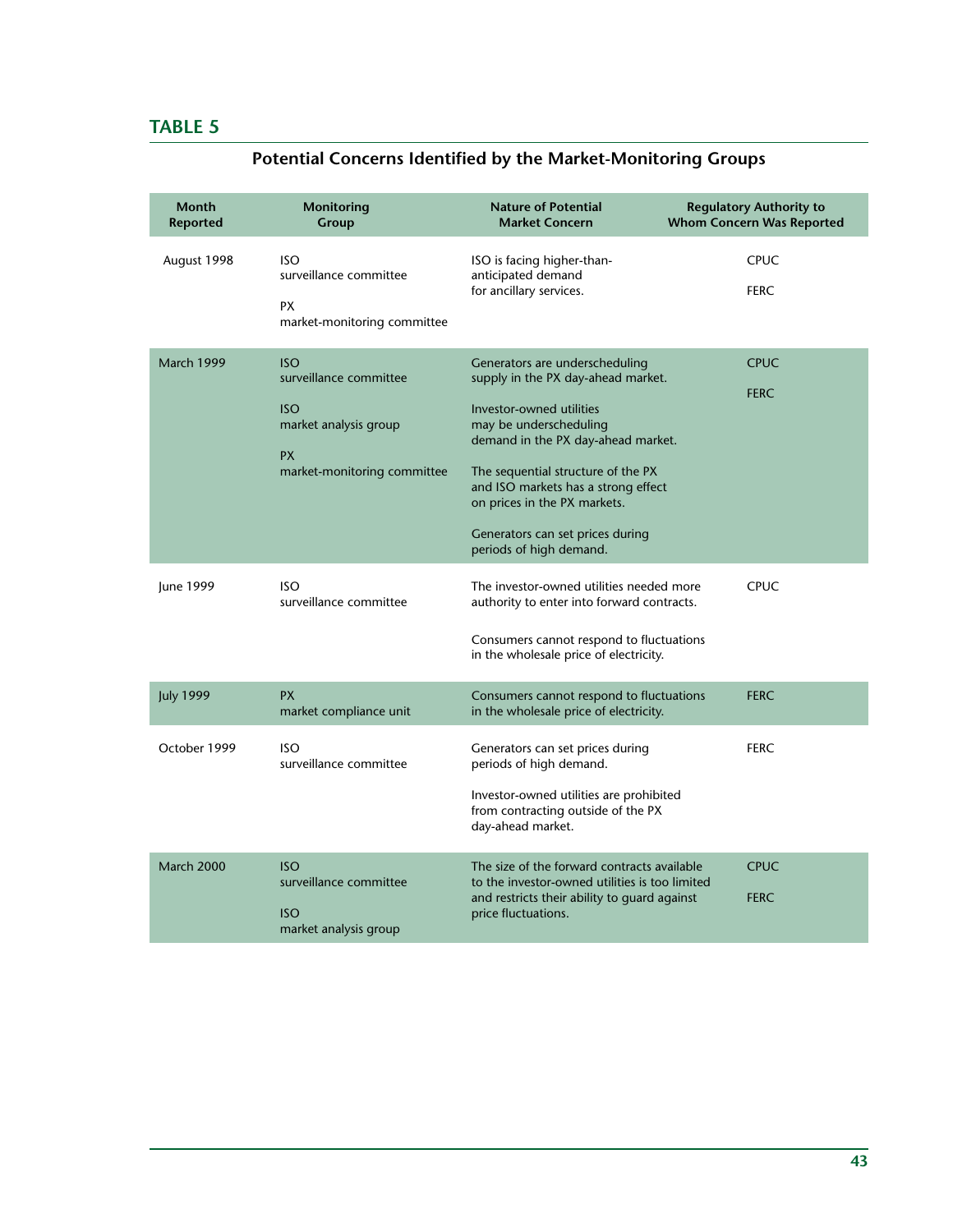## TABLE 5

### Potential Concerns Identified by the Market-Monitoring Groups

| Month Reported | Monitoring Group | Nature of Potential Market Concern | Regulatory Authority to Whom Concern Was Reported |
|---|---|---|---|
| August 1998 | ISO surveillance committee<br><br>PX market-monitoring committee | ISO is facing higher-than-anticipated demand for ancillary services. | CPUC<br><br>FERC |
| March 1999 | ISO surveillance committee<br><br>ISO market analysis group<br><br>PX market-monitoring committee | Generators are underscheduling supply in the PX day-ahead market.<br><br>Investor-owned utilities may be underscheduling demand in the PX day-ahead market.<br><br>The sequential structure of the PX and ISO markets has a strong effect on prices in the PX markets.<br><br>Generators can set prices during periods of high demand. | CPUC<br><br>FERC |
| June 1999 | ISO surveillance committee | The investor-owned utilities needed more authority to enter into forward contracts.<br><br>Consumers cannot respond to fluctuations in the wholesale price of electricity. | CPUC |
| July 1999 | PX market compliance unit | Consumers cannot respond to fluctuations in the wholesale price of electricity. | FERC |
| October 1999 | ISO surveillance committee | Generators can set prices during periods of high demand.<br><br>Investor-owned utilities are prohibited from contracting outside of the PX day-ahead market. | FERC |
| March 2000 | ISO surveillance committee<br><br>ISO market analysis group | The size of the forward contracts available to the investor-owned utilities is too limited and restricts their ability to guard against price fluctuations. | CPUC<br><br>FERC |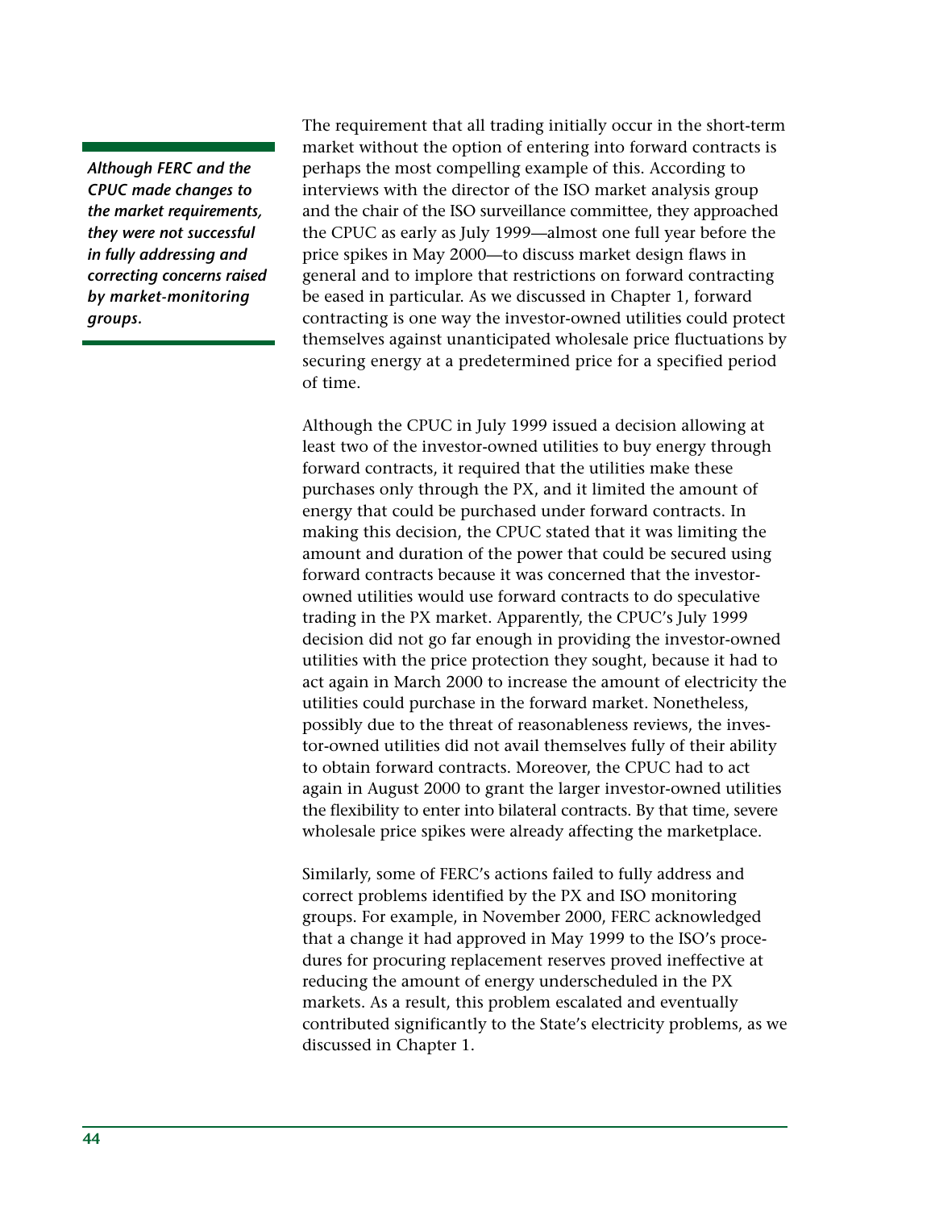*Although FERC and the CPUC made changes to the market requirements, they were not successful in fully addressing and correcting concerns raised by market-monitoring groups.*

The requirement that all trading initially occur in the short-term market without the option of entering into forward contracts is perhaps the most compelling example of this. According to interviews with the director of the ISO market analysis group and the chair of the ISO surveillance committee, they approached the CPUC as early as July 1999—almost one full year before the price spikes in May 2000—to discuss market design flaws in general and to implore that restrictions on forward contracting be eased in particular. As we discussed in Chapter 1, forward contracting is one way the investor-owned utilities could protect themselves against unanticipated wholesale price fluctuations by securing energy at a predetermined price for a specified period of time.

Although the CPUC in July 1999 issued a decision allowing at least two of the investor-owned utilities to buy energy through forward contracts, it required that the utilities make these purchases only through the PX, and it limited the amount of energy that could be purchased under forward contracts. In making this decision, the CPUC stated that it was limiting the amount and duration of the power that could be secured using forward contracts because it was concerned that the investor-owned utilities would use forward contracts to do speculative trading in the PX market. Apparently, the CPUC's July 1999 decision did not go far enough in providing the investor-owned utilities with the price protection they sought, because it had to act again in March 2000 to increase the amount of electricity the utilities could purchase in the forward market. Nonetheless, possibly due to the threat of reasonableness reviews, the investor-owned utilities did not avail themselves fully of their ability to obtain forward contracts. Moreover, the CPUC had to act again in August 2000 to grant the larger investor-owned utilities the flexibility to enter into bilateral contracts. By that time, severe wholesale price spikes were already affecting the marketplace.

Similarly, some of FERC's actions failed to fully address and correct problems identified by the PX and ISO monitoring groups. For example, in November 2000, FERC acknowledged that a change it had approved in May 1999 to the ISO's procedures for procuring replacement reserves proved ineffective at reducing the amount of energy underscheduled in the PX markets. As a result, this problem escalated and eventually contributed significantly to the State's electricity problems, as we discussed in Chapter 1.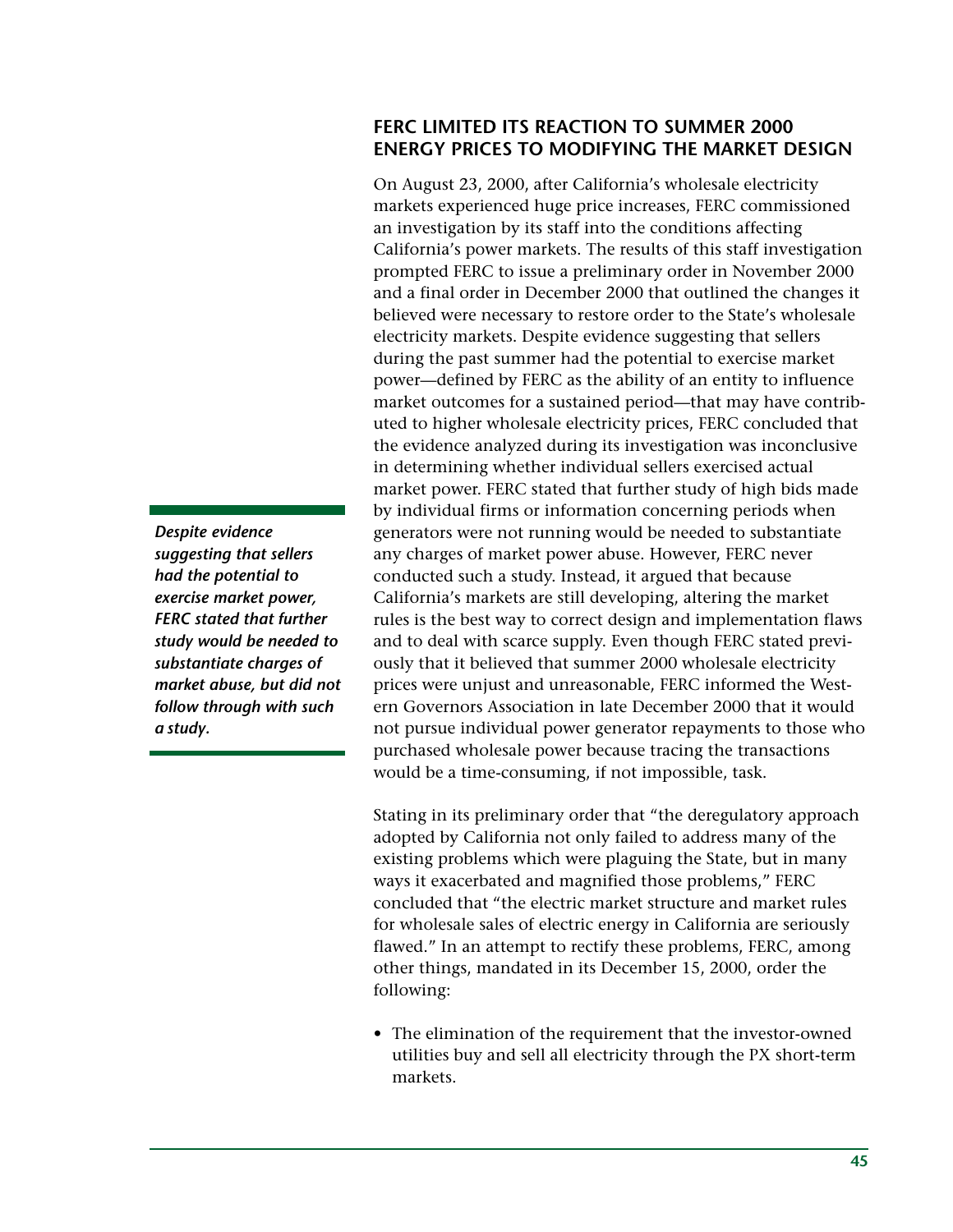## FERC LIMITED ITS REACTION TO SUMMER 2000 ENERGY PRICES TO MODIFYING THE MARKET DESIGN

On August 23, 2000, after California's wholesale electricity markets experienced huge price increases, FERC commissioned an investigation by its staff into the conditions affecting California's power markets. The results of this staff investigation prompted FERC to issue a preliminary order in November 2000 and a final order in December 2000 that outlined the changes it believed were necessary to restore order to the State's wholesale electricity markets. Despite evidence suggesting that sellers during the past summer had the potential to exercise market power—defined by FERC as the ability of an entity to influence market outcomes for a sustained period—that may have contributed to higher wholesale electricity prices, FERC concluded that the evidence analyzed during its investigation was inconclusive in determining whether individual sellers exercised actual market power. FERC stated that further study of high bids made by individual firms or information concerning periods when generators were not running would be needed to substantiate any charges of market power abuse. However, FERC never conducted such a study. Instead, it argued that because California's markets are still developing, altering the market rules is the best way to correct design and implementation flaws and to deal with scarce supply. Even though FERC stated previously that it believed that summer 2000 wholesale electricity prices were unjust and unreasonable, FERC informed the Western Governors Association in late December 2000 that it would not pursue individual power generator repayments to those who purchased wholesale power because tracing the transactions would be a time-consuming, if not impossible, task.

***Despite evidence suggesting that sellers had the potential to exercise market power, FERC stated that further study would be needed to substantiate charges of market abuse, but did not follow through with such a study.***

Stating in its preliminary order that "the deregulatory approach adopted by California not only failed to address many of the existing problems which were plaguing the State, but in many ways it exacerbated and magnified those problems," FERC concluded that "the electric market structure and market rules for wholesale sales of electric energy in California are seriously flawed." In an attempt to rectify these problems, FERC, among other things, mandated in its December 15, 2000, order the following:

- The elimination of the requirement that the investor-owned utilities buy and sell all electricity through the PX short-term markets.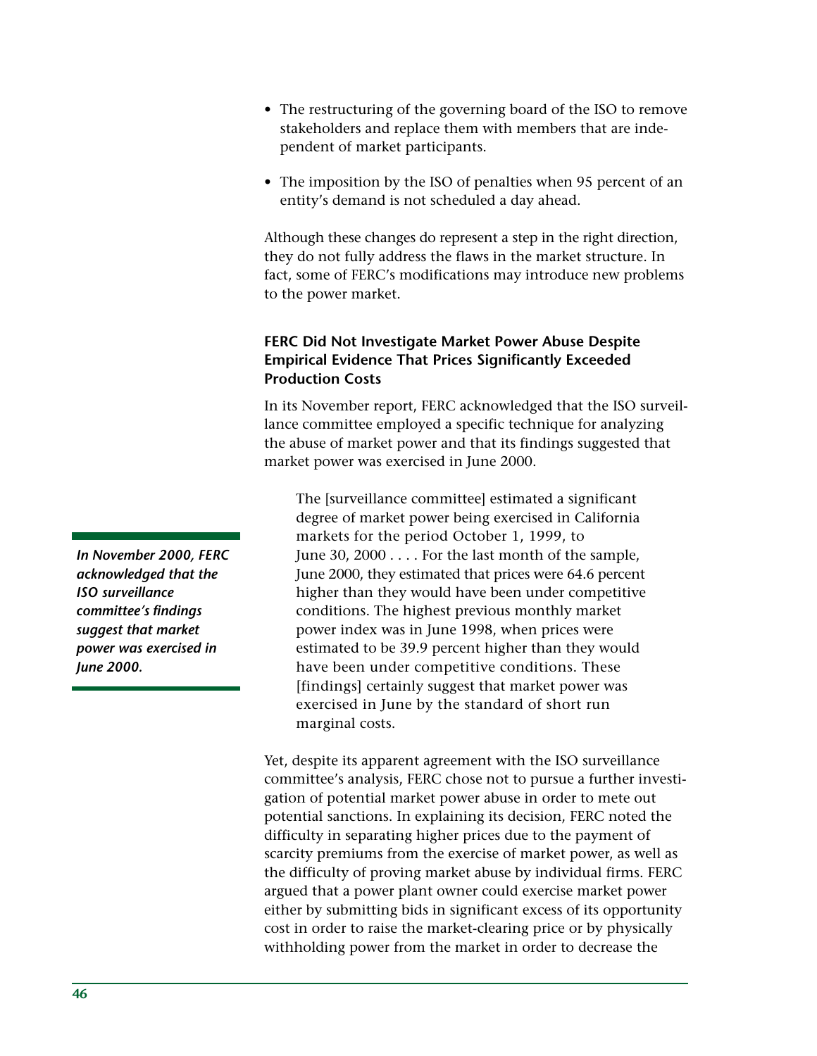- The restructuring of the governing board of the ISO to remove stakeholders and replace them with members that are independent of market participants.
- The imposition by the ISO of penalties when 95 percent of an entity's demand is not scheduled a day ahead.

Although these changes do represent a step in the right direction, they do not fully address the flaws in the market structure. In fact, some of FERC's modifications may introduce new problems to the power market.

### FERC Did Not Investigate Market Power Abuse Despite Empirical Evidence That Prices Significantly Exceeded Production Costs

In its November report, FERC acknowledged that the ISO surveillance committee employed a specific technique for analyzing the abuse of market power and that its findings suggested that market power was exercised in June 2000.

*In November 2000, FERC acknowledged that the ISO surveillance committee's findings suggest that market power was exercised in June 2000.*

> The [surveillance committee] estimated a significant degree of market power being exercised in California markets for the period October 1, 1999, to June 30, 2000 . . . . For the last month of the sample, June 2000, they estimated that prices were 64.6 percent higher than they would have been under competitive conditions. The highest previous monthly market power index was in June 1998, when prices were estimated to be 39.9 percent higher than they would have been under competitive conditions. These [findings] certainly suggest that market power was exercised in June by the standard of short run marginal costs.

Yet, despite its apparent agreement with the ISO surveillance committee's analysis, FERC chose not to pursue a further investigation of potential market power abuse in order to mete out potential sanctions. In explaining its decision, FERC noted the difficulty in separating higher prices due to the payment of scarcity premiums from the exercise of market power, as well as the difficulty of proving market abuse by individual firms. FERC argued that a power plant owner could exercise market power either by submitting bids in significant excess of its opportunity cost in order to raise the market-clearing price or by physically withholding power from the market in order to decrease the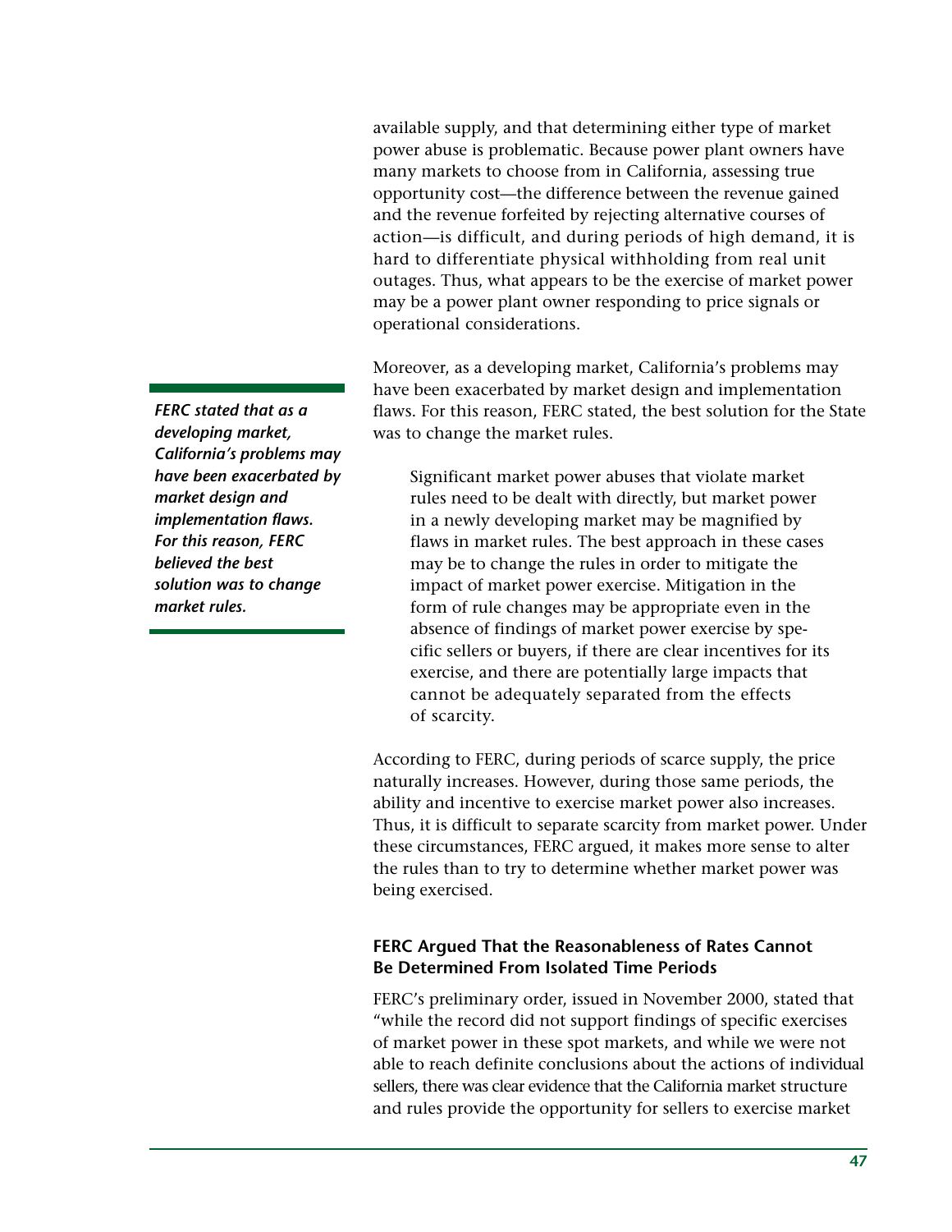available supply, and that determining either type of market power abuse is problematic. Because power plant owners have many markets to choose from in California, assessing true opportunity cost—the difference between the revenue gained and the revenue forfeited by rejecting alternative courses of action—is difficult, and during periods of high demand, it is hard to differentiate physical withholding from real unit outages. Thus, what appears to be the exercise of market power may be a power plant owner responding to price signals or operational considerations.

Moreover, as a developing market, California's problems may have been exacerbated by market design and implementation flaws. For this reason, FERC stated, the best solution for the State was to change the market rules.

***FERC stated that as a developing market, California's problems may have been exacerbated by market design and implementation flaws. For this reason, FERC believed the best solution was to change market rules.***

> Significant market power abuses that violate market rules need to be dealt with directly, but market power in a newly developing market may be magnified by flaws in market rules. The best approach in these cases may be to change the rules in order to mitigate the impact of market power exercise. Mitigation in the form of rule changes may be appropriate even in the absence of findings of market power exercise by specific sellers or buyers, if there are clear incentives for its exercise, and there are potentially large impacts that cannot be adequately separated from the effects of scarcity.

According to FERC, during periods of scarce supply, the price naturally increases. However, during those same periods, the ability and incentive to exercise market power also increases. Thus, it is difficult to separate scarcity from market power. Under these circumstances, FERC argued, it makes more sense to alter the rules than to try to determine whether market power was being exercised.

### FERC Argued That the Reasonableness of Rates Cannot Be Determined From Isolated Time Periods

FERC's preliminary order, issued in November 2000, stated that "while the record did not support findings of specific exercises of market power in these spot markets, and while we were not able to reach definite conclusions about the actions of individual sellers, there was clear evidence that the California market structure and rules provide the opportunity for sellers to exercise market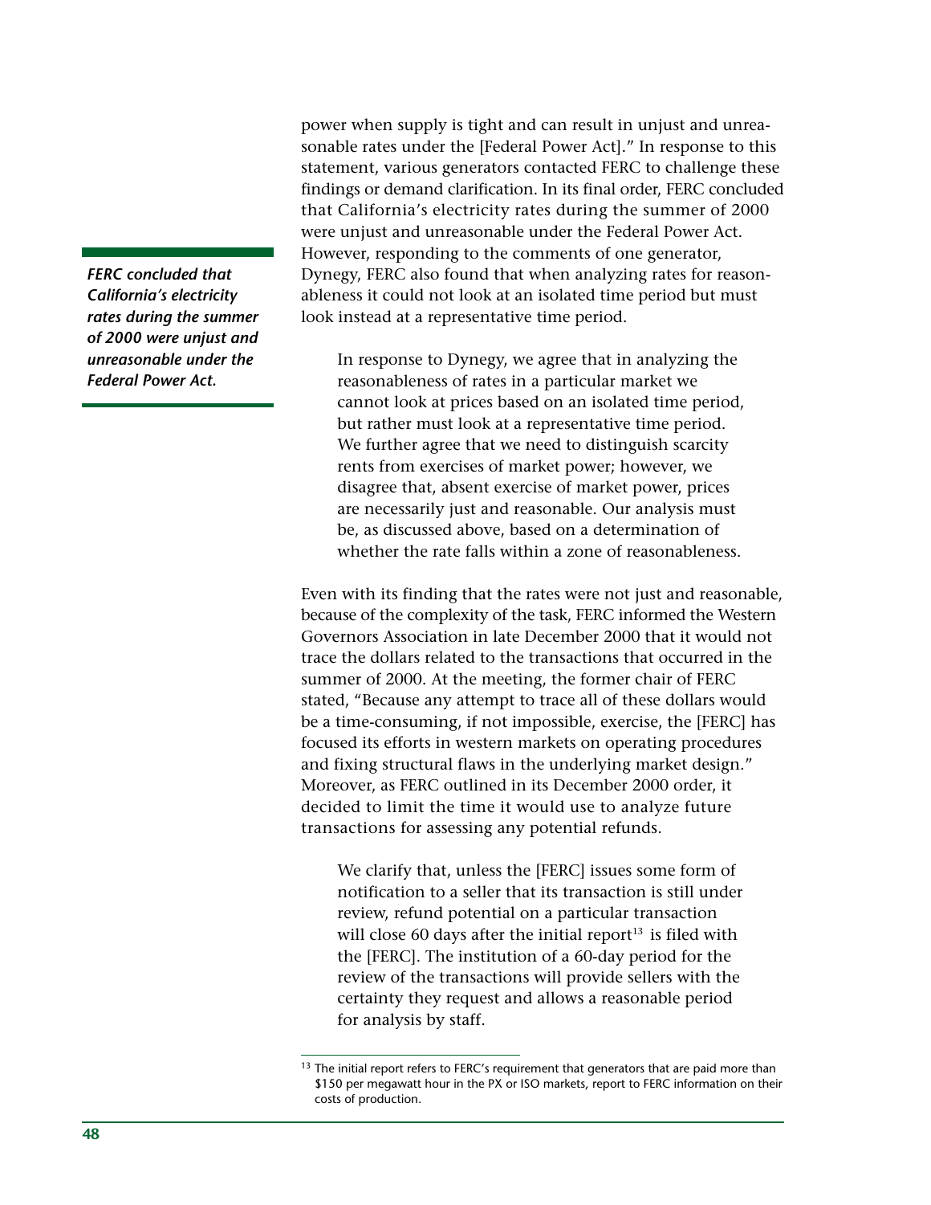power when supply is tight and can result in unjust and unreasonable rates under the [Federal Power Act]." In response to this statement, various generators contacted FERC to challenge these findings or demand clarification. In its final order, FERC concluded that California's electricity rates during the summer of 2000 were unjust and unreasonable under the Federal Power Act. However, responding to the comments of one generator, Dynegy, FERC also found that when analyzing rates for reasonableness it could not look at an isolated time period but must look instead at a representative time period.

***FERC concluded that California's electricity rates during the summer of 2000 were unjust and unreasonable under the Federal Power Act.***

> In response to Dynegy, we agree that in analyzing the reasonableness of rates in a particular market we cannot look at prices based on an isolated time period, but rather must look at a representative time period. We further agree that we need to distinguish scarcity rents from exercises of market power; however, we disagree that, absent exercise of market power, prices are necessarily just and reasonable. Our analysis must be, as discussed above, based on a determination of whether the rate falls within a zone of reasonableness.

Even with its finding that the rates were not just and reasonable, because of the complexity of the task, FERC informed the Western Governors Association in late December 2000 that it would not trace the dollars related to the transactions that occurred in the summer of 2000. At the meeting, the former chair of FERC stated, "Because any attempt to trace all of these dollars would be a time-consuming, if not impossible, exercise, the [FERC] has focused its efforts in western markets on operating procedures and fixing structural flaws in the underlying market design." Moreover, as FERC outlined in its December 2000 order, it decided to limit the time it would use to analyze future transactions for assessing any potential refunds.

> We clarify that, unless the [FERC] issues some form of notification to a seller that its transaction is still under review, refund potential on a particular transaction will close 60 days after the initial report[13] is filed with the [FERC]. The institution of a 60-day period for the review of the transactions will provide sellers with the certainty they request and allows a reasonable period for analysis by staff.

[13] The initial report refers to FERC's requirement that generators that are paid more than $150 per megawatt hour in the PX or ISO markets, report to FERC information on their costs of production.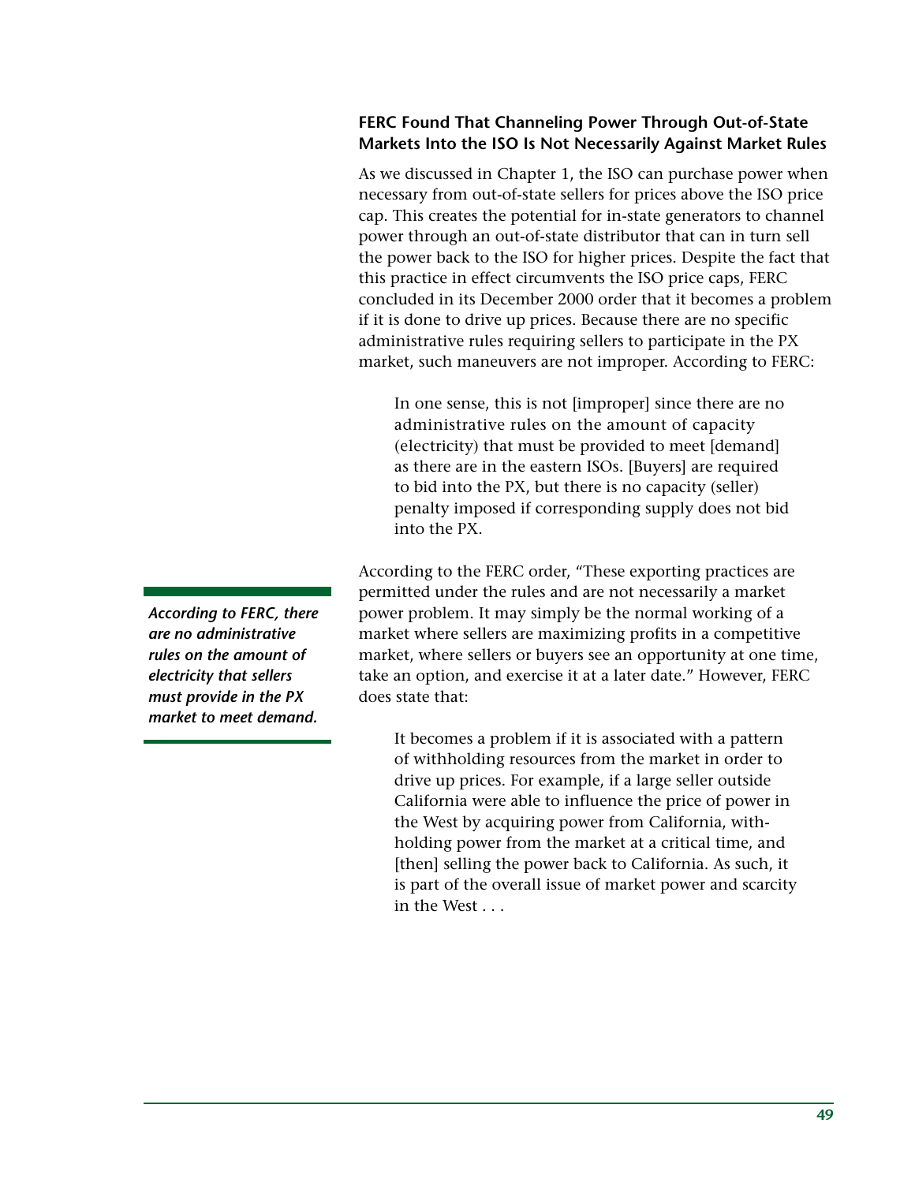### FERC Found That Channeling Power Through Out-of-State Markets Into the ISO Is Not Necessarily Against Market Rules

As we discussed in Chapter 1, the ISO can purchase power when necessary from out-of-state sellers for prices above the ISO price cap. This creates the potential for in-state generators to channel power through an out-of-state distributor that can in turn sell the power back to the ISO for higher prices. Despite the fact that this practice in effect circumvents the ISO price caps, FERC concluded in its December 2000 order that it becomes a problem if it is done to drive up prices. Because there are no specific administrative rules requiring sellers to participate in the PX market, such maneuvers are not improper. According to FERC:

> In one sense, this is not [improper] since there are no administrative rules on the amount of capacity (electricity) that must be provided to meet [demand] as there are in the eastern ISOs. [Buyers] are required to bid into the PX, but there is no capacity (seller) penalty imposed if corresponding supply does not bid into the PX.

***According to FERC, there are no administrative rules on the amount of electricity that sellers must provide in the PX market to meet demand.***

According to the FERC order, "These exporting practices are permitted under the rules and are not necessarily a market power problem. It may simply be the normal working of a market where sellers are maximizing profits in a competitive market, where sellers or buyers see an opportunity at one time, take an option, and exercise it at a later date." However, FERC does state that:

> It becomes a problem if it is associated with a pattern of withholding resources from the market in order to drive up prices. For example, if a large seller outside California were able to influence the price of power in the West by acquiring power from California, withholding power from the market at a critical time, and [then] selling the power back to California. As such, it is part of the overall issue of market power and scarcity in the West . . .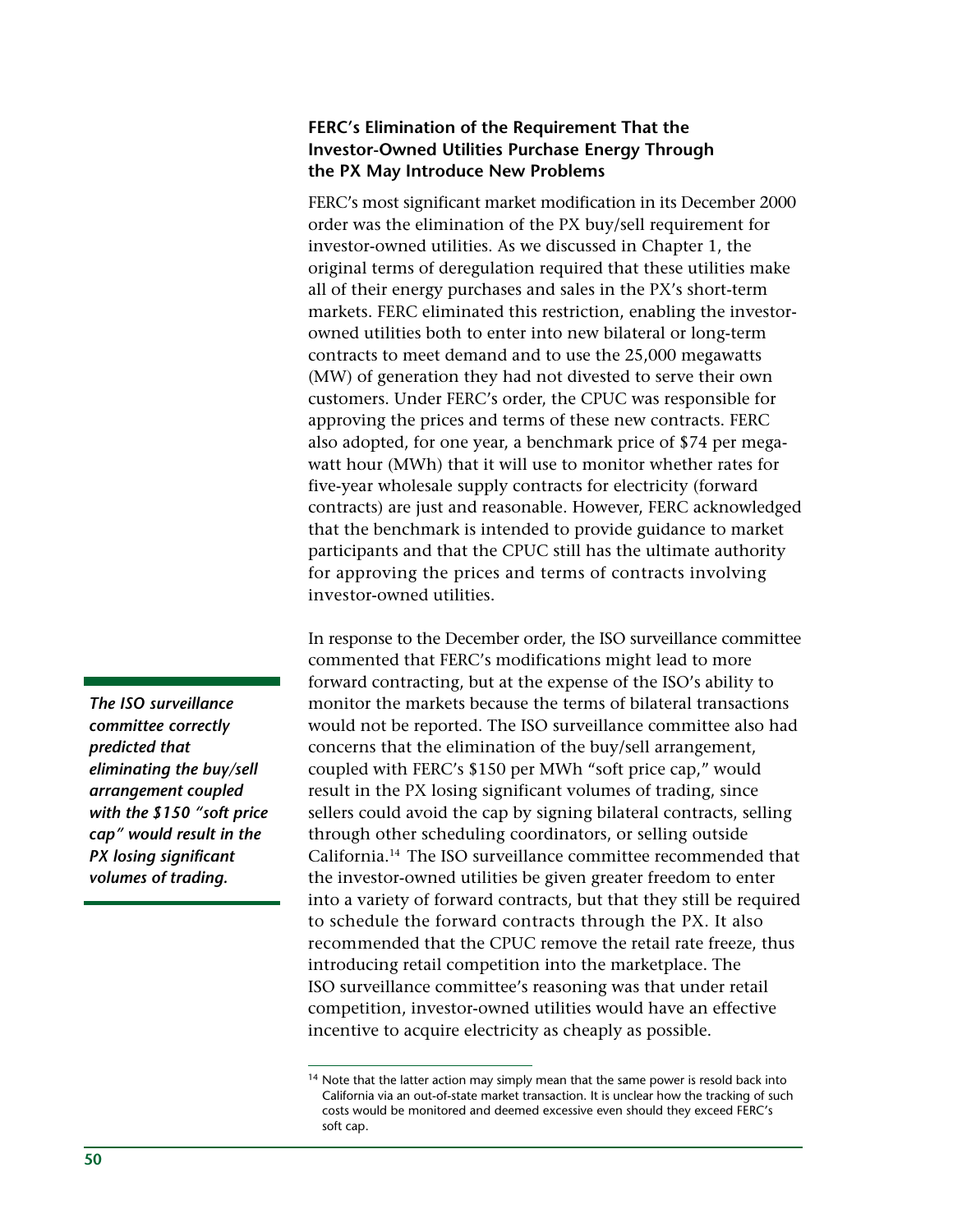### FERC's Elimination of the Requirement That the Investor-Owned Utilities Purchase Energy Through the PX May Introduce New Problems

FERC's most significant market modification in its December 2000 order was the elimination of the PX buy/sell requirement for investor-owned utilities. As we discussed in Chapter 1, the original terms of deregulation required that these utilities make all of their energy purchases and sales in the PX's short-term markets. FERC eliminated this restriction, enabling the investor-owned utilities both to enter into new bilateral or long-term contracts to meet demand and to use the 25,000 megawatts (MW) of generation they had not divested to serve their own customers. Under FERC's order, the CPUC was responsible for approving the prices and terms of these new contracts. FERC also adopted, for one year, a benchmark price of $74 per megawatt hour (MWh) that it will use to monitor whether rates for five-year wholesale supply contracts for electricity (forward contracts) are just and reasonable. However, FERC acknowledged that the benchmark is intended to provide guidance to market participants and that the CPUC still has the ultimate authority for approving the prices and terms of contracts involving investor-owned utilities.

***The ISO surveillance committee correctly predicted that eliminating the buy/sell arrangement coupled with the $150 "soft price cap" would result in the PX losing significant volumes of trading.***

In response to the December order, the ISO surveillance committee commented that FERC's modifications might lead to more forward contracting, but at the expense of the ISO's ability to monitor the markets because the terms of bilateral transactions would not be reported. The ISO surveillance committee also had concerns that the elimination of the buy/sell arrangement, coupled with FERC's $150 per MWh "soft price cap," would result in the PX losing significant volumes of trading, since sellers could avoid the cap by signing bilateral contracts, selling through other scheduling coordinators, or selling outside California.[14] The ISO surveillance committee recommended that the investor-owned utilities be given greater freedom to enter into a variety of forward contracts, but that they still be required to schedule the forward contracts through the PX. It also recommended that the CPUC remove the retail rate freeze, thus introducing retail competition into the marketplace. The ISO surveillance committee's reasoning was that under retail competition, investor-owned utilities would have an effective incentive to acquire electricity as cheaply as possible.

[14] Note that the latter action may simply mean that the same power is resold back into California via an out-of-state market transaction. It is unclear how the tracking of such costs would be monitored and deemed excessive even should they exceed FERC's soft cap.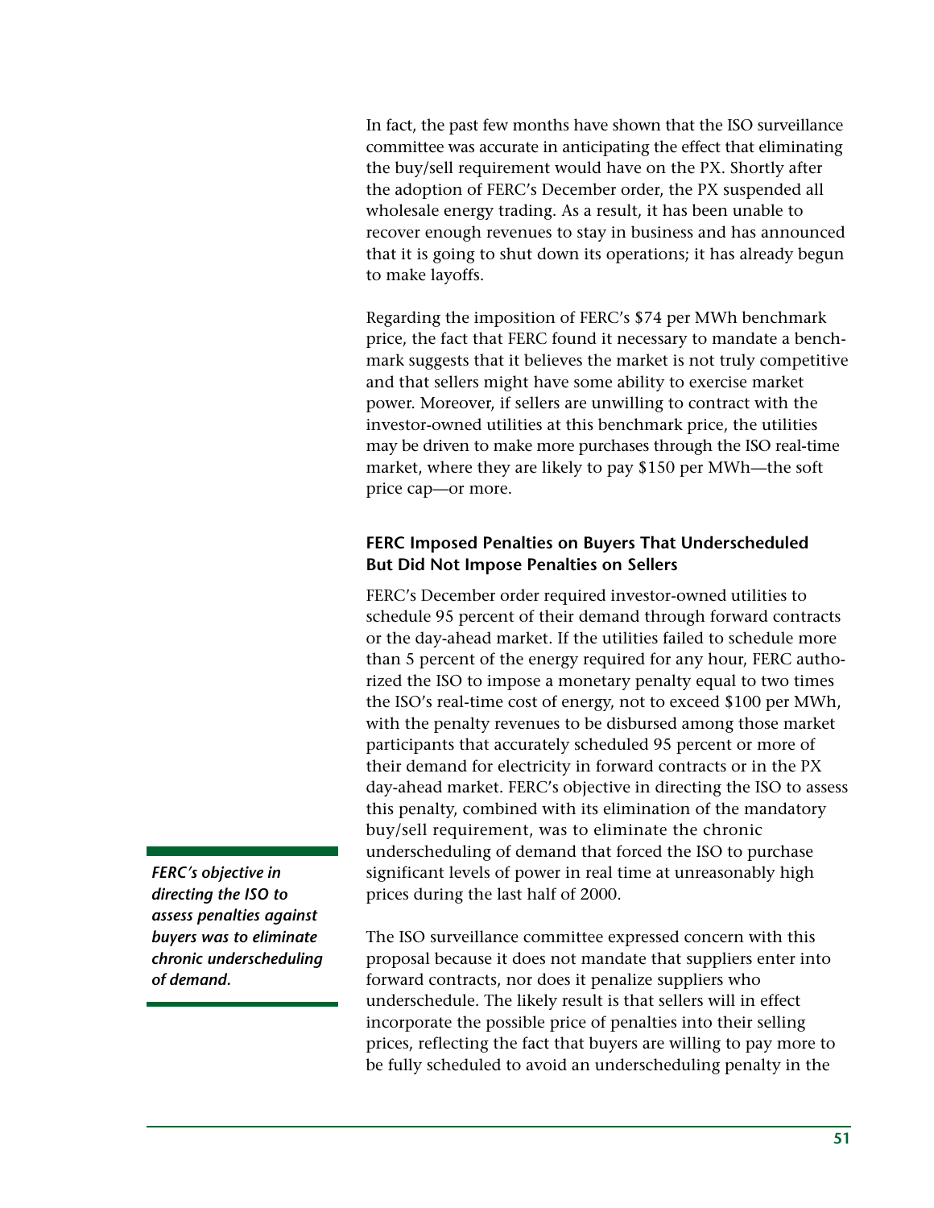In fact, the past few months have shown that the ISO surveillance committee was accurate in anticipating the effect that eliminating the buy/sell requirement would have on the PX. Shortly after the adoption of FERC's December order, the PX suspended all wholesale energy trading. As a result, it has been unable to recover enough revenues to stay in business and has announced that it is going to shut down its operations; it has already begun to make layoffs.

Regarding the imposition of FERC's $74 per MWh benchmark price, the fact that FERC found it necessary to mandate a benchmark suggests that it believes the market is not truly competitive and that sellers might have some ability to exercise market power. Moreover, if sellers are unwilling to contract with the investor-owned utilities at this benchmark price, the utilities may be driven to make more purchases through the ISO real-time market, where they are likely to pay $150 per MWh—the soft price cap—or more.

### FERC Imposed Penalties on Buyers That Underscheduled But Did Not Impose Penalties on Sellers

FERC's December order required investor-owned utilities to schedule 95 percent of their demand through forward contracts or the day-ahead market. If the utilities failed to schedule more than 5 percent of the energy required for any hour, FERC authorized the ISO to impose a monetary penalty equal to two times the ISO's real-time cost of energy, not to exceed $100 per MWh, with the penalty revenues to be disbursed among those market participants that accurately scheduled 95 percent or more of their demand for electricity in forward contracts or in the PX day-ahead market. FERC's objective in directing the ISO to assess this penalty, combined with its elimination of the mandatory buy/sell requirement, was to eliminate the chronic underscheduling of demand that forced the ISO to purchase significant levels of power in real time at unreasonably high prices during the last half of 2000.

***FERC's objective in directing the ISO to assess penalties against buyers was to eliminate chronic underscheduling of demand.***

The ISO surveillance committee expressed concern with this proposal because it does not mandate that suppliers enter into forward contracts, nor does it penalize suppliers who underschedule. The likely result is that sellers will in effect incorporate the possible price of penalties into their selling prices, reflecting the fact that buyers are willing to pay more to be fully scheduled to avoid an underscheduling penalty in the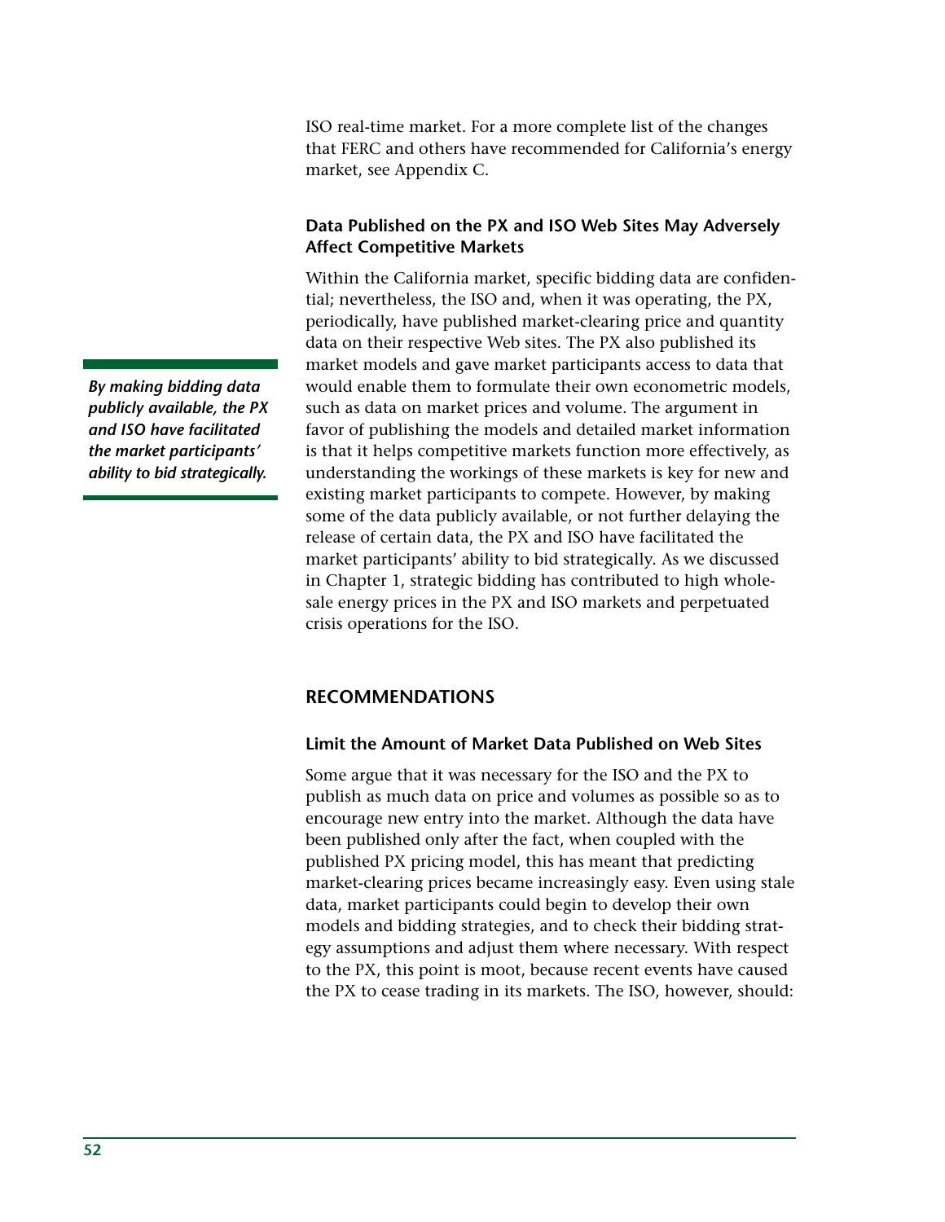ISO real-time market. For a more complete list of the changes that FERC and others have recommended for California's energy market, see Appendix C.

### Data Published on the PX and ISO Web Sites May Adversely Affect Competitive Markets

Within the California market, specific bidding data are confidential; nevertheless, the ISO and, when it was operating, the PX, periodically, have published market-clearing price and quantity data on their respective Web sites. The PX also published its market models and gave market participants access to data that would enable them to formulate their own econometric models, such as data on market prices and volume. The argument in favor of publishing the models and detailed market information is that it helps competitive markets function more effectively, as understanding the workings of these markets is key for new and existing market participants to compete. However, by making some of the data publicly available, or not further delaying the release of certain data, the PX and ISO have facilitated the market participants' ability to bid strategically. As we discussed in Chapter 1, strategic bidding has contributed to high wholesale energy prices in the PX and ISO markets and perpetuated crisis operations for the ISO.

***By making bidding data publicly available, the PX and ISO have facilitated the market participants' ability to bid strategically.***

## RECOMMENDATIONS

### Limit the Amount of Market Data Published on Web Sites

Some argue that it was necessary for the ISO and the PX to publish as much data on price and volumes as possible so as to encourage new entry into the market. Although the data have been published only after the fact, when coupled with the published PX pricing model, this has meant that predicting market-clearing prices became increasingly easy. Even using stale data, market participants could begin to develop their own models and bidding strategies, and to check their bidding strategy assumptions and adjust them where necessary. With respect to the PX, this point is moot, because recent events have caused the PX to cease trading in its markets. The ISO, however, should: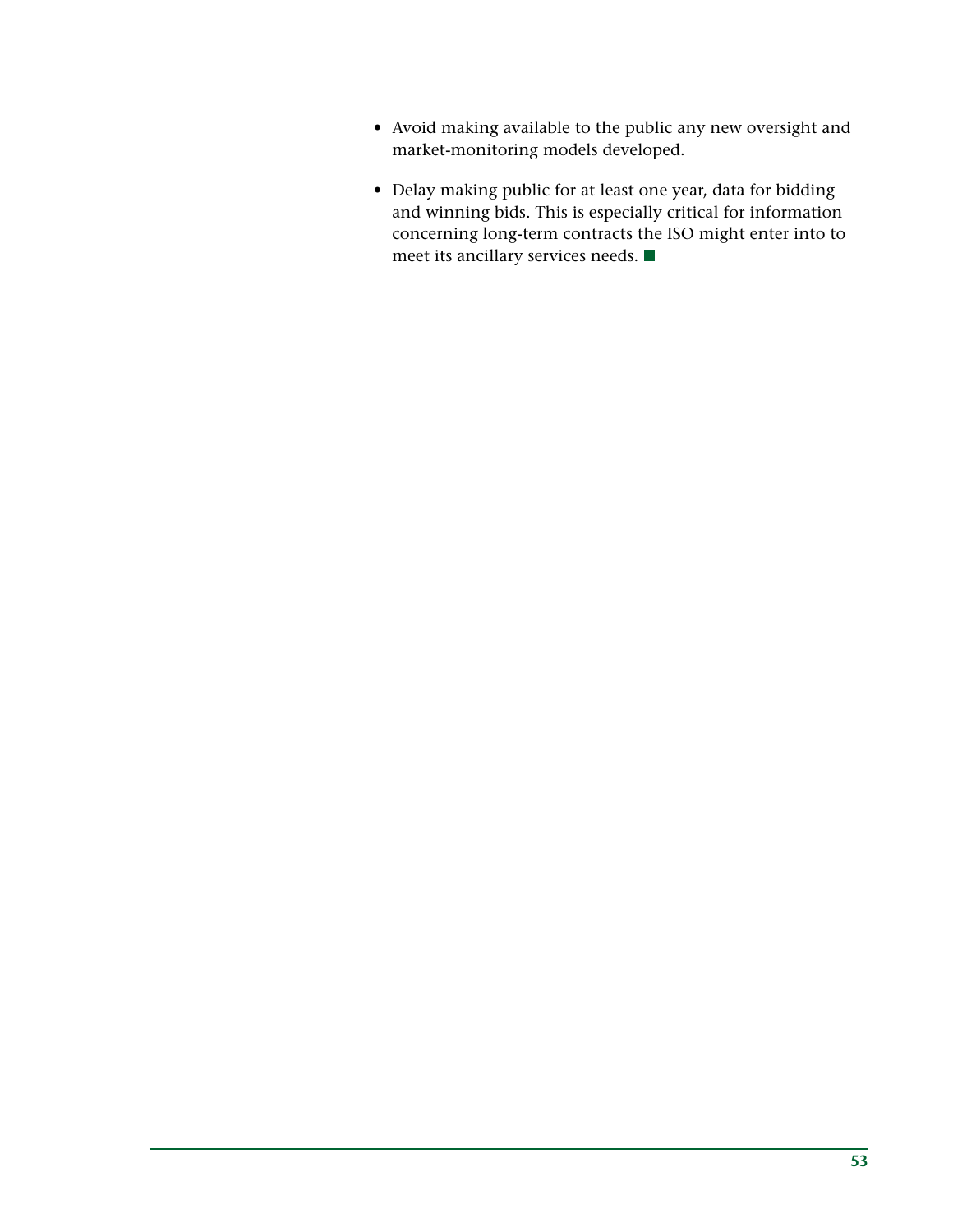- Avoid making available to the public any new oversight and market-monitoring models developed.

- Delay making public for at least one year, data for bidding and winning bids. This is especially critical for information concerning long-term contracts the ISO might enter into to meet its ancillary services needs. ■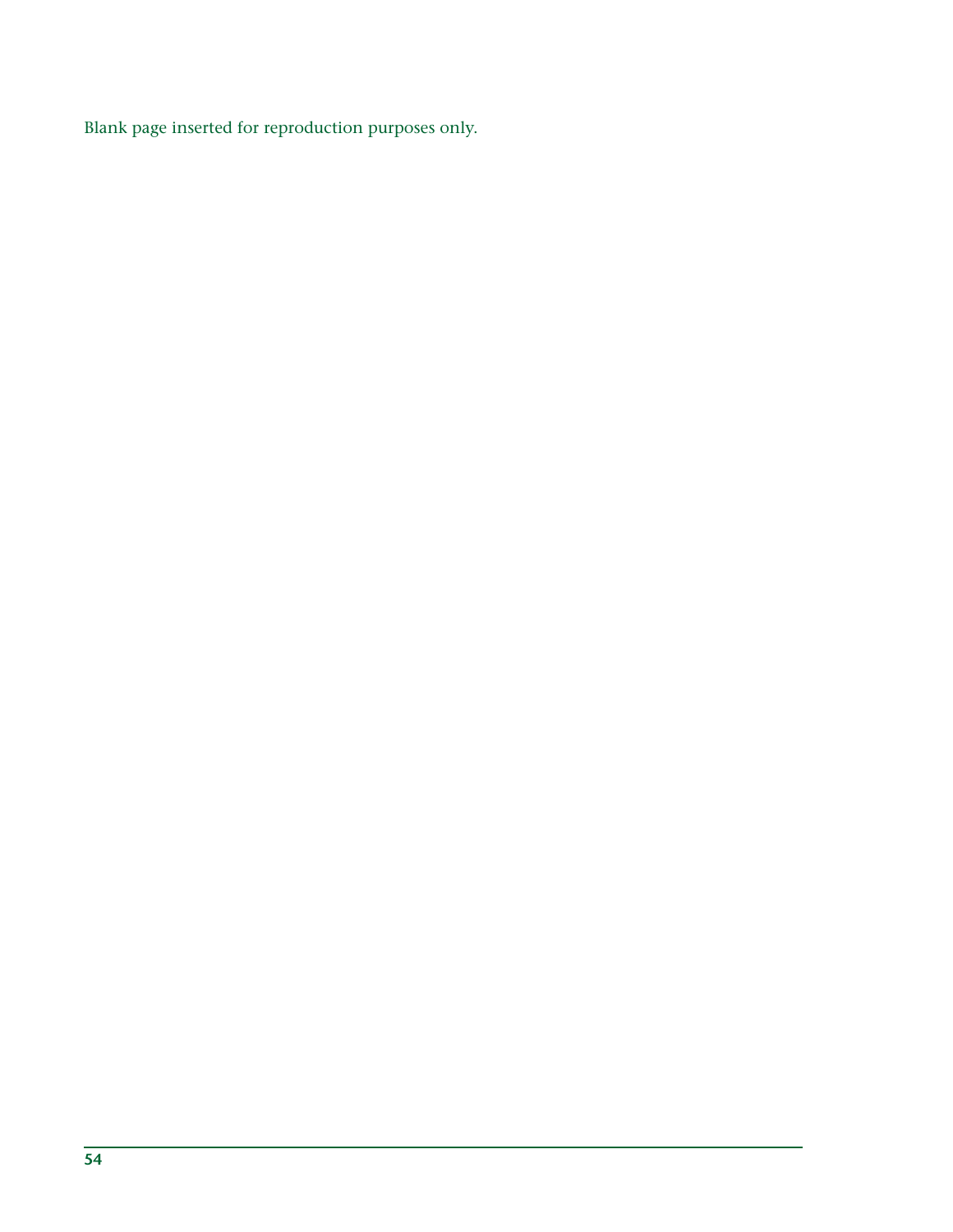Blank page inserted for reproduction purposes only.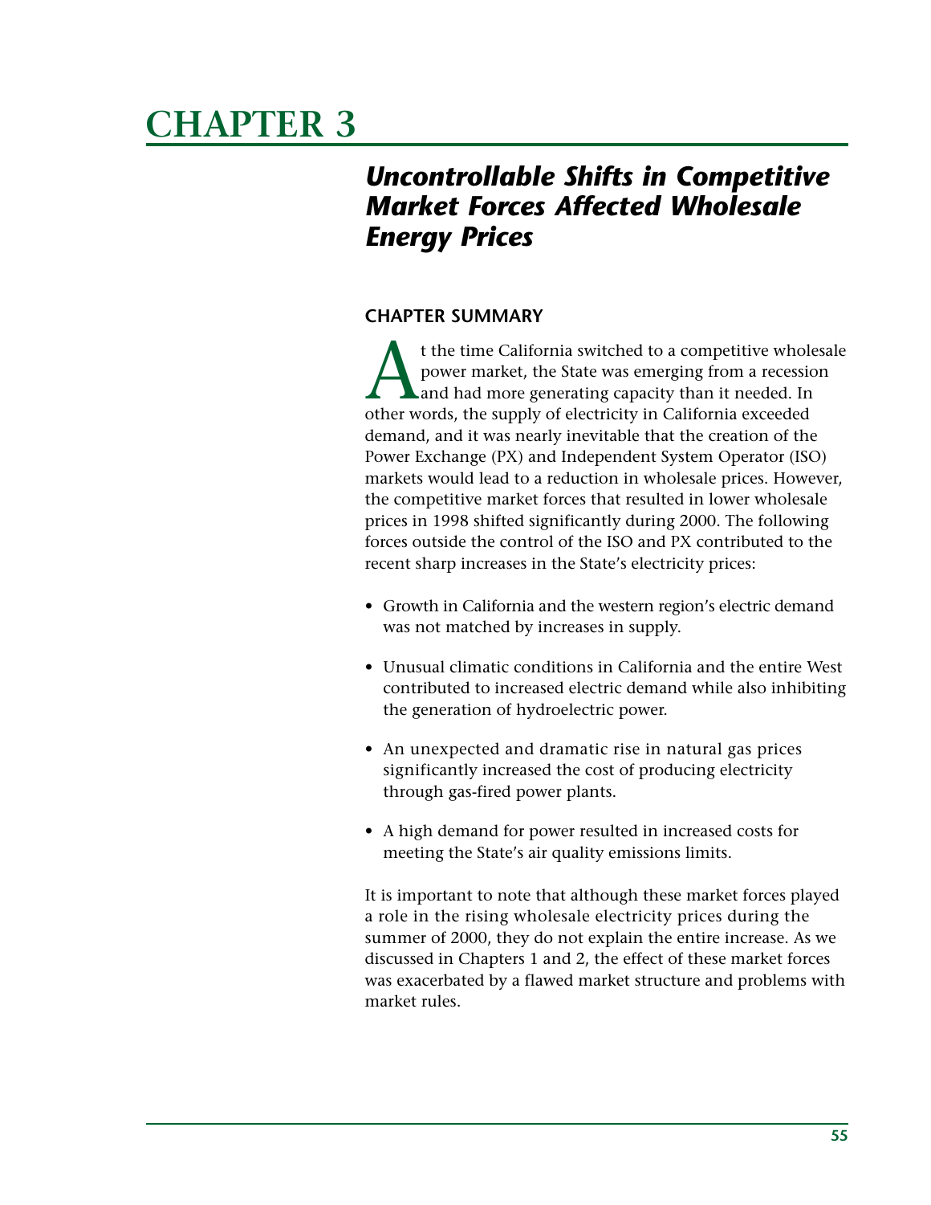# CHAPTER 3

## *Uncontrollable Shifts in Competitive Market Forces Affected Wholesale Energy Prices*

### CHAPTER SUMMARY

At the time California switched to a competitive wholesale power market, the State was emerging from a recession and had more generating capacity than it needed. In other words, the supply of electricity in California exceeded demand, and it was nearly inevitable that the creation of the Power Exchange (PX) and Independent System Operator (ISO) markets would lead to a reduction in wholesale prices. However, the competitive market forces that resulted in lower wholesale prices in 1998 shifted significantly during 2000. The following forces outside the control of the ISO and PX contributed to the recent sharp increases in the State's electricity prices:

- Growth in California and the western region's electric demand was not matched by increases in supply.
- Unusual climatic conditions in California and the entire West contributed to increased electric demand while also inhibiting the generation of hydroelectric power.
- An unexpected and dramatic rise in natural gas prices significantly increased the cost of producing electricity through gas-fired power plants.
- A high demand for power resulted in increased costs for meeting the State's air quality emissions limits.

It is important to note that although these market forces played a role in the rising wholesale electricity prices during the summer of 2000, they do not explain the entire increase. As we discussed in Chapters 1 and 2, the effect of these market forces was exacerbated by a flawed market structure and problems with market rules.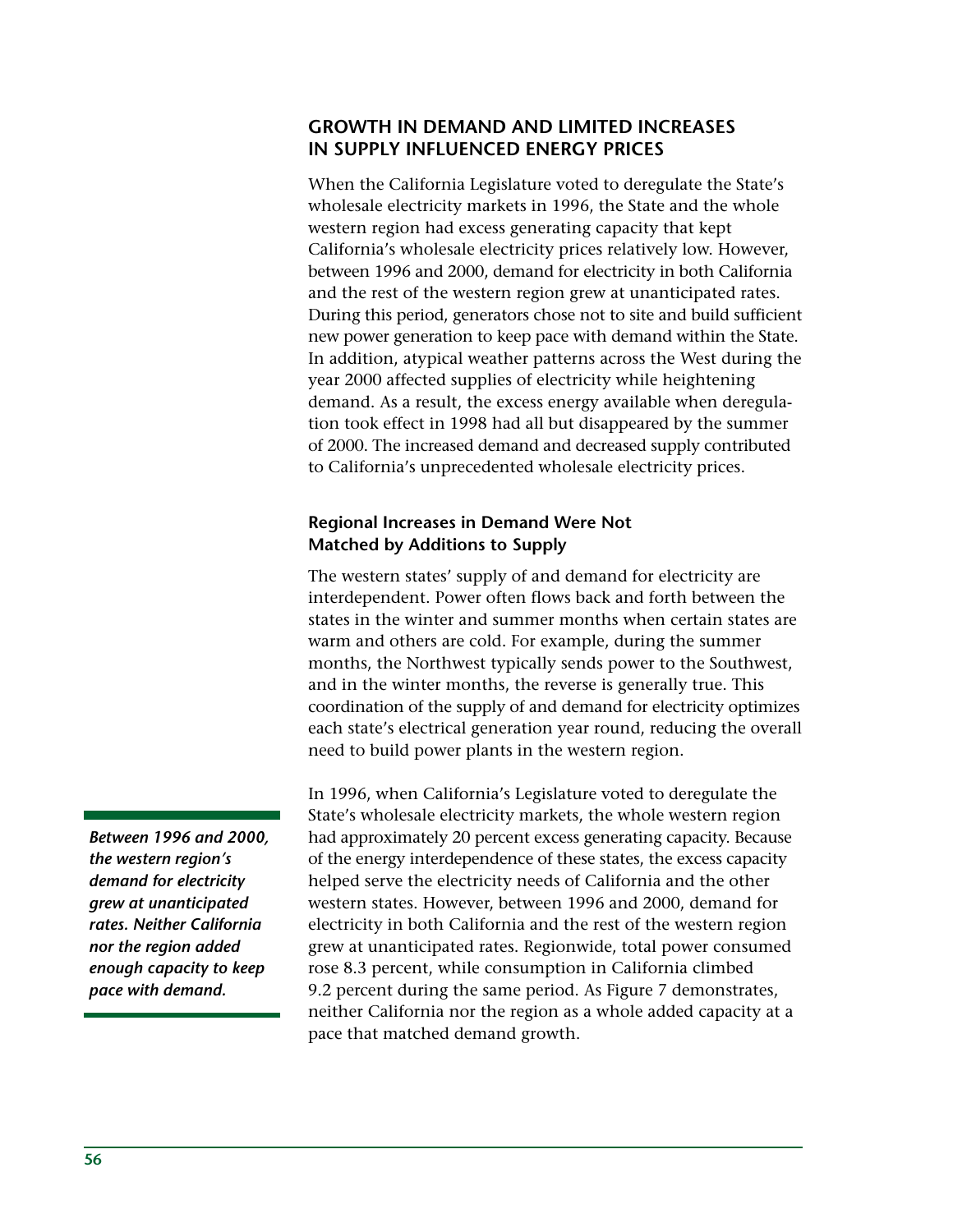## GROWTH IN DEMAND AND LIMITED INCREASES IN SUPPLY INFLUENCED ENERGY PRICES

When the California Legislature voted to deregulate the State's wholesale electricity markets in 1996, the State and the whole western region had excess generating capacity that kept California's wholesale electricity prices relatively low. However, between 1996 and 2000, demand for electricity in both California and the rest of the western region grew at unanticipated rates. During this period, generators chose not to site and build sufficient new power generation to keep pace with demand within the State. In addition, atypical weather patterns across the West during the year 2000 affected supplies of electricity while heightening demand. As a result, the excess energy available when deregulation took effect in 1998 had all but disappeared by the summer of 2000. The increased demand and decreased supply contributed to California's unprecedented wholesale electricity prices.

### Regional Increases in Demand Were Not Matched by Additions to Supply

The western states' supply of and demand for electricity are interdependent. Power often flows back and forth between the states in the winter and summer months when certain states are warm and others are cold. For example, during the summer months, the Northwest typically sends power to the Southwest, and in the winter months, the reverse is generally true. This coordination of the supply of and demand for electricity optimizes each state's electrical generation year round, reducing the overall need to build power plants in the western region.

***Between 1996 and 2000, the western region's demand for electricity grew at unanticipated rates. Neither California nor the region added enough capacity to keep pace with demand.***

In 1996, when California's Legislature voted to deregulate the State's wholesale electricity markets, the whole western region had approximately 20 percent excess generating capacity. Because of the energy interdependence of these states, the excess capacity helped serve the electricity needs of California and the other western states. However, between 1996 and 2000, demand for electricity in both California and the rest of the western region grew at unanticipated rates. Regionwide, total power consumed rose 8.3 percent, while consumption in California climbed 9.2 percent during the same period. As Figure 7 demonstrates, neither California nor the region as a whole added capacity at a pace that matched demand growth.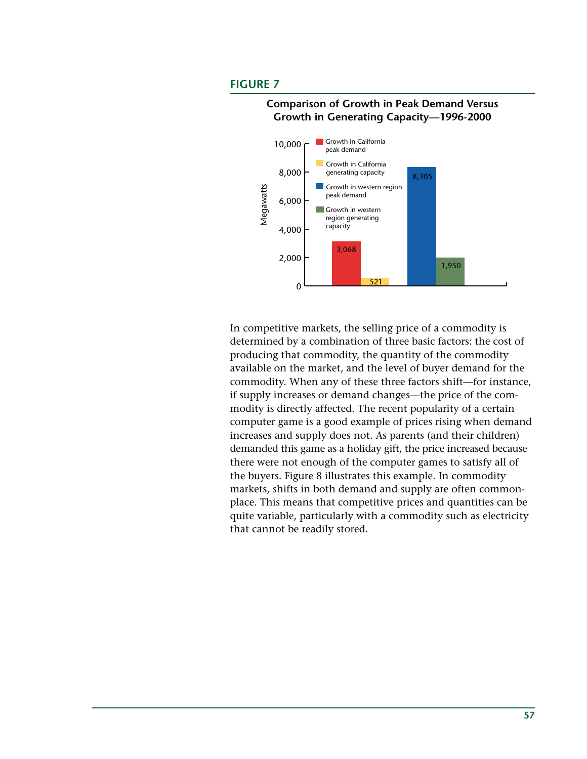## FIGURE 7

**Comparison of Growth in Peak Demand Versus Growth in Generating Capacity—1996-2000**

| | Megawatts |
|---|---|
| Growth in California peak demand | 3,068 |
| Growth in California generating capacity | 521 |
| Growth in western region peak demand | 8,305 |
| Growth in western region generating capacity | 1,950 |

In competitive markets, the selling price of a commodity is determined by a combination of three basic factors: the cost of producing that commodity, the quantity of the commodity available on the market, and the level of buyer demand for the commodity. When any of these three factors shift—for instance, if supply increases or demand changes—the price of the commodity is directly affected. The recent popularity of a certain computer game is a good example of prices rising when demand increases and supply does not. As parents (and their children) demanded this game as a holiday gift, the price increased because there were not enough of the computer games to satisfy all of the buyers. Figure 8 illustrates this example. In commodity markets, shifts in both demand and supply are often commonplace. This means that competitive prices and quantities can be quite variable, particularly with a commodity such as electricity that cannot be readily stored.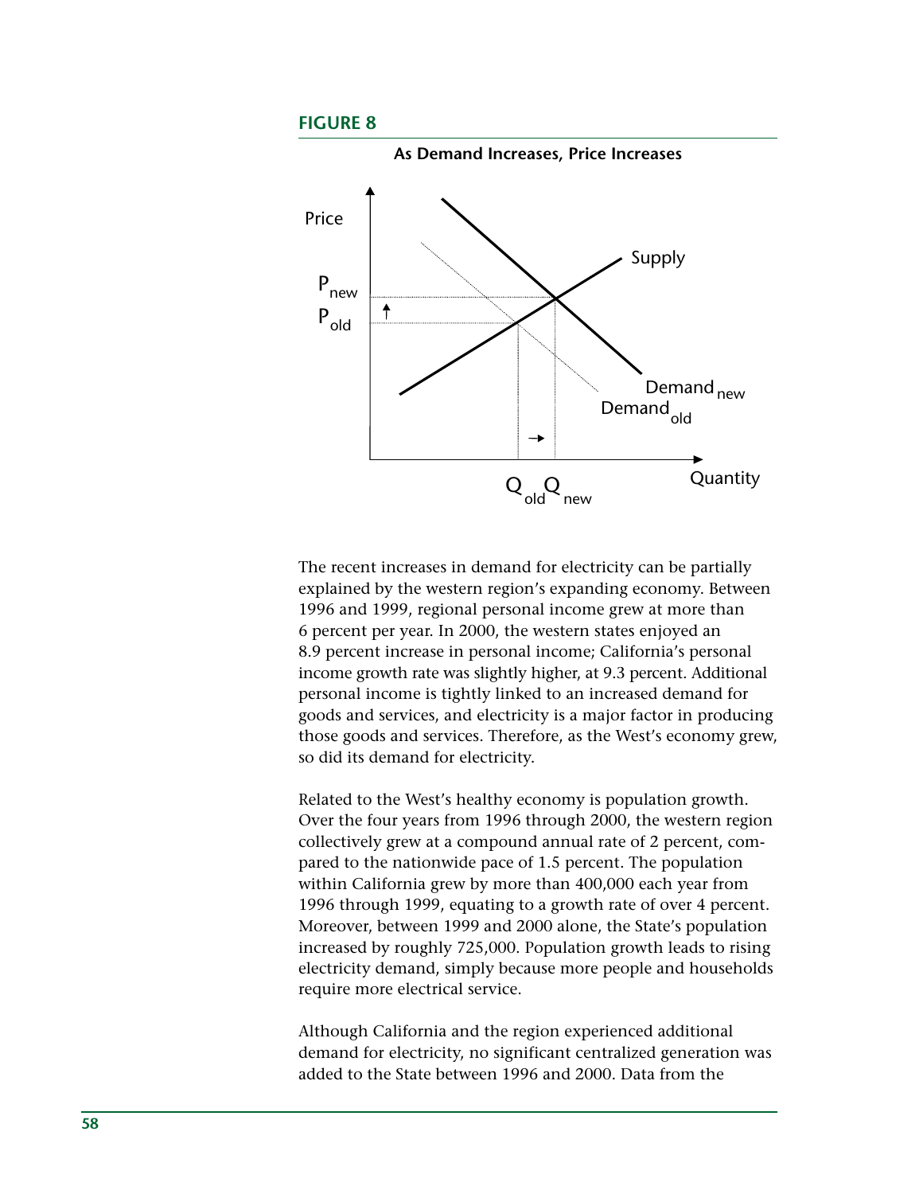**FIGURE 8**

**As Demand Increases, Price Increases**

The recent increases in demand for electricity can be partially explained by the western region's expanding economy. Between 1996 and 1999, regional personal income grew at more than 6 percent per year. In 2000, the western states enjoyed an 8.9 percent increase in personal income; California's personal income growth rate was slightly higher, at 9.3 percent. Additional personal income is tightly linked to an increased demand for goods and services, and electricity is a major factor in producing those goods and services. Therefore, as the West's economy grew, so did its demand for electricity.

Related to the West's healthy economy is population growth. Over the four years from 1996 through 2000, the western region collectively grew at a compound annual rate of 2 percent, compared to the nationwide pace of 1.5 percent. The population within California grew by more than 400,000 each year from 1996 through 1999, equating to a growth rate of over 4 percent. Moreover, between 1999 and 2000 alone, the State's population increased by roughly 725,000. Population growth leads to rising electricity demand, simply because more people and households require more electrical service.

Although California and the region experienced additional demand for electricity, no significant centralized generation was added to the State between 1996 and 2000. Data from the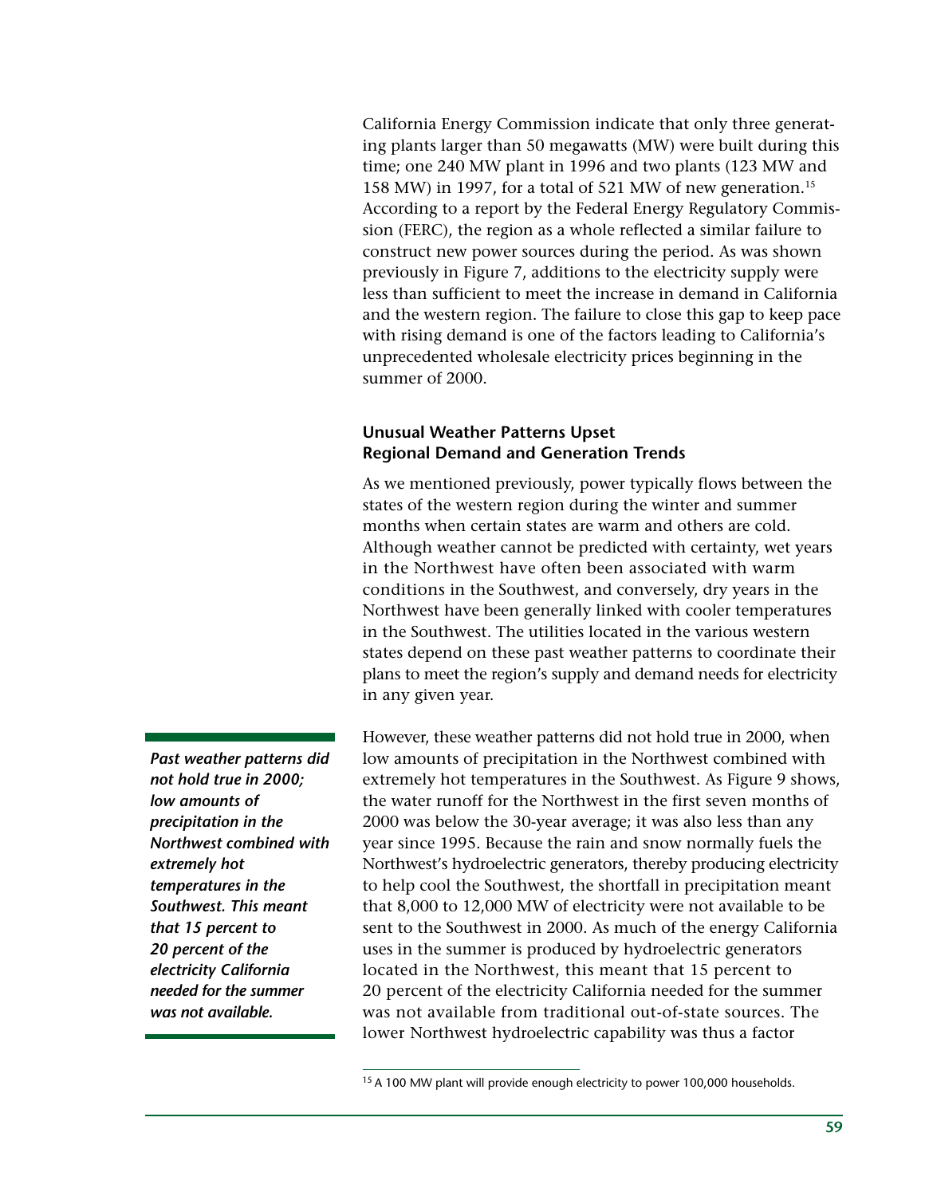California Energy Commission indicate that only three generating plants larger than 50 megawatts (MW) were built during this time; one 240 MW plant in 1996 and two plants (123 MW and 158 MW) in 1997, for a total of 521 MW of new generation.[15] According to a report by the Federal Energy Regulatory Commission (FERC), the region as a whole reflected a similar failure to construct new power sources during the period. As was shown previously in Figure 7, additions to the electricity supply were less than sufficient to meet the increase in demand in California and the western region. The failure to close this gap to keep pace with rising demand is one of the factors leading to California's unprecedented wholesale electricity prices beginning in the summer of 2000.

### Unusual Weather Patterns Upset Regional Demand and Generation Trends

As we mentioned previously, power typically flows between the states of the western region during the winter and summer months when certain states are warm and others are cold. Although weather cannot be predicted with certainty, wet years in the Northwest have often been associated with warm conditions in the Southwest, and conversely, dry years in the Northwest have been generally linked with cooler temperatures in the Southwest. The utilities located in the various western states depend on these past weather patterns to coordinate their plans to meet the region's supply and demand needs for electricity in any given year.

***Past weather patterns did not hold true in 2000; low amounts of precipitation in the Northwest combined with extremely hot temperatures in the Southwest. This meant that 15 percent to 20 percent of the electricity California needed for the summer was not available.***

However, these weather patterns did not hold true in 2000, when low amounts of precipitation in the Northwest combined with extremely hot temperatures in the Southwest. As Figure 9 shows, the water runoff for the Northwest in the first seven months of 2000 was below the 30-year average; it was also less than any year since 1995. Because the rain and snow normally fuels the Northwest's hydroelectric generators, thereby producing electricity to help cool the Southwest, the shortfall in precipitation meant that 8,000 to 12,000 MW of electricity were not available to be sent to the Southwest in 2000. As much of the energy California uses in the summer is produced by hydroelectric generators located in the Northwest, this meant that 15 percent to 20 percent of the electricity California needed for the summer was not available from traditional out-of-state sources. The lower Northwest hydroelectric capability was thus a factor

---

[15] A 100 MW plant will provide enough electricity to power 100,000 households.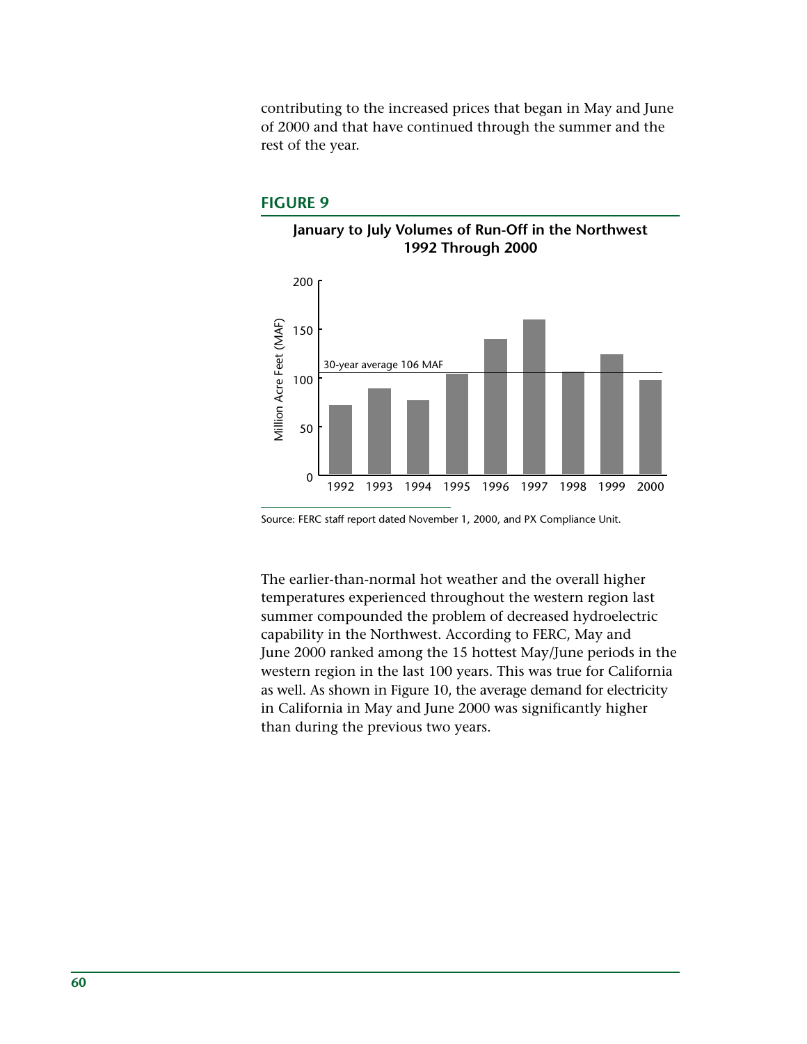contributing to the increased prices that began in May and June of 2000 and that have continued through the summer and the rest of the year.

**FIGURE 9**

**January to July Volumes of Run-Off in the Northwest 1992 Through 2000**

Source: FERC staff report dated November 1, 2000, and PX Compliance Unit.

The earlier-than-normal hot weather and the overall higher temperatures experienced throughout the western region last summer compounded the problem of decreased hydroelectric capability in the Northwest. According to FERC, May and June 2000 ranked among the 15 hottest May/June periods in the western region in the last 100 years. This was true for California as well. As shown in Figure 10, the average demand for electricity in California in May and June 2000 was significantly higher than during the previous two years.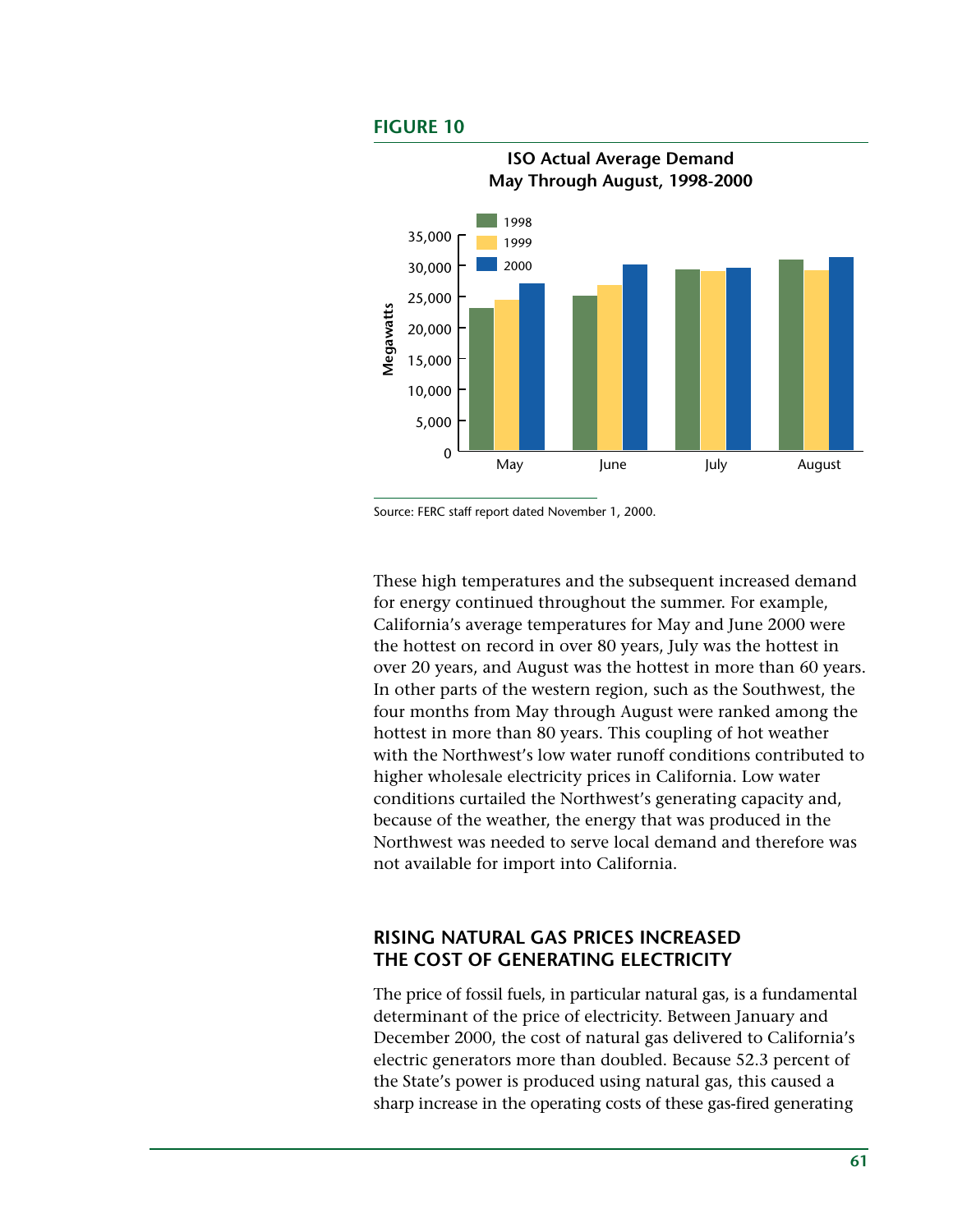**FIGURE 10**

**ISO Actual Average Demand**
**May Through August, 1998-2000**

Source: FERC staff report dated November 1, 2000.

These high temperatures and the subsequent increased demand for energy continued throughout the summer. For example, California's average temperatures for May and June 2000 were the hottest on record in over 80 years, July was the hottest in over 20 years, and August was the hottest in more than 60 years. In other parts of the western region, such as the Southwest, the four months from May through August were ranked among the hottest in more than 80 years. This coupling of hot weather with the Northwest's low water runoff conditions contributed to higher wholesale electricity prices in California. Low water conditions curtailed the Northwest's generating capacity and, because of the weather, the energy that was produced in the Northwest was needed to serve local demand and therefore was not available for import into California.

## RISING NATURAL GAS PRICES INCREASED THE COST OF GENERATING ELECTRICITY

The price of fossil fuels, in particular natural gas, is a fundamental determinant of the price of electricity. Between January and December 2000, the cost of natural gas delivered to California's electric generators more than doubled. Because 52.3 percent of the State's power is produced using natural gas, this caused a sharp increase in the operating costs of these gas-fired generating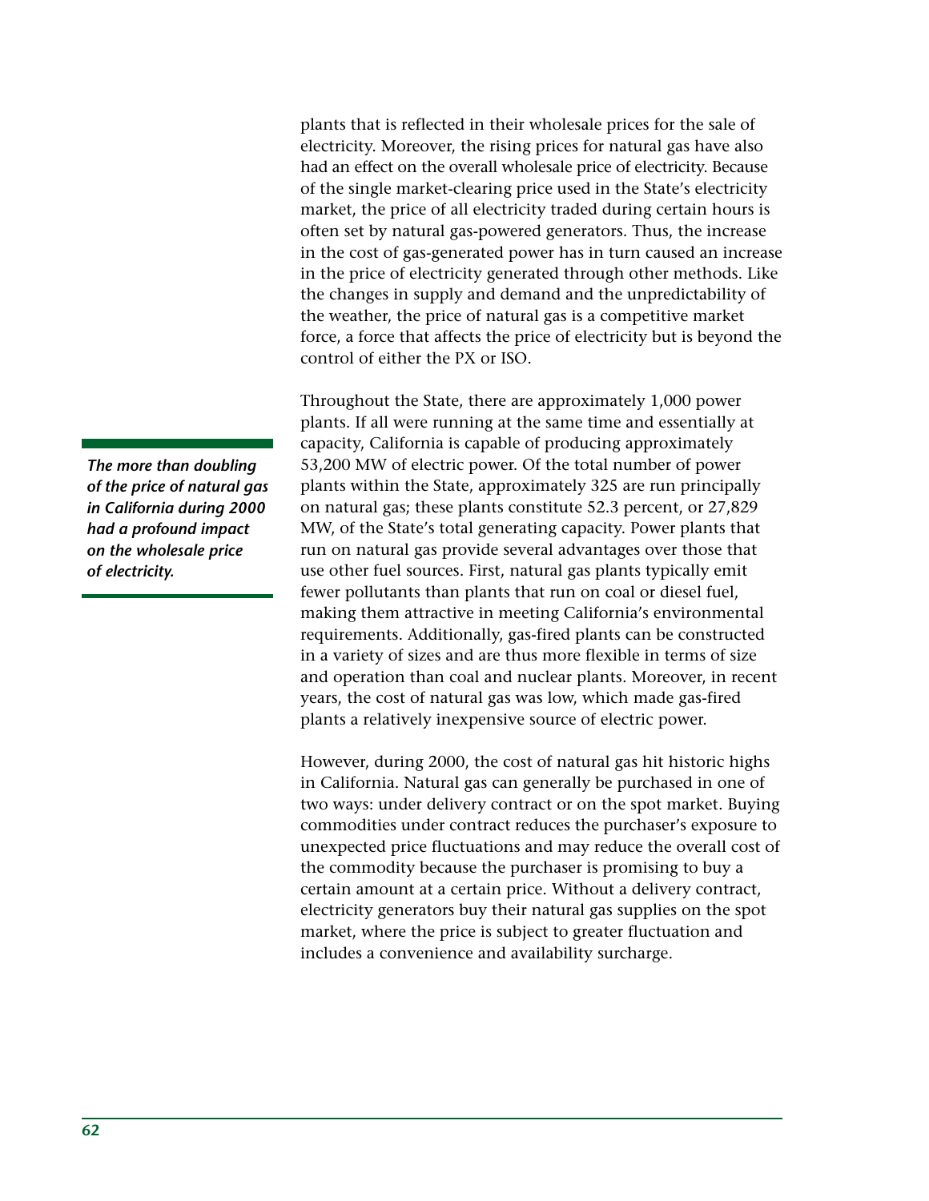plants that is reflected in their wholesale prices for the sale of electricity. Moreover, the rising prices for natural gas have also had an effect on the overall wholesale price of electricity. Because of the single market-clearing price used in the State's electricity market, the price of all electricity traded during certain hours is often set by natural gas-powered generators. Thus, the increase in the cost of gas-generated power has in turn caused an increase in the price of electricity generated through other methods. Like the changes in supply and demand and the unpredictability of the weather, the price of natural gas is a competitive market force, a force that affects the price of electricity but is beyond the control of either the PX or ISO.

***The more than doubling of the price of natural gas in California during 2000 had a profound impact on the wholesale price of electricity.***

Throughout the State, there are approximately 1,000 power plants. If all were running at the same time and essentially at capacity, California is capable of producing approximately 53,200 MW of electric power. Of the total number of power plants within the State, approximately 325 are run principally on natural gas; these plants constitute 52.3 percent, or 27,829 MW, of the State's total generating capacity. Power plants that run on natural gas provide several advantages over those that use other fuel sources. First, natural gas plants typically emit fewer pollutants than plants that run on coal or diesel fuel, making them attractive in meeting California's environmental requirements. Additionally, gas-fired plants can be constructed in a variety of sizes and are thus more flexible in terms of size and operation than coal and nuclear plants. Moreover, in recent years, the cost of natural gas was low, which made gas-fired plants a relatively inexpensive source of electric power.

However, during 2000, the cost of natural gas hit historic highs in California. Natural gas can generally be purchased in one of two ways: under delivery contract or on the spot market. Buying commodities under contract reduces the purchaser's exposure to unexpected price fluctuations and may reduce the overall cost of the commodity because the purchaser is promising to buy a certain amount at a certain price. Without a delivery contract, electricity generators buy their natural gas supplies on the spot market, where the price is subject to greater fluctuation and includes a convenience and availability surcharge.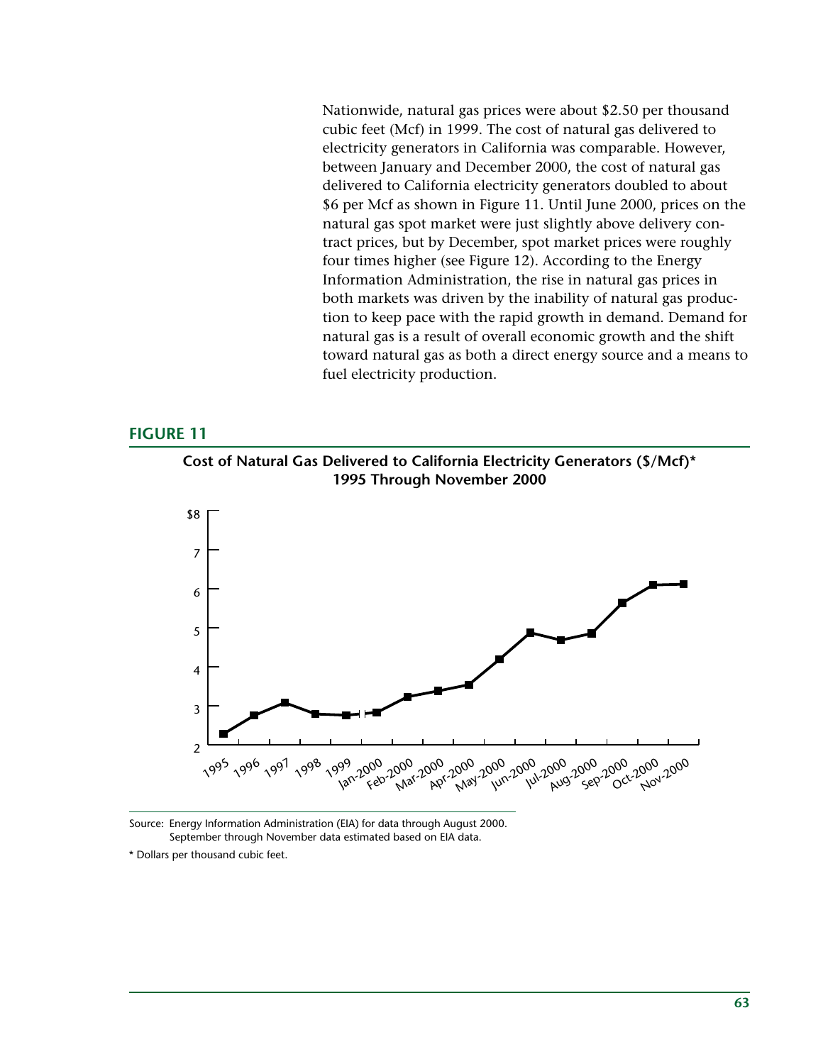Nationwide, natural gas prices were about $2.50 per thousand cubic feet (Mcf) in 1999. The cost of natural gas delivered to electricity generators in California was comparable. However, between January and December 2000, the cost of natural gas delivered to California electricity generators doubled to about $6 per Mcf as shown in Figure 11. Until June 2000, prices on the natural gas spot market were just slightly above delivery contract prices, but by December, spot market prices were roughly four times higher (see Figure 12). According to the Energy Information Administration, the rise in natural gas prices in both markets was driven by the inability of natural gas production to keep pace with the rapid growth in demand. Demand for natural gas is a result of overall economic growth and the shift toward natural gas as both a direct energy source and a means to fuel electricity production.

## FIGURE 11

**Cost of Natural Gas Delivered to California Electricity Generators ($/Mcf)\* 1995 Through November 2000**

Source: Energy Information Administration (EIA) for data through August 2000. September through November data estimated based on EIA data.

\* Dollars per thousand cubic feet.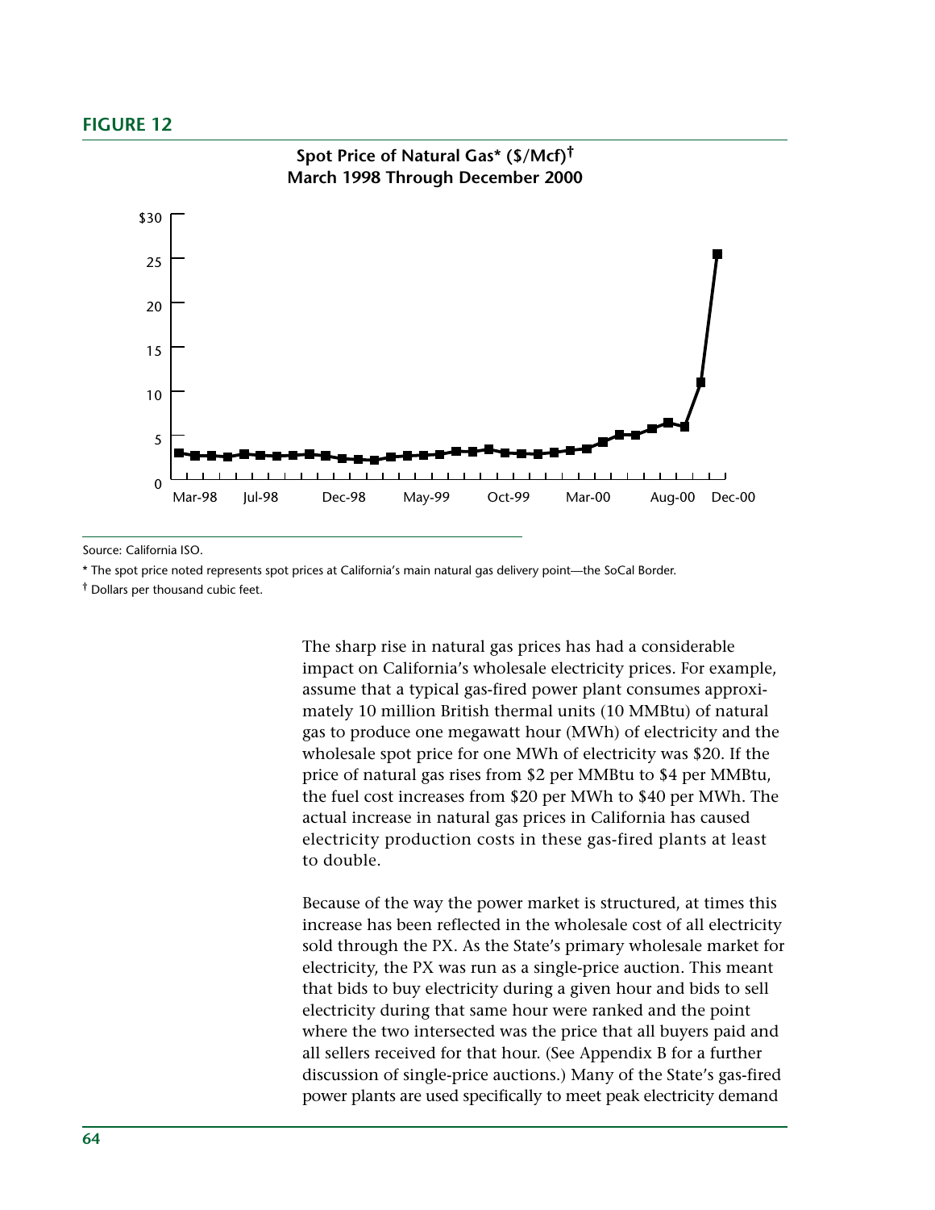## FIGURE 12

**Spot Price of Natural Gas* ($/Mcf)†**
**March 1998 Through December 2000**

Source: California ISO.

* The spot price noted represents spot prices at California's main natural gas delivery point—the SoCal Border.

† Dollars per thousand cubic feet.

The sharp rise in natural gas prices has had a considerable impact on California's wholesale electricity prices. For example, assume that a typical gas-fired power plant consumes approximately 10 million British thermal units (10 MMBtu) of natural gas to produce one megawatt hour (MWh) of electricity and the wholesale spot price for one MWh of electricity was $20. If the price of natural gas rises from $2 per MMBtu to $4 per MMBtu, the fuel cost increases from $20 per MWh to $40 per MWh. The actual increase in natural gas prices in California has caused electricity production costs in these gas-fired plants at least to double.

Because of the way the power market is structured, at times this increase has been reflected in the wholesale cost of all electricity sold through the PX. As the State's primary wholesale market for electricity, the PX was run as a single-price auction. This meant that bids to buy electricity during a given hour and bids to sell electricity during that same hour were ranked and the point where the two intersected was the price that all buyers paid and all sellers received for that hour. (See Appendix B for a further discussion of single-price auctions.) Many of the State's gas-fired power plants are used specifically to meet peak electricity demand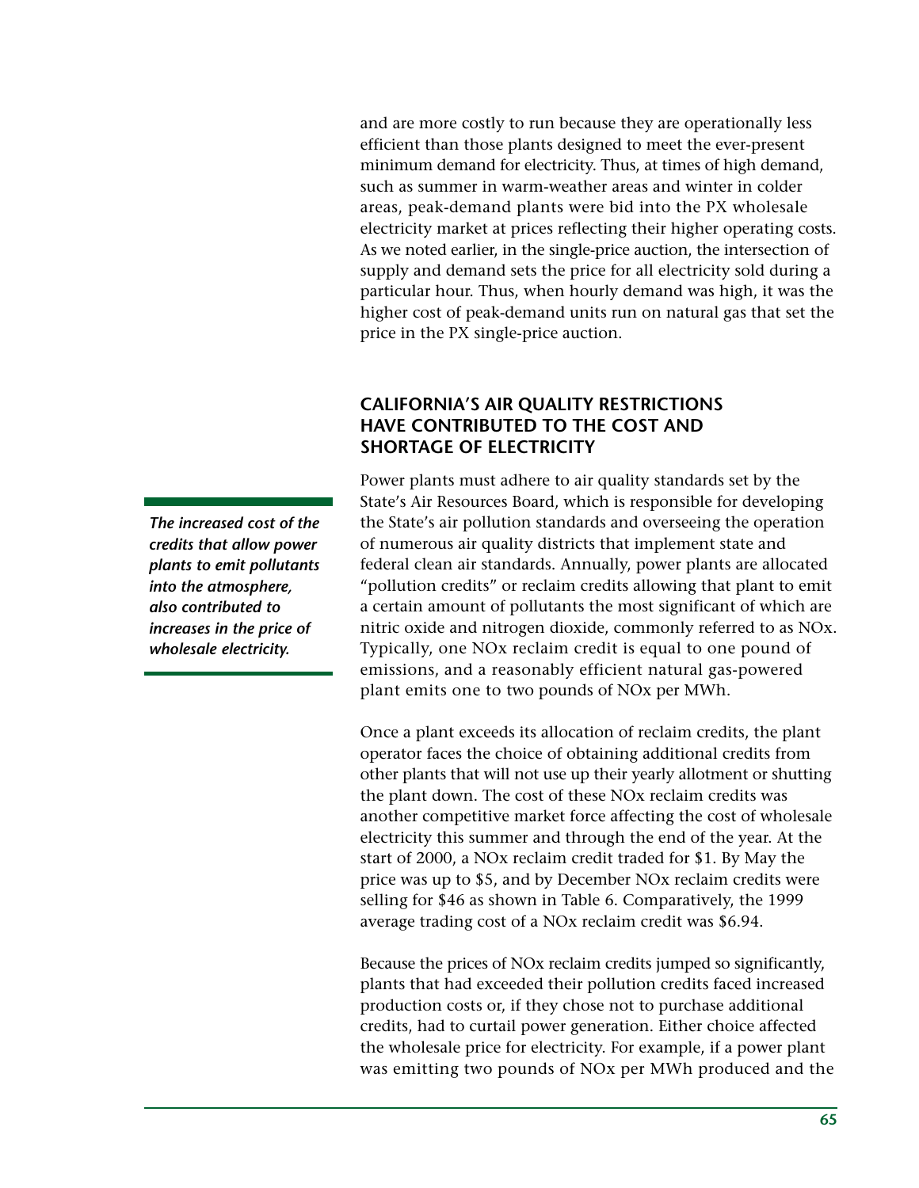and are more costly to run because they are operationally less efficient than those plants designed to meet the ever-present minimum demand for electricity. Thus, at times of high demand, such as summer in warm-weather areas and winter in colder areas, peak-demand plants were bid into the PX wholesale electricity market at prices reflecting their higher operating costs. As we noted earlier, in the single-price auction, the intersection of supply and demand sets the price for all electricity sold during a particular hour. Thus, when hourly demand was high, it was the higher cost of peak-demand units run on natural gas that set the price in the PX single-price auction.

## CALIFORNIA'S AIR QUALITY RESTRICTIONS HAVE CONTRIBUTED TO THE COST AND SHORTAGE OF ELECTRICITY

***The increased cost of the credits that allow power plants to emit pollutants into the atmosphere, also contributed to increases in the price of wholesale electricity.***

Power plants must adhere to air quality standards set by the State's Air Resources Board, which is responsible for developing the State's air pollution standards and overseeing the operation of numerous air quality districts that implement state and federal clean air standards. Annually, power plants are allocated "pollution credits" or reclaim credits allowing that plant to emit a certain amount of pollutants the most significant of which are nitric oxide and nitrogen dioxide, commonly referred to as NOx. Typically, one NOx reclaim credit is equal to one pound of emissions, and a reasonably efficient natural gas-powered plant emits one to two pounds of NOx per MWh.

Once a plant exceeds its allocation of reclaim credits, the plant operator faces the choice of obtaining additional credits from other plants that will not use up their yearly allotment or shutting the plant down. The cost of these NOx reclaim credits was another competitive market force affecting the cost of wholesale electricity this summer and through the end of the year. At the start of 2000, a NOx reclaim credit traded for $1. By May the price was up to $5, and by December NOx reclaim credits were selling for $46 as shown in Table 6. Comparatively, the 1999 average trading cost of a NOx reclaim credit was $6.94.

Because the prices of NOx reclaim credits jumped so significantly, plants that had exceeded their pollution credits faced increased production costs or, if they chose not to purchase additional credits, had to curtail power generation. Either choice affected the wholesale price for electricity. For example, if a power plant was emitting two pounds of NOx per MWh produced and the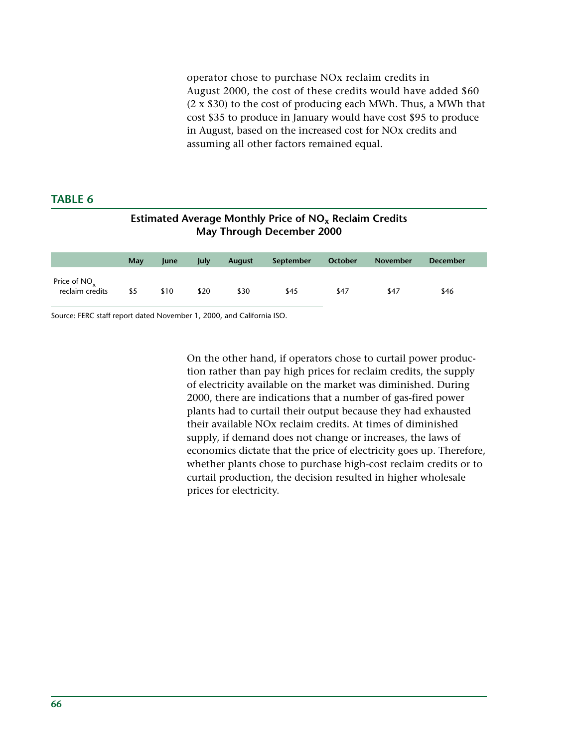operator chose to purchase NOx reclaim credits in August 2000, the cost of these credits would have added $60 (2 x $30) to the cost of producing each MWh. Thus, a MWh that cost $35 to produce in January would have cost $95 to produce in August, based on the increased cost for NOx credits and assuming all other factors remained equal.

**TABLE 6**

**Estimated Average Monthly Price of $NO_x$ Reclaim Credits May Through December 2000**

| | May | June | July | August | September | October | November | December |
|---|---|---|---|---|---|---|---|---|
| Price of $NO_x$ reclaim credits | $5 | $10 | $20 | $30 | $45 | $47 | $47 | $46 |

Source: FERC staff report dated November 1, 2000, and California ISO.

On the other hand, if operators chose to curtail power production rather than pay high prices for reclaim credits, the supply of electricity available on the market was diminished. During 2000, there are indications that a number of gas-fired power plants had to curtail their output because they had exhausted their available NOx reclaim credits. At times of diminished supply, if demand does not change or increases, the laws of economics dictate that the price of electricity goes up. Therefore, whether plants chose to purchase high-cost reclaim credits or to curtail production, the decision resulted in higher wholesale prices for electricity.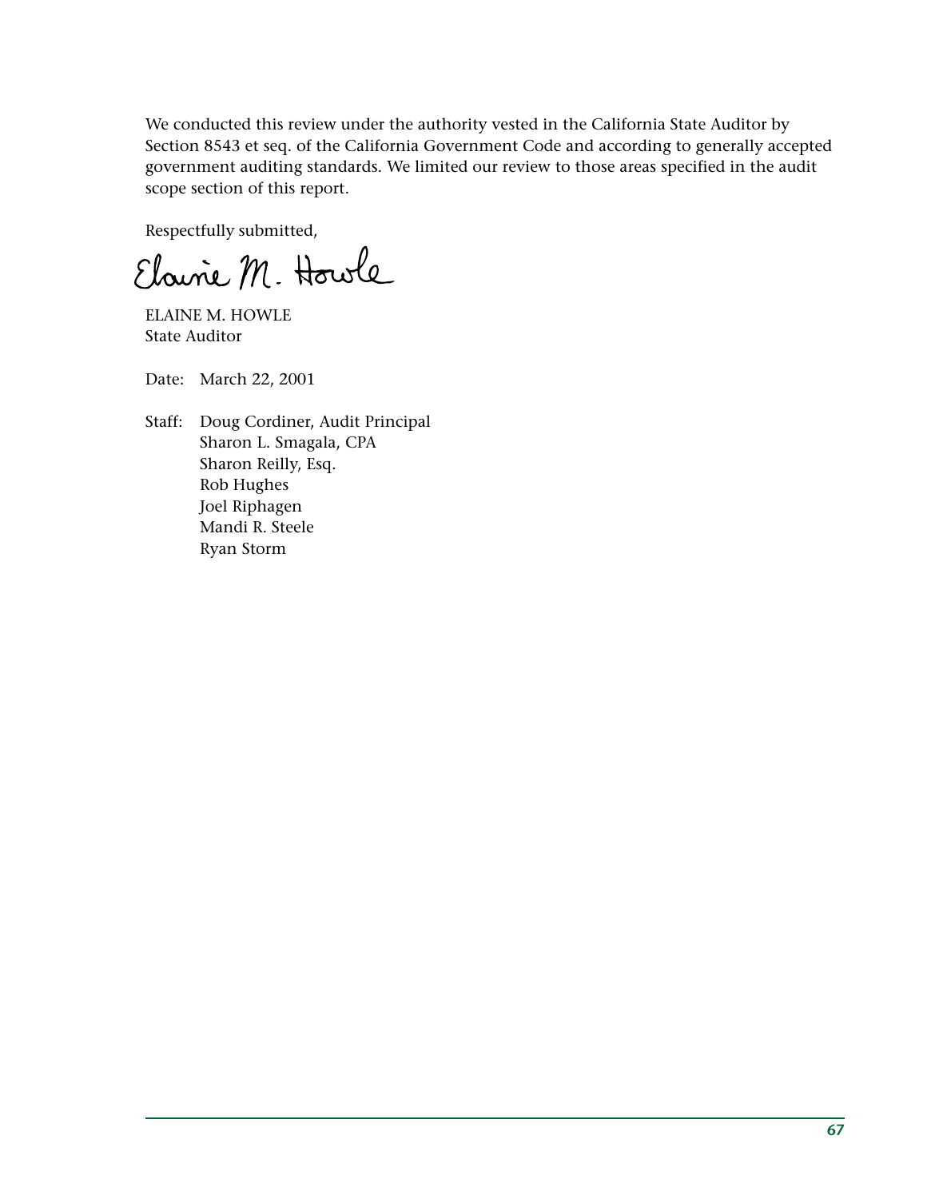We conducted this review under the authority vested in the California State Auditor by Section 8543 et seq. of the California Government Code and according to generally accepted government auditing standards. We limited our review to those areas specified in the audit scope section of this report.

Respectfully submitted,

Elaine M. Howle

ELAINE M. HOWLE
State Auditor

Date: March 22, 2001

Staff: Doug Cordiner, Audit Principal
Sharon L. Smagala, CPA
Sharon Reilly, Esq.
Rob Hughes
Joel Riphagen
Mandi R. Steele
Ryan Storm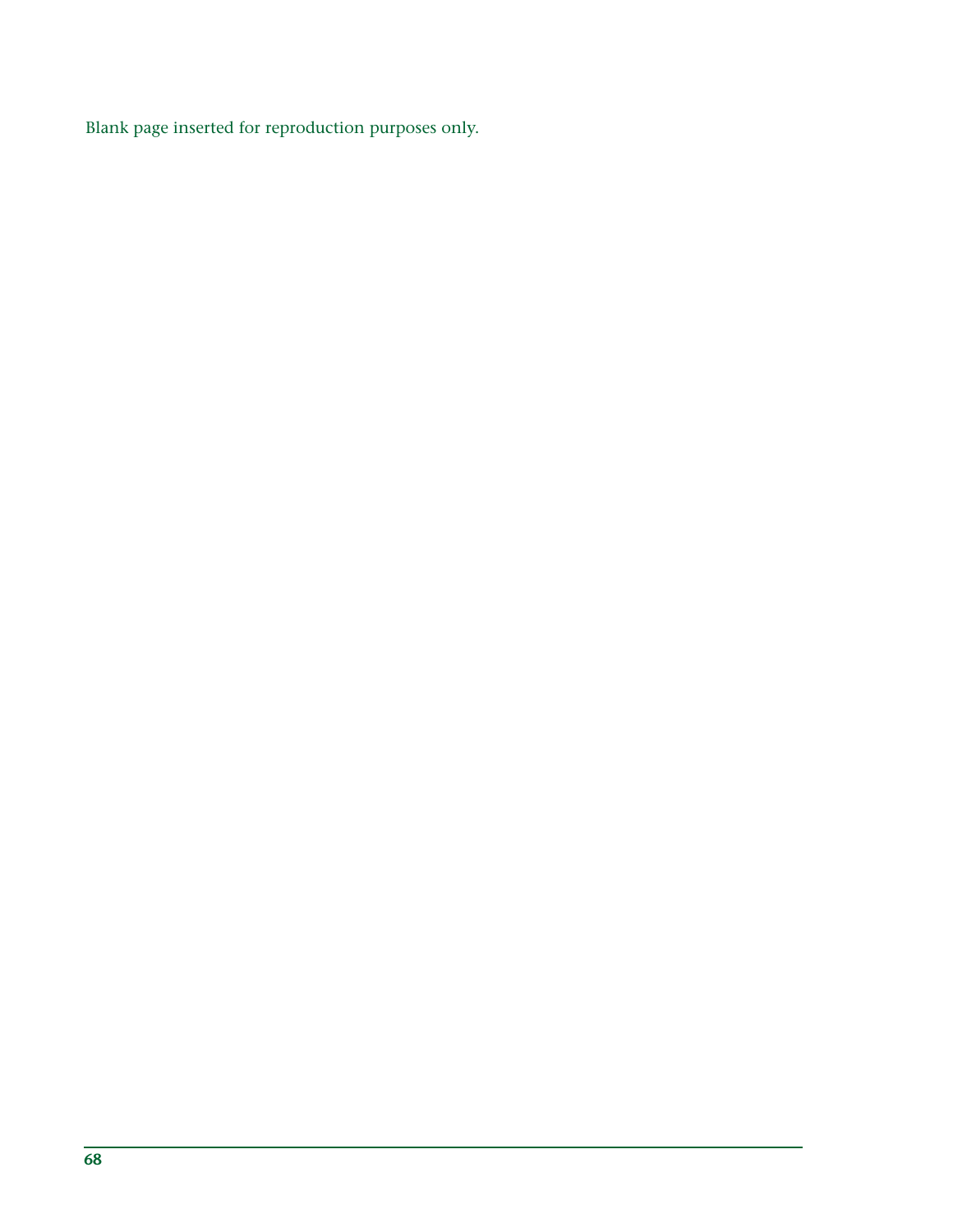Blank page inserted for reproduction purposes only.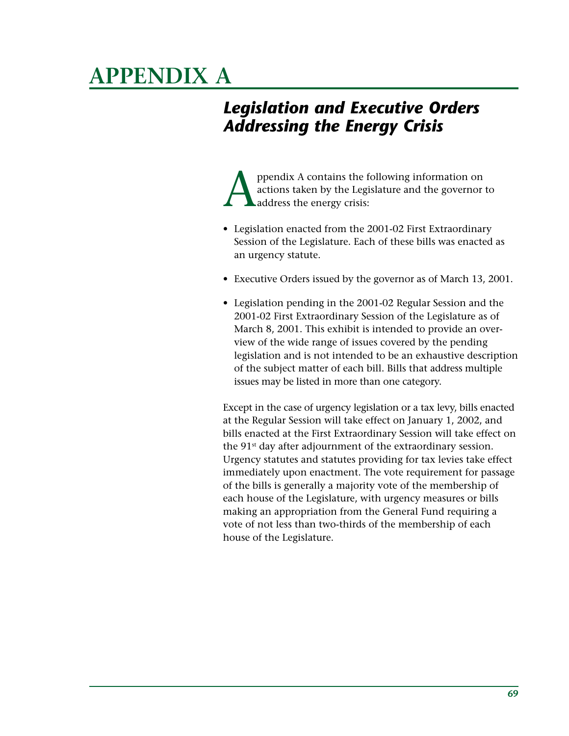# APPENDIX A

## *Legislation and Executive Orders Addressing the Energy Crisis*

Appendix A contains the following information on actions taken by the Legislature and the governor to address the energy crisis:

- Legislation enacted from the 2001-02 First Extraordinary Session of the Legislature. Each of these bills was enacted as an urgency statute.
- Executive Orders issued by the governor as of March 13, 2001.
- Legislation pending in the 2001-02 Regular Session and the 2001-02 First Extraordinary Session of the Legislature as of March 8, 2001. This exhibit is intended to provide an overview of the wide range of issues covered by the pending legislation and is not intended to be an exhaustive description of the subject matter of each bill. Bills that address multiple issues may be listed in more than one category.

Except in the case of urgency legislation or a tax levy, bills enacted at the Regular Session will take effect on January 1, 2002, and bills enacted at the First Extraordinary Session will take effect on the 91st day after adjournment of the extraordinary session. Urgency statutes and statutes providing for tax levies take effect immediately upon enactment. The vote requirement for passage of the bills is generally a majority vote of the membership of each house of the Legislature, with urgency measures or bills making an appropriation from the General Fund requiring a vote of not less than two-thirds of the membership of each house of the Legislature.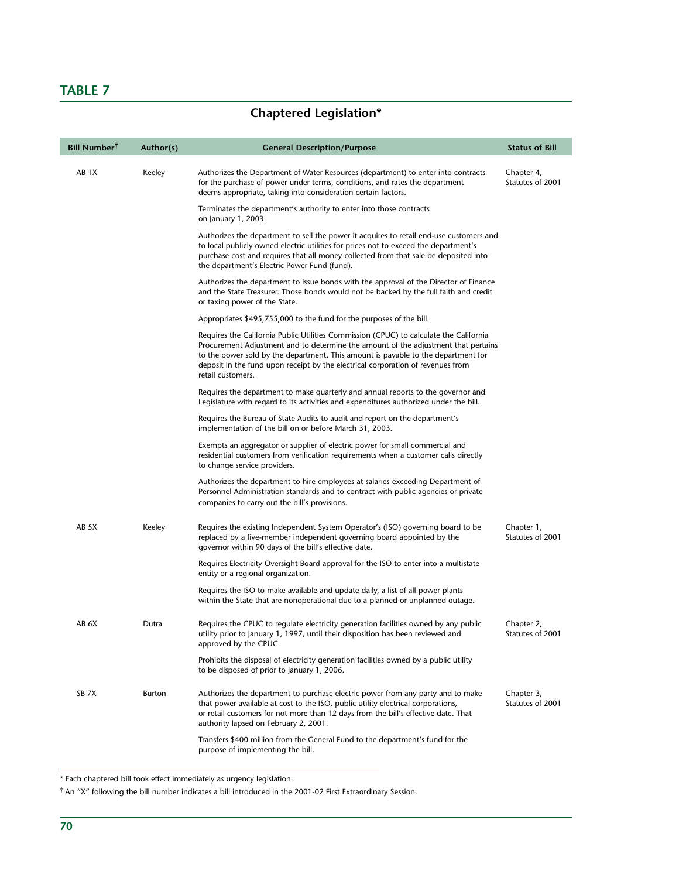## TABLE 7

### Chaptered Legislation*

| Bill Number† | Author(s) | General Description/Purpose | Status of Bill |
|---|---|---|---|
| AB 1X | Keeley | Authorizes the Department of Water Resources (department) to enter into contracts for the purchase of power under terms, conditions, and rates the department deems appropriate, taking into consideration certain factors. | Chapter 4, Statutes of 2001 |
| | | Terminates the department's authority to enter into those contracts on January 1, 2003. | |
| | | Authorizes the department to sell the power it acquires to retail end-use customers and to local publicly owned electric utilities for prices not to exceed the department's purchase cost and requires that all money collected from that sale be deposited into the department's Electric Power Fund (fund). | |
| | | Authorizes the department to issue bonds with the approval of the Director of Finance and the State Treasurer. Those bonds would not be backed by the full faith and credit or taxing power of the State. | |
| | | Appropriates $495,755,000 to the fund for the purposes of the bill. | |
| | | Requires the California Public Utilities Commission (CPUC) to calculate the California Procurement Adjustment and to determine the amount of the adjustment that pertains to the power sold by the department. This amount is payable to the department for deposit in the fund upon receipt by the electrical corporation of revenues from retail customers. | |
| | | Requires the department to make quarterly and annual reports to the governor and Legislature with regard to its activities and expenditures authorized under the bill. | |
| | | Requires the Bureau of State Audits to audit and report on the department's implementation of the bill on or before March 31, 2003. | |
| | | Exempts an aggregator or supplier of electric power for small commercial and residential customers from verification requirements when a customer calls directly to change service providers. | |
| | | Authorizes the department to hire employees at salaries exceeding Department of Personnel Administration standards and to contract with public agencies or private companies to carry out the bill's provisions. | |
| AB 5X | Keeley | Requires the existing Independent System Operator's (ISO) governing board to be replaced by a five-member independent governing board appointed by the governor within 90 days of the bill's effective date. | Chapter 1, Statutes of 2001 |
| | | Requires Electricity Oversight Board approval for the ISO to enter into a multistate entity or a regional organization. | |
| | | Requires the ISO to make available and update daily, a list of all power plants within the State that are nonoperational due to a planned or unplanned outage. | |
| AB 6X | Dutra | Requires the CPUC to regulate electricity generation facilities owned by any public utility prior to January 1, 1997, until their disposition has been reviewed and approved by the CPUC. | Chapter 2, Statutes of 2001 |
| | | Prohibits the disposal of electricity generation facilities owned by a public utility to be disposed of prior to January 1, 2006. | |
| SB 7X | Burton | Authorizes the department to purchase electric power from any party and to make that power available at cost to the ISO, public utility electrical corporations, or retail customers for not more than 12 days from the bill's effective date. That authority lapsed on February 2, 2001. | Chapter 3, Statutes of 2001 |
| | | Transfers $400 million from the General Fund to the department's fund for the purpose of implementing the bill. | |

* Each chaptered bill took effect immediately as urgency legislation.

† An "X" following the bill number indicates a bill introduced in the 2001-02 First Extraordinary Session.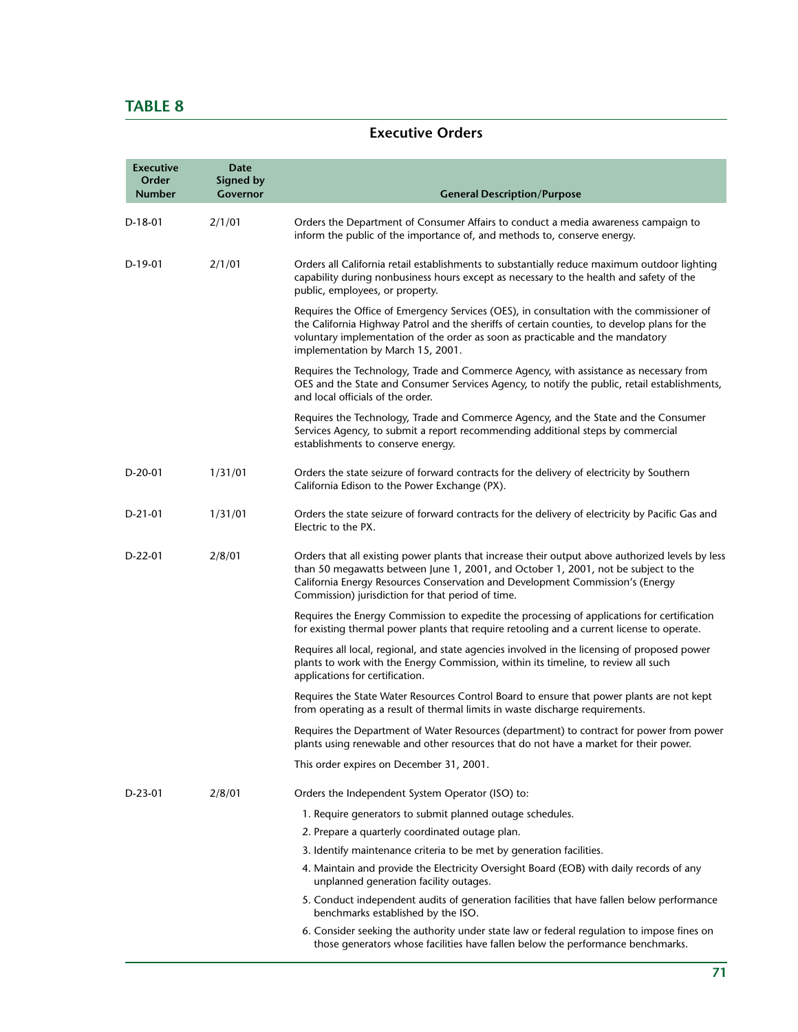## TABLE 8

### Executive Orders

| Executive Order Number | Date Signed by Governor | General Description/Purpose |
|---|---|---|
| D-18-01 | 2/1/01 | Orders the Department of Consumer Affairs to conduct a media awareness campaign to inform the public of the importance of, and methods to, conserve energy. |
| D-19-01 | 2/1/01 | Orders all California retail establishments to substantially reduce maximum outdoor lighting capability during nonbusiness hours except as necessary to the health and safety of the public, employees, or property.<br><br>Requires the Office of Emergency Services (OES), in consultation with the commissioner of the California Highway Patrol and the sheriffs of certain counties, to develop plans for the voluntary implementation of the order as soon as practicable and the mandatory implementation by March 15, 2001.<br><br>Requires the Technology, Trade and Commerce Agency, with assistance as necessary from OES and the State and Consumer Services Agency, to notify the public, retail establishments, and local officials of the order.<br><br>Requires the Technology, Trade and Commerce Agency, and the State and the Consumer Services Agency, to submit a report recommending additional steps by commercial establishments to conserve energy. |
| D-20-01 | 1/31/01 | Orders the state seizure of forward contracts for the delivery of electricity by Southern California Edison to the Power Exchange (PX). |
| D-21-01 | 1/31/01 | Orders the state seizure of forward contracts for the delivery of electricity by Pacific Gas and Electric to the PX. |
| D-22-01 | 2/8/01 | Orders that all existing power plants that increase their output above authorized levels by less than 50 megawatts between June 1, 2001, and October 1, 2001, not be subject to the California Energy Resources Conservation and Development Commission's (Energy Commission) jurisdiction for that period of time.<br><br>Requires the Energy Commission to expedite the processing of applications for certification for existing thermal power plants that require retooling and a current license to operate.<br><br>Requires all local, regional, and state agencies involved in the licensing of proposed power plants to work with the Energy Commission, within its timeline, to review all such applications for certification.<br><br>Requires the State Water Resources Control Board to ensure that power plants are not kept from operating as a result of thermal limits in waste discharge requirements.<br><br>Requires the Department of Water Resources (department) to contract for power from power plants using renewable and other resources that do not have a market for their power.<br><br>This order expires on December 31, 2001. |
| D-23-01 | 2/8/01 | Orders the Independent System Operator (ISO) to:<br>1. Require generators to submit planned outage schedules.<br>2. Prepare a quarterly coordinated outage plan.<br>3. Identify maintenance criteria to be met by generation facilities.<br>4. Maintain and provide the Electricity Oversight Board (EOB) with daily records of any unplanned generation facility outages.<br>5. Conduct independent audits of generation facilities that have fallen below performance benchmarks established by the ISO.<br>6. Consider seeking the authority under state law or federal regulation to impose fines on those generators whose facilities have fallen below the performance benchmarks. |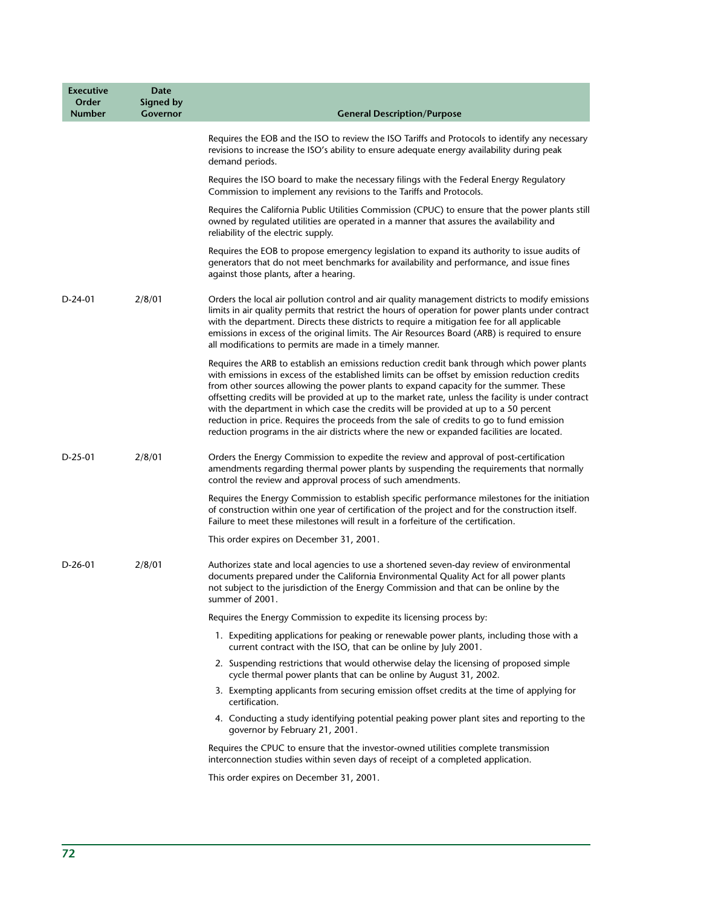| Executive Order Number | Date Signed by Governor | General Description/Purpose |
|---|---|---|
| | | Requires the EOB and the ISO to review the ISO Tariffs and Protocols to identify any necessary revisions to increase the ISO's ability to ensure adequate energy availability during peak demand periods. |
| | | Requires the ISO board to make the necessary filings with the Federal Energy Regulatory Commission to implement any revisions to the Tariffs and Protocols. |
| | | Requires the California Public Utilities Commission (CPUC) to ensure that the power plants still owned by regulated utilities are operated in a manner that assures the availability and reliability of the electric supply. |
| | | Requires the EOB to propose emergency legislation to expand its authority to issue audits of generators that do not meet benchmarks for availability and performance, and issue fines against those plants, after a hearing. |
| D-24-01 | 2/8/01 | Orders the local air pollution control and air quality management districts to modify emissions limits in air quality permits that restrict the hours of operation for power plants under contract with the department. Directs these districts to require a mitigation fee for all applicable emissions in excess of the original limits. The Air Resources Board (ARB) is required to ensure all modifications to permits are made in a timely manner. |
| | | Requires the ARB to establish an emissions reduction credit bank through which power plants with emissions in excess of the established limits can be offset by emission reduction credits from other sources allowing the power plants to expand capacity for the summer. These offsetting credits will be provided at up to the market rate, unless the facility is under contract with the department in which case the credits will be provided at up to a 50 percent reduction in price. Requires the proceeds from the sale of credits to go to fund emission reduction programs in the air districts where the new or expanded facilities are located. |
| D-25-01 | 2/8/01 | Orders the Energy Commission to expedite the review and approval of post-certification amendments regarding thermal power plants by suspending the requirements that normally control the review and approval process of such amendments. |
| | | Requires the Energy Commission to establish specific performance milestones for the initiation of construction within one year of certification of the project and for the construction itself. Failure to meet these milestones will result in a forfeiture of the certification. |
| | | This order expires on December 31, 2001. |
| D-26-01 | 2/8/01 | Authorizes state and local agencies to use a shortened seven-day review of environmental documents prepared under the California Environmental Quality Act for all power plants not subject to the jurisdiction of the Energy Commission and that can be online by the summer of 2001. |
| | | Requires the Energy Commission to expedite its licensing process by:<br>1. Expediting applications for peaking or renewable power plants, including those with a current contract with the ISO, that can be online by July 2001.<br>2. Suspending restrictions that would otherwise delay the licensing of proposed simple cycle thermal power plants that can be online by August 31, 2002.<br>3. Exempting applicants from securing emission offset credits at the time of applying for certification.<br>4. Conducting a study identifying potential peaking power plant sites and reporting to the governor by February 21, 2001. |
| | | Requires the CPUC to ensure that the investor-owned utilities complete transmission interconnection studies within seven days of receipt of a completed application. |
| | | This order expires on December 31, 2001. |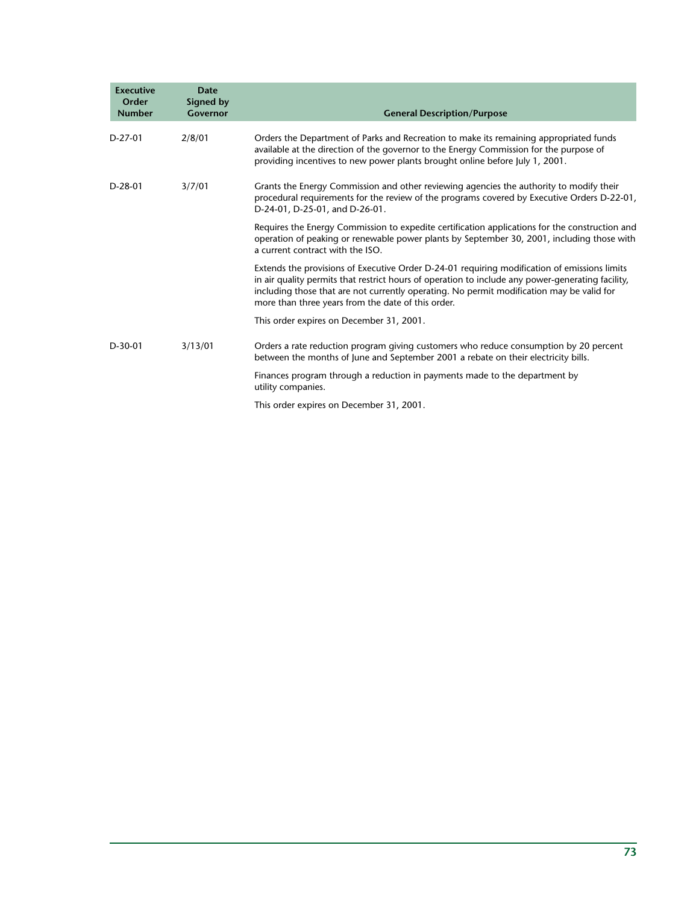| Executive Order Number | Date Signed by Governor | General Description/Purpose |
|---|---|---|
| D-27-01 | 2/8/01 | Orders the Department of Parks and Recreation to make its remaining appropriated funds available at the direction of the governor to the Energy Commission for the purpose of providing incentives to new power plants brought online before July 1, 2001. |
| D-28-01 | 3/7/01 | Grants the Energy Commission and other reviewing agencies the authority to modify their procedural requirements for the review of the programs covered by Executive Orders D-22-01, D-24-01, D-25-01, and D-26-01.<br><br>Requires the Energy Commission to expedite certification applications for the construction and operation of peaking or renewable power plants by September 30, 2001, including those with a current contract with the ISO.<br><br>Extends the provisions of Executive Order D-24-01 requiring modification of emissions limits in air quality permits that restrict hours of operation to include any power-generating facility, including those that are not currently operating. No permit modification may be valid for more than three years from the date of this order.<br><br>This order expires on December 31, 2001. |
| D-30-01 | 3/13/01 | Orders a rate reduction program giving customers who reduce consumption by 20 percent between the months of June and September 2001 a rebate on their electricity bills.<br><br>Finances program through a reduction in payments made to the department by utility companies.<br><br>This order expires on December 31, 2001. |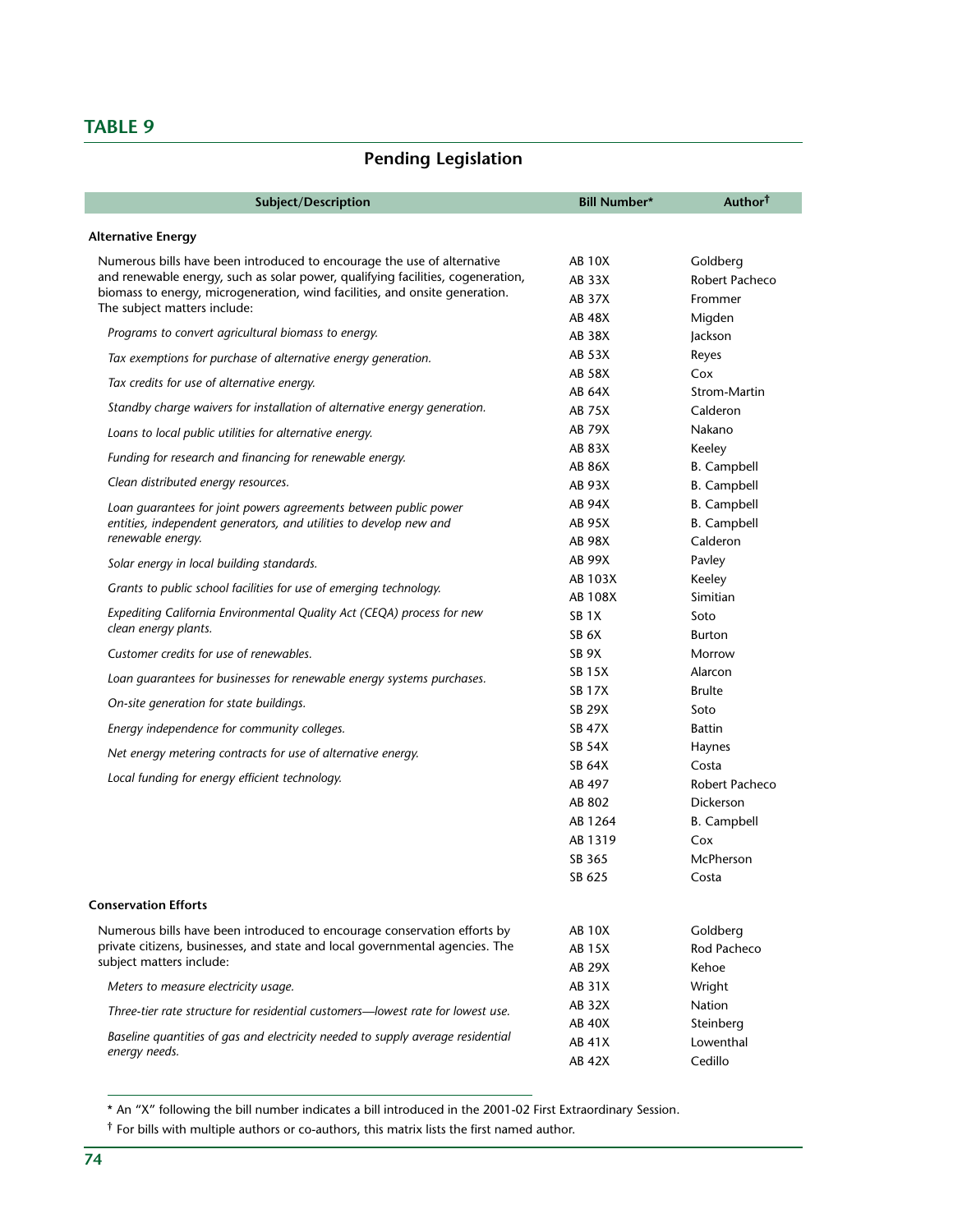## TABLE 9

### Pending Legislation

| Subject/Description | Bill Number* | Author† |
|---|---|---|
| **Alternative Energy** | | |
| Numerous bills have been introduced to encourage the use of alternative and renewable energy, such as solar power, qualifying facilities, cogeneration, biomass to energy, microgeneration, wind facilities, and onsite generation. The subject matters include: | AB 10X | Goldberg |
| | AB 33X | Robert Pacheco |
| | AB 37X | Frommer |
| | AB 48X | Migden |
| *Programs to convert agricultural biomass to energy.* | AB 38X | Jackson |
| *Tax exemptions for purchase of alternative energy generation.* | AB 53X | Reyes |
| *Tax credits for use of alternative energy.* | AB 58X | Cox |
| | AB 64X | Strom-Martin |
| *Standby charge waivers for installation of alternative energy generation.* | AB 75X | Calderon |
| *Loans to local public utilities for alternative energy.* | AB 79X | Nakano |
| *Funding for research and financing for renewable energy.* | AB 83X | Keeley |
| | AB 86X | B. Campbell |
| *Clean distributed energy resources.* | AB 93X | B. Campbell |
| *Loan guarantees for joint powers agreements between public power entities, independent generators, and utilities to develop new and renewable energy.* | AB 94X | B. Campbell |
| | AB 95X | B. Campbell |
| | AB 98X | Calderon |
| *Solar energy in local building standards.* | AB 99X | Pavley |
| *Grants to public school facilities for use of emerging technology.* | AB 103X | Keeley |
| | AB 108X | Simitian |
| *Expediting California Environmental Quality Act (CEQA) process for new clean energy plants.* | SB 1X | Soto |
| | SB 6X | Burton |
| *Customer credits for use of renewables.* | SB 9X | Morrow |
| *Loan guarantees for businesses for renewable energy systems purchases.* | SB 15X | Alarcon |
| | SB 17X | Brulte |
| *On-site generation for state buildings.* | SB 29X | Soto |
| *Energy independence for community colleges.* | SB 47X | Battin |
| *Net energy metering contracts for use of alternative energy.* | SB 54X | Haynes |
| | SB 64X | Costa |
| *Local funding for energy efficient technology.* | AB 497 | Robert Pacheco |
| | AB 802 | Dickerson |
| | AB 1264 | B. Campbell |
| | AB 1319 | Cox |
| | SB 365 | McPherson |
| | SB 625 | Costa |
| **Conservation Efforts** | | |
| Numerous bills have been introduced to encourage conservation efforts by private citizens, businesses, and state and local governmental agencies. The subject matters include: | AB 10X | Goldberg |
| | AB 15X | Rod Pacheco |
| | AB 29X | Kehoe |
| *Meters to measure electricity usage.* | AB 31X | Wright |
| *Three-tier rate structure for residential customers—lowest rate for lowest use.* | AB 32X | Nation |
| | AB 40X | Steinberg |
| *Baseline quantities of gas and electricity needed to supply average residential energy needs.* | AB 41X | Lowenthal |
| | AB 42X | Cedillo |

\* An "X" following the bill number indicates a bill introduced in the 2001-02 First Extraordinary Session.

† For bills with multiple authors or co-authors, this matrix lists the first named author.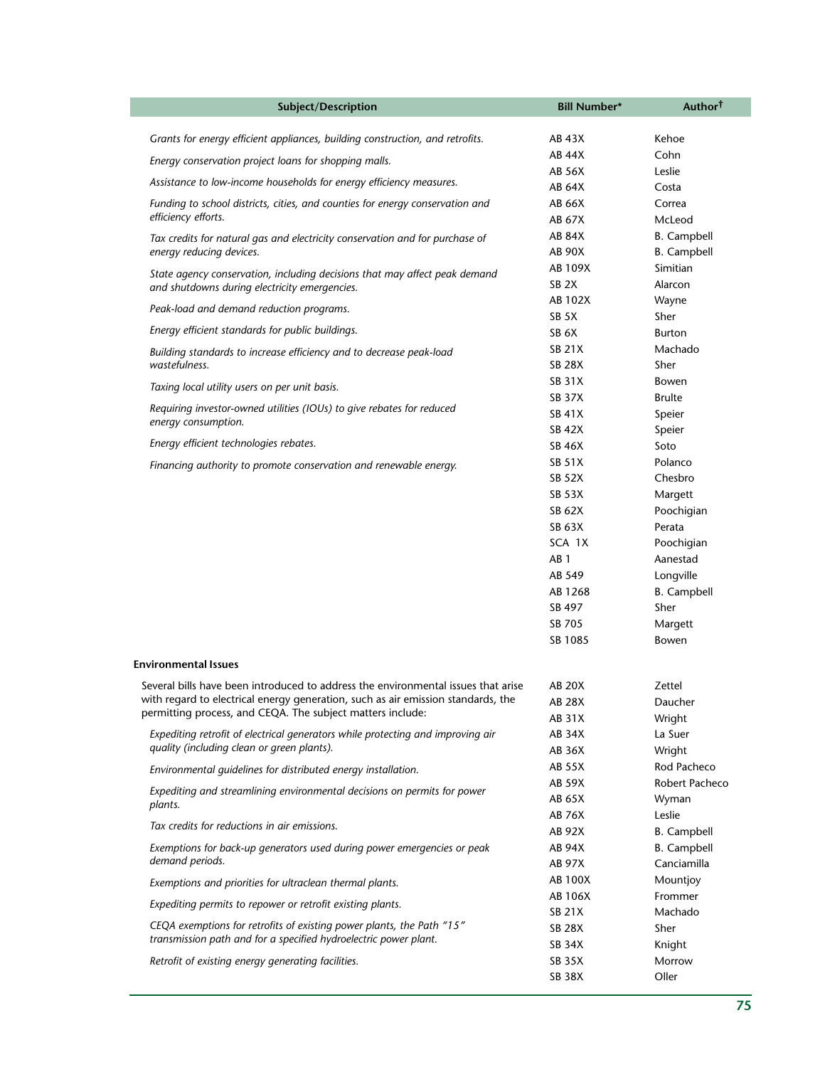| Subject/Description | Bill Number* | Author† |
|---|---|---|
| *Grants for energy efficient appliances, building construction, and retrofits.* | AB 43X | Kehoe |
| *Energy conservation project loans for shopping malls.* | AB 44X | Cohn |
| *Assistance to low-income households for energy efficiency measures.* | AB 56X | Leslie |
| *Funding to school districts, cities, and counties for energy conservation and efficiency efforts.* | AB 64X | Costa |
| *Tax credits for natural gas and electricity conservation and for purchase of energy reducing devices.* | AB 66X | Correa |
| *State agency conservation, including decisions that may affect peak demand and shutdowns during electricity emergencies.* | AB 67X | McLeod |
| *Peak-load and demand reduction programs.* | AB 84X | B. Campbell |
| *Energy efficient standards for public buildings.* | AB 90X | B. Campbell |
| *Building standards to increase efficiency and to decrease peak-load wastefulness.* | AB 109X | Simitian |
| *Taxing local utility users on per unit basis.* | SB 2X | Alarcon |
| *Requiring investor-owned utilities (IOUs) to give rebates for reduced energy consumption.* | AB 102X | Wayne |
| *Energy efficient technologies rebates.* | SB 5X | Sher |
| *Financing authority to promote conservation and renewable energy.* | SB 6X | Burton |
| | SB 21X | Machado |
| | SB 28X | Sher |
| | SB 31X | Bowen |
| | SB 37X | Brulte |
| | SB 41X | Speier |
| | SB 42X | Speier |
| | SB 46X | Soto |
| | SB 51X | Polanco |
| | SB 52X | Chesbro |
| | SB 53X | Margett |
| | SB 62X | Poochigian |
| | SB 63X | Perata |
| | SCA 1X | Poochigian |
| | AB 1 | Aanestad |
| | AB 549 | Longville |
| | AB 1268 | B. Campbell |
| | SB 497 | Sher |
| | SB 705 | Margett |
| | SB 1085 | Bowen |
| **Environmental Issues** | | |
| Several bills have been introduced to address the environmental issues that arise with regard to electrical energy generation, such as air emission standards, the permitting process, and CEQA. The subject matters include: | AB 20X | Zettel |
| *Expediting retrofit of electrical generators while protecting and improving air quality (including clean or green plants).* | AB 28X | Daucher |
| *Environmental guidelines for distributed energy installation.* | AB 31X | Wright |
| *Expediting and streamlining environmental decisions on permits for power plants.* | AB 34X | La Suer |
| *Tax credits for reductions in air emissions.* | AB 36X | Wright |
| *Exemptions for back-up generators used during power emergencies or peak demand periods.* | AB 55X | Rod Pacheco |
| *Exemptions and priorities for ultraclean thermal plants.* | AB 59X | Robert Pacheco |
| *Expediting permits to repower or retrofit existing plants.* | AB 65X | Wyman |
| *CEQA exemptions for retrofits of existing power plants, the Path "15" transmission path and for a specified hydroelectric power plant.* | AB 76X | Leslie |
| *Retrofit of existing energy generating facilities.* | AB 92X | B. Campbell |
| | AB 94X | B. Campbell |
| | AB 97X | Canciamilla |
| | AB 100X | Mountjoy |
| | AB 106X | Frommer |
| | SB 21X | Machado |
| | SB 28X | Sher |
| | SB 34X | Knight |
| | SB 35X | Morrow |
| | SB 38X | Oller |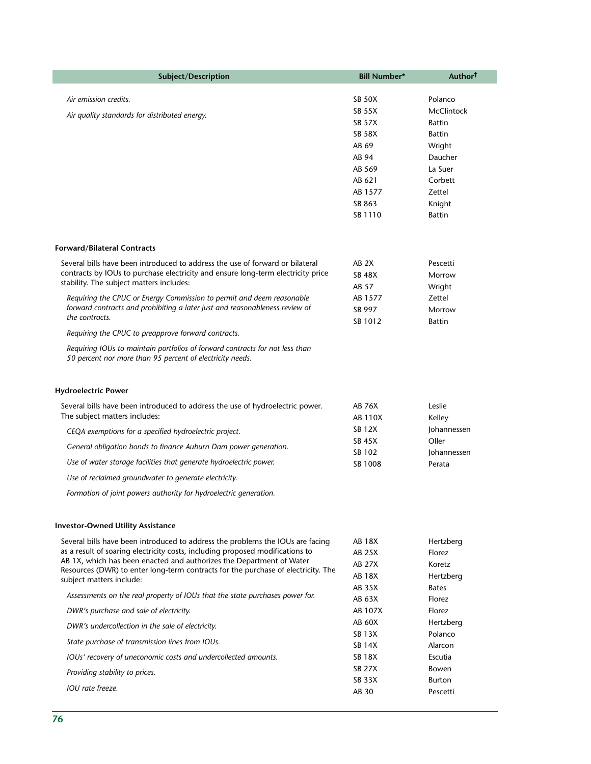| Subject/Description | Bill Number* | Author[†] |
|---|---|---|
| *Air emission credits.* | SB 50X | Polanco |
| *Air quality standards for distributed energy.* | SB 55X | McClintock |
| | SB 57X | Battin |
| | SB 58X | Battin |
| | AB 69 | Wright |
| | AB 94 | Daucher |
| | AB 569 | La Suer |
| | AB 621 | Corbett |
| | AB 1577 | Zettel |
| | SB 863 | Knight |
| | SB 1110 | Battin |
| **Forward/Bilateral Contracts** | | |
| Several bills have been introduced to address the use of forward or bilateral contracts by IOUs to purchase electricity and ensure long-term electricity price stability. The subject matters includes: | AB 2X | Pescetti |
| | SB 48X | Morrow |
| | AB 57 | Wright |
| *Requiring the CPUC or Energy Commission to permit and deem reasonable forward contracts and prohibiting a later just and reasonableness review of the contracts.* | AB 1577 | Zettel |
| | SB 997 | Morrow |
| | SB 1012 | Battin |
| *Requiring the CPUC to preapprove forward contracts.* | | |
| *Requiring IOUs to maintain portfolios of forward contracts for not less than 50 percent nor more than 95 percent of electricity needs.* | | |
| **Hydroelectric Power** | | |
| Several bills have been introduced to address the use of hydroelectric power. The subject matters includes: | AB 76X | Leslie |
| | AB 110X | Kelley |
| *CEQA exemptions for a specified hydroelectric project.* | SB 12X | Johannessen |
| *General obligation bonds to finance Auburn Dam power generation.* | SB 45X | Oller |
| | SB 102 | Johannessen |
| *Use of water storage facilities that generate hydroelectric power.* | SB 1008 | Perata |
| *Use of reclaimed groundwater to generate electricity.* | | |
| *Formation of joint powers authority for hydroelectric generation.* | | |
| **Investor-Owned Utility Assistance** | | |
| Several bills have been introduced to address the problems the IOUs are facing as a result of soaring electricity costs, including proposed modifications to AB 1X, which has been enacted and authorizes the Department of Water Resources (DWR) to enter long-term contracts for the purchase of electricity. The subject matters include: | AB 18X | Hertzberg |
| | AB 25X | Florez |
| | AB 27X | Koretz |
| | AB 18X | Hertzberg |
| | AB 35X | Bates |
| *Assessments on the real property of IOUs that the state purchases power for.* | AB 63X | Florez |
| *DWR's purchase and sale of electricity.* | AB 107X | Florez |
| *DWR's undercollection in the sale of electricity.* | AB 60X | Hertzberg |
| | SB 13X | Polanco |
| *State purchase of transmission lines from IOUs.* | SB 14X | Alarcon |
| *IOUs' recovery of uneconomic costs and undercollected amounts.* | SB 18X | Escutia |
| *Providing stability to prices.* | SB 27X | Bowen |
| | SB 33X | Burton |
| *IOU rate freeze.* | AB 30 | Pescetti |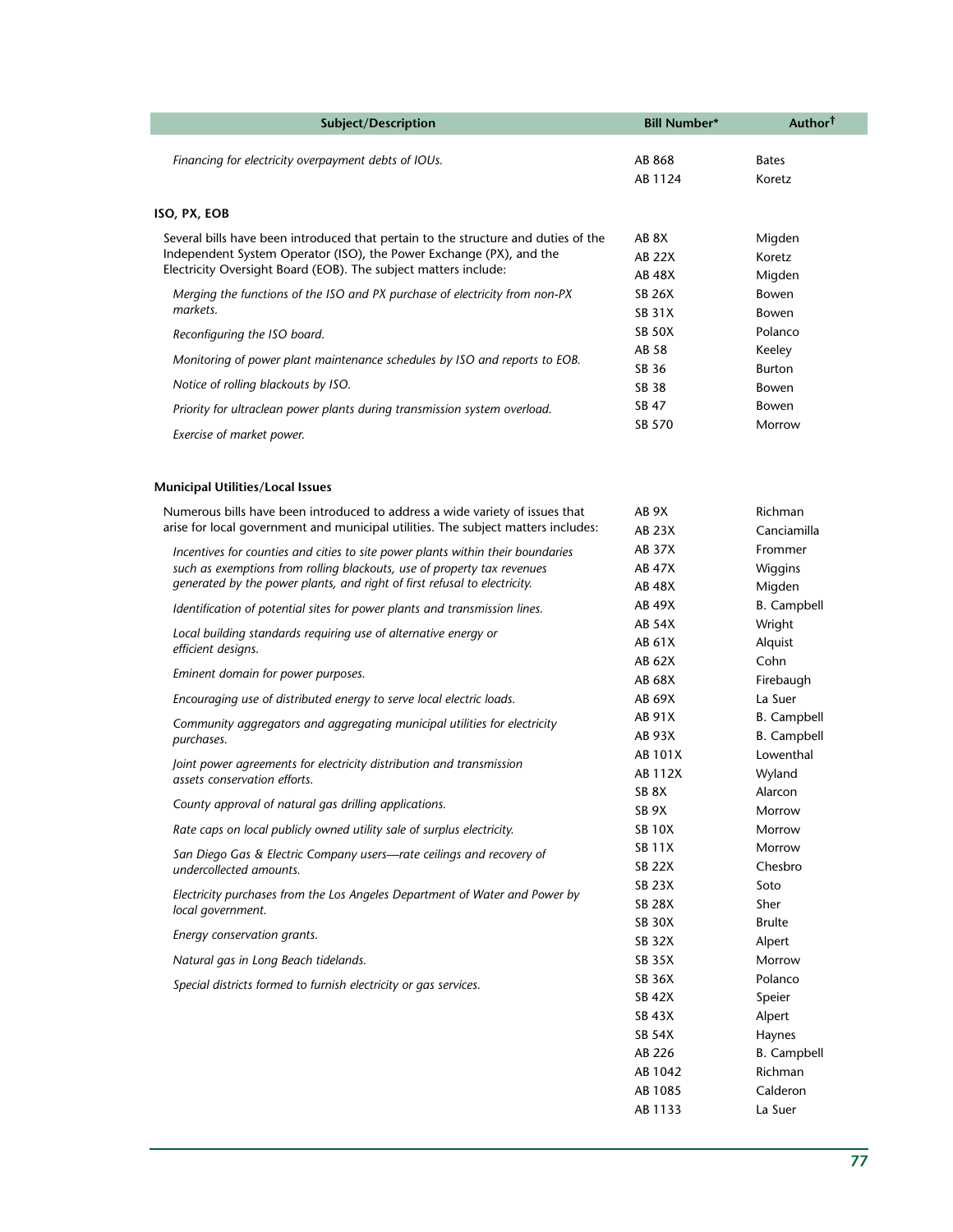| Subject/Description | Bill Number* | Author[†] |
|---|---|---|
| *Financing for electricity overpayment debts of IOUs.* | AB 868 | Bates |
| | AB 1124 | Koretz |
| **ISO, PX, EOB** | | |
| Several bills have been introduced that pertain to the structure and duties of the Independent System Operator (ISO), the Power Exchange (PX), and the Electricity Oversight Board (EOB). The subject matters include: | AB 8X | Migden |
| | AB 22X | Koretz |
| | AB 48X | Migden |
| *Merging the functions of the ISO and PX purchase of electricity from non-PX markets.* | SB 26X | Bowen |
| | SB 31X | Bowen |
| *Reconfiguring the ISO board.* | SB 50X | Polanco |
| *Monitoring of power plant maintenance schedules by ISO and reports to EOB.* | AB 58 | Keeley |
| | SB 36 | Burton |
| *Notice of rolling blackouts by ISO.* | SB 38 | Bowen |
| *Priority for ultraclean power plants during transmission system overload.* | SB 47 | Bowen |
| *Exercise of market power.* | SB 570 | Morrow |
| **Municipal Utilities/Local Issues** | | |
| Numerous bills have been introduced to address a wide variety of issues that arise for local government and municipal utilities. The subject matters includes: | AB 9X | Richman |
| | AB 23X | Canciamilla |
| *Incentives for counties and cities to site power plants within their boundaries such as exemptions from rolling blackouts, use of property tax revenues generated by the power plants, and right of first refusal to electricity.* | AB 37X | Frommer |
| | AB 47X | Wiggins |
| | AB 48X | Migden |
| *Identification of potential sites for power plants and transmission lines.* | AB 49X | B. Campbell |
| *Local building standards requiring use of alternative energy or efficient designs.* | AB 54X | Wright |
| | AB 61X | Alquist |
| *Eminent domain for power purposes.* | AB 62X | Cohn |
| | AB 68X | Firebaugh |
| *Encouraging use of distributed energy to serve local electric loads.* | AB 69X | La Suer |
| *Community aggregators and aggregating municipal utilities for electricity purchases.* | AB 91X | B. Campbell |
| | AB 93X | B. Campbell |
| *Joint power agreements for electricity distribution and transmission assets conservation efforts.* | AB 101X | Lowenthal |
| | AB 112X | Wyland |
| *County approval of natural gas drilling applications.* | SB 8X | Alarcon |
| | SB 9X | Morrow |
| *Rate caps on local publicly owned utility sale of surplus electricity.* | SB 10X | Morrow |
| *San Diego Gas & Electric Company users—rate ceilings and recovery of undercollected amounts.* | SB 11X | Morrow |
| | SB 22X | Chesbro |
| *Electricity purchases from the Los Angeles Department of Water and Power by local government.* | SB 23X | Soto |
| | SB 28X | Sher |
| *Energy conservation grants.* | SB 30X | Brulte |
| | SB 32X | Alpert |
| *Natural gas in Long Beach tidelands.* | SB 35X | Morrow |
| *Special districts formed to furnish electricity or gas services.* | SB 36X | Polanco |
| | SB 42X | Speier |
| | SB 43X | Alpert |
| | SB 54X | Haynes |
| | AB 226 | B. Campbell |
| | AB 1042 | Richman |
| | AB 1085 | Calderon |
| | AB 1133 | La Suer |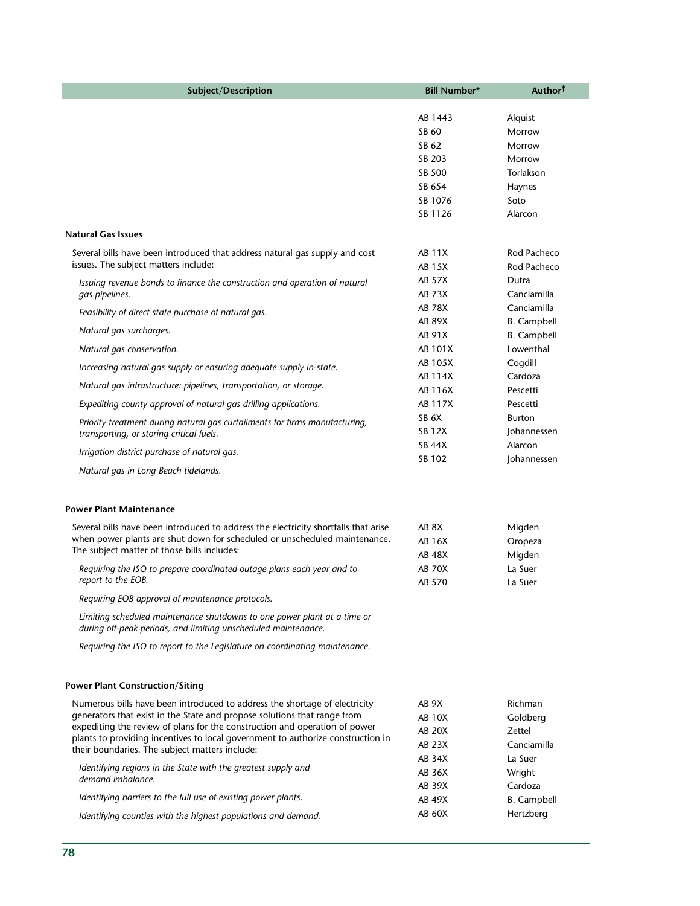| Subject/Description | Bill Number* | Author[†] |
|---|---|---|
| | AB 1443 | Alquist |
| | SB 60 | Morrow |
| | SB 62 | Morrow |
| | SB 203 | Morrow |
| | SB 500 | Torlakson |
| | SB 654 | Haynes |
| | SB 1076 | Soto |
| | SB 1126 | Alarcon |
| **Natural Gas Issues** | | |
| Several bills have been introduced that address natural gas supply and cost issues. The subject matters include: | AB 11X | Rod Pacheco |
| *Issuing revenue bonds to finance the construction and operation of natural gas pipelines.* | AB 15X | Rod Pacheco |
| *Feasibility of direct state purchase of natural gas.* | AB 57X | Dutra |
| *Natural gas surcharges.* | AB 73X | Canciamilla |
| *Natural gas conservation.* | AB 78X | Canciamilla |
| *Increasing natural gas supply or ensuring adequate supply in-state.* | AB 89X | B. Campbell |
| *Natural gas infrastructure: pipelines, transportation, or storage.* | AB 91X | B. Campbell |
| *Expediting county approval of natural gas drilling applications.* | AB 101X | Lowenthal |
| *Priority treatment during natural gas curtailments for firms manufacturing, transporting, or storing critical fuels.* | AB 105X | Cogdill |
| *Irrigation district purchase of natural gas.* | AB 114X | Cardoza |
| *Natural gas in Long Beach tidelands.* | AB 116X | Pescetti |
| | AB 117X | Pescetti |
| | SB 6X | Burton |
| | SB 12X | Johannessen |
| | SB 44X | Alarcon |
| | SB 102 | Johannessen |
| **Power Plant Maintenance** | | |
| Several bills have been introduced to address the electricity shortfalls that arise when power plants are shut down for scheduled or unscheduled maintenance. The subject matter of those bills includes: | AB 8X | Migden |
| *Requiring the ISO to prepare coordinated outage plans each year and to report to the EOB.* | AB 16X | Oropeza |
| *Requiring EOB approval of maintenance protocols.* | AB 48X | Migden |
| *Limiting scheduled maintenance shutdowns to one power plant at a time or during off-peak periods, and limiting unscheduled maintenance.* | AB 70X | La Suer |
| *Requiring the ISO to report to the Legislature on coordinating maintenance.* | AB 570 | La Suer |
| **Power Plant Construction/Siting** | | |
| Numerous bills have been introduced to address the shortage of electricity generators that exist in the State and propose solutions that range from expediting the review of plans for the construction and operation of power plants to providing incentives to local government to authorize construction in their boundaries. The subject matters include: | AB 9X | Richman |
| *Identifying regions in the State with the greatest supply and demand imbalance.* | AB 10X | Goldberg |
| *Identifying barriers to the full use of existing power plants.* | AB 20X | Zettel |
| *Identifying counties with the highest populations and demand.* | AB 23X | Canciamilla |
| | AB 34X | La Suer |
| | AB 36X | Wright |
| | AB 39X | Cardoza |
| | AB 49X | B. Campbell |
| | AB 60X | Hertzberg |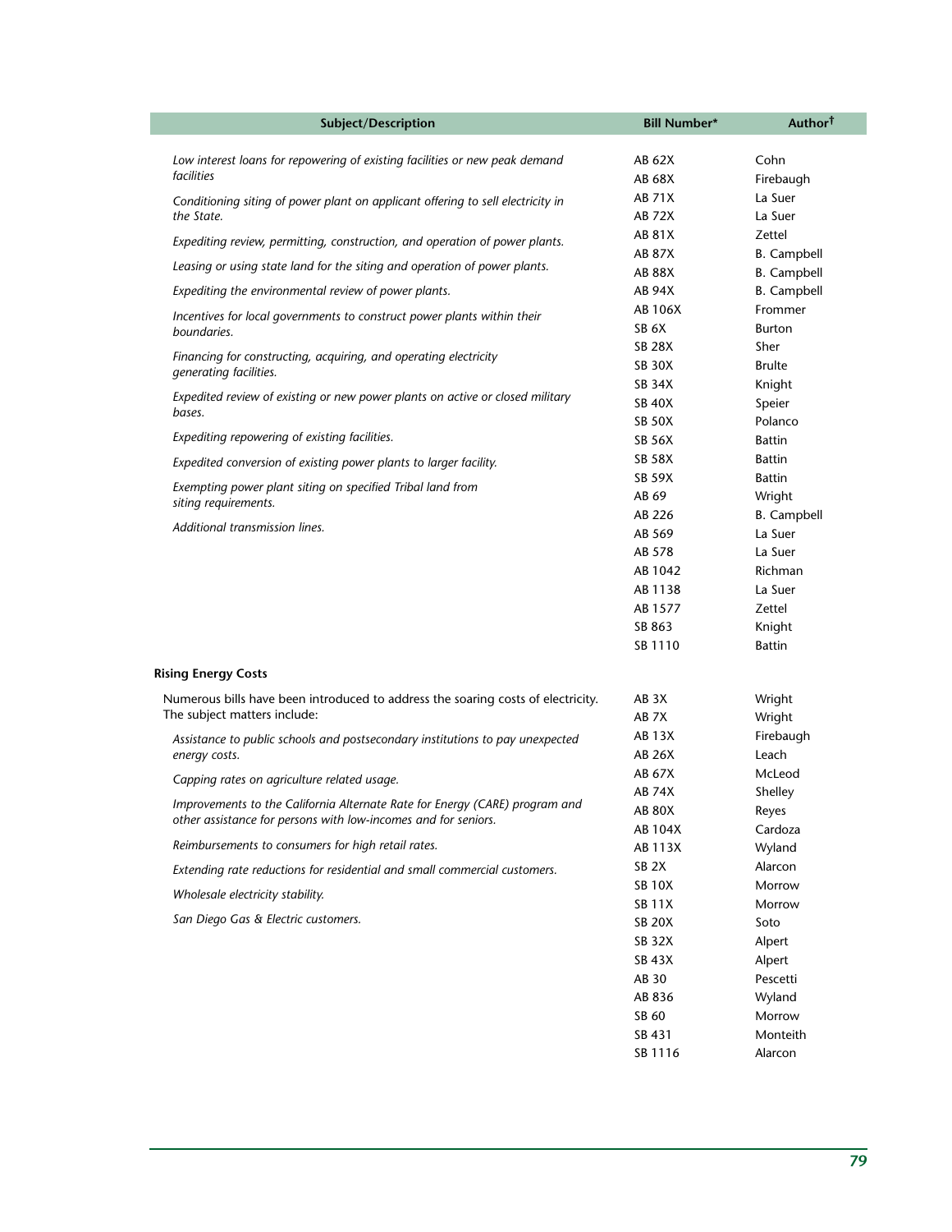| Subject/Description | Bill Number* | Author† |
|---|---|---|
| *Low interest loans for repowering of existing facilities or new peak demand facilities* | AB 62X | Cohn |
| *Conditioning siting of power plant on applicant offering to sell electricity in the State.* | AB 68X | Firebaugh |
| *Expediting review, permitting, construction, and operation of power plants.* | AB 71X | La Suer |
| *Leasing or using state land for the siting and operation of power plants.* | AB 72X | La Suer |
| *Expediting the environmental review of power plants.* | AB 81X | Zettel |
| *Incentives for local governments to construct power plants within their boundaries.* | AB 87X | B. Campbell |
| *Financing for constructing, acquiring, and operating electricity generating facilities.* | AB 88X | B. Campbell |
| *Expedited review of existing or new power plants on active or closed military bases.* | AB 94X | B. Campbell |
| *Expediting repowering of existing facilities.* | AB 106X | Frommer |
| *Expedited conversion of existing power plants to larger facility.* | SB 6X | Burton |
| *Exempting power plant siting on specified Tribal land from siting requirements.* | SB 28X | Sher |
| *Additional transmission lines.* | SB 30X | Brulte |
| | SB 34X | Knight |
| | SB 40X | Speier |
| | SB 50X | Polanco |
| | SB 56X | Battin |
| | SB 58X | Battin |
| | SB 59X | Battin |
| | AB 69 | Wright |
| | AB 226 | B. Campbell |
| | AB 569 | La Suer |
| | AB 578 | La Suer |
| | AB 1042 | Richman |
| | AB 1138 | La Suer |
| | AB 1577 | Zettel |
| | SB 863 | Knight |
| | SB 1110 | Battin |
| **Rising Energy Costs** | | |
| Numerous bills have been introduced to address the soaring costs of electricity. The subject matters include: | AB 3X | Wright |
| *Assistance to public schools and postsecondary institutions to pay unexpected energy costs.* | AB 7X | Wright |
| *Capping rates on agriculture related usage.* | AB 13X | Firebaugh |
| *Improvements to the California Alternate Rate for Energy (CARE) program and other assistance for persons with low-incomes and for seniors.* | AB 26X | Leach |
| *Reimbursements to consumers for high retail rates.* | AB 67X | McLeod |
| *Extending rate reductions for residential and small commercial customers.* | AB 74X | Shelley |
| *Wholesale electricity stability.* | AB 80X | Reyes |
| *San Diego Gas & Electric customers.* | AB 104X | Cardoza |
| | AB 113X | Wyland |
| | SB 2X | Alarcon |
| | SB 10X | Morrow |
| | SB 11X | Morrow |
| | SB 20X | Soto |
| | SB 32X | Alpert |
| | SB 43X | Alpert |
| | AB 30 | Pescetti |
| | AB 836 | Wyland |
| | SB 60 | Morrow |
| | SB 431 | Monteith |
| | SB 1116 | Alarcon |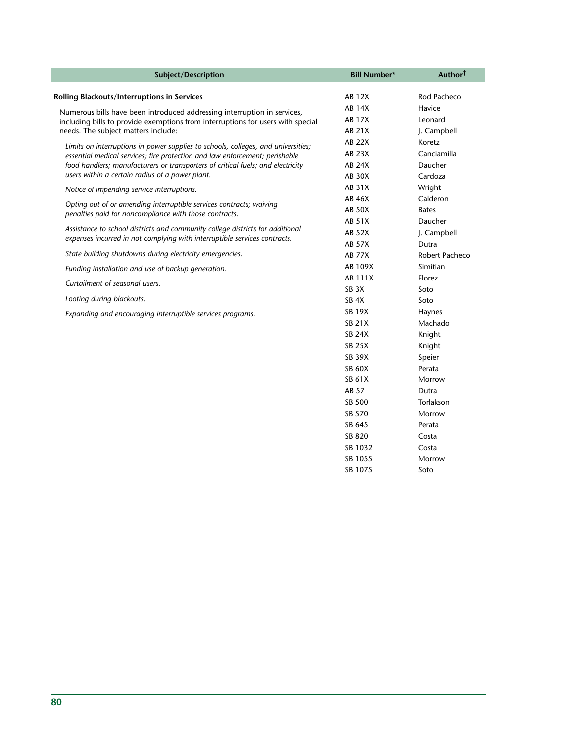| Subject/Description | Bill Number* | Author† |
|---|---|---|
| **Rolling Blackouts/Interruptions in Services** | AB 12X | Rod Pacheco |
| Numerous bills have been introduced addressing interruption in services, including bills to provide exemptions from interruptions for users with special needs. The subject matters include: | AB 14X | Havice |
| *Limits on interruptions in power supplies to schools, colleges, and universities; essential medical services; fire protection and law enforcement; perishable food handlers; manufacturers or transporters of critical fuels; and electricity users within a certain radius of a power plant.* | AB 17X | Leonard |
| *Notice of impending service interruptions.* | AB 21X | J. Campbell |
| *Opting out of or amending interruptible services contracts; waiving penalties paid for noncompliance with those contracts.* | AB 22X | Koretz |
| *Assistance to school districts and community college districts for additional expenses incurred in not complying with interruptible services contracts.* | AB 23X | Canciamilla |
| *State building shutdowns during electricity emergencies.* | AB 24X | Daucher |
| *Funding installation and use of backup generation.* | AB 30X | Cardoza |
| *Curtailment of seasonal users.* | AB 31X | Wright |
| *Looting during blackouts.* | AB 46X | Calderon |
| *Expanding and encouraging interruptible services programs.* | AB 50X | Bates |
| | AB 51X | Daucher |
| | AB 52X | J. Campbell |
| | AB 57X | Dutra |
| | AB 77X | Robert Pacheco |
| | AB 109X | Simitian |
| | AB 111X | Florez |
| | SB 3X | Soto |
| | SB 4X | Soto |
| | SB 19X | Haynes |
| | SB 21X | Machado |
| | SB 24X | Knight |
| | SB 25X | Knight |
| | SB 39X | Speier |
| | SB 60X | Perata |
| | SB 61X | Morrow |
| | AB 57 | Dutra |
| | SB 500 | Torlakson |
| | SB 570 | Morrow |
| | SB 645 | Perata |
| | SB 820 | Costa |
| | SB 1032 | Costa |
| | SB 1055 | Morrow |
| | SB 1075 | Soto |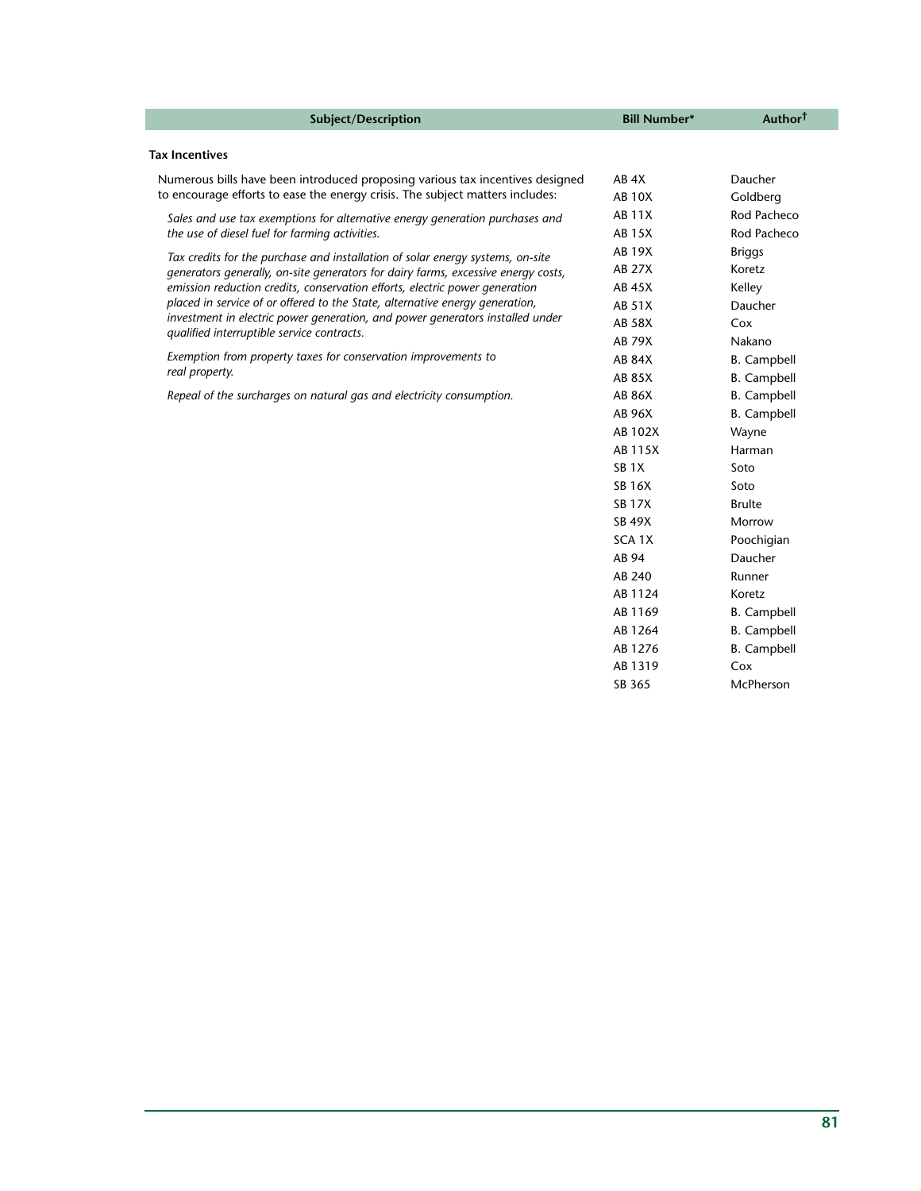| Subject/Description | Bill Number* | Author[†] |
|---|---|---|
| **Tax Incentives** | | |
| Numerous bills have been introduced proposing various tax incentives designed to encourage efforts to ease the energy crisis. The subject matters includes: | AB 4X | Daucher |
| *Sales and use tax exemptions for alternative energy generation purchases and the use of diesel fuel for farming activities.* | AB 10X | Goldberg |
| *Tax credits for the purchase and installation of solar energy systems, on-site generators generally, on-site generators for dairy farms, excessive energy costs, emission reduction credits, conservation efforts, electric power generation placed in service of or offered to the State, alternative energy generation, investment in electric power generation, and power generators installed under qualified interruptible service contracts.* | AB 11X | Rod Pacheco |
| *Exemption from property taxes for conservation improvements to real property.* | AB 15X | Rod Pacheco |
| *Repeal of the surcharges on natural gas and electricity consumption.* | AB 19X | Briggs |
| | AB 27X | Koretz |
| | AB 45X | Kelley |
| | AB 51X | Daucher |
| | AB 58X | Cox |
| | AB 79X | Nakano |
| | AB 84X | B. Campbell |
| | AB 85X | B. Campbell |
| | AB 86X | B. Campbell |
| | AB 96X | B. Campbell |
| | AB 102X | Wayne |
| | AB 115X | Harman |
| | SB 1X | Soto |
| | SB 16X | Soto |
| | SB 17X | Brulte |
| | SB 49X | Morrow |
| | SCA 1X | Poochigian |
| | AB 94 | Daucher |
| | AB 240 | Runner |
| | AB 1124 | Koretz |
| | AB 1169 | B. Campbell |
| | AB 1264 | B. Campbell |
| | AB 1276 | B. Campbell |
| | AB 1319 | Cox |
| | SB 365 | McPherson |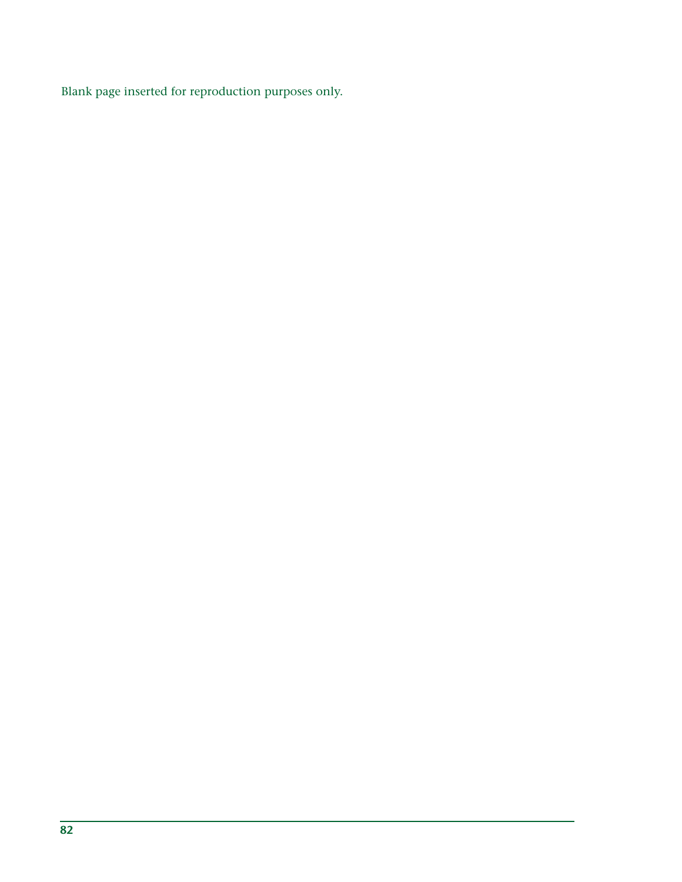Blank page inserted for reproduction purposes only.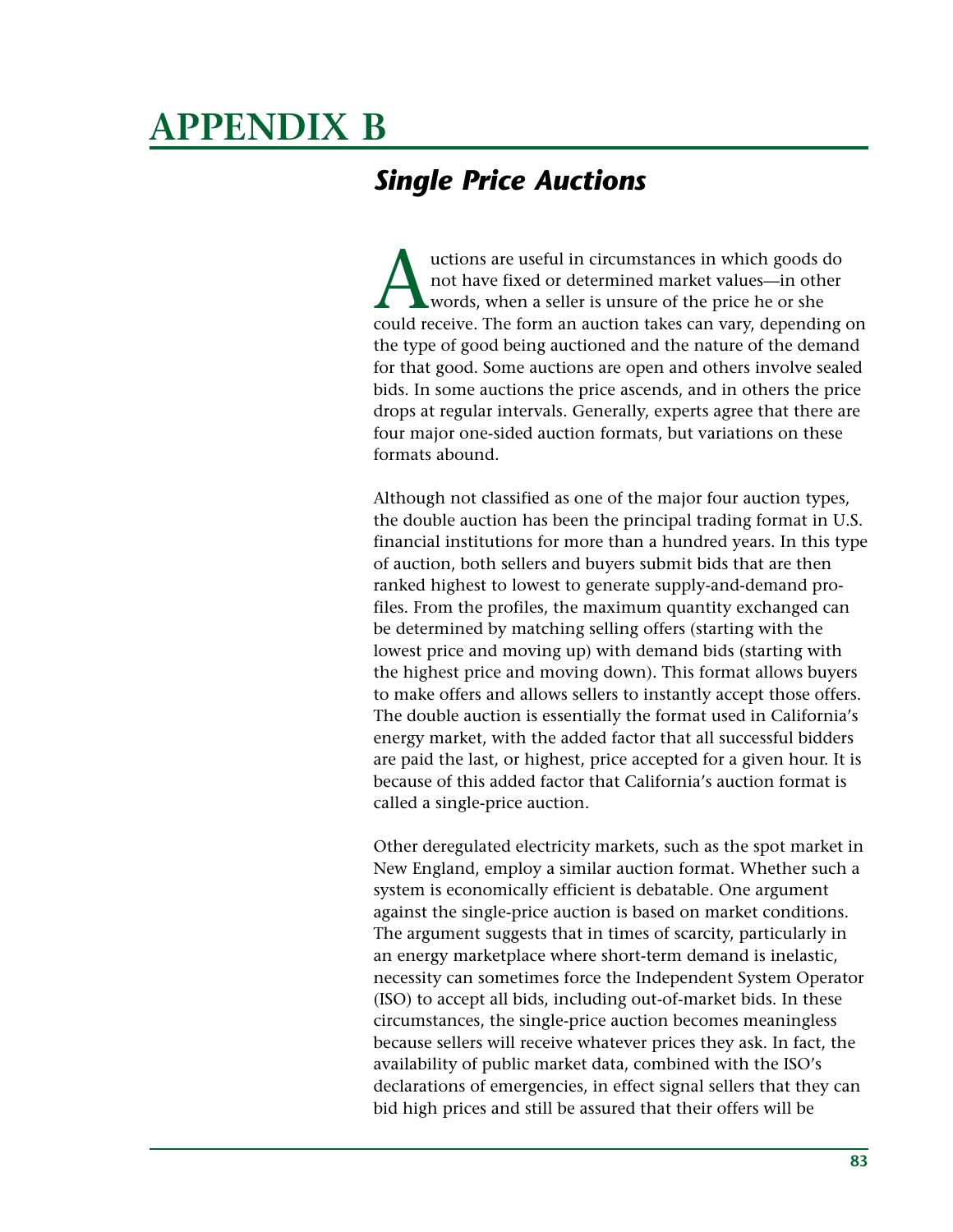# APPENDIX B

## *Single Price Auctions*

Auctions are useful in circumstances in which goods do not have fixed or determined market values—in other words, when a seller is unsure of the price he or she could receive. The form an auction takes can vary, depending on the type of good being auctioned and the nature of the demand for that good. Some auctions are open and others involve sealed bids. In some auctions the price ascends, and in others the price drops at regular intervals. Generally, experts agree that there are four major one-sided auction formats, but variations on these formats abound.

Although not classified as one of the major four auction types, the double auction has been the principal trading format in U.S. financial institutions for more than a hundred years. In this type of auction, both sellers and buyers submit bids that are then ranked highest to lowest to generate supply-and-demand profiles. From the profiles, the maximum quantity exchanged can be determined by matching selling offers (starting with the lowest price and moving up) with demand bids (starting with the highest price and moving down). This format allows buyers to make offers and allows sellers to instantly accept those offers. The double auction is essentially the format used in California's energy market, with the added factor that all successful bidders are paid the last, or highest, price accepted for a given hour. It is because of this added factor that California's auction format is called a single-price auction.

Other deregulated electricity markets, such as the spot market in New England, employ a similar auction format. Whether such a system is economically efficient is debatable. One argument against the single-price auction is based on market conditions. The argument suggests that in times of scarcity, particularly in an energy marketplace where short-term demand is inelastic, necessity can sometimes force the Independent System Operator (ISO) to accept all bids, including out-of-market bids. In these circumstances, the single-price auction becomes meaningless because sellers will receive whatever prices they ask. In fact, the availability of public market data, combined with the ISO's declarations of emergencies, in effect signal sellers that they can bid high prices and still be assured that their offers will be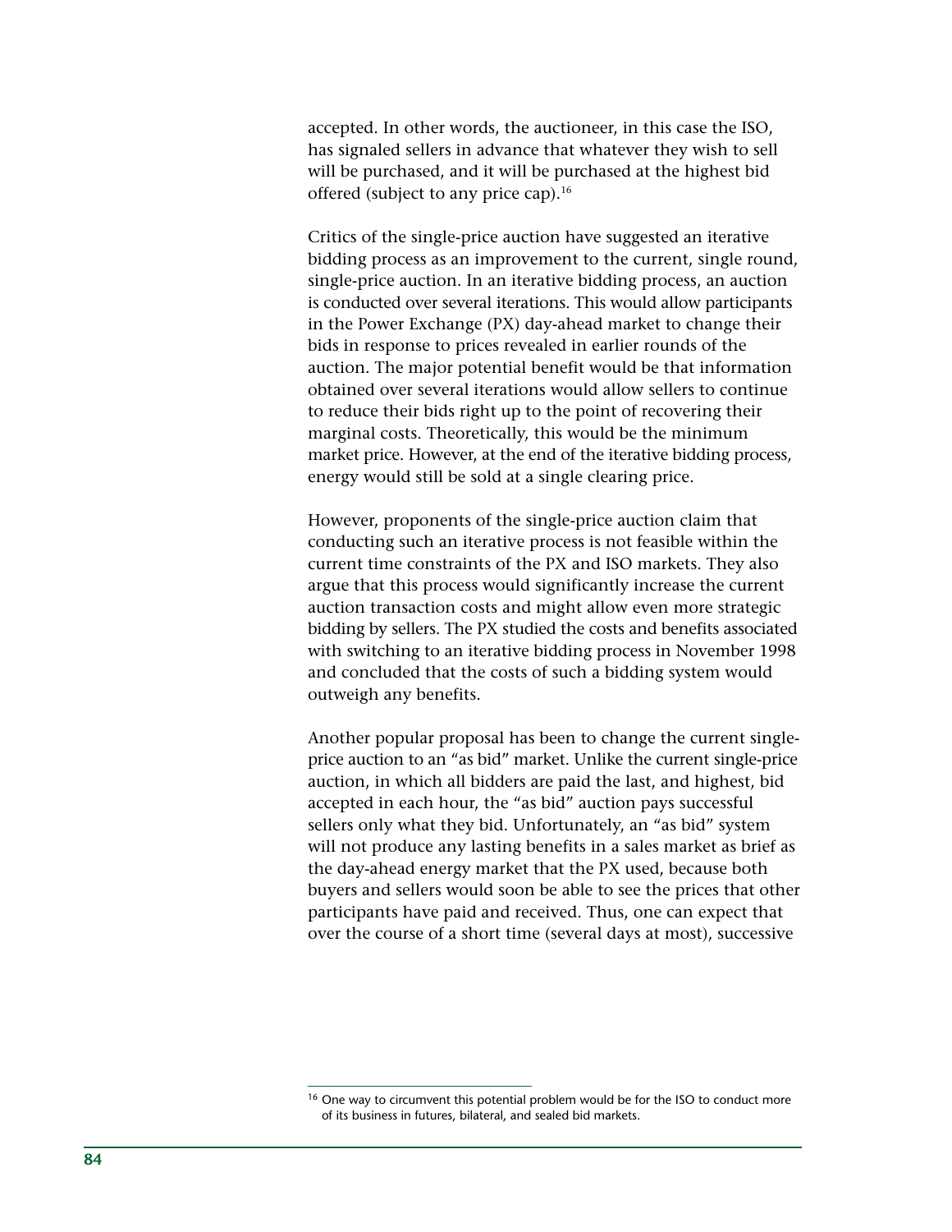accepted. In other words, the auctioneer, in this case the ISO, has signaled sellers in advance that whatever they wish to sell will be purchased, and it will be purchased at the highest bid offered (subject to any price cap).[16]

Critics of the single-price auction have suggested an iterative bidding process as an improvement to the current, single round, single-price auction. In an iterative bidding process, an auction is conducted over several iterations. This would allow participants in the Power Exchange (PX) day-ahead market to change their bids in response to prices revealed in earlier rounds of the auction. The major potential benefit would be that information obtained over several iterations would allow sellers to continue to reduce their bids right up to the point of recovering their marginal costs. Theoretically, this would be the minimum market price. However, at the end of the iterative bidding process, energy would still be sold at a single clearing price.

However, proponents of the single-price auction claim that conducting such an iterative process is not feasible within the current time constraints of the PX and ISO markets. They also argue that this process would significantly increase the current auction transaction costs and might allow even more strategic bidding by sellers. The PX studied the costs and benefits associated with switching to an iterative bidding process in November 1998 and concluded that the costs of such a bidding system would outweigh any benefits.

Another popular proposal has been to change the current single-price auction to an "as bid" market. Unlike the current single-price auction, in which all bidders are paid the last, and highest, bid accepted in each hour, the "as bid" auction pays successful sellers only what they bid. Unfortunately, an "as bid" system will not produce any lasting benefits in a sales market as brief as the day-ahead energy market that the PX used, because both buyers and sellers would soon be able to see the prices that other participants have paid and received. Thus, one can expect that over the course of a short time (several days at most), successive

[16] One way to circumvent this potential problem would be for the ISO to conduct more of its business in futures, bilateral, and sealed bid markets.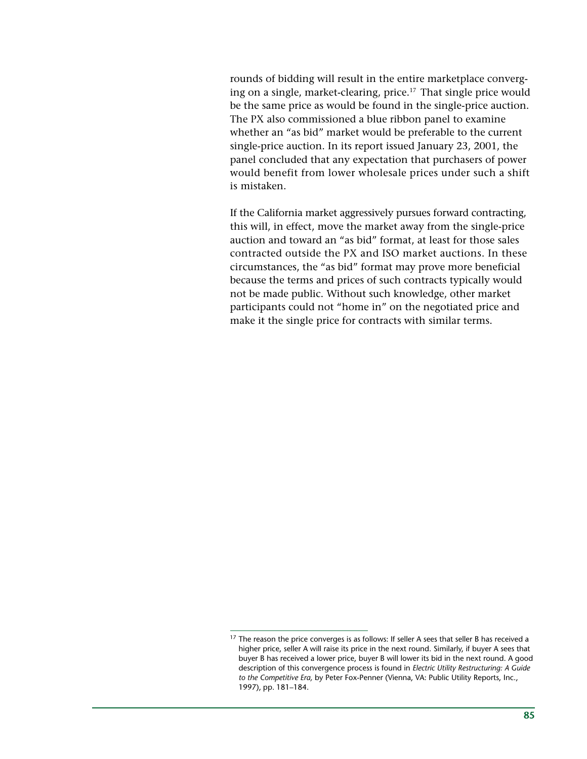rounds of bidding will result in the entire marketplace converging on a single, market-clearing, price.[17] That single price would be the same price as would be found in the single-price auction. The PX also commissioned a blue ribbon panel to examine whether an "as bid" market would be preferable to the current single-price auction. In its report issued January 23, 2001, the panel concluded that any expectation that purchasers of power would benefit from lower wholesale prices under such a shift is mistaken.

If the California market aggressively pursues forward contracting, this will, in effect, move the market away from the single-price auction and toward an "as bid" format, at least for those sales contracted outside the PX and ISO market auctions. In these circumstances, the "as bid" format may prove more beneficial because the terms and prices of such contracts typically would not be made public. Without such knowledge, other market participants could not "home in" on the negotiated price and make it the single price for contracts with similar terms.

[17] The reason the price converges is as follows: If seller A sees that seller B has received a higher price, seller A will raise its price in the next round. Similarly, if buyer A sees that buyer B has received a lower price, buyer B will lower its bid in the next round. A good description of this convergence process is found in *Electric Utility Restructuring: A Guide to the Competitive Era,* by Peter Fox-Penner (Vienna, VA: Public Utility Reports, Inc., 1997), pp. 181–184.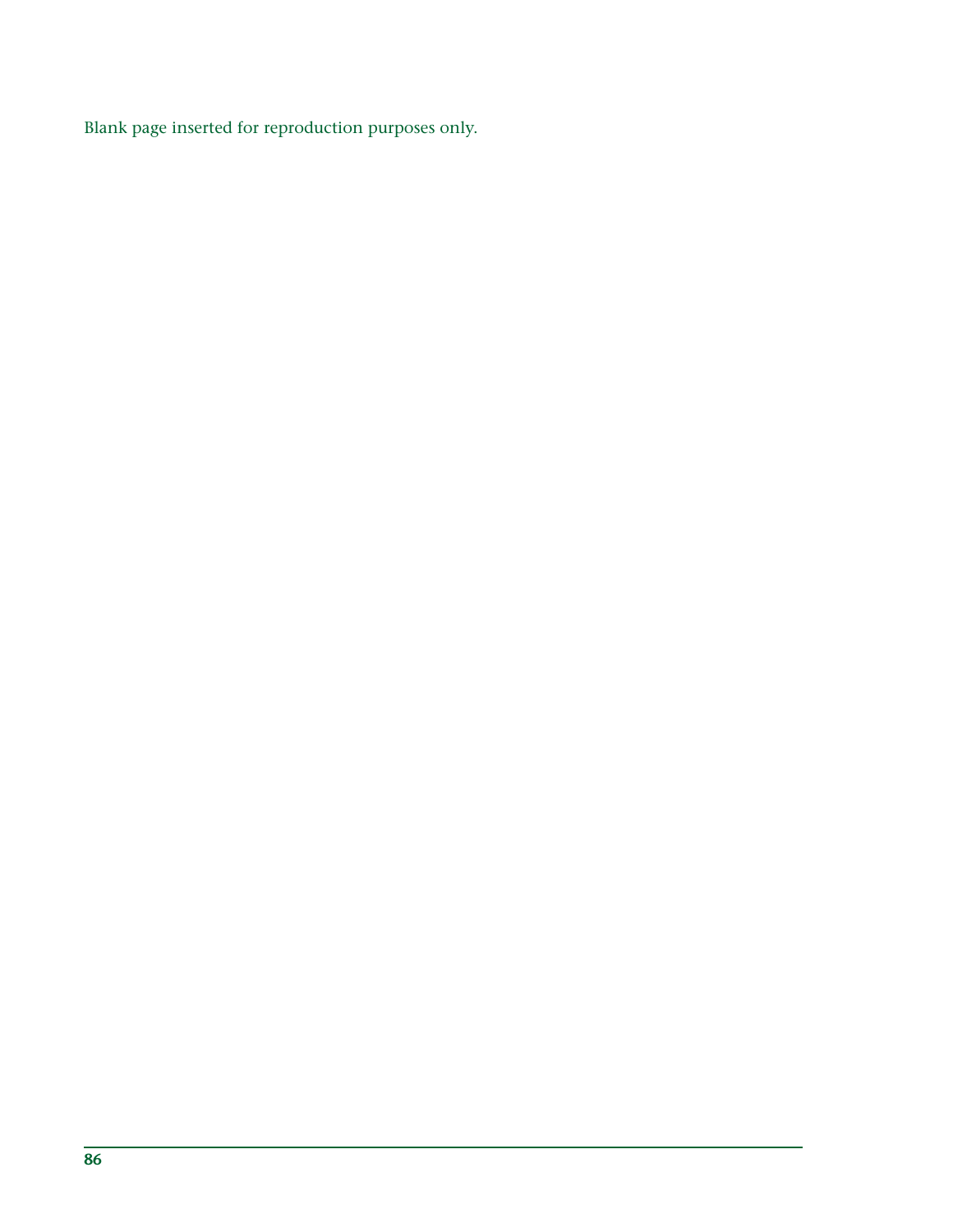Blank page inserted for reproduction purposes only.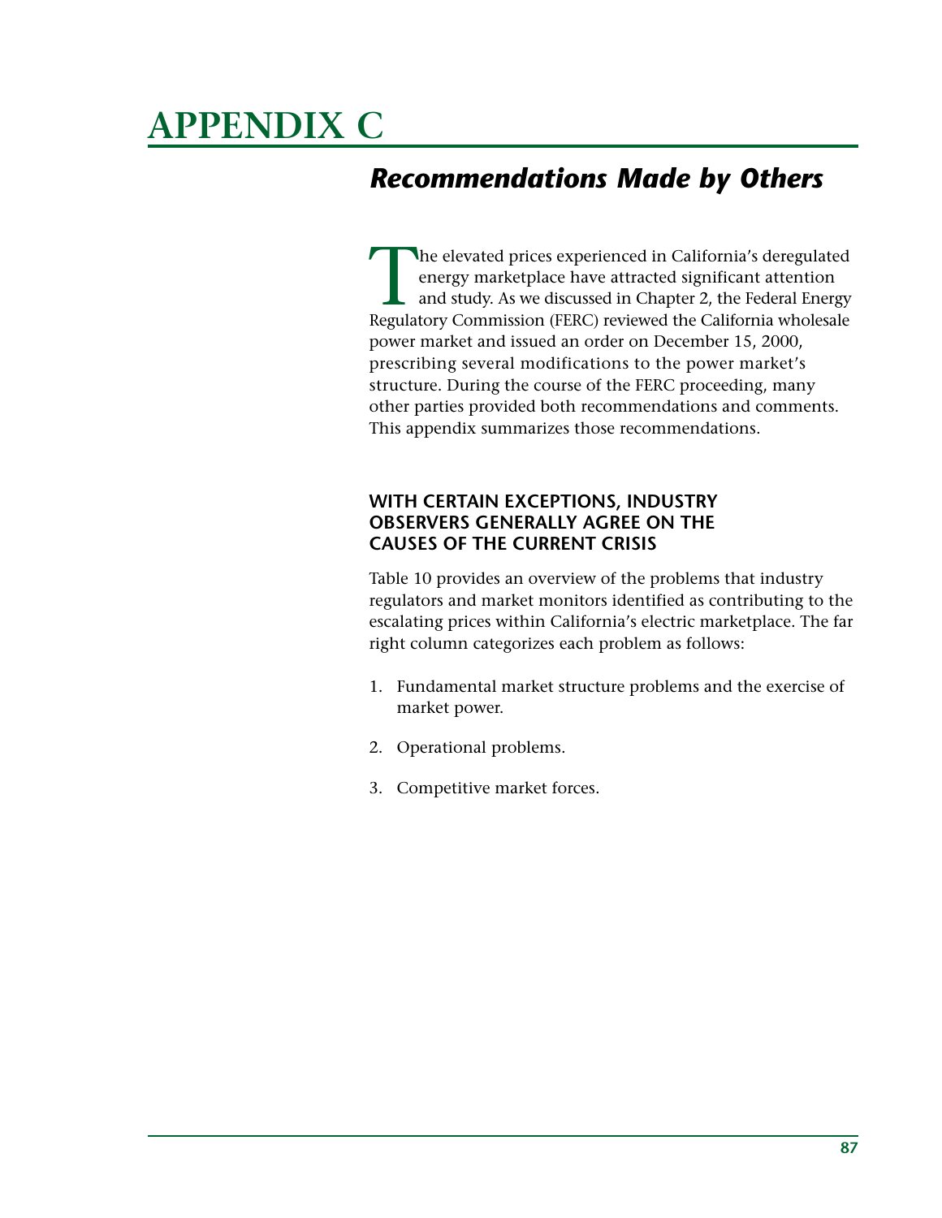# APPENDIX C

## *Recommendations Made by Others*

The elevated prices experienced in California's deregulated energy marketplace have attracted significant attention and study. As we discussed in Chapter 2, the Federal Energy Regulatory Commission (FERC) reviewed the California wholesale power market and issued an order on December 15, 2000, prescribing several modifications to the power market's structure. During the course of the FERC proceeding, many other parties provided both recommendations and comments. This appendix summarizes those recommendations.

### WITH CERTAIN EXCEPTIONS, INDUSTRY OBSERVERS GENERALLY AGREE ON THE CAUSES OF THE CURRENT CRISIS

Table 10 provides an overview of the problems that industry regulators and market monitors identified as contributing to the escalating prices within California's electric marketplace. The far right column categorizes each problem as follows:

1. Fundamental market structure problems and the exercise of market power.

2. Operational problems.

3. Competitive market forces.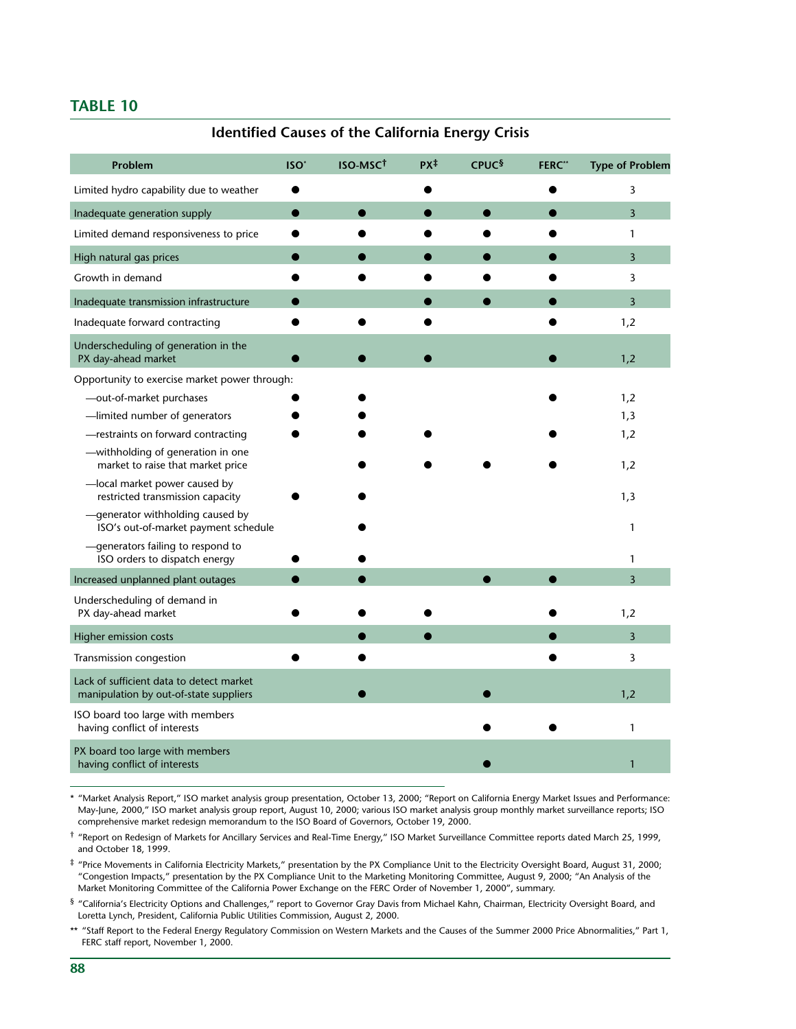## TABLE 10

**Identified Causes of the California Energy Crisis**

| Problem | ISO* | ISO-MSC† | PX‡ | CPUC§ | FERC** | Type of Problem |
|---|---|---|---|---|---|---|
| Limited hydro capability due to weather | ● | | ● | | ● | 3 |
| Inadequate generation supply | ● | ● | ● | ● | ● | 3 |
| Limited demand responsiveness to price | ● | ● | ● | ● | ● | 1 |
| High natural gas prices | ● | ● | ● | ● | ● | 3 |
| Growth in demand | ● | ● | ● | ● | ● | 3 |
| Inadequate transmission infrastructure | ● | | ● | ● | ● | 3 |
| Inadequate forward contracting | ● | ● | ● | | ● | 1,2 |
| Underscheduling of generation in the PX day-ahead market | ● | ● | ● | | ● | 1,2 |
| Opportunity to exercise market power through: | | | | | | |
| —out-of-market purchases | ● | ● | | | ● | 1,2 |
| —limited number of generators | ● | ● | | | | 1,3 |
| —restraints on forward contracting | ● | ● | ● | | ● | 1,2 |
| —withholding of generation in one market to raise that market price | | ● | ● | ● | ● | 1,2 |
| —local market power caused by restricted transmission capacity | ● | ● | | | | 1,3 |
| —generator withholding caused by ISO's out-of-market payment schedule | | ● | | | | 1 |
| —generators failing to respond to ISO orders to dispatch energy | ● | ● | | | | 1 |
| Increased unplanned plant outages | ● | ● | | ● | ● | 3 |
| Underscheduling of demand in PX day-ahead market | ● | ● | ● | | ● | 1,2 |
| Higher emission costs | | ● | ● | | ● | 3 |
| Transmission congestion | ● | ● | | | ● | 3 |
| Lack of sufficient data to detect market manipulation by out-of-state suppliers | | ● | | ● | | 1,2 |
| ISO board too large with members having conflict of interests | | | | ● | ● | 1 |
| PX board too large with members having conflict of interests | | | | ● | | 1 |

\* "Market Analysis Report," ISO market analysis group presentation, October 13, 2000; "Report on California Energy Market Issues and Performance: May-June, 2000," ISO market analysis group report, August 10, 2000; various ISO market analysis group monthly market surveillance reports; ISO comprehensive market redesign memorandum to the ISO Board of Governors, October 19, 2000.

† "Report on Redesign of Markets for Ancillary Services and Real-Time Energy," ISO Market Surveillance Committee reports dated March 25, 1999, and October 18, 1999.

‡ "Price Movements in California Electricity Markets," presentation by the PX Compliance Unit to the Electricity Oversight Board, August 31, 2000; "Congestion Impacts," presentation by the PX Compliance Unit to the Marketing Monitoring Committee, August 9, 2000; "An Analysis of the Market Monitoring Committee of the California Power Exchange on the FERC Order of November 1, 2000", summary.

§ "California's Electricity Options and Challenges," report to Governor Gray Davis from Michael Kahn, Chairman, Electricity Oversight Board, and Loretta Lynch, President, California Public Utilities Commission, August 2, 2000.

** "Staff Report to the Federal Energy Regulatory Commission on Western Markets and the Causes of the Summer 2000 Price Abnormalities," Part 1, FERC staff report, November 1, 2000.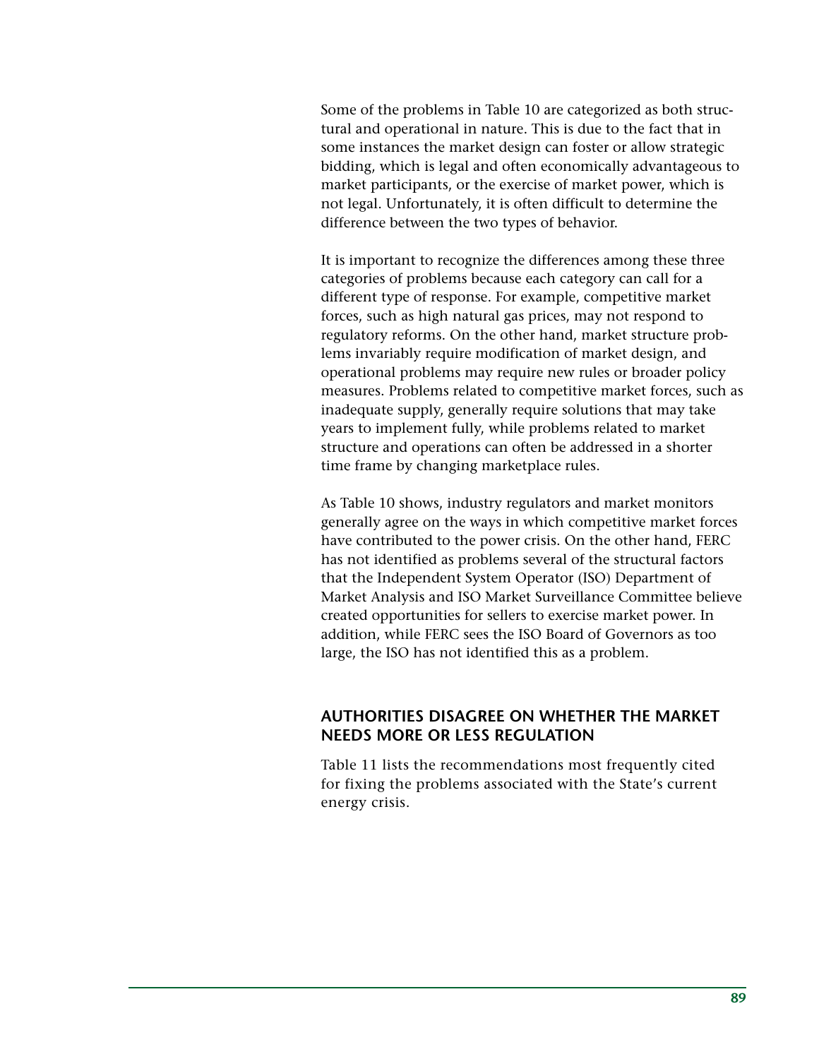Some of the problems in Table 10 are categorized as both structural and operational in nature. This is due to the fact that in some instances the market design can foster or allow strategic bidding, which is legal and often economically advantageous to market participants, or the exercise of market power, which is not legal. Unfortunately, it is often difficult to determine the difference between the two types of behavior.

It is important to recognize the differences among these three categories of problems because each category can call for a different type of response. For example, competitive market forces, such as high natural gas prices, may not respond to regulatory reforms. On the other hand, market structure problems invariably require modification of market design, and operational problems may require new rules or broader policy measures. Problems related to competitive market forces, such as inadequate supply, generally require solutions that may take years to implement fully, while problems related to market structure and operations can often be addressed in a shorter time frame by changing marketplace rules.

As Table 10 shows, industry regulators and market monitors generally agree on the ways in which competitive market forces have contributed to the power crisis. On the other hand, FERC has not identified as problems several of the structural factors that the Independent System Operator (ISO) Department of Market Analysis and ISO Market Surveillance Committee believe created opportunities for sellers to exercise market power. In addition, while FERC sees the ISO Board of Governors as too large, the ISO has not identified this as a problem.

## AUTHORITIES DISAGREE ON WHETHER THE MARKET NEEDS MORE OR LESS REGULATION

Table 11 lists the recommendations most frequently cited for fixing the problems associated with the State's current energy crisis.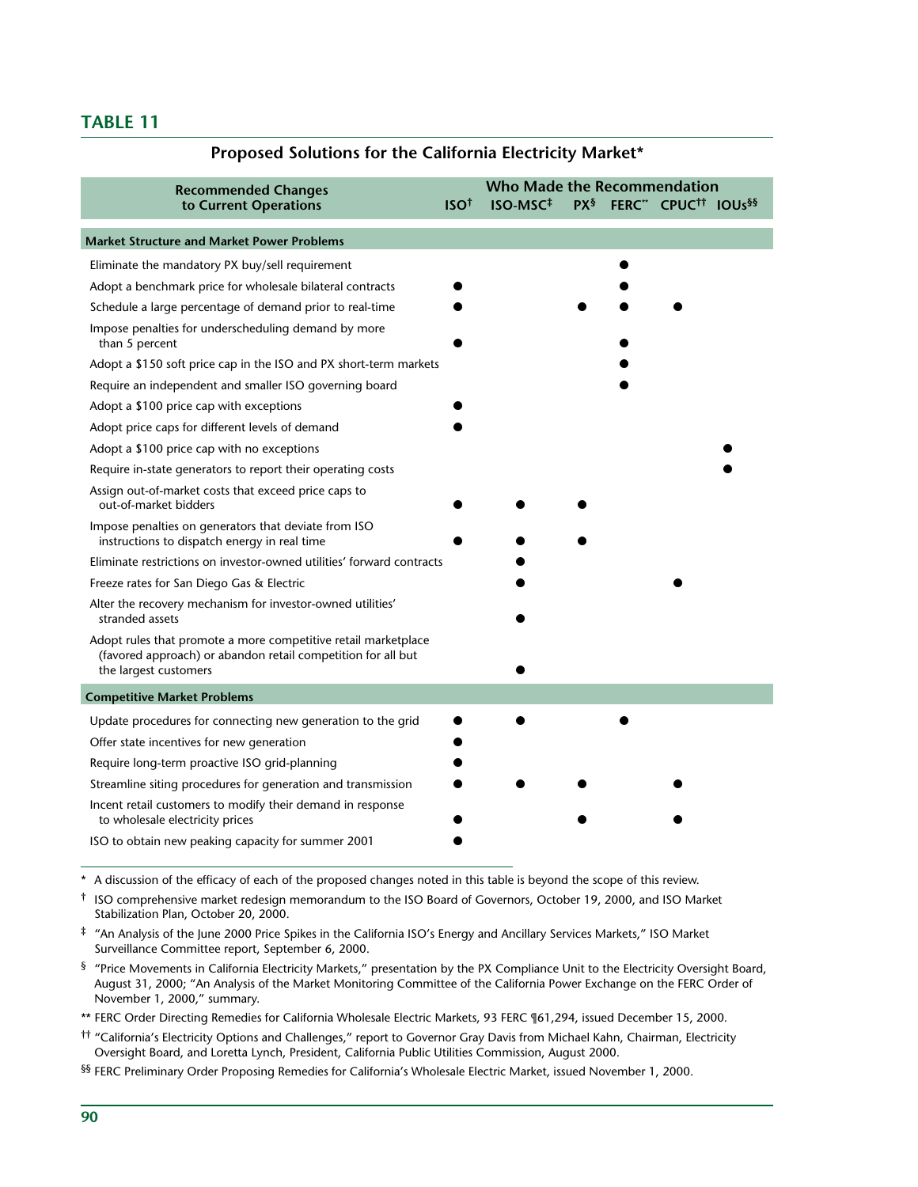## TABLE 11

**Proposed Solutions for the California Electricity Market***

| Recommended Changes to Current Operations | Who Made the Recommendation | | | | | |
|---|---|---|---|---|---|---|
| | ISO† | ISO-MSC‡ | PX§ | FERC** | CPUC†† | IOUs§§ |
| **Market Structure and Market Power Problems** | | | | | | |
| Eliminate the mandatory PX buy/sell requirement | | | | ● | | |
| Adopt a benchmark price for wholesale bilateral contracts | ● | | | ● | | |
| Schedule a large percentage of demand prior to real-time | ● | | ● | ● | ● | |
| Impose penalties for underscheduling demand by more than 5 percent | ● | | | ● | | |
| Adopt a $150 soft price cap in the ISO and PX short-term markets | | | | ● | | |
| Require an independent and smaller ISO governing board | | | | ● | | |
| Adopt a $100 price cap with exceptions | ● | | | | | |
| Adopt price caps for different levels of demand | ● | | | | | |
| Adopt a $100 price cap with no exceptions | | | | | | ● |
| Require in-state generators to report their operating costs | | | | | | ● |
| Assign out-of-market costs that exceed price caps to out-of-market bidders | ● | ● | ● | | | |
| Impose penalties on generators that deviate from ISO instructions to dispatch energy in real time | ● | ● | ● | | | |
| Eliminate restrictions on investor-owned utilities' forward contracts | | ● | | | | |
| Freeze rates for San Diego Gas & Electric | | ● | | | ● | |
| Alter the recovery mechanism for investor-owned utilities' stranded assets | | ● | | | | |
| Adopt rules that promote a more competitive retail marketplace (favored approach) or abandon retail competition for all but the largest customers | | ● | | | | |
| **Competitive Market Problems** | | | | | | |
| Update procedures for connecting new generation to the grid | ● | ● | | ● | | |
| Offer state incentives for new generation | ● | | | | | |
| Require long-term proactive ISO grid-planning | ● | | | | | |
| Streamline siting procedures for generation and transmission | ● | ● | ● | | ● | |
| Incent retail customers to modify their demand in response to wholesale electricity prices | ● | | ● | | ● | |
| ISO to obtain new peaking capacity for summer 2001 | ● | | | | | |

\* A discussion of the efficacy of each of the proposed changes noted in this table is beyond the scope of this review.

† ISO comprehensive market redesign memorandum to the ISO Board of Governors, October 19, 2000, and ISO Market Stabilization Plan, October 20, 2000.

‡ "An Analysis of the June 2000 Price Spikes in the California ISO's Energy and Ancillary Services Markets," ISO Market Surveillance Committee report, September 6, 2000.

§ "Price Movements in California Electricity Markets," presentation by the PX Compliance Unit to the Electricity Oversight Board, August 31, 2000; "An Analysis of the Market Monitoring Committee of the California Power Exchange on the FERC Order of November 1, 2000," summary.

** FERC Order Directing Remedies for California Wholesale Electric Markets, 93 FERC ¶61,294, issued December 15, 2000.

†† "California's Electricity Options and Challenges," report to Governor Gray Davis from Michael Kahn, Chairman, Electricity Oversight Board, and Loretta Lynch, President, California Public Utilities Commission, August 2000.

§§ FERC Preliminary Order Proposing Remedies for California's Wholesale Electric Market, issued November 1, 2000.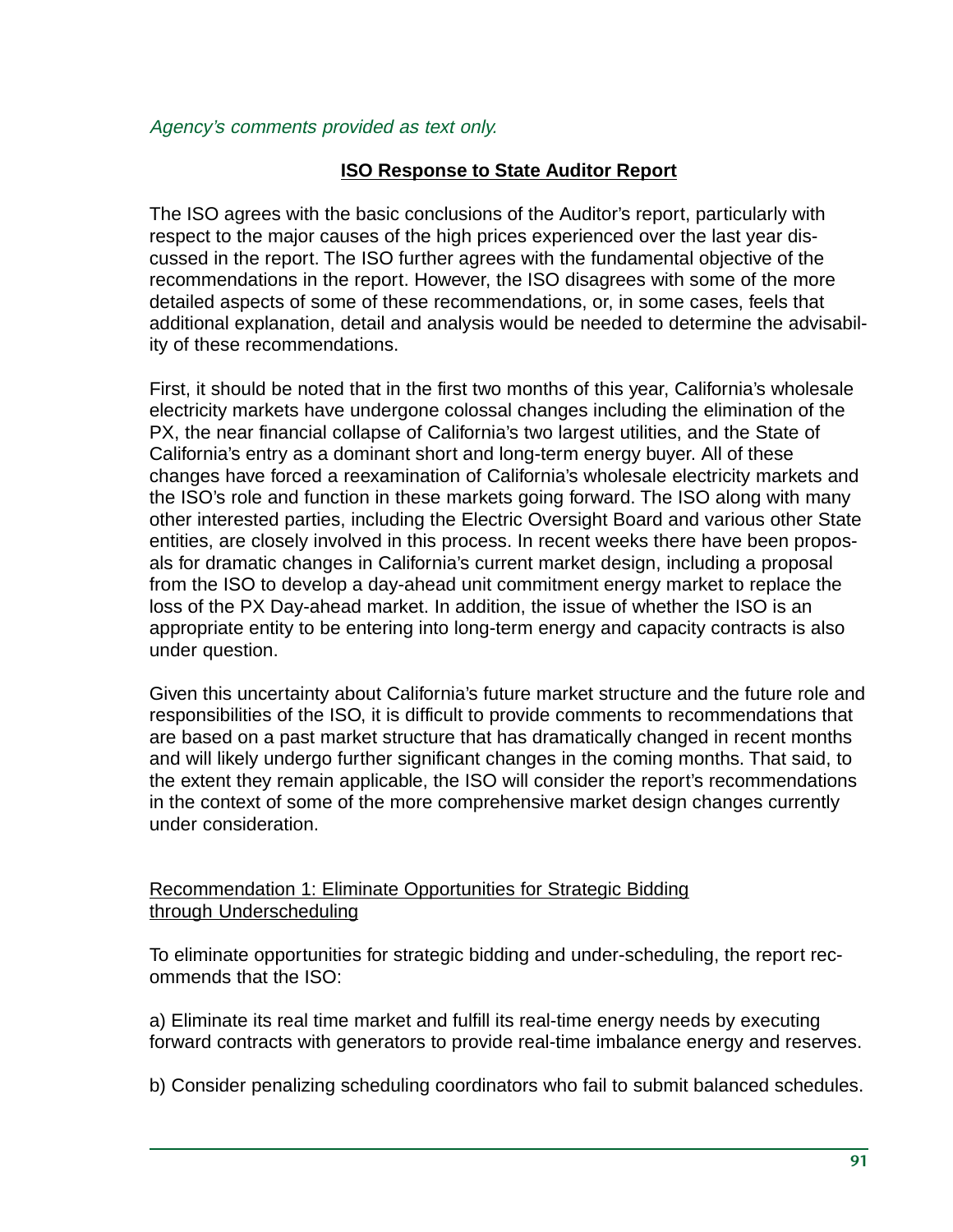*Agency's comments provided as text only.*

## ISO Response to State Auditor Report

The ISO agrees with the basic conclusions of the Auditor's report, particularly with respect to the major causes of the high prices experienced over the last year discussed in the report. The ISO further agrees with the fundamental objective of the recommendations in the report. However, the ISO disagrees with some of the more detailed aspects of some of these recommendations, or, in some cases, feels that additional explanation, detail and analysis would be needed to determine the advisability of these recommendations.

First, it should be noted that in the first two months of this year, California's wholesale electricity markets have undergone colossal changes including the elimination of the PX, the near financial collapse of California's two largest utilities, and the State of California's entry as a dominant short and long-term energy buyer. All of these changes have forced a reexamination of California's wholesale electricity markets and the ISO's role and function in these markets going forward. The ISO along with many other interested parties, including the Electric Oversight Board and various other State entities, are closely involved in this process. In recent weeks there have been proposals for dramatic changes in California's current market design, including a proposal from the ISO to develop a day-ahead unit commitment energy market to replace the loss of the PX Day-ahead market. In addition, the issue of whether the ISO is an appropriate entity to be entering into long-term energy and capacity contracts is also under question.

Given this uncertainty about California's future market structure and the future role and responsibilities of the ISO, it is difficult to provide comments to recommendations that are based on a past market structure that has dramatically changed in recent months and will likely undergo further significant changes in the coming months. That said, to the extent they remain applicable, the ISO will consider the report's recommendations in the context of some of the more comprehensive market design changes currently under consideration.

<u>Recommendation 1: Eliminate Opportunities for Strategic Bidding through Underscheduling</u>

To eliminate opportunities for strategic bidding and under-scheduling, the report recommends that the ISO:

a) Eliminate its real time market and fulfill its real-time energy needs by executing forward contracts with generators to provide real-time imbalance energy and reserves.

b) Consider penalizing scheduling coordinators who fail to submit balanced schedules.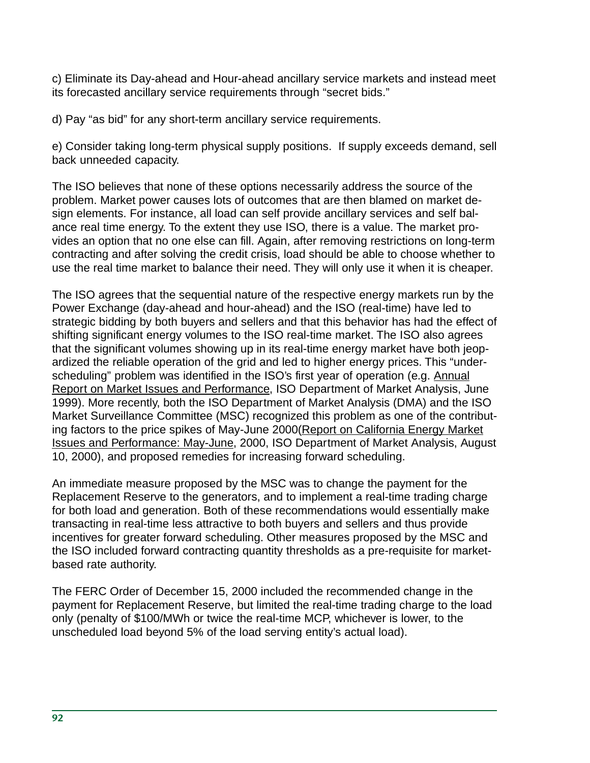c) Eliminate its Day-ahead and Hour-ahead ancillary service markets and instead meet its forecasted ancillary service requirements through "secret bids."

d) Pay "as bid" for any short-term ancillary service requirements.

e) Consider taking long-term physical supply positions. If supply exceeds demand, sell back unneeded capacity.

The ISO believes that none of these options necessarily address the source of the problem. Market power causes lots of outcomes that are then blamed on market design elements. For instance, all load can self provide ancillary services and self balance real time energy. To the extent they use ISO, there is a value. The market provides an option that no one else can fill. Again, after removing restrictions on long-term contracting and after solving the credit crisis, load should be able to choose whether to use the real time market to balance their need. They will only use it when it is cheaper.

The ISO agrees that the sequential nature of the respective energy markets run by the Power Exchange (day-ahead and hour-ahead) and the ISO (real-time) have led to strategic bidding by both buyers and sellers and that this behavior has had the effect of shifting significant energy volumes to the ISO real-time market. The ISO also agrees that the significant volumes showing up in its real-time energy market have both jeopardized the reliable operation of the grid and led to higher energy prices. This "underscheduling" problem was identified in the ISO's first year of operation (e.g. Annual Report on Market Issues and Performance, ISO Department of Market Analysis, June 1999). More recently, both the ISO Department of Market Analysis (DMA) and the ISO Market Surveillance Committee (MSC) recognized this problem as one of the contributing factors to the price spikes of May-June 2000(Report on California Energy Market Issues and Performance: May-June, 2000, ISO Department of Market Analysis, August 10, 2000), and proposed remedies for increasing forward scheduling.

An immediate measure proposed by the MSC was to change the payment for the Replacement Reserve to the generators, and to implement a real-time trading charge for both load and generation. Both of these recommendations would essentially make transacting in real-time less attractive to both buyers and sellers and thus provide incentives for greater forward scheduling. Other measures proposed by the MSC and the ISO included forward contracting quantity thresholds as a pre-requisite for market-based rate authority.

The FERC Order of December 15, 2000 included the recommended change in the payment for Replacement Reserve, but limited the real-time trading charge to the load only (penalty of $100/MWh or twice the real-time MCP, whichever is lower, to the unscheduled load beyond 5% of the load serving entity's actual load).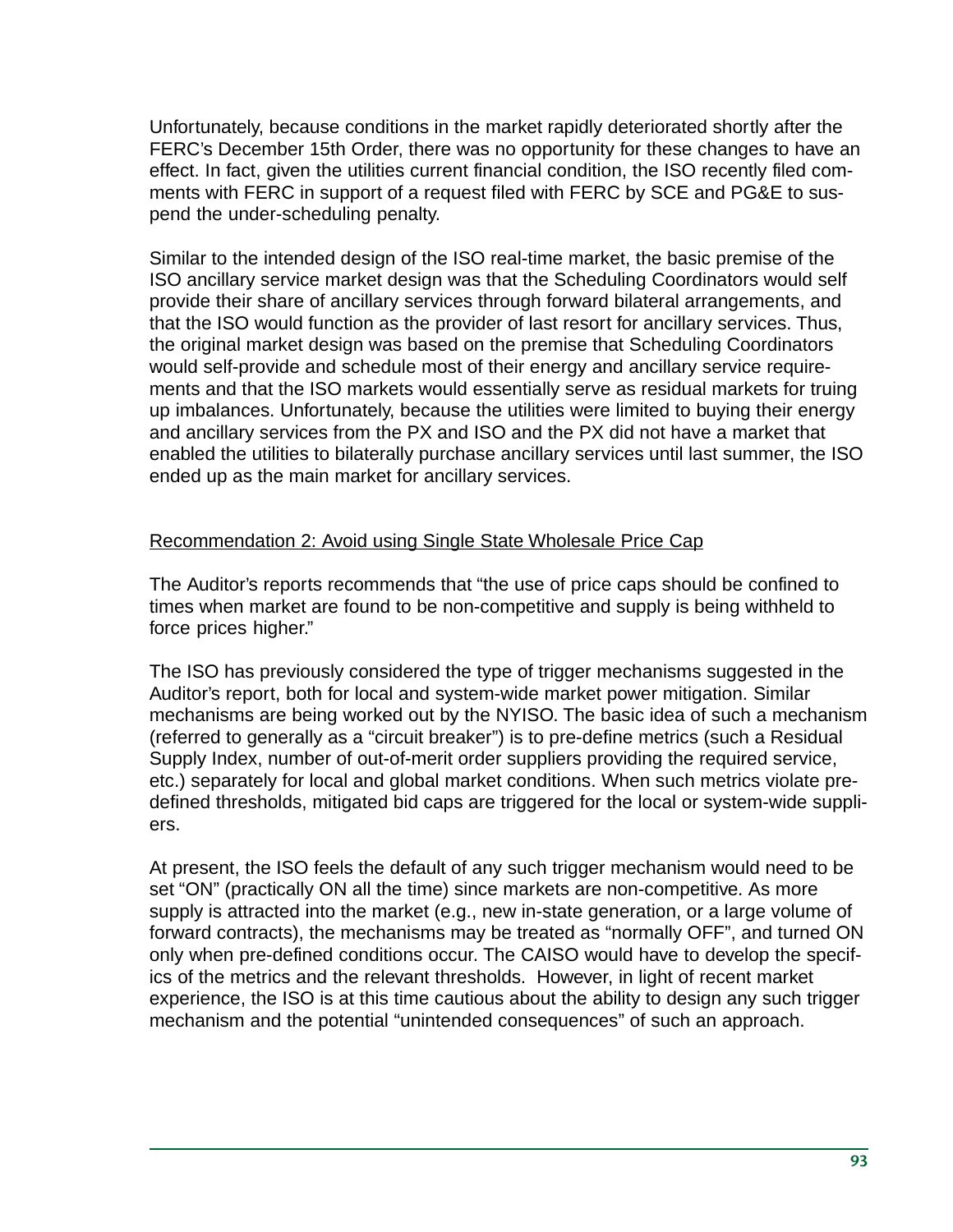Unfortunately, because conditions in the market rapidly deteriorated shortly after the FERC's December 15th Order, there was no opportunity for these changes to have an effect. In fact, given the utilities current financial condition, the ISO recently filed comments with FERC in support of a request filed with FERC by SCE and PG&E to suspend the under-scheduling penalty.

Similar to the intended design of the ISO real-time market, the basic premise of the ISO ancillary service market design was that the Scheduling Coordinators would self provide their share of ancillary services through forward bilateral arrangements, and that the ISO would function as the provider of last resort for ancillary services. Thus, the original market design was based on the premise that Scheduling Coordinators would self-provide and schedule most of their energy and ancillary service requirements and that the ISO markets would essentially serve as residual markets for truing up imbalances. Unfortunately, because the utilities were limited to buying their energy and ancillary services from the PX and ISO and the PX did not have a market that enabled the utilities to bilaterally purchase ancillary services until last summer, the ISO ended up as the main market for ancillary services.

<u>Recommendation 2: Avoid using Single State Wholesale Price Cap</u>

The Auditor's reports recommends that "the use of price caps should be confined to times when market are found to be non-competitive and supply is being withheld to force prices higher."

The ISO has previously considered the type of trigger mechanisms suggested in the Auditor's report, both for local and system-wide market power mitigation. Similar mechanisms are being worked out by the NYISO. The basic idea of such a mechanism (referred to generally as a "circuit breaker") is to pre-define metrics (such a Residual Supply Index, number of out-of-merit order suppliers providing the required service, etc.) separately for local and global market conditions. When such metrics violate pre-defined thresholds, mitigated bid caps are triggered for the local or system-wide suppliers.

At present, the ISO feels the default of any such trigger mechanism would need to be set "ON" (practically ON all the time) since markets are non-competitive. As more supply is attracted into the market (e.g., new in-state generation, or a large volume of forward contracts), the mechanisms may be treated as "normally OFF", and turned ON only when pre-defined conditions occur. The CAISO would have to develop the specifics of the metrics and the relevant thresholds. However, in light of recent market experience, the ISO is at this time cautious about the ability to design any such trigger mechanism and the potential "unintended consequences" of such an approach.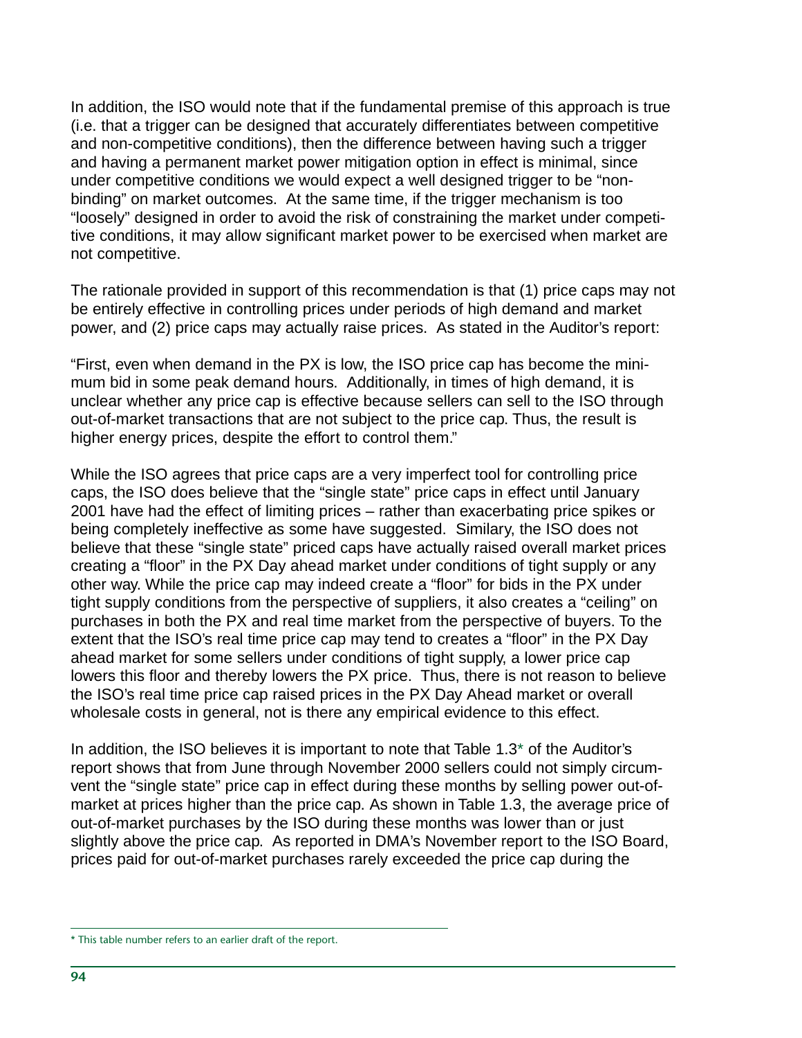In addition, the ISO would note that if the fundamental premise of this approach is true (i.e. that a trigger can be designed that accurately differentiates between competitive and non-competitive conditions), then the difference between having such a trigger and having a permanent market power mitigation option in effect is minimal, since under competitive conditions we would expect a well designed trigger to be "non-binding" on market outcomes. At the same time, if the trigger mechanism is too "loosely" designed in order to avoid the risk of constraining the market under competitive conditions, it may allow significant market power to be exercised when market are not competitive.

The rationale provided in support of this recommendation is that (1) price caps may not be entirely effective in controlling prices under periods of high demand and market power, and (2) price caps may actually raise prices. As stated in the Auditor's report:

"First, even when demand in the PX is low, the ISO price cap has become the minimum bid in some peak demand hours. Additionally, in times of high demand, it is unclear whether any price cap is effective because sellers can sell to the ISO through out-of-market transactions that are not subject to the price cap. Thus, the result is higher energy prices, despite the effort to control them."

While the ISO agrees that price caps are a very imperfect tool for controlling price caps, the ISO does believe that the "single state" price caps in effect until January 2001 have had the effect of limiting prices – rather than exacerbating price spikes or being completely ineffective as some have suggested. Similary, the ISO does not believe that these "single state" priced caps have actually raised overall market prices creating a "floor" in the PX Day ahead market under conditions of tight supply or any other way. While the price cap may indeed create a "floor" for bids in the PX under tight supply conditions from the perspective of suppliers, it also creates a "ceiling" on purchases in both the PX and real time market from the perspective of buyers. To the extent that the ISO's real time price cap may tend to creates a "floor" in the PX Day ahead market for some sellers under conditions of tight supply, a lower price cap lowers this floor and thereby lowers the PX price. Thus, there is not reason to believe the ISO's real time price cap raised prices in the PX Day Ahead market or overall wholesale costs in general, not is there any empirical evidence to this effect.

In addition, the ISO believes it is important to note that Table 1.3* of the Auditor's report shows that from June through November 2000 sellers could not simply circumvent the "single state" price cap in effect during these months by selling power out-of-market at prices higher than the price cap. As shown in Table 1.3, the average price of out-of-market purchases by the ISO during these months was lower than or just slightly above the price cap. As reported in DMA's November report to the ISO Board, prices paid for out-of-market purchases rarely exceeded the price cap during the

---

* This table number refers to an earlier draft of the report.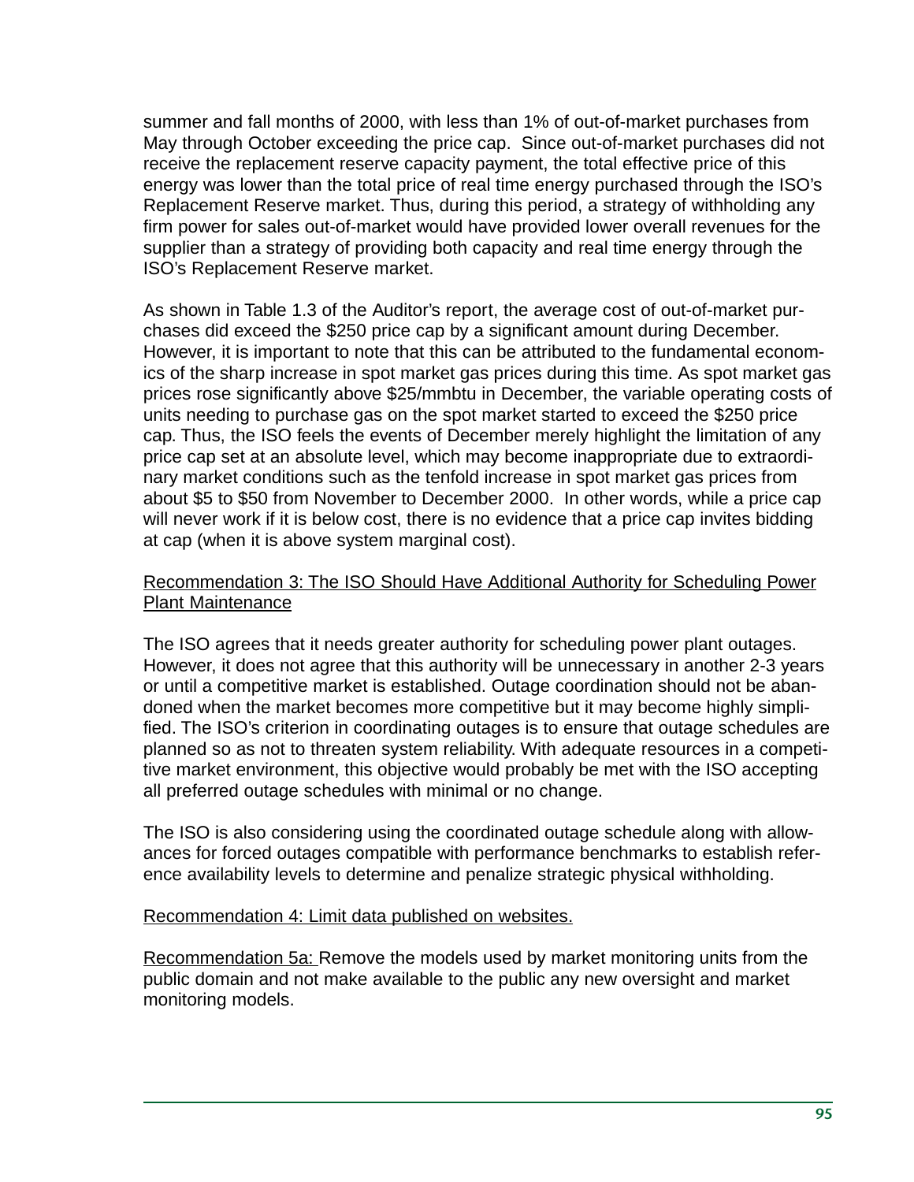summer and fall months of 2000, with less than 1% of out-of-market purchases from May through October exceeding the price cap. Since out-of-market purchases did not receive the replacement reserve capacity payment, the total effective price of this energy was lower than the total price of real time energy purchased through the ISO's Replacement Reserve market. Thus, during this period, a strategy of withholding any firm power for sales out-of-market would have provided lower overall revenues for the supplier than a strategy of providing both capacity and real time energy through the ISO's Replacement Reserve market.

As shown in Table 1.3 of the Auditor's report, the average cost of out-of-market purchases did exceed the $250 price cap by a significant amount during December. However, it is important to note that this can be attributed to the fundamental economics of the sharp increase in spot market gas prices during this time. As spot market gas prices rose significantly above $25/mmbtu in December, the variable operating costs of units needing to purchase gas on the spot market started to exceed the $250 price cap. Thus, the ISO feels the events of December merely highlight the limitation of any price cap set at an absolute level, which may become inappropriate due to extraordinary market conditions such as the tenfold increase in spot market gas prices from about $5 to $50 from November to December 2000. In other words, while a price cap will never work if it is below cost, there is no evidence that a price cap invites bidding at cap (when it is above system marginal cost).

<u>Recommendation 3: The ISO Should Have Additional Authority for Scheduling Power Plant Maintenance</u>

The ISO agrees that it needs greater authority for scheduling power plant outages. However, it does not agree that this authority will be unnecessary in another 2-3 years or until a competitive market is established. Outage coordination should not be abandoned when the market becomes more competitive but it may become highly simplified. The ISO's criterion in coordinating outages is to ensure that outage schedules are planned so as not to threaten system reliability. With adequate resources in a competitive market environment, this objective would probably be met with the ISO accepting all preferred outage schedules with minimal or no change.

The ISO is also considering using the coordinated outage schedule along with allowances for forced outages compatible with performance benchmarks to establish reference availability levels to determine and penalize strategic physical withholding.

<u>Recommendation 4: Limit data published on websites.</u>

<u>Recommendation 5a:</u> Remove the models used by market monitoring units from the public domain and not make available to the public any new oversight and market monitoring models.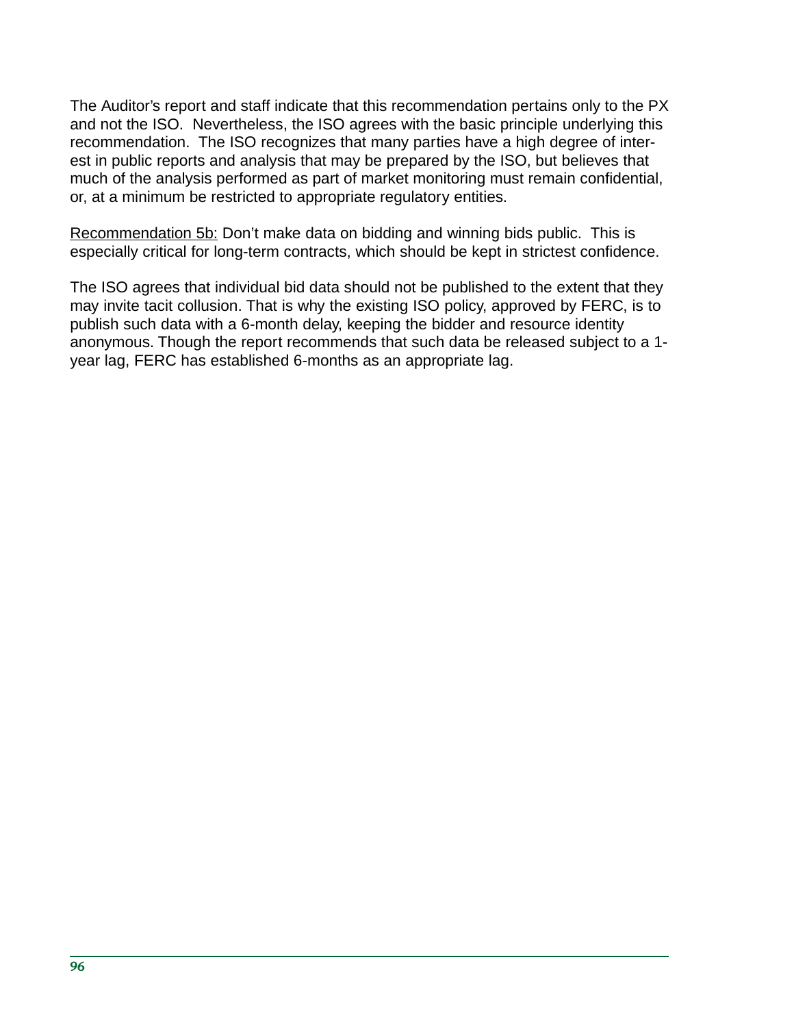The Auditor's report and staff indicate that this recommendation pertains only to the PX and not the ISO. Nevertheless, the ISO agrees with the basic principle underlying this recommendation. The ISO recognizes that many parties have a high degree of interest in public reports and analysis that may be prepared by the ISO, but believes that much of the analysis performed as part of market monitoring must remain confidential, or, at a minimum be restricted to appropriate regulatory entities.

<u>Recommendation 5b:</u> Don't make data on bidding and winning bids public. This is especially critical for long-term contracts, which should be kept in strictest confidence.

The ISO agrees that individual bid data should not be published to the extent that they may invite tacit collusion. That is why the existing ISO policy, approved by FERC, is to publish such data with a 6-month delay, keeping the bidder and resource identity anonymous. Though the report recommends that such data be released subject to a 1-year lag, FERC has established 6-months as an appropriate lag.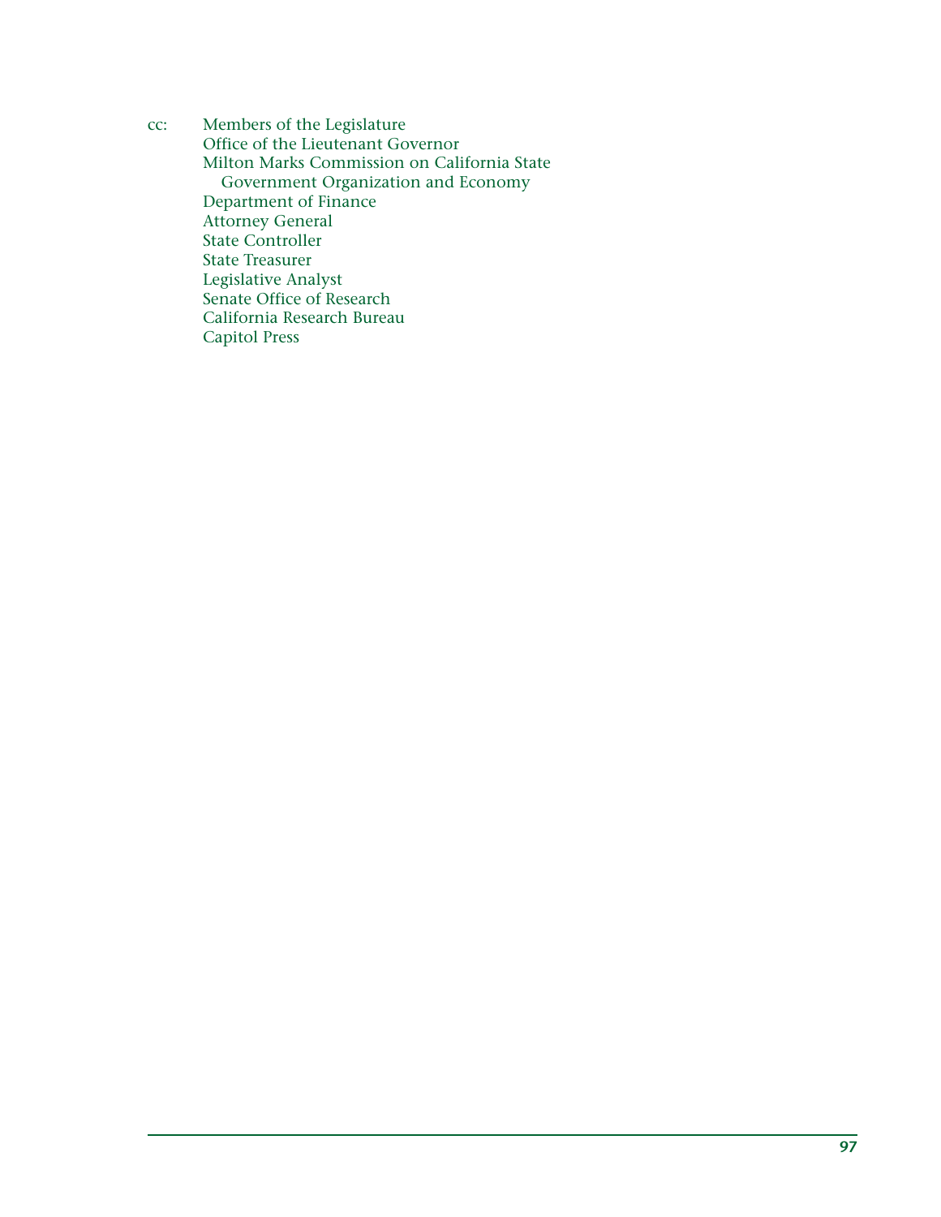cc: Members of the Legislature
Office of the Lieutenant Governor
Milton Marks Commission on California State Government Organization and Economy
Department of Finance
Attorney General
State Controller
State Treasurer
Legislative Analyst
Senate Office of Research
California Research Bureau
Capitol Press